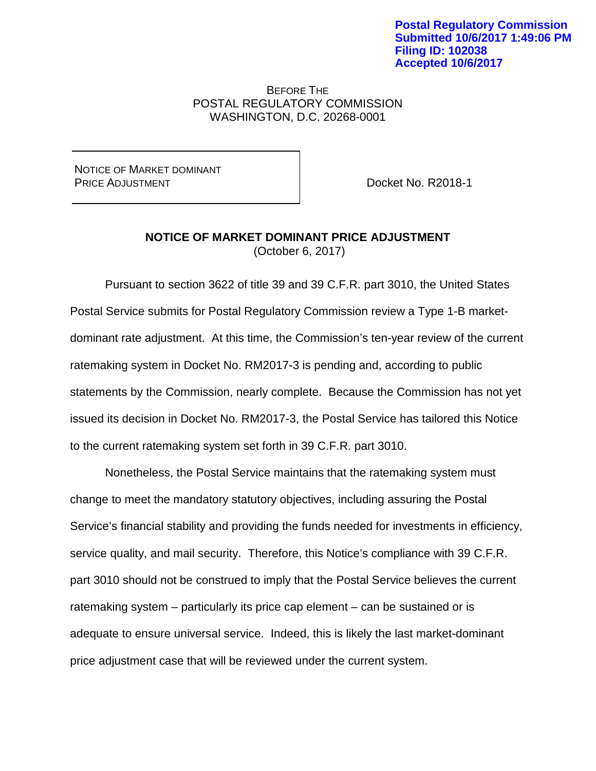**Postal Regulatory Commission**
**Submitted 10/6/2017 1:49:06 PM**
**Filing ID: 102038**
**Accepted 10/6/2017**

BEFORE THE
POSTAL REGULATORY COMMISSION
WASHINGTON, D.C. 20268-0001

| NOTICE OF MARKET DOMINANT PRICE ADJUSTMENT | Docket No. R2018-1 |
|---|---|

## NOTICE OF MARKET DOMINANT PRICE ADJUSTMENT
(October 6, 2017)

Pursuant to section 3622 of title 39 and 39 C.F.R. part 3010, the United States Postal Service submits for Postal Regulatory Commission review a Type 1-B market-dominant rate adjustment. At this time, the Commission's ten-year review of the current ratemaking system in Docket No. RM2017-3 is pending and, according to public statements by the Commission, nearly complete. Because the Commission has not yet issued its decision in Docket No. RM2017-3, the Postal Service has tailored this Notice to the current ratemaking system set forth in 39 C.F.R. part 3010.

Nonetheless, the Postal Service maintains that the ratemaking system must change to meet the mandatory statutory objectives, including assuring the Postal Service's financial stability and providing the funds needed for investments in efficiency, service quality, and mail security. Therefore, this Notice's compliance with 39 C.F.R. part 3010 should not be construed to imply that the Postal Service believes the current ratemaking system – particularly its price cap element – can be sustained or is adequate to ensure universal service. Indeed, this is likely the last market-dominant price adjustment case that will be reviewed under the current system.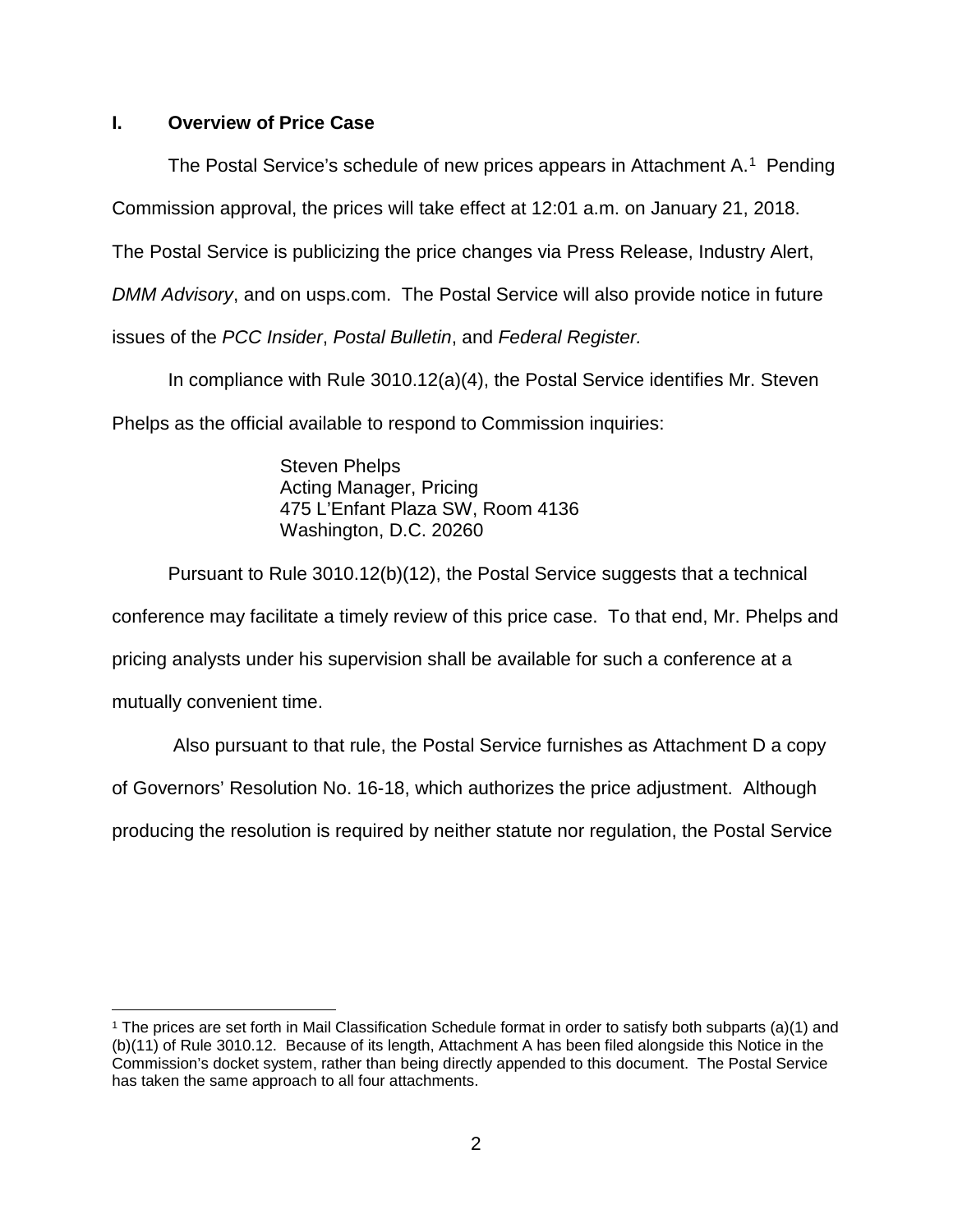## I. Overview of Price Case

The Postal Service's schedule of new prices appears in Attachment A.[1] Pending Commission approval, the prices will take effect at 12:01 a.m. on January 21, 2018. The Postal Service is publicizing the price changes via Press Release, Industry Alert, *DMM Advisory*, and on usps.com. The Postal Service will also provide notice in future issues of the *PCC Insider*, *Postal Bulletin*, and *Federal Register.*

In compliance with Rule 3010.12(a)(4), the Postal Service identifies Mr. Steven Phelps as the official available to respond to Commission inquiries:

> Steven Phelps
> Acting Manager, Pricing
> 475 L'Enfant Plaza SW, Room 4136
> Washington, D.C. 20260

Pursuant to Rule 3010.12(b)(12), the Postal Service suggests that a technical conference may facilitate a timely review of this price case. To that end, Mr. Phelps and pricing analysts under his supervision shall be available for such a conference at a mutually convenient time.

Also pursuant to that rule, the Postal Service furnishes as Attachment D a copy of Governors' Resolution No. 16-18, which authorizes the price adjustment. Although producing the resolution is required by neither statute nor regulation, the Postal Service

---

[1] The prices are set forth in Mail Classification Schedule format in order to satisfy both subparts (a)(1) and (b)(11) of Rule 3010.12. Because of its length, Attachment A has been filed alongside this Notice in the Commission's docket system, rather than being directly appended to this document. The Postal Service has taken the same approach to all four attachments.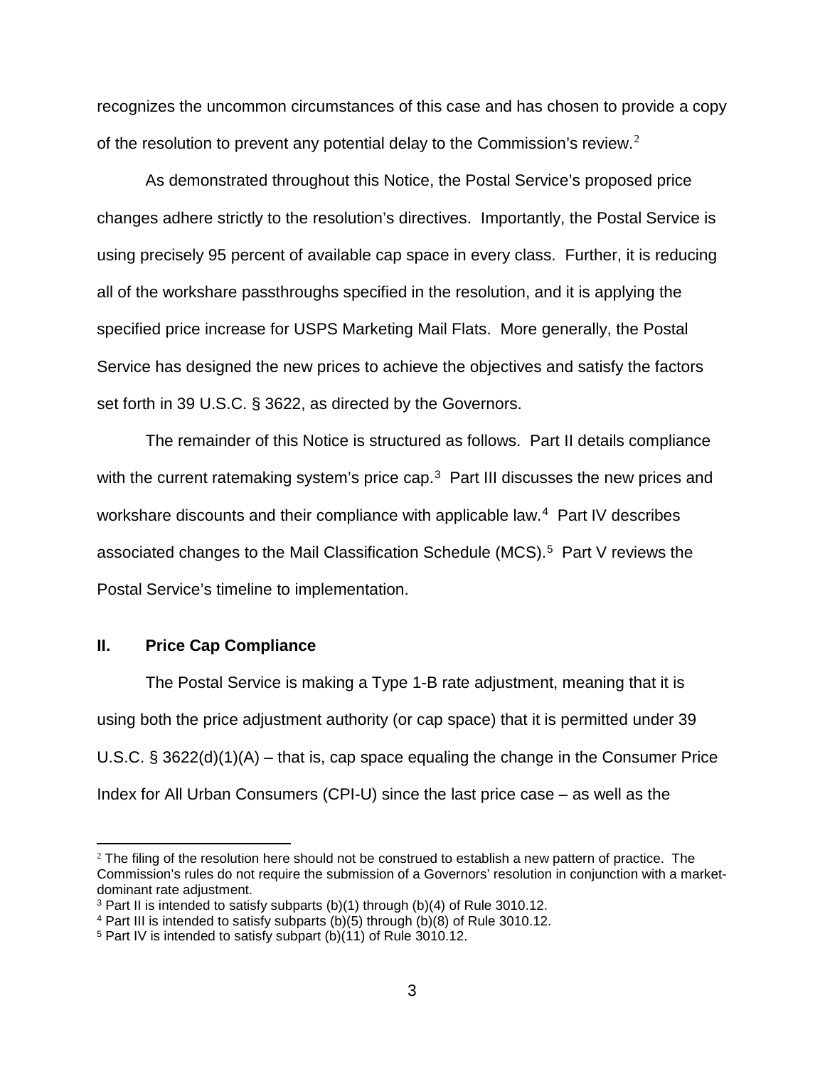recognizes the uncommon circumstances of this case and has chosen to provide a copy of the resolution to prevent any potential delay to the Commission's review.[2]

As demonstrated throughout this Notice, the Postal Service's proposed price changes adhere strictly to the resolution's directives. Importantly, the Postal Service is using precisely 95 percent of available cap space in every class. Further, it is reducing all of the workshare passthroughs specified in the resolution, and it is applying the specified price increase for USPS Marketing Mail Flats. More generally, the Postal Service has designed the new prices to achieve the objectives and satisfy the factors set forth in 39 U.S.C. § 3622, as directed by the Governors.

The remainder of this Notice is structured as follows. Part II details compliance with the current ratemaking system's price cap.[3] Part III discusses the new prices and workshare discounts and their compliance with applicable law.[4] Part IV describes associated changes to the Mail Classification Schedule (MCS).[5] Part V reviews the Postal Service's timeline to implementation.

## II. Price Cap Compliance

The Postal Service is making a Type 1-B rate adjustment, meaning that it is using both the price adjustment authority (or cap space) that it is permitted under 39 U.S.C. § 3622(d)(1)(A) – that is, cap space equaling the change in the Consumer Price Index for All Urban Consumers (CPI-U) since the last price case – as well as the

---

[2] The filing of the resolution here should not be construed to establish a new pattern of practice. The Commission's rules do not require the submission of a Governors' resolution in conjunction with a market-dominant rate adjustment.

[3] Part II is intended to satisfy subparts (b)(1) through (b)(4) of Rule 3010.12.

[4] Part III is intended to satisfy subparts (b)(5) through (b)(8) of Rule 3010.12.

[5] Part IV is intended to satisfy subpart (b)(11) of Rule 3010.12.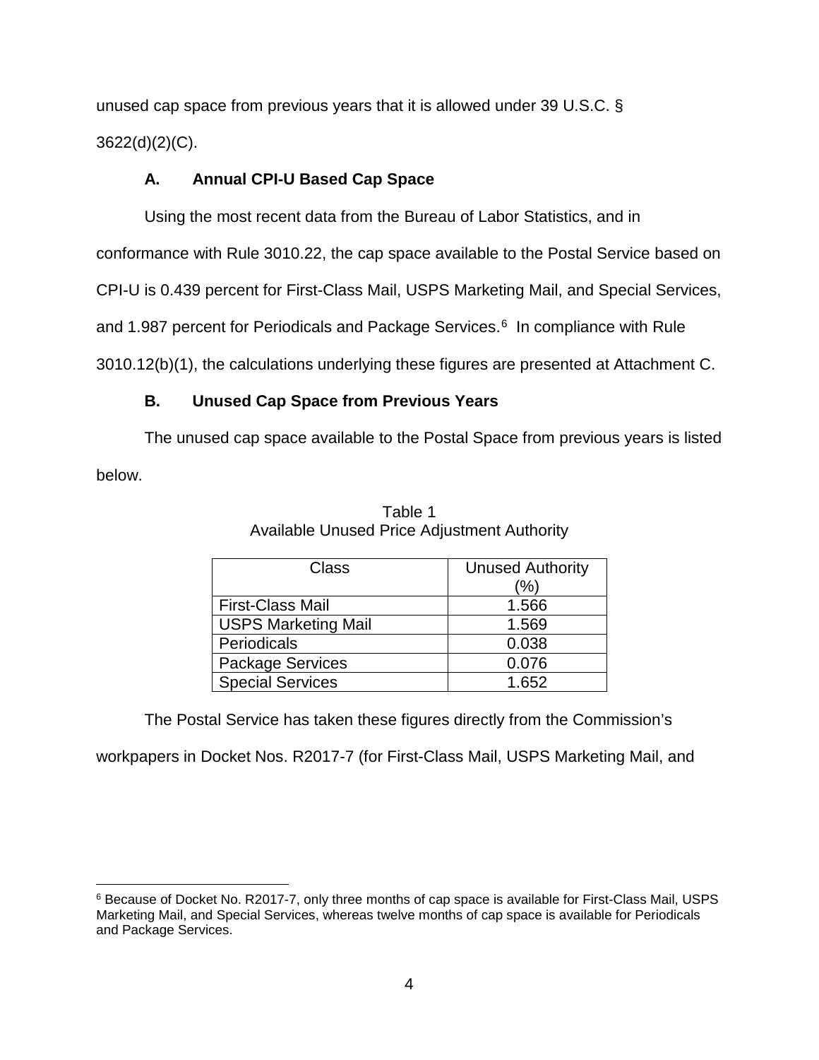unused cap space from previous years that it is allowed under 39 U.S.C. § 3622(d)(2)(C).

### A. Annual CPI-U Based Cap Space

Using the most recent data from the Bureau of Labor Statistics, and in conformance with Rule 3010.22, the cap space available to the Postal Service based on CPI-U is 0.439 percent for First-Class Mail, USPS Marketing Mail, and Special Services, and 1.987 percent for Periodicals and Package Services.[6] In compliance with Rule 3010.12(b)(1), the calculations underlying these figures are presented at Attachment C.

### B. Unused Cap Space from Previous Years

The unused cap space available to the Postal Space from previous years is listed below.

Table 1
Available Unused Price Adjustment Authority

| Class | Unused Authority (%) |
|---|---|
| First-Class Mail | 1.566 |
| USPS Marketing Mail | 1.569 |
| Periodicals | 0.038 |
| Package Services | 0.076 |
| Special Services | 1.652 |

The Postal Service has taken these figures directly from the Commission's workpapers in Docket Nos. R2017-7 (for First-Class Mail, USPS Marketing Mail, and

[6] Because of Docket No. R2017-7, only three months of cap space is available for First-Class Mail, USPS Marketing Mail, and Special Services, whereas twelve months of cap space is available for Periodicals and Package Services.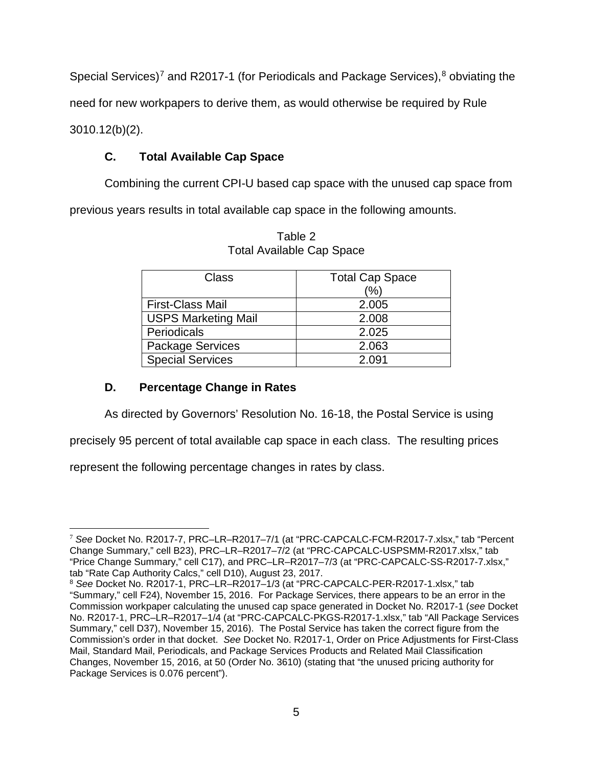Special Services)[7] and R2017-1 (for Periodicals and Package Services),[8] obviating the need for new workpapers to derive them, as would otherwise be required by Rule 3010.12(b)(2).

### C. Total Available Cap Space

Combining the current CPI-U based cap space with the unused cap space from previous years results in total available cap space in the following amounts.

Table 2
Total Available Cap Space

| Class | Total Cap Space (%) |
|---|---|
| First-Class Mail | 2.005 |
| USPS Marketing Mail | 2.008 |
| Periodicals | 2.025 |
| Package Services | 2.063 |
| Special Services | 2.091 |

### D. Percentage Change in Rates

As directed by Governors' Resolution No. 16-18, the Postal Service is using precisely 95 percent of total available cap space in each class. The resulting prices represent the following percentage changes in rates by class.

---

[7] *See* Docket No. R2017-7, PRC–LR–R2017–7/1 (at "PRC-CAPCALC-FCM-R2017-7.xlsx," tab "Percent Change Summary," cell B23), PRC–LR–R2017–7/2 (at "PRC-CAPCALC-USPSMM-R2017.xlsx," tab "Price Change Summary," cell C17), and PRC–LR–R2017–7/3 (at "PRC-CAPCALC-SS-R2017-7.xlsx," tab "Rate Cap Authority Calcs," cell D10), August 23, 2017.

[8] *See* Docket No. R2017-1, PRC–LR–R2017–1/3 (at "PRC-CAPCALC-PER-R2017-1.xlsx," tab "Summary," cell F24), November 15, 2016. For Package Services, there appears to be an error in the Commission workpaper calculating the unused cap space generated in Docket No. R2017-1 (*see* Docket No. R2017-1, PRC–LR–R2017–1/4 (at "PRC-CAPCALC-PKGS-R2017-1.xlsx," tab "All Package Services Summary," cell D37), November 15, 2016). The Postal Service has taken the correct figure from the Commission's order in that docket. *See* Docket No. R2017-1, Order on Price Adjustments for First-Class Mail, Standard Mail, Periodicals, and Package Services Products and Related Mail Classification Changes, November 15, 2016, at 50 (Order No. 3610) (stating that "the unused pricing authority for Package Services is 0.076 percent").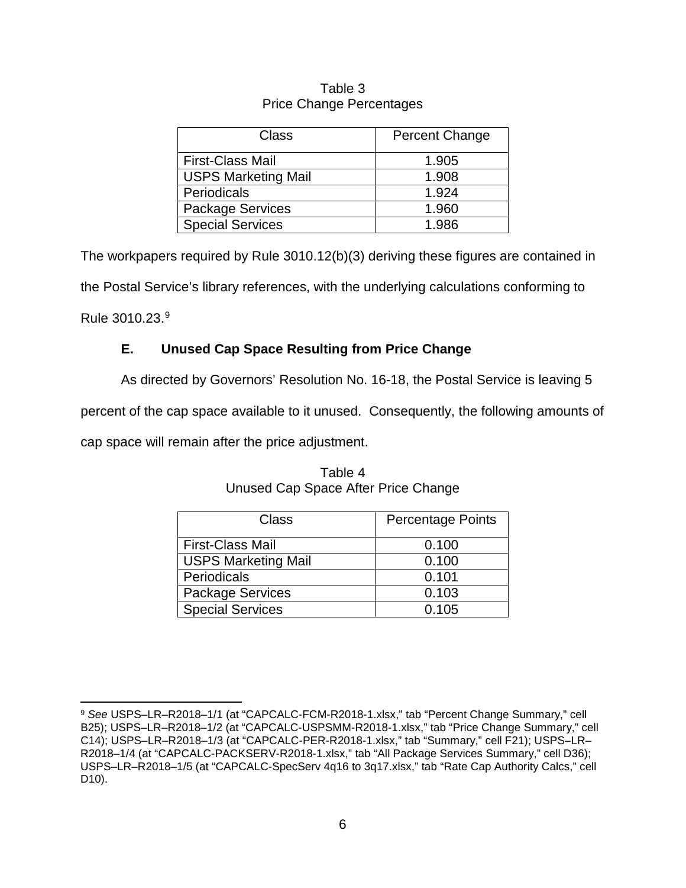Table 3
Price Change Percentages

| Class | Percent Change |
|---|---|
| First-Class Mail | 1.905 |
| USPS Marketing Mail | 1.908 |
| Periodicals | 1.924 |
| Package Services | 1.960 |
| Special Services | 1.986 |

The workpapers required by Rule 3010.12(b)(3) deriving these figures are contained in the Postal Service's library references, with the underlying calculations conforming to Rule 3010.23.[9]

### E. Unused Cap Space Resulting from Price Change

As directed by Governors' Resolution No. 16-18, the Postal Service is leaving 5 percent of the cap space available to it unused. Consequently, the following amounts of cap space will remain after the price adjustment.

Table 4
Unused Cap Space After Price Change

| Class | Percentage Points |
|---|---|
| First-Class Mail | 0.100 |
| USPS Marketing Mail | 0.100 |
| Periodicals | 0.101 |
| Package Services | 0.103 |
| Special Services | 0.105 |

[9] *See* USPS–LR–R2018–1/1 (at "CAPCALC-FCM-R2018-1.xlsx," tab "Percent Change Summary," cell B25); USPS–LR–R2018–1/2 (at "CAPCALC-USPSMM-R2018-1.xlsx," tab "Price Change Summary," cell C14); USPS–LR–R2018–1/3 (at "CAPCALC-PER-R2018-1.xlsx," tab "Summary," cell F21); USPS–LR–R2018–1/4 (at "CAPCALC-PACKSERV-R2018-1.xlsx," tab "All Package Services Summary," cell D36); USPS–LR–R2018–1/5 (at "CAPCALC-SpecServ 4q16 to 3q17.xlsx," tab "Rate Cap Authority Calcs," cell D10).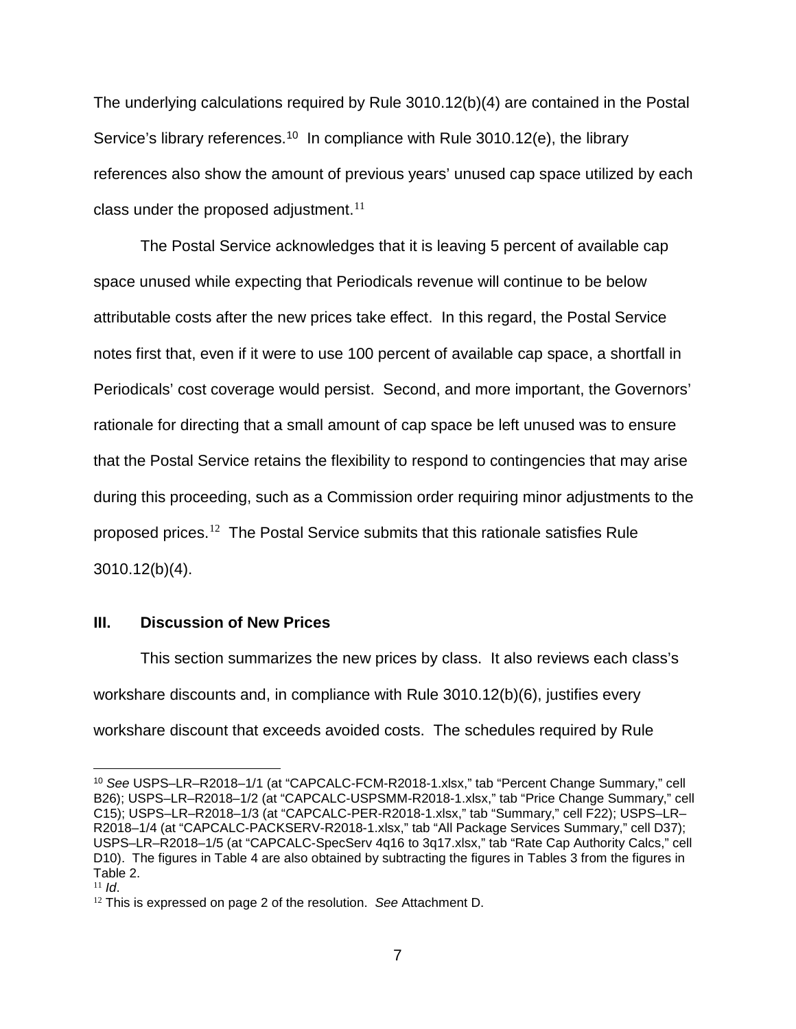The underlying calculations required by Rule 3010.12(b)(4) are contained in the Postal Service's library references.[10] In compliance with Rule 3010.12(e), the library references also show the amount of previous years' unused cap space utilized by each class under the proposed adjustment.[11]

The Postal Service acknowledges that it is leaving 5 percent of available cap space unused while expecting that Periodicals revenue will continue to be below attributable costs after the new prices take effect. In this regard, the Postal Service notes first that, even if it were to use 100 percent of available cap space, a shortfall in Periodicals' cost coverage would persist. Second, and more important, the Governors' rationale for directing that a small amount of cap space be left unused was to ensure that the Postal Service retains the flexibility to respond to contingencies that may arise during this proceeding, such as a Commission order requiring minor adjustments to the proposed prices.[12] The Postal Service submits that this rationale satisfies Rule 3010.12(b)(4).

## III. Discussion of New Prices

This section summarizes the new prices by class. It also reviews each class's workshare discounts and, in compliance with Rule 3010.12(b)(6), justifies every workshare discount that exceeds avoided costs. The schedules required by Rule

---

[10] *See* USPS–LR–R2018–1/1 (at "CAPCALC-FCM-R2018-1.xlsx," tab "Percent Change Summary," cell B26); USPS–LR–R2018–1/2 (at "CAPCALC-USPSMM-R2018-1.xlsx," tab "Price Change Summary," cell C15); USPS–LR–R2018–1/3 (at "CAPCALC-PER-R2018-1.xlsx," tab "Summary," cell F22); USPS–LR–R2018–1/4 (at "CAPCALC-PACKSERV-R2018-1.xlsx," tab "All Package Services Summary," cell D37); USPS–LR–R2018–1/5 (at "CAPCALC-SpecServ 4q16 to 3q17.xlsx," tab "Rate Cap Authority Calcs," cell D10). The figures in Table 4 are also obtained by subtracting the figures in Tables 3 from the figures in Table 2.

[11] *Id*.

[12] This is expressed on page 2 of the resolution. *See* Attachment D.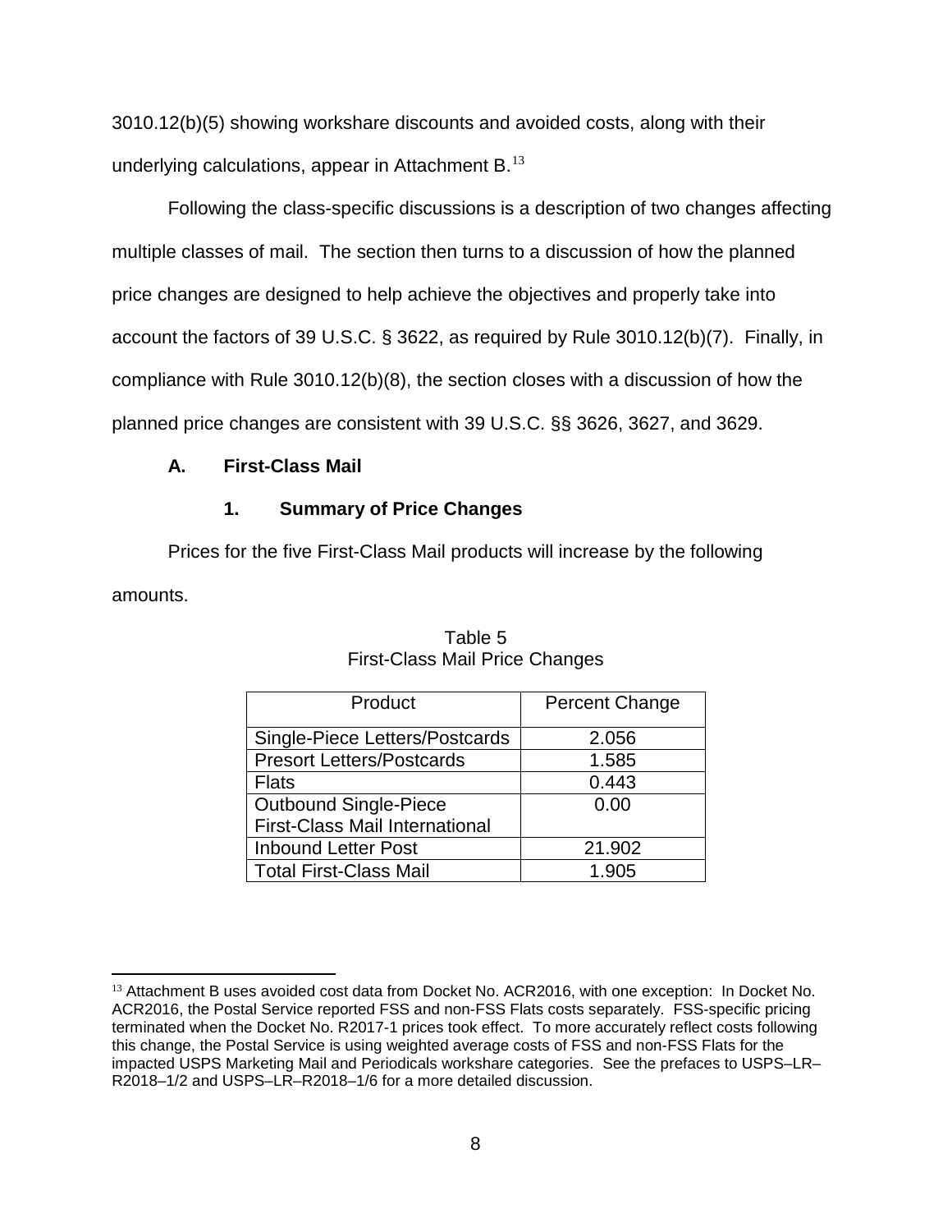3010.12(b)(5) showing workshare discounts and avoided costs, along with their underlying calculations, appear in Attachment B.[13]

Following the class-specific discussions is a description of two changes affecting multiple classes of mail. The section then turns to a discussion of how the planned price changes are designed to help achieve the objectives and properly take into account the factors of 39 U.S.C. § 3622, as required by Rule 3010.12(b)(7). Finally, in compliance with Rule 3010.12(b)(8), the section closes with a discussion of how the planned price changes are consistent with 39 U.S.C. §§ 3626, 3627, and 3629.

### A. First-Class Mail

#### 1. Summary of Price Changes

Prices for the five First-Class Mail products will increase by the following amounts.

Table 5
First-Class Mail Price Changes

| Product | Percent Change |
|---|---|
| Single-Piece Letters/Postcards | 2.056 |
| Presort Letters/Postcards | 1.585 |
| Flats | 0.443 |
| Outbound Single-Piece First-Class Mail International | 0.00 |
| Inbound Letter Post | 21.902 |
| Total First-Class Mail | 1.905 |

[13] Attachment B uses avoided cost data from Docket No. ACR2016, with one exception: In Docket No. ACR2016, the Postal Service reported FSS and non-FSS Flats costs separately. FSS-specific pricing terminated when the Docket No. R2017-1 prices took effect. To more accurately reflect costs following this change, the Postal Service is using weighted average costs of FSS and non-FSS Flats for the impacted USPS Marketing Mail and Periodicals workshare categories. See the prefaces to USPS–LR–R2018–1/2 and USPS–LR–R2018–1/6 for a more detailed discussion.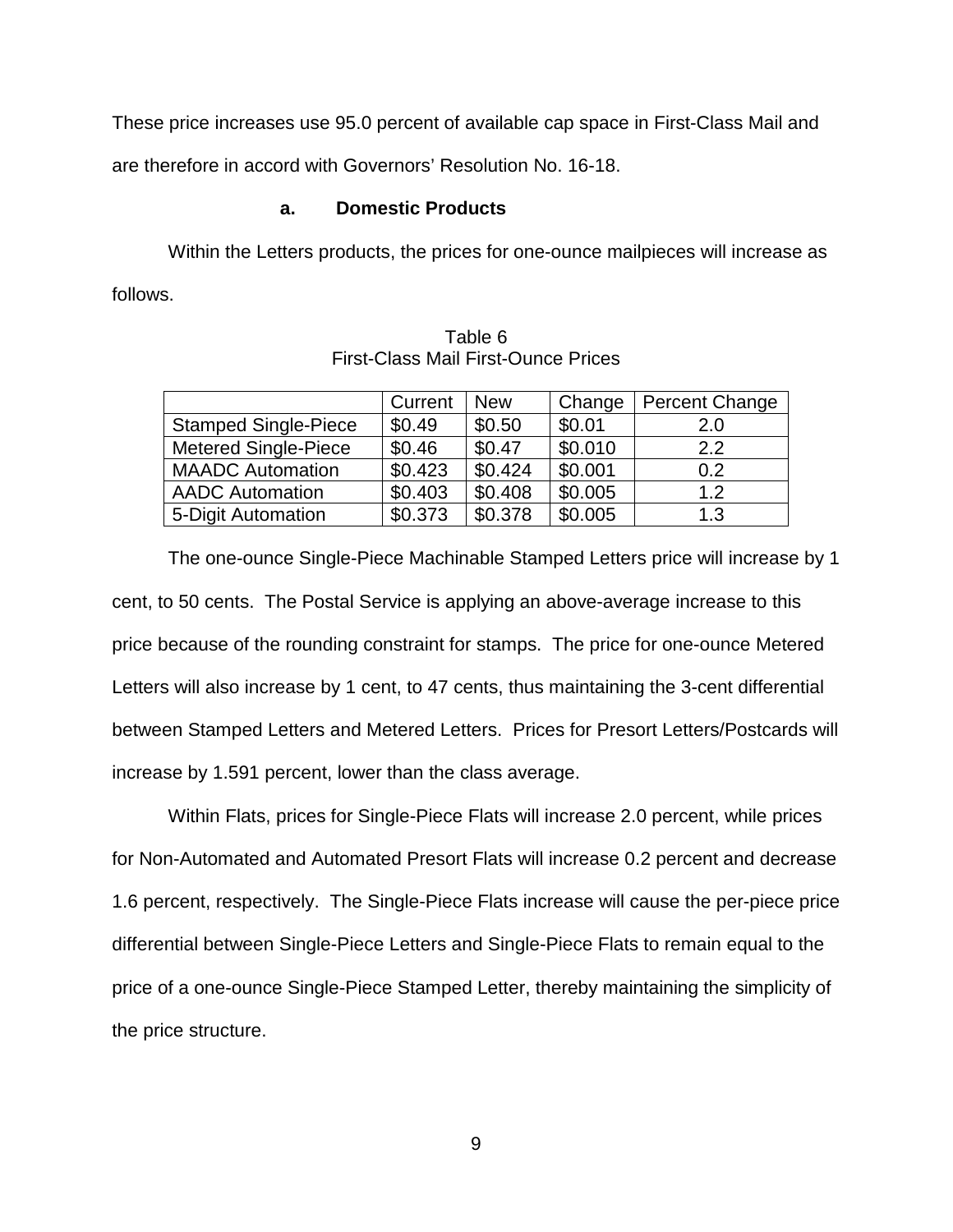These price increases use 95.0 percent of available cap space in First-Class Mail and are therefore in accord with Governors' Resolution No. 16-18.

### a. Domestic Products

Within the Letters products, the prices for one-ounce mailpieces will increase as follows.

Table 6
First-Class Mail First-Ounce Prices

| | Current | New | Change | Percent Change |
|---|---|---|---|---|
| Stamped Single-Piece | $0.49 | $0.50 | $0.01 | 2.0 |
| Metered Single-Piece | $0.46 | $0.47 | $0.010 | 2.2 |
| MAADC Automation | $0.423 | $0.424 | $0.001 | 0.2 |
| AADC Automation | $0.403 | $0.408 | $0.005 | 1.2 |
| 5-Digit Automation | $0.373 | $0.378 | $0.005 | 1.3 |

The one-ounce Single-Piece Machinable Stamped Letters price will increase by 1 cent, to 50 cents. The Postal Service is applying an above-average increase to this price because of the rounding constraint for stamps. The price for one-ounce Metered Letters will also increase by 1 cent, to 47 cents, thus maintaining the 3-cent differential between Stamped Letters and Metered Letters. Prices for Presort Letters/Postcards will increase by 1.591 percent, lower than the class average.

Within Flats, prices for Single-Piece Flats will increase 2.0 percent, while prices for Non-Automated and Automated Presort Flats will increase 0.2 percent and decrease 1.6 percent, respectively. The Single-Piece Flats increase will cause the per-piece price differential between Single-Piece Letters and Single-Piece Flats to remain equal to the price of a one-ounce Single-Piece Stamped Letter, thereby maintaining the simplicity of the price structure.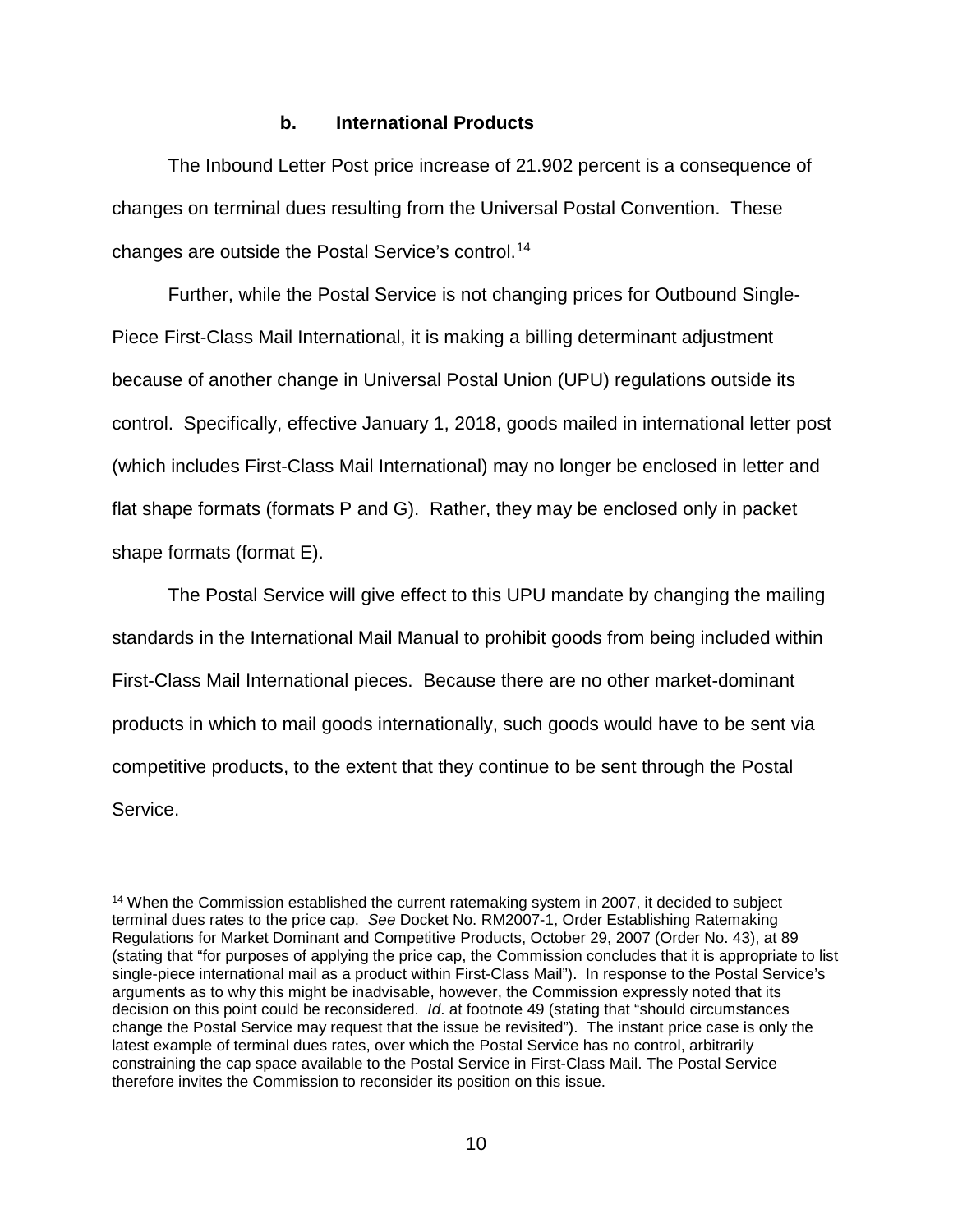### b. International Products

The Inbound Letter Post price increase of 21.902 percent is a consequence of changes on terminal dues resulting from the Universal Postal Convention. These changes are outside the Postal Service's control.[14]

Further, while the Postal Service is not changing prices for Outbound Single-Piece First-Class Mail International, it is making a billing determinant adjustment because of another change in Universal Postal Union (UPU) regulations outside its control. Specifically, effective January 1, 2018, goods mailed in international letter post (which includes First-Class Mail International) may no longer be enclosed in letter and flat shape formats (formats P and G). Rather, they may be enclosed only in packet shape formats (format E).

The Postal Service will give effect to this UPU mandate by changing the mailing standards in the International Mail Manual to prohibit goods from being included within First-Class Mail International pieces. Because there are no other market-dominant products in which to mail goods internationally, such goods would have to be sent via competitive products, to the extent that they continue to be sent through the Postal Service.

---

[14] When the Commission established the current ratemaking system in 2007, it decided to subject terminal dues rates to the price cap. *See* Docket No. RM2007-1, Order Establishing Ratemaking Regulations for Market Dominant and Competitive Products, October 29, 2007 (Order No. 43), at 89 (stating that "for purposes of applying the price cap, the Commission concludes that it is appropriate to list single-piece international mail as a product within First-Class Mail"). In response to the Postal Service's arguments as to why this might be inadvisable, however, the Commission expressly noted that its decision on this point could be reconsidered. *Id*. at footnote 49 (stating that "should circumstances change the Postal Service may request that the issue be revisited"). The instant price case is only the latest example of terminal dues rates, over which the Postal Service has no control, arbitrarily constraining the cap space available to the Postal Service in First-Class Mail. The Postal Service therefore invites the Commission to reconsider its position on this issue.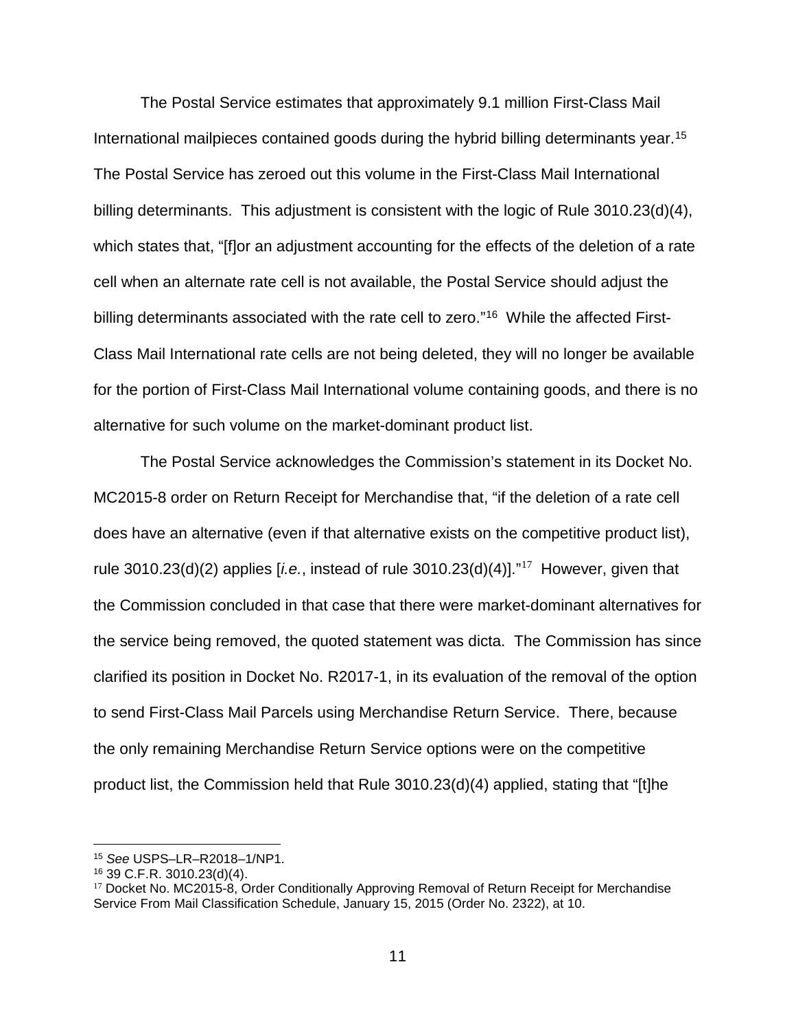The Postal Service estimates that approximately 9.1 million First-Class Mail International mailpieces contained goods during the hybrid billing determinants year.[15] The Postal Service has zeroed out this volume in the First-Class Mail International billing determinants. This adjustment is consistent with the logic of Rule 3010.23(d)(4), which states that, "[f]or an adjustment accounting for the effects of the deletion of a rate cell when an alternate rate cell is not available, the Postal Service should adjust the billing determinants associated with the rate cell to zero."[16] While the affected First-Class Mail International rate cells are not being deleted, they will no longer be available for the portion of First-Class Mail International volume containing goods, and there is no alternative for such volume on the market-dominant product list.

The Postal Service acknowledges the Commission's statement in its Docket No. MC2015-8 order on Return Receipt for Merchandise that, "if the deletion of a rate cell does have an alternative (even if that alternative exists on the competitive product list), rule 3010.23(d)(2) applies [*i.e.*, instead of rule 3010.23(d)(4)]."[17] However, given that the Commission concluded in that case that there were market-dominant alternatives for the service being removed, the quoted statement was dicta. The Commission has since clarified its position in Docket No. R2017-1, in its evaluation of the removal of the option to send First-Class Mail Parcels using Merchandise Return Service. There, because the only remaining Merchandise Return Service options were on the competitive product list, the Commission held that Rule 3010.23(d)(4) applied, stating that "[t]he

---

[15] *See* USPS–LR–R2018–1/NP1.

[16] 39 C.F.R. 3010.23(d)(4).

[17] Docket No. MC2015-8, Order Conditionally Approving Removal of Return Receipt for Merchandise Service From Mail Classification Schedule, January 15, 2015 (Order No. 2322), at 10.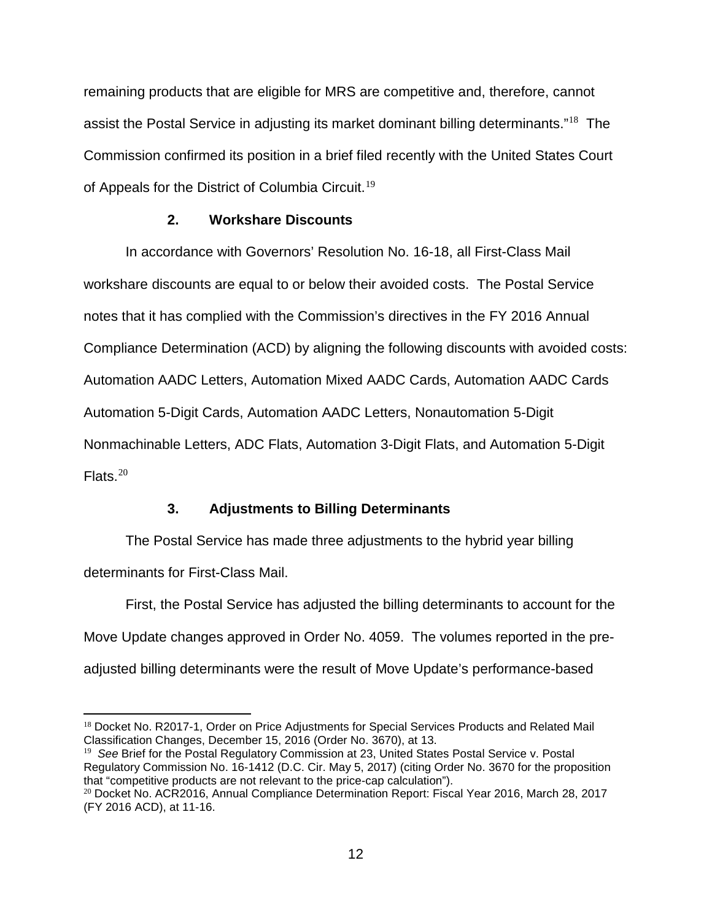remaining products that are eligible for MRS are competitive and, therefore, cannot assist the Postal Service in adjusting its market dominant billing determinants."[18] The Commission confirmed its position in a brief filed recently with the United States Court of Appeals for the District of Columbia Circuit.[19]

### 2. Workshare Discounts

In accordance with Governors' Resolution No. 16-18, all First-Class Mail workshare discounts are equal to or below their avoided costs. The Postal Service notes that it has complied with the Commission's directives in the FY 2016 Annual Compliance Determination (ACD) by aligning the following discounts with avoided costs: Automation AADC Letters, Automation Mixed AADC Cards, Automation AADC Cards Automation 5-Digit Cards, Automation AADC Letters, Nonautomation 5-Digit Nonmachinable Letters, ADC Flats, Automation 3-Digit Flats, and Automation 5-Digit Flats.[20]

### 3. Adjustments to Billing Determinants

The Postal Service has made three adjustments to the hybrid year billing determinants for First-Class Mail.

First, the Postal Service has adjusted the billing determinants to account for the Move Update changes approved in Order No. 4059. The volumes reported in the pre-adjusted billing determinants were the result of Move Update's performance-based

---

[18] Docket No. R2017-1, Order on Price Adjustments for Special Services Products and Related Mail Classification Changes, December 15, 2016 (Order No. 3670), at 13.

[19] *See* Brief for the Postal Regulatory Commission at 23, United States Postal Service v. Postal Regulatory Commission No. 16-1412 (D.C. Cir. May 5, 2017) (citing Order No. 3670 for the proposition that "competitive products are not relevant to the price-cap calculation").

[20] Docket No. ACR2016, Annual Compliance Determination Report: Fiscal Year 2016, March 28, 2017 (FY 2016 ACD), at 11-16.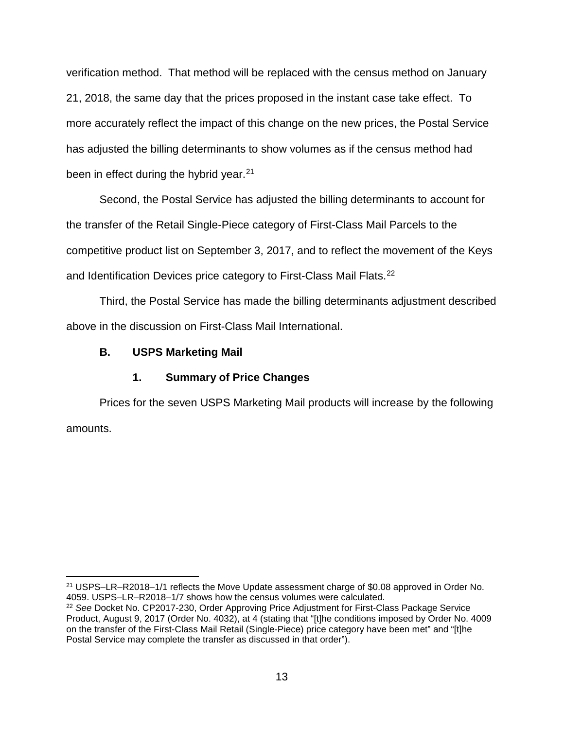verification method. That method will be replaced with the census method on January 21, 2018, the same day that the prices proposed in the instant case take effect. To more accurately reflect the impact of this change on the new prices, the Postal Service has adjusted the billing determinants to show volumes as if the census method had been in effect during the hybrid year.[21]

Second, the Postal Service has adjusted the billing determinants to account for the transfer of the Retail Single-Piece category of First-Class Mail Parcels to the competitive product list on September 3, 2017, and to reflect the movement of the Keys and Identification Devices price category to First-Class Mail Flats.[22]

Third, the Postal Service has made the billing determinants adjustment described above in the discussion on First-Class Mail International.

### B. USPS Marketing Mail

#### 1. Summary of Price Changes

Prices for the seven USPS Marketing Mail products will increase by the following amounts.

---

[21] USPS–LR–R2018–1/1 reflects the Move Update assessment charge of $0.08 approved in Order No. 4059. USPS–LR–R2018–1/7 shows how the census volumes were calculated.

[22] *See* Docket No. CP2017-230, Order Approving Price Adjustment for First-Class Package Service Product, August 9, 2017 (Order No. 4032), at 4 (stating that "[t]he conditions imposed by Order No. 4009 on the transfer of the First-Class Mail Retail (Single-Piece) price category have been met" and "[t]he Postal Service may complete the transfer as discussed in that order").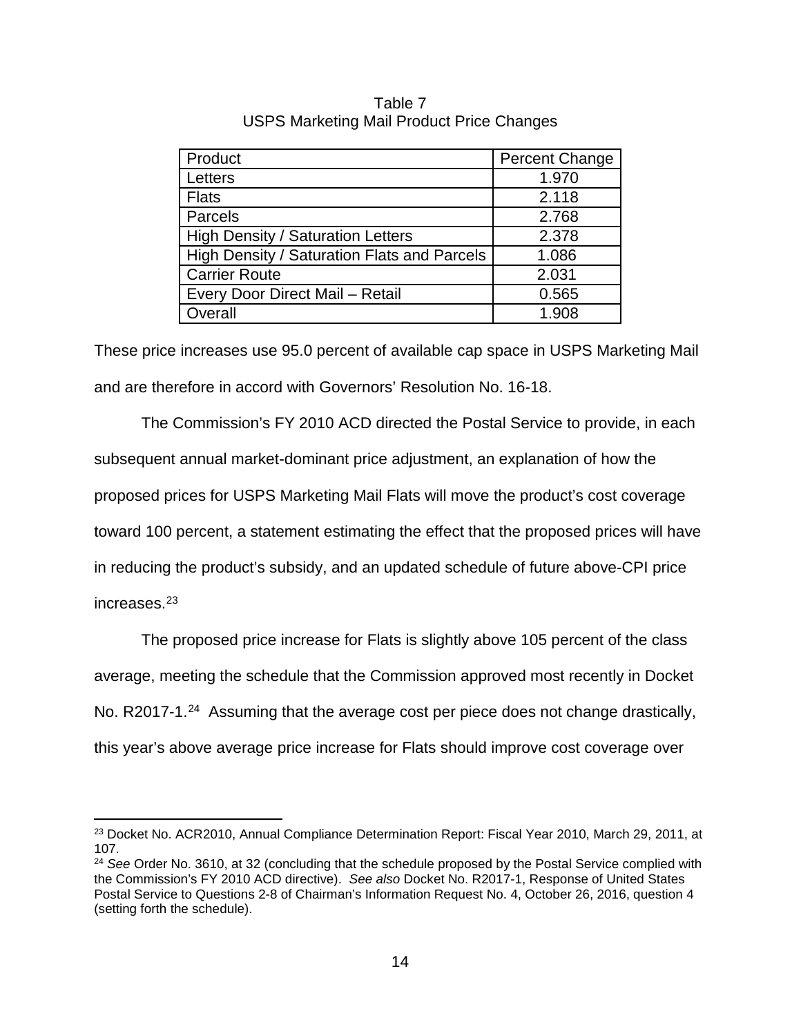Table 7
USPS Marketing Mail Product Price Changes

| Product | Percent Change |
|---|---|
| Letters | 1.970 |
| Flats | 2.118 |
| Parcels | 2.768 |
| High Density / Saturation Letters | 2.378 |
| High Density / Saturation Flats and Parcels | 1.086 |
| Carrier Route | 2.031 |
| Every Door Direct Mail – Retail | 0.565 |
| Overall | 1.908 |

These price increases use 95.0 percent of available cap space in USPS Marketing Mail and are therefore in accord with Governors' Resolution No. 16-18.

The Commission's FY 2010 ACD directed the Postal Service to provide, in each subsequent annual market-dominant price adjustment, an explanation of how the proposed prices for USPS Marketing Mail Flats will move the product's cost coverage toward 100 percent, a statement estimating the effect that the proposed prices will have in reducing the product's subsidy, and an updated schedule of future above-CPI price increases.[23]

The proposed price increase for Flats is slightly above 105 percent of the class average, meeting the schedule that the Commission approved most recently in Docket No. R2017-1.[24] Assuming that the average cost per piece does not change drastically, this year's above average price increase for Flats should improve cost coverage over

---

[23] Docket No. ACR2010, Annual Compliance Determination Report: Fiscal Year 2010, March 29, 2011, at 107.

[24] *See* Order No. 3610, at 32 (concluding that the schedule proposed by the Postal Service complied with the Commission's FY 2010 ACD directive). *See also* Docket No. R2017-1, Response of United States Postal Service to Questions 2-8 of Chairman's Information Request No. 4, October 26, 2016, question 4 (setting forth the schedule).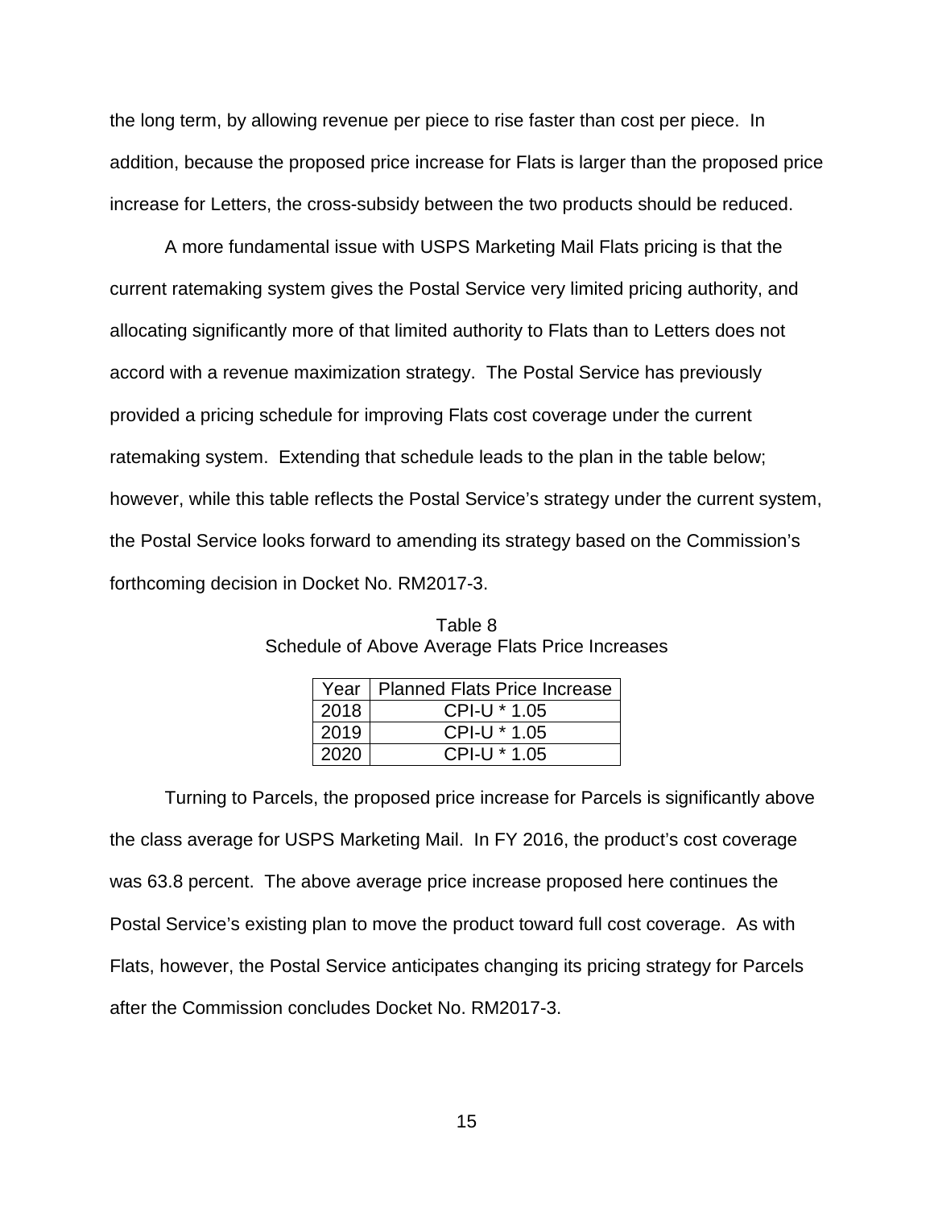the long term, by allowing revenue per piece to rise faster than cost per piece. In addition, because the proposed price increase for Flats is larger than the proposed price increase for Letters, the cross-subsidy between the two products should be reduced.

A more fundamental issue with USPS Marketing Mail Flats pricing is that the current ratemaking system gives the Postal Service very limited pricing authority, and allocating significantly more of that limited authority to Flats than to Letters does not accord with a revenue maximization strategy. The Postal Service has previously provided a pricing schedule for improving Flats cost coverage under the current ratemaking system. Extending that schedule leads to the plan in the table below; however, while this table reflects the Postal Service's strategy under the current system, the Postal Service looks forward to amending its strategy based on the Commission's forthcoming decision in Docket No. RM2017-3.

Table 8
Schedule of Above Average Flats Price Increases

| Year | Planned Flats Price Increase |
|---|---|
| 2018 | CPI-U * 1.05 |
| 2019 | CPI-U * 1.05 |
| 2020 | CPI-U * 1.05 |

Turning to Parcels, the proposed price increase for Parcels is significantly above the class average for USPS Marketing Mail. In FY 2016, the product's cost coverage was 63.8 percent. The above average price increase proposed here continues the Postal Service's existing plan to move the product toward full cost coverage. As with Flats, however, the Postal Service anticipates changing its pricing strategy for Parcels after the Commission concludes Docket No. RM2017-3.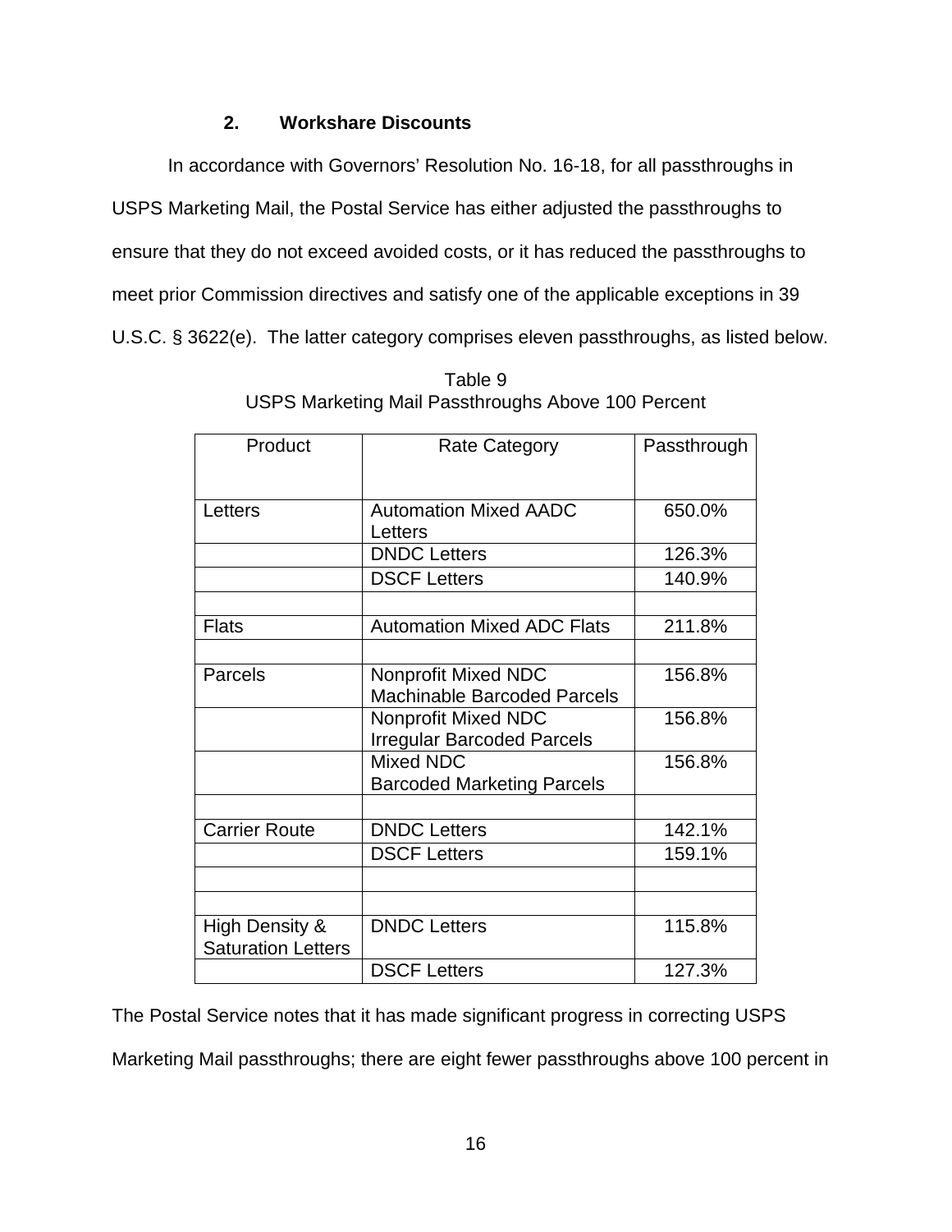### 2. Workshare Discounts

In accordance with Governors' Resolution No. 16-18, for all passthroughs in USPS Marketing Mail, the Postal Service has either adjusted the passthroughs to ensure that they do not exceed avoided costs, or it has reduced the passthroughs to meet prior Commission directives and satisfy one of the applicable exceptions in 39 U.S.C. § 3622(e). The latter category comprises eleven passthroughs, as listed below.

Table 9
USPS Marketing Mail Passthroughs Above 100 Percent

| Product | Rate Category | Passthrough |
|---|---|---|
| Letters | Automation Mixed AADC Letters | 650.0% |
| | DNDC Letters | 126.3% |
| | DSCF Letters | 140.9% |
| | | |
| Flats | Automation Mixed ADC Flats | 211.8% |
| | | |
| Parcels | Nonprofit Mixed NDC Machinable Barcoded Parcels | 156.8% |
| | Nonprofit Mixed NDC Irregular Barcoded Parcels | 156.8% |
| | Mixed NDC Barcoded Marketing Parcels | 156.8% |
| | | |
| Carrier Route | DNDC Letters | 142.1% |
| | DSCF Letters | 159.1% |
| | | |
| | | |
| High Density & Saturation Letters | DNDC Letters | 115.8% |
| | DSCF Letters | 127.3% |

The Postal Service notes that it has made significant progress in correcting USPS Marketing Mail passthroughs; there are eight fewer passthroughs above 100 percent in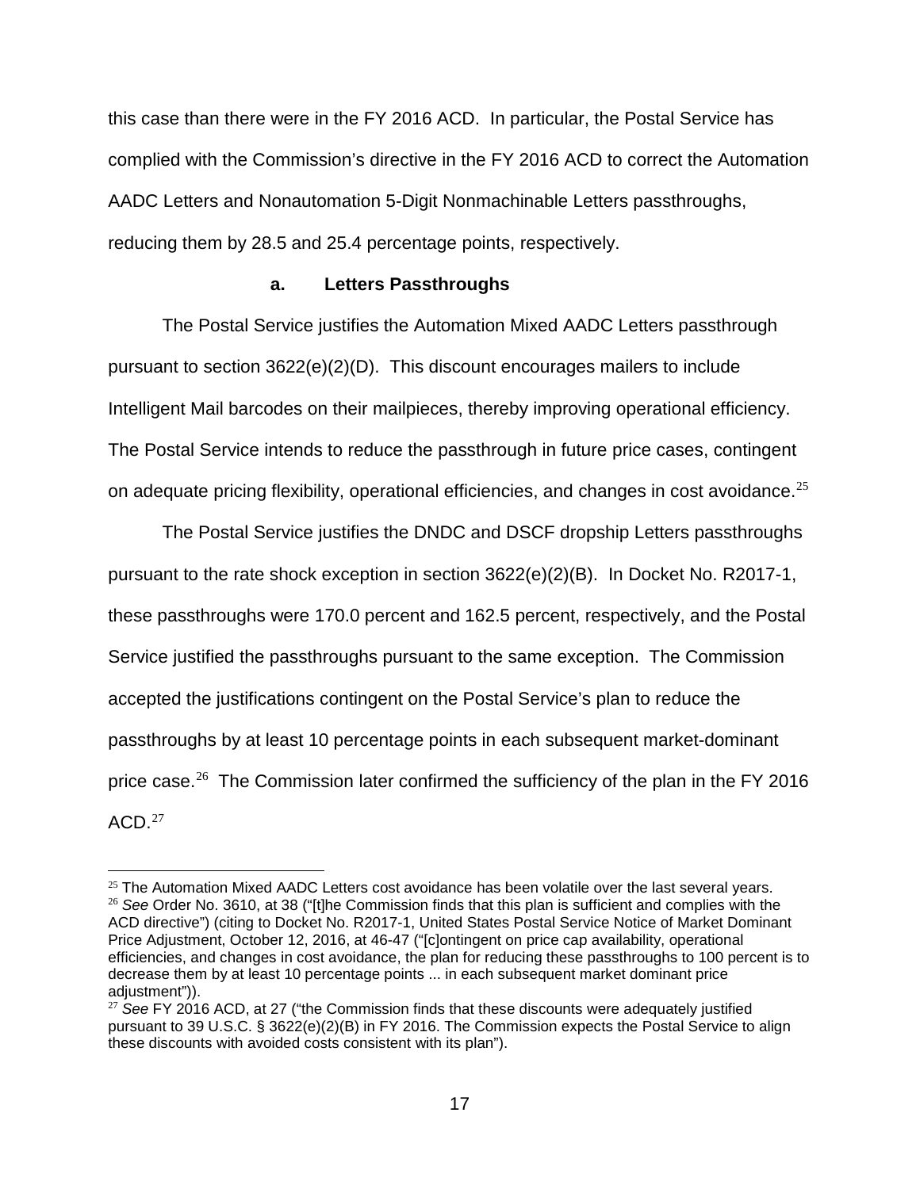this case than there were in the FY 2016 ACD. In particular, the Postal Service has complied with the Commission's directive in the FY 2016 ACD to correct the Automation AADC Letters and Nonautomation 5-Digit Nonmachinable Letters passthroughs, reducing them by 28.5 and 25.4 percentage points, respectively.

### a. Letters Passthroughs

The Postal Service justifies the Automation Mixed AADC Letters passthrough pursuant to section 3622(e)(2)(D). This discount encourages mailers to include Intelligent Mail barcodes on their mailpieces, thereby improving operational efficiency. The Postal Service intends to reduce the passthrough in future price cases, contingent on adequate pricing flexibility, operational efficiencies, and changes in cost avoidance.[25]

The Postal Service justifies the DNDC and DSCF dropship Letters passthroughs pursuant to the rate shock exception in section 3622(e)(2)(B). In Docket No. R2017-1, these passthroughs were 170.0 percent and 162.5 percent, respectively, and the Postal Service justified the passthroughs pursuant to the same exception. The Commission accepted the justifications contingent on the Postal Service's plan to reduce the passthroughs by at least 10 percentage points in each subsequent market-dominant price case.[26] The Commission later confirmed the sufficiency of the plan in the FY 2016 ACD.[27]

---

[25] The Automation Mixed AADC Letters cost avoidance has been volatile over the last several years.

[26] *See* Order No. 3610, at 38 ("[t]he Commission finds that this plan is sufficient and complies with the ACD directive") (citing to Docket No. R2017-1, United States Postal Service Notice of Market Dominant Price Adjustment, October 12, 2016, at 46-47 ("[c]ontingent on price cap availability, operational efficiencies, and changes in cost avoidance, the plan for reducing these passthroughs to 100 percent is to decrease them by at least 10 percentage points ... in each subsequent market dominant price adjustment")).

[27] *See* FY 2016 ACD, at 27 ("the Commission finds that these discounts were adequately justified pursuant to 39 U.S.C. § 3622(e)(2)(B) in FY 2016. The Commission expects the Postal Service to align these discounts with avoided costs consistent with its plan").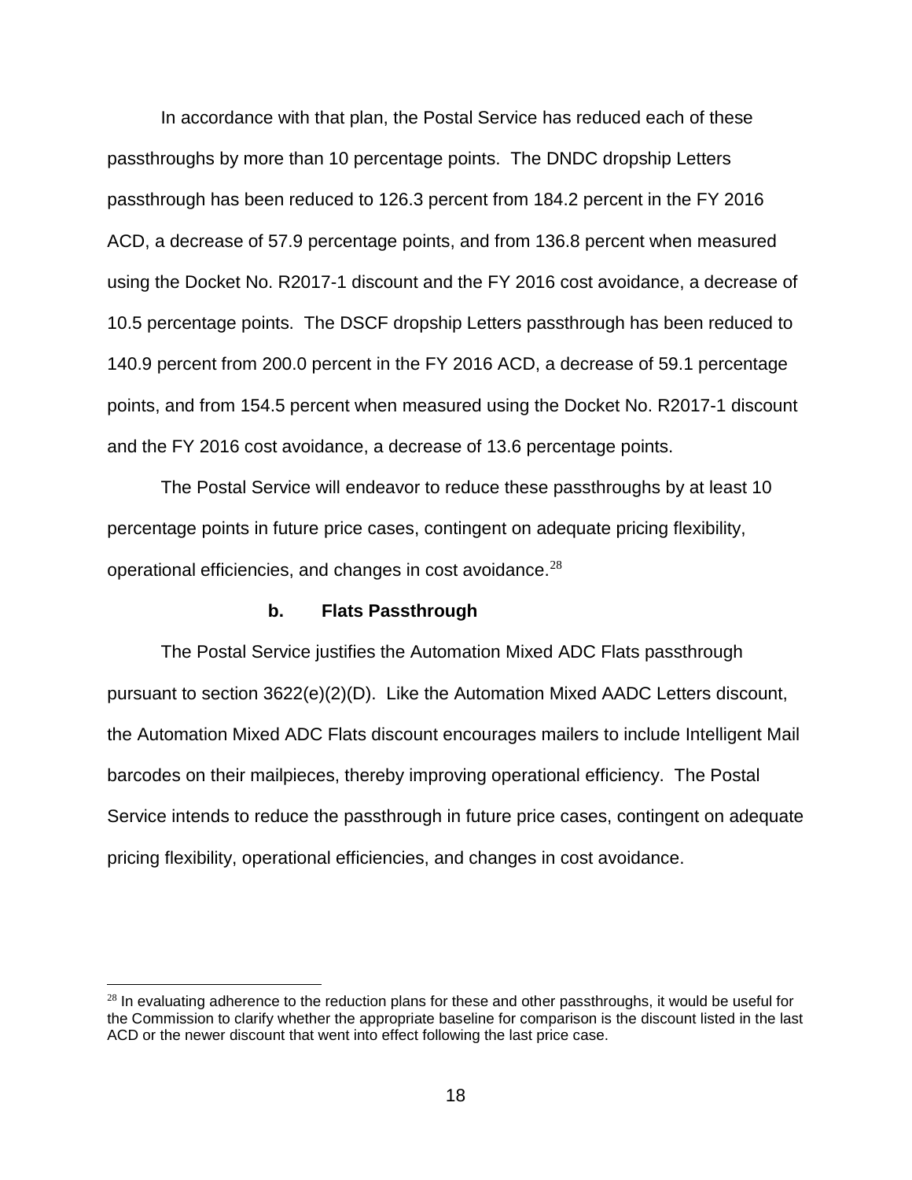In accordance with that plan, the Postal Service has reduced each of these passthroughs by more than 10 percentage points. The DNDC dropship Letters passthrough has been reduced to 126.3 percent from 184.2 percent in the FY 2016 ACD, a decrease of 57.9 percentage points, and from 136.8 percent when measured using the Docket No. R2017-1 discount and the FY 2016 cost avoidance, a decrease of 10.5 percentage points. The DSCF dropship Letters passthrough has been reduced to 140.9 percent from 200.0 percent in the FY 2016 ACD, a decrease of 59.1 percentage points, and from 154.5 percent when measured using the Docket No. R2017-1 discount and the FY 2016 cost avoidance, a decrease of 13.6 percentage points.

The Postal Service will endeavor to reduce these passthroughs by at least 10 percentage points in future price cases, contingent on adequate pricing flexibility, operational efficiencies, and changes in cost avoidance.[28]

#### b. Flats Passthrough

The Postal Service justifies the Automation Mixed ADC Flats passthrough pursuant to section 3622(e)(2)(D). Like the Automation Mixed AADC Letters discount, the Automation Mixed ADC Flats discount encourages mailers to include Intelligent Mail barcodes on their mailpieces, thereby improving operational efficiency. The Postal Service intends to reduce the passthrough in future price cases, contingent on adequate pricing flexibility, operational efficiencies, and changes in cost avoidance.

---

[28] In evaluating adherence to the reduction plans for these and other passthroughs, it would be useful for the Commission to clarify whether the appropriate baseline for comparison is the discount listed in the last ACD or the newer discount that went into effect following the last price case.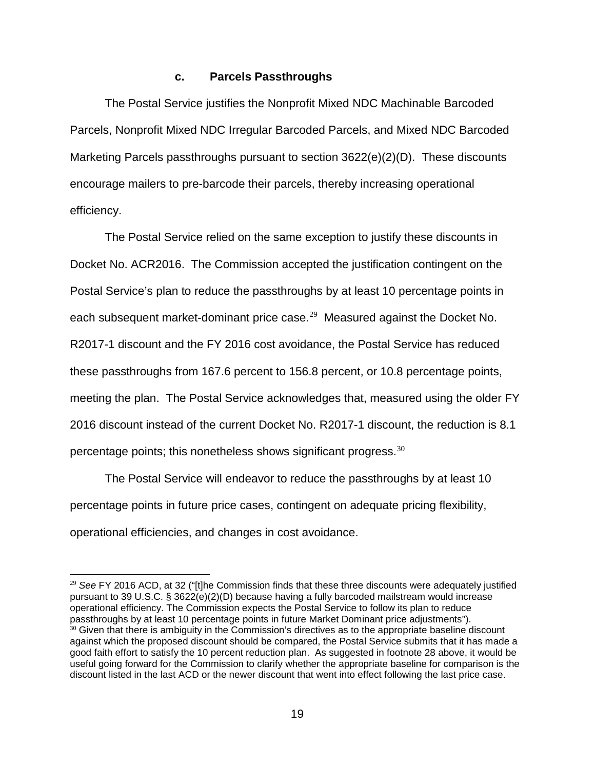### c. Parcels Passthroughs

The Postal Service justifies the Nonprofit Mixed NDC Machinable Barcoded Parcels, Nonprofit Mixed NDC Irregular Barcoded Parcels, and Mixed NDC Barcoded Marketing Parcels passthroughs pursuant to section 3622(e)(2)(D). These discounts encourage mailers to pre-barcode their parcels, thereby increasing operational efficiency.

The Postal Service relied on the same exception to justify these discounts in Docket No. ACR2016. The Commission accepted the justification contingent on the Postal Service's plan to reduce the passthroughs by at least 10 percentage points in each subsequent market-dominant price case.[29] Measured against the Docket No. R2017-1 discount and the FY 2016 cost avoidance, the Postal Service has reduced these passthroughs from 167.6 percent to 156.8 percent, or 10.8 percentage points, meeting the plan. The Postal Service acknowledges that, measured using the older FY 2016 discount instead of the current Docket No. R2017-1 discount, the reduction is 8.1 percentage points; this nonetheless shows significant progress.[30]

The Postal Service will endeavor to reduce the passthroughs by at least 10 percentage points in future price cases, contingent on adequate pricing flexibility, operational efficiencies, and changes in cost avoidance.

---

[29] *See* FY 2016 ACD, at 32 ("[t]he Commission finds that these three discounts were adequately justified pursuant to 39 U.S.C. § 3622(e)(2)(D) because having a fully barcoded mailstream would increase operational efficiency. The Commission expects the Postal Service to follow its plan to reduce passthroughs by at least 10 percentage points in future Market Dominant price adjustments").

[30] Given that there is ambiguity in the Commission's directives as to the appropriate baseline discount against which the proposed discount should be compared, the Postal Service submits that it has made a good faith effort to satisfy the 10 percent reduction plan. As suggested in footnote 28 above, it would be useful going forward for the Commission to clarify whether the appropriate baseline for comparison is the discount listed in the last ACD or the newer discount that went into effect following the last price case.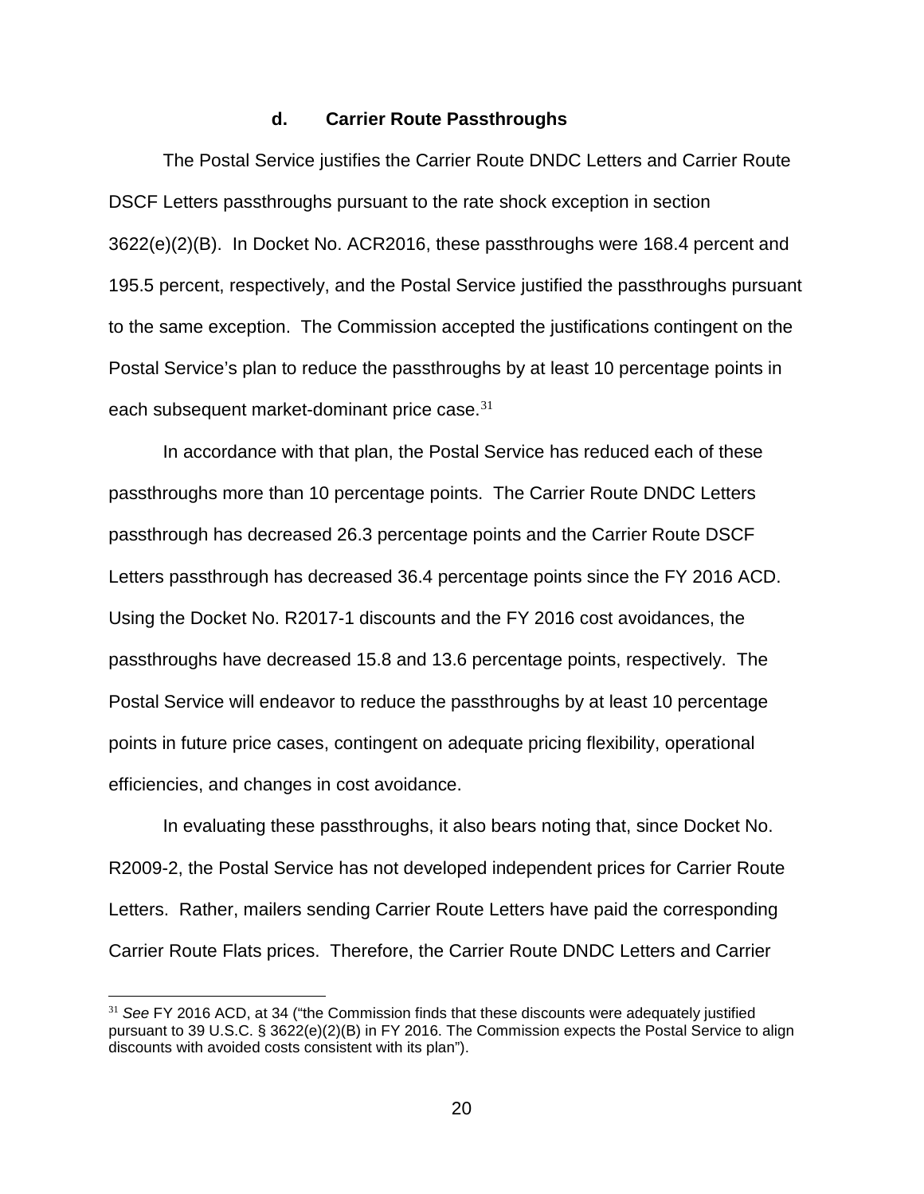#### d. Carrier Route Passthroughs

The Postal Service justifies the Carrier Route DNDC Letters and Carrier Route DSCF Letters passthroughs pursuant to the rate shock exception in section 3622(e)(2)(B). In Docket No. ACR2016, these passthroughs were 168.4 percent and 195.5 percent, respectively, and the Postal Service justified the passthroughs pursuant to the same exception. The Commission accepted the justifications contingent on the Postal Service's plan to reduce the passthroughs by at least 10 percentage points in each subsequent market-dominant price case.[31]

In accordance with that plan, the Postal Service has reduced each of these passthroughs more than 10 percentage points. The Carrier Route DNDC Letters passthrough has decreased 26.3 percentage points and the Carrier Route DSCF Letters passthrough has decreased 36.4 percentage points since the FY 2016 ACD. Using the Docket No. R2017-1 discounts and the FY 2016 cost avoidances, the passthroughs have decreased 15.8 and 13.6 percentage points, respectively. The Postal Service will endeavor to reduce the passthroughs by at least 10 percentage points in future price cases, contingent on adequate pricing flexibility, operational efficiencies, and changes in cost avoidance.

In evaluating these passthroughs, it also bears noting that, since Docket No. R2009-2, the Postal Service has not developed independent prices for Carrier Route Letters. Rather, mailers sending Carrier Route Letters have paid the corresponding Carrier Route Flats prices. Therefore, the Carrier Route DNDC Letters and Carrier

---

[31] *See* FY 2016 ACD, at 34 ("the Commission finds that these discounts were adequately justified pursuant to 39 U.S.C. § 3622(e)(2)(B) in FY 2016. The Commission expects the Postal Service to align discounts with avoided costs consistent with its plan").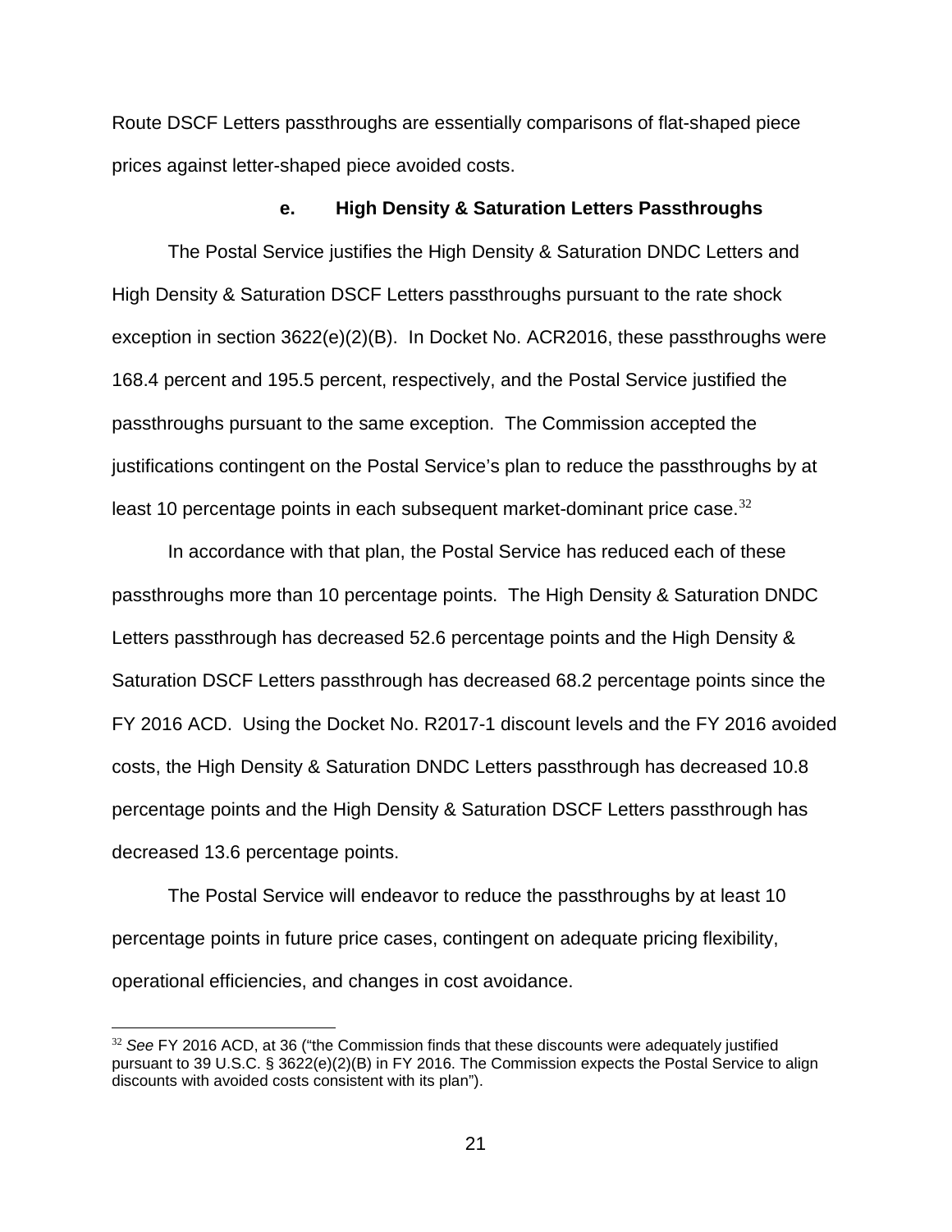Route DSCF Letters passthroughs are essentially comparisons of flat-shaped piece prices against letter-shaped piece avoided costs.

#### e. High Density & Saturation Letters Passthroughs

The Postal Service justifies the High Density & Saturation DNDC Letters and High Density & Saturation DSCF Letters passthroughs pursuant to the rate shock exception in section 3622(e)(2)(B). In Docket No. ACR2016, these passthroughs were 168.4 percent and 195.5 percent, respectively, and the Postal Service justified the passthroughs pursuant to the same exception. The Commission accepted the justifications contingent on the Postal Service's plan to reduce the passthroughs by at least 10 percentage points in each subsequent market-dominant price case.[32]

In accordance with that plan, the Postal Service has reduced each of these passthroughs more than 10 percentage points. The High Density & Saturation DNDC Letters passthrough has decreased 52.6 percentage points and the High Density & Saturation DSCF Letters passthrough has decreased 68.2 percentage points since the FY 2016 ACD. Using the Docket No. R2017-1 discount levels and the FY 2016 avoided costs, the High Density & Saturation DNDC Letters passthrough has decreased 10.8 percentage points and the High Density & Saturation DSCF Letters passthrough has decreased 13.6 percentage points.

The Postal Service will endeavor to reduce the passthroughs by at least 10 percentage points in future price cases, contingent on adequate pricing flexibility, operational efficiencies, and changes in cost avoidance.

---

[32] *See* FY 2016 ACD, at 36 ("the Commission finds that these discounts were adequately justified pursuant to 39 U.S.C. § 3622(e)(2)(B) in FY 2016. The Commission expects the Postal Service to align discounts with avoided costs consistent with its plan").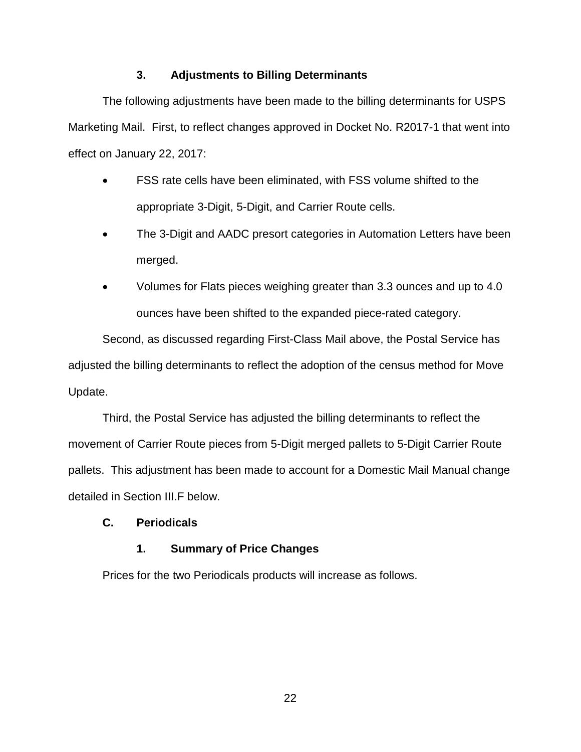### 3. Adjustments to Billing Determinants

The following adjustments have been made to the billing determinants for USPS Marketing Mail. First, to reflect changes approved in Docket No. R2017-1 that went into effect on January 22, 2017:

- FSS rate cells have been eliminated, with FSS volume shifted to the appropriate 3-Digit, 5-Digit, and Carrier Route cells.
- The 3-Digit and AADC presort categories in Automation Letters have been merged.
- Volumes for Flats pieces weighing greater than 3.3 ounces and up to 4.0 ounces have been shifted to the expanded piece-rated category.

Second, as discussed regarding First-Class Mail above, the Postal Service has adjusted the billing determinants to reflect the adoption of the census method for Move Update.

Third, the Postal Service has adjusted the billing determinants to reflect the movement of Carrier Route pieces from 5-Digit merged pallets to 5-Digit Carrier Route pallets. This adjustment has been made to account for a Domestic Mail Manual change detailed in Section III.F below.

## C. Periodicals

### 1. Summary of Price Changes

Prices for the two Periodicals products will increase as follows.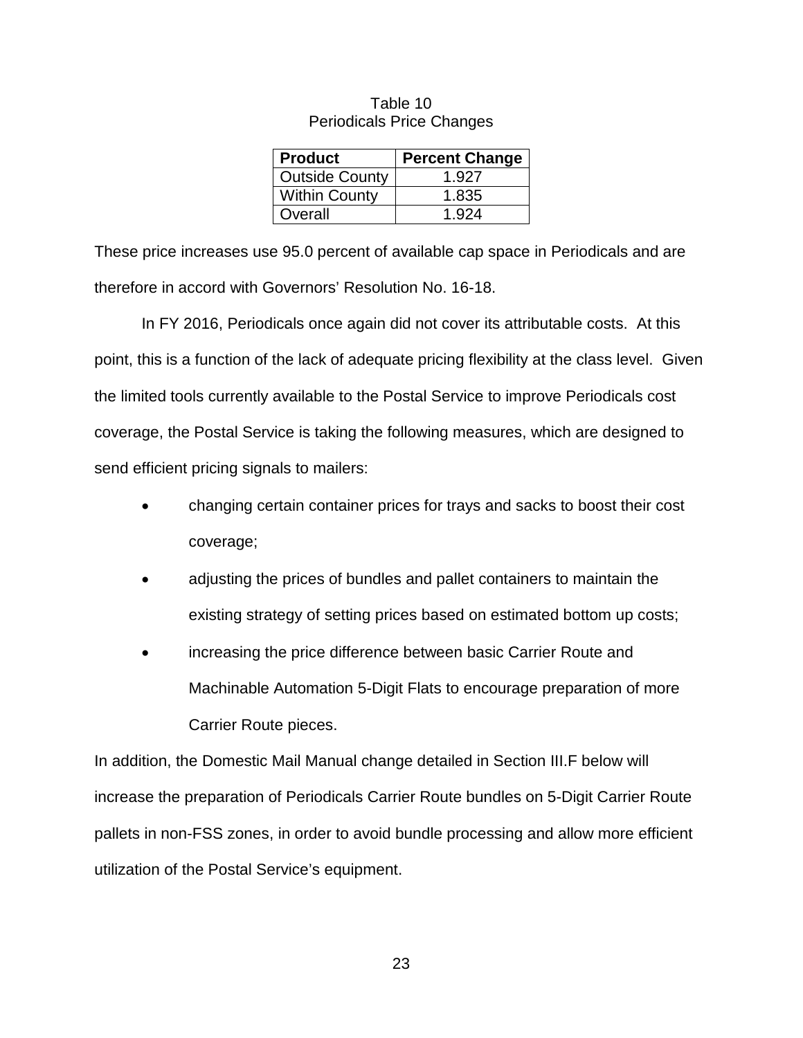Table 10
Periodicals Price Changes

| Product | Percent Change |
|---|---|
| Outside County | 1.927 |
| Within County | 1.835 |
| Overall | 1.924 |

These price increases use 95.0 percent of available cap space in Periodicals and are therefore in accord with Governors' Resolution No. 16-18.

In FY 2016, Periodicals once again did not cover its attributable costs. At this point, this is a function of the lack of adequate pricing flexibility at the class level. Given the limited tools currently available to the Postal Service to improve Periodicals cost coverage, the Postal Service is taking the following measures, which are designed to send efficient pricing signals to mailers:

- changing certain container prices for trays and sacks to boost their cost coverage;
- adjusting the prices of bundles and pallet containers to maintain the existing strategy of setting prices based on estimated bottom up costs;
- increasing the price difference between basic Carrier Route and Machinable Automation 5-Digit Flats to encourage preparation of more Carrier Route pieces.

In addition, the Domestic Mail Manual change detailed in Section III.F below will increase the preparation of Periodicals Carrier Route bundles on 5-Digit Carrier Route pallets in non-FSS zones, in order to avoid bundle processing and allow more efficient utilization of the Postal Service's equipment.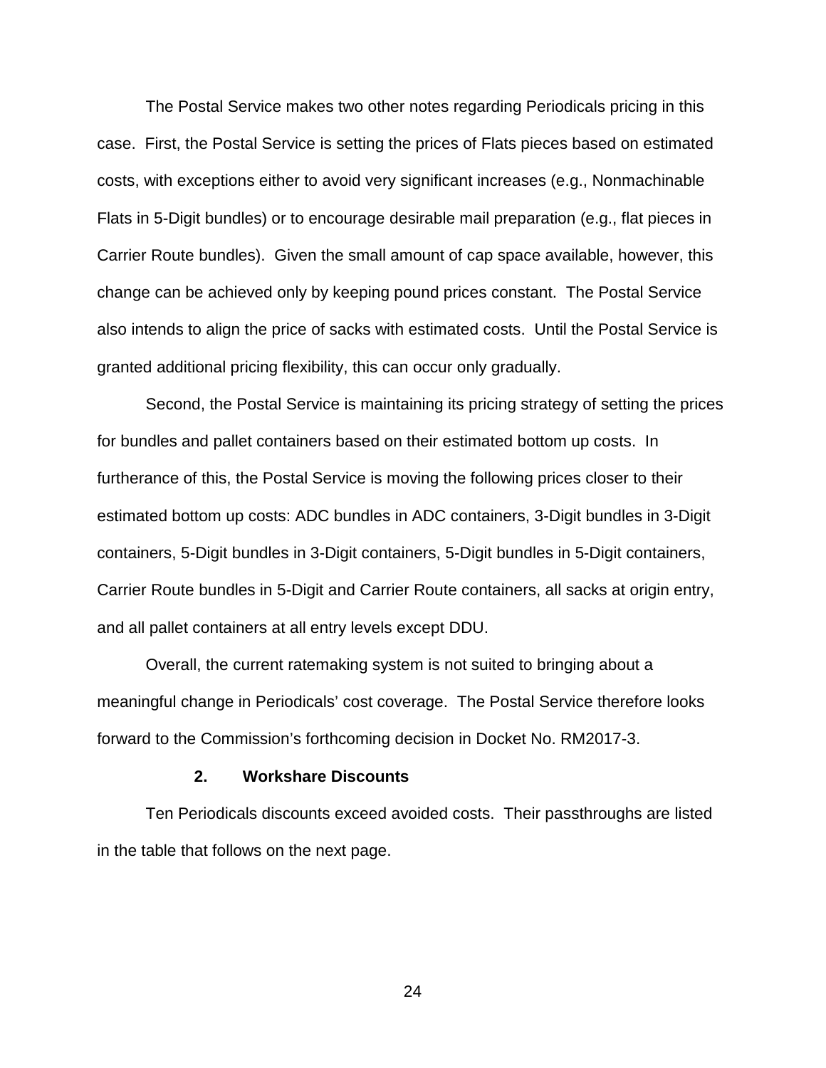The Postal Service makes two other notes regarding Periodicals pricing in this case. First, the Postal Service is setting the prices of Flats pieces based on estimated costs, with exceptions either to avoid very significant increases (e.g., Nonmachinable Flats in 5-Digit bundles) or to encourage desirable mail preparation (e.g., flat pieces in Carrier Route bundles). Given the small amount of cap space available, however, this change can be achieved only by keeping pound prices constant. The Postal Service also intends to align the price of sacks with estimated costs. Until the Postal Service is granted additional pricing flexibility, this can occur only gradually.

Second, the Postal Service is maintaining its pricing strategy of setting the prices for bundles and pallet containers based on their estimated bottom up costs. In furtherance of this, the Postal Service is moving the following prices closer to their estimated bottom up costs: ADC bundles in ADC containers, 3-Digit bundles in 3-Digit containers, 5-Digit bundles in 3-Digit containers, 5-Digit bundles in 5-Digit containers, Carrier Route bundles in 5-Digit and Carrier Route containers, all sacks at origin entry, and all pallet containers at all entry levels except DDU.

Overall, the current ratemaking system is not suited to bringing about a meaningful change in Periodicals' cost coverage. The Postal Service therefore looks forward to the Commission's forthcoming decision in Docket No. RM2017-3.

### 2. Workshare Discounts

Ten Periodicals discounts exceed avoided costs. Their passthroughs are listed in the table that follows on the next page.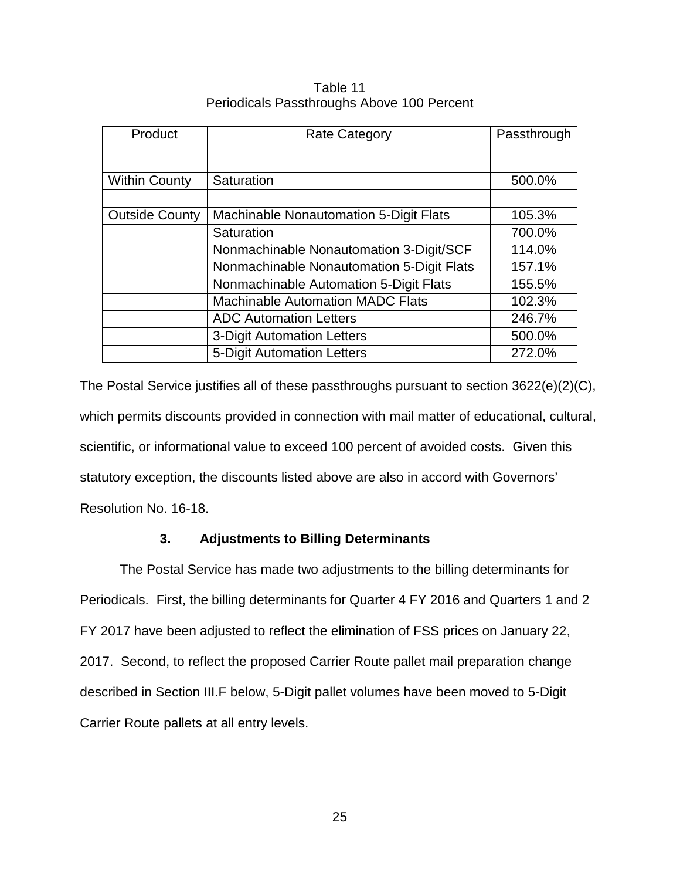Table 11
Periodicals Passthroughs Above 100 Percent

| Product | Rate Category | Passthrough |
|---|---|---|
| Within County | Saturation | 500.0% |
| | | |
| Outside County | Machinable Nonautomation 5-Digit Flats | 105.3% |
| | Saturation | 700.0% |
| | Nonmachinable Nonautomation 3-Digit/SCF | 114.0% |
| | Nonmachinable Nonautomation 5-Digit Flats | 157.1% |
| | Nonmachinable Automation 5-Digit Flats | 155.5% |
| | Machinable Automation MADC Flats | 102.3% |
| | ADC Automation Letters | 246.7% |
| | 3-Digit Automation Letters | 500.0% |
| | 5-Digit Automation Letters | 272.0% |

The Postal Service justifies all of these passthroughs pursuant to section 3622(e)(2)(C), which permits discounts provided in connection with mail matter of educational, cultural, scientific, or informational value to exceed 100 percent of avoided costs. Given this statutory exception, the discounts listed above are also in accord with Governors' Resolution No. 16-18.

### 3. Adjustments to Billing Determinants

The Postal Service has made two adjustments to the billing determinants for Periodicals. First, the billing determinants for Quarter 4 FY 2016 and Quarters 1 and 2 FY 2017 have been adjusted to reflect the elimination of FSS prices on January 22, 2017. Second, to reflect the proposed Carrier Route pallet mail preparation change described in Section III.F below, 5-Digit pallet volumes have been moved to 5-Digit Carrier Route pallets at all entry levels.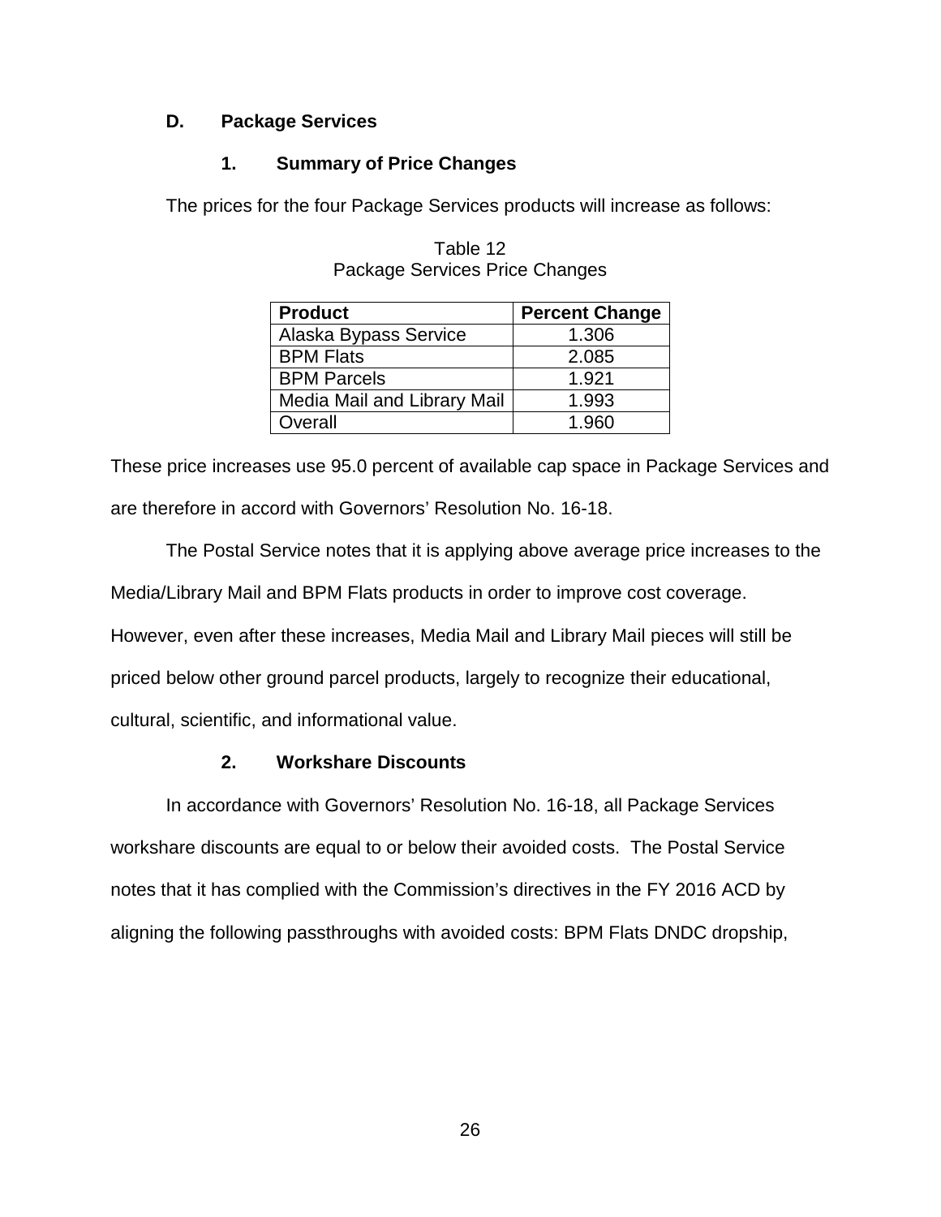## D. Package Services

### 1. Summary of Price Changes

The prices for the four Package Services products will increase as follows:

Table 12
Package Services Price Changes

| Product | Percent Change |
|---|---|
| Alaska Bypass Service | 1.306 |
| BPM Flats | 2.085 |
| BPM Parcels | 1.921 |
| Media Mail and Library Mail | 1.993 |
| Overall | 1.960 |

These price increases use 95.0 percent of available cap space in Package Services and are therefore in accord with Governors' Resolution No. 16-18.

The Postal Service notes that it is applying above average price increases to the Media/Library Mail and BPM Flats products in order to improve cost coverage. However, even after these increases, Media Mail and Library Mail pieces will still be priced below other ground parcel products, largely to recognize their educational, cultural, scientific, and informational value.

### 2. Workshare Discounts

In accordance with Governors' Resolution No. 16-18, all Package Services workshare discounts are equal to or below their avoided costs. The Postal Service notes that it has complied with the Commission's directives in the FY 2016 ACD by aligning the following passthroughs with avoided costs: BPM Flats DNDC dropship,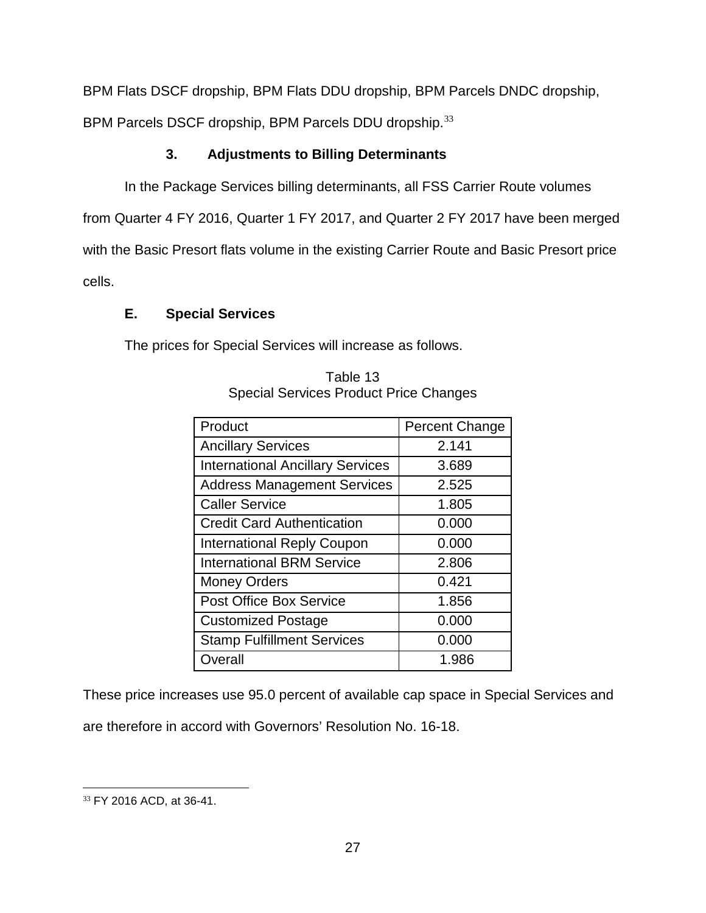BPM Flats DSCF dropship, BPM Flats DDU dropship, BPM Parcels DNDC dropship, BPM Parcels DSCF dropship, BPM Parcels DDU dropship.[33]

### 3. Adjustments to Billing Determinants

In the Package Services billing determinants, all FSS Carrier Route volumes from Quarter 4 FY 2016, Quarter 1 FY 2017, and Quarter 2 FY 2017 have been merged with the Basic Presort flats volume in the existing Carrier Route and Basic Presort price cells.

## E. Special Services

The prices for Special Services will increase as follows.

Table 13
Special Services Product Price Changes

| Product | Percent Change |
|---|---|
| Ancillary Services | 2.141 |
| International Ancillary Services | 3.689 |
| Address Management Services | 2.525 |
| Caller Service | 1.805 |
| Credit Card Authentication | 0.000 |
| International Reply Coupon | 0.000 |
| International BRM Service | 2.806 |
| Money Orders | 0.421 |
| Post Office Box Service | 1.856 |
| Customized Postage | 0.000 |
| Stamp Fulfillment Services | 0.000 |
| Overall | 1.986 |

These price increases use 95.0 percent of available cap space in Special Services and are therefore in accord with Governors' Resolution No. 16-18.

[33] FY 2016 ACD, at 36-41.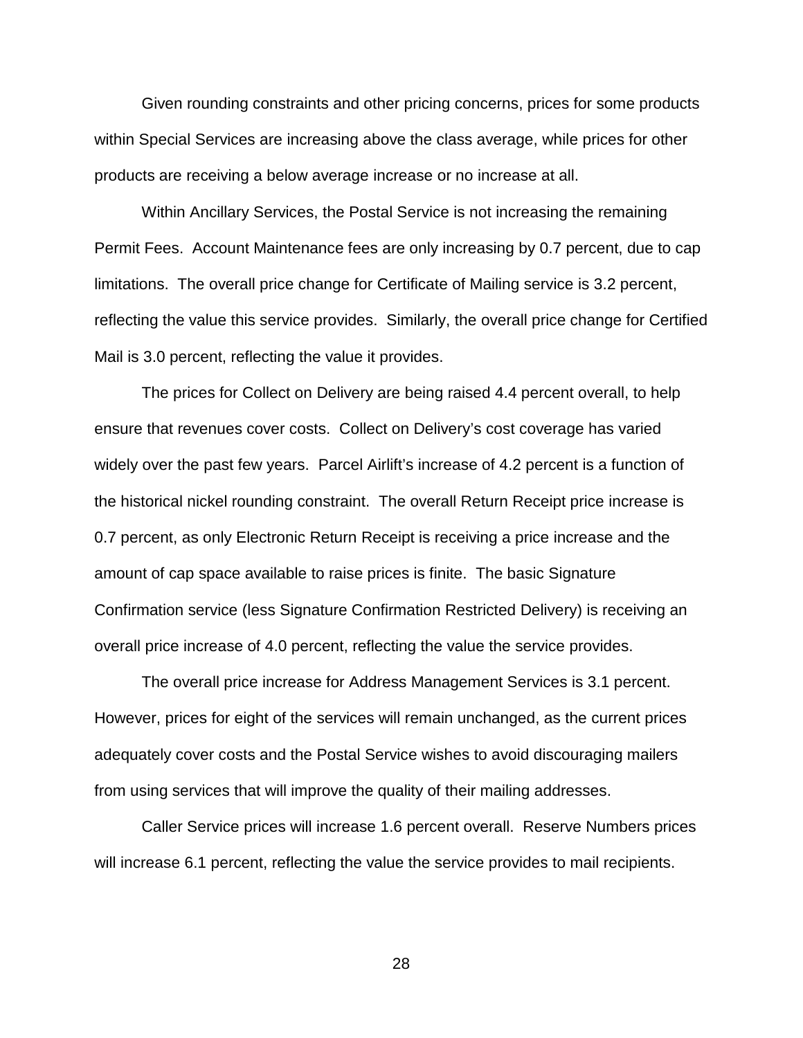Given rounding constraints and other pricing concerns, prices for some products within Special Services are increasing above the class average, while prices for other products are receiving a below average increase or no increase at all.

Within Ancillary Services, the Postal Service is not increasing the remaining Permit Fees. Account Maintenance fees are only increasing by 0.7 percent, due to cap limitations. The overall price change for Certificate of Mailing service is 3.2 percent, reflecting the value this service provides. Similarly, the overall price change for Certified Mail is 3.0 percent, reflecting the value it provides.

The prices for Collect on Delivery are being raised 4.4 percent overall, to help ensure that revenues cover costs. Collect on Delivery's cost coverage has varied widely over the past few years. Parcel Airlift's increase of 4.2 percent is a function of the historical nickel rounding constraint. The overall Return Receipt price increase is 0.7 percent, as only Electronic Return Receipt is receiving a price increase and the amount of cap space available to raise prices is finite. The basic Signature Confirmation service (less Signature Confirmation Restricted Delivery) is receiving an overall price increase of 4.0 percent, reflecting the value the service provides.

The overall price increase for Address Management Services is 3.1 percent. However, prices for eight of the services will remain unchanged, as the current prices adequately cover costs and the Postal Service wishes to avoid discouraging mailers from using services that will improve the quality of their mailing addresses.

Caller Service prices will increase 1.6 percent overall. Reserve Numbers prices will increase 6.1 percent, reflecting the value the service provides to mail recipients.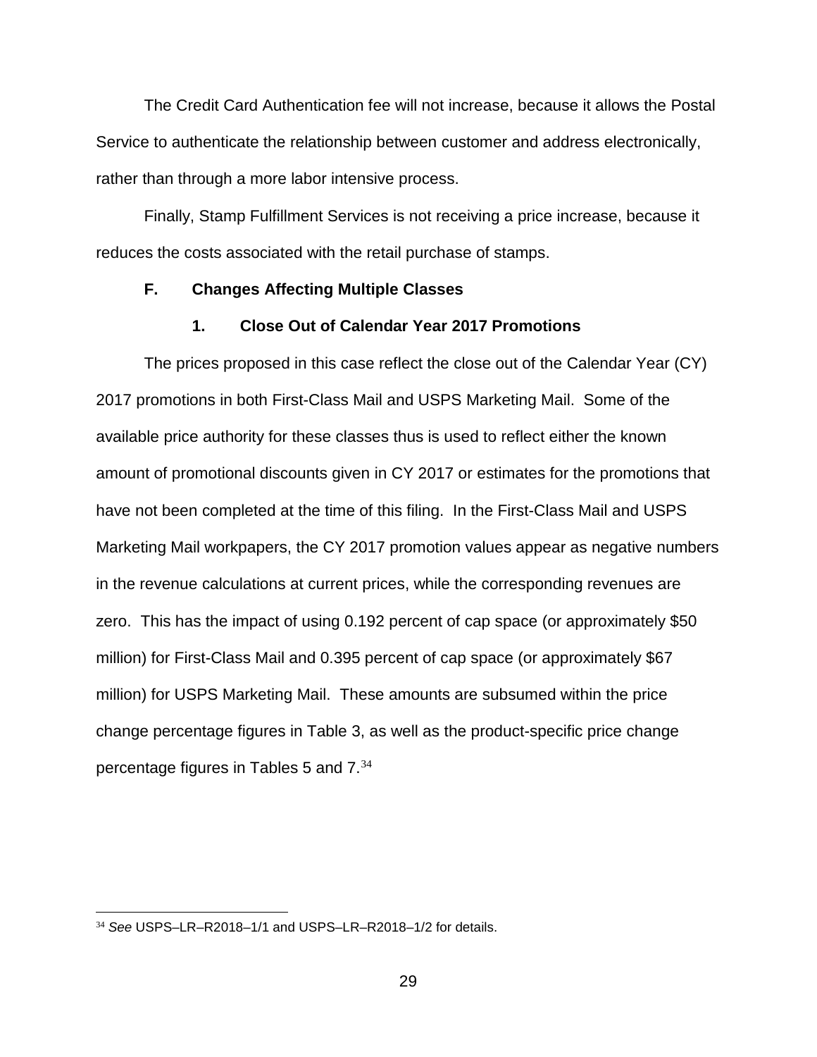The Credit Card Authentication fee will not increase, because it allows the Postal Service to authenticate the relationship between customer and address electronically, rather than through a more labor intensive process.

Finally, Stamp Fulfillment Services is not receiving a price increase, because it reduces the costs associated with the retail purchase of stamps.

### F. Changes Affecting Multiple Classes

#### 1. Close Out of Calendar Year 2017 Promotions

The prices proposed in this case reflect the close out of the Calendar Year (CY) 2017 promotions in both First-Class Mail and USPS Marketing Mail. Some of the available price authority for these classes thus is used to reflect either the known amount of promotional discounts given in CY 2017 or estimates for the promotions that have not been completed at the time of this filing. In the First-Class Mail and USPS Marketing Mail workpapers, the CY 2017 promotion values appear as negative numbers in the revenue calculations at current prices, while the corresponding revenues are zero. This has the impact of using 0.192 percent of cap space (or approximately $50 million) for First-Class Mail and 0.395 percent of cap space (or approximately $67 million) for USPS Marketing Mail. These amounts are subsumed within the price change percentage figures in Table 3, as well as the product-specific price change percentage figures in Tables 5 and 7.[34]

---

[34] *See* USPS–LR–R2018–1/1 and USPS–LR–R2018–1/2 for details.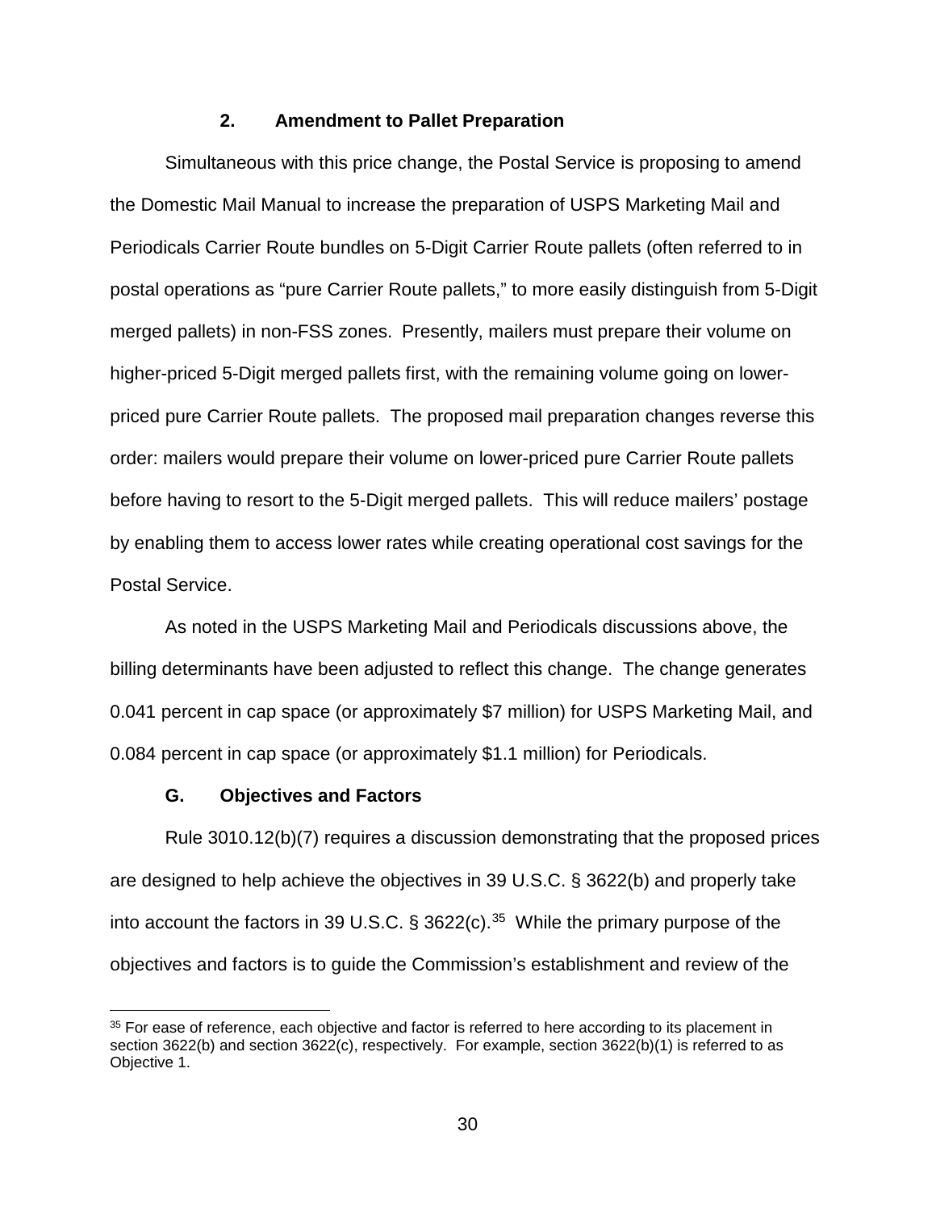### 2. Amendment to Pallet Preparation

Simultaneous with this price change, the Postal Service is proposing to amend the Domestic Mail Manual to increase the preparation of USPS Marketing Mail and Periodicals Carrier Route bundles on 5-Digit Carrier Route pallets (often referred to in postal operations as "pure Carrier Route pallets," to more easily distinguish from 5-Digit merged pallets) in non-FSS zones. Presently, mailers must prepare their volume on higher-priced 5-Digit merged pallets first, with the remaining volume going on lower-priced pure Carrier Route pallets. The proposed mail preparation changes reverse this order: mailers would prepare their volume on lower-priced pure Carrier Route pallets before having to resort to the 5-Digit merged pallets. This will reduce mailers' postage by enabling them to access lower rates while creating operational cost savings for the Postal Service.

As noted in the USPS Marketing Mail and Periodicals discussions above, the billing determinants have been adjusted to reflect this change. The change generates 0.041 percent in cap space (or approximately $7 million) for USPS Marketing Mail, and 0.084 percent in cap space (or approximately $1.1 million) for Periodicals.

## G. Objectives and Factors

Rule 3010.12(b)(7) requires a discussion demonstrating that the proposed prices are designed to help achieve the objectives in 39 U.S.C. § 3622(b) and properly take into account the factors in 39 U.S.C. § 3622(c).[35] While the primary purpose of the objectives and factors is to guide the Commission's establishment and review of the

[35] For ease of reference, each objective and factor is referred to here according to its placement in section 3622(b) and section 3622(c), respectively. For example, section 3622(b)(1) is referred to as Objective 1.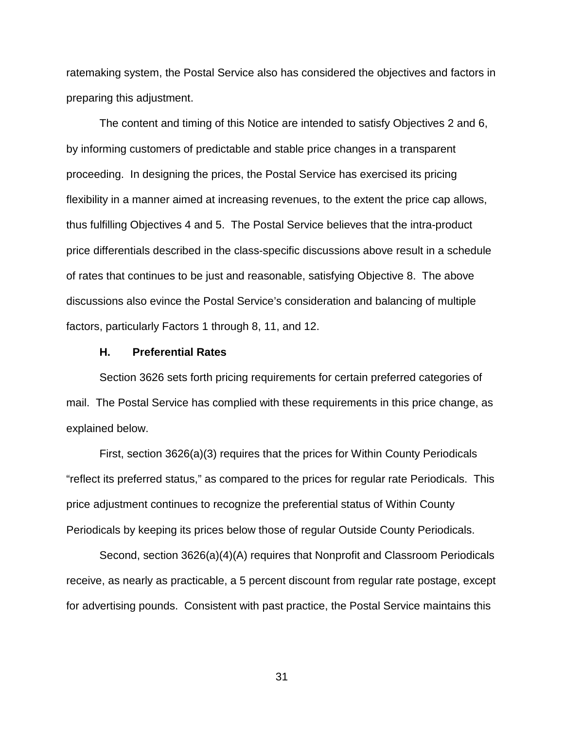ratemaking system, the Postal Service also has considered the objectives and factors in preparing this adjustment.

The content and timing of this Notice are intended to satisfy Objectives 2 and 6, by informing customers of predictable and stable price changes in a transparent proceeding. In designing the prices, the Postal Service has exercised its pricing flexibility in a manner aimed at increasing revenues, to the extent the price cap allows, thus fulfilling Objectives 4 and 5. The Postal Service believes that the intra-product price differentials described in the class-specific discussions above result in a schedule of rates that continues to be just and reasonable, satisfying Objective 8. The above discussions also evince the Postal Service's consideration and balancing of multiple factors, particularly Factors 1 through 8, 11, and 12.

### H. Preferential Rates

Section 3626 sets forth pricing requirements for certain preferred categories of mail. The Postal Service has complied with these requirements in this price change, as explained below.

First, section 3626(a)(3) requires that the prices for Within County Periodicals "reflect its preferred status," as compared to the prices for regular rate Periodicals. This price adjustment continues to recognize the preferential status of Within County Periodicals by keeping its prices below those of regular Outside County Periodicals.

Second, section 3626(a)(4)(A) requires that Nonprofit and Classroom Periodicals receive, as nearly as practicable, a 5 percent discount from regular rate postage, except for advertising pounds. Consistent with past practice, the Postal Service maintains this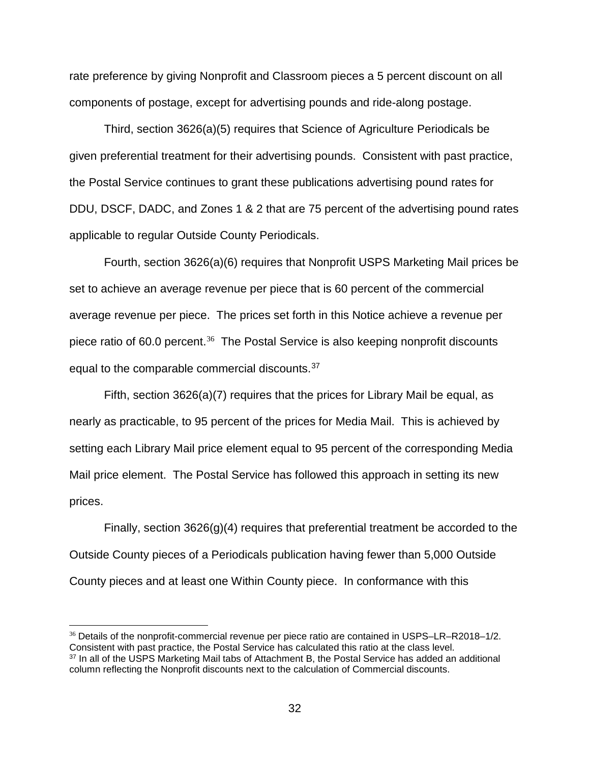rate preference by giving Nonprofit and Classroom pieces a 5 percent discount on all components of postage, except for advertising pounds and ride-along postage.

Third, section 3626(a)(5) requires that Science of Agriculture Periodicals be given preferential treatment for their advertising pounds. Consistent with past practice, the Postal Service continues to grant these publications advertising pound rates for DDU, DSCF, DADC, and Zones 1 & 2 that are 75 percent of the advertising pound rates applicable to regular Outside County Periodicals.

Fourth, section 3626(a)(6) requires that Nonprofit USPS Marketing Mail prices be set to achieve an average revenue per piece that is 60 percent of the commercial average revenue per piece. The prices set forth in this Notice achieve a revenue per piece ratio of 60.0 percent.[36] The Postal Service is also keeping nonprofit discounts equal to the comparable commercial discounts.[37]

Fifth, section 3626(a)(7) requires that the prices for Library Mail be equal, as nearly as practicable, to 95 percent of the prices for Media Mail. This is achieved by setting each Library Mail price element equal to 95 percent of the corresponding Media Mail price element. The Postal Service has followed this approach in setting its new prices.

Finally, section 3626(g)(4) requires that preferential treatment be accorded to the Outside County pieces of a Periodicals publication having fewer than 5,000 Outside County pieces and at least one Within County piece. In conformance with this

[36] Details of the nonprofit-commercial revenue per piece ratio are contained in USPS–LR–R2018–1/2. Consistent with past practice, the Postal Service has calculated this ratio at the class level.

[37] In all of the USPS Marketing Mail tabs of Attachment B, the Postal Service has added an additional column reflecting the Nonprofit discounts next to the calculation of Commercial discounts.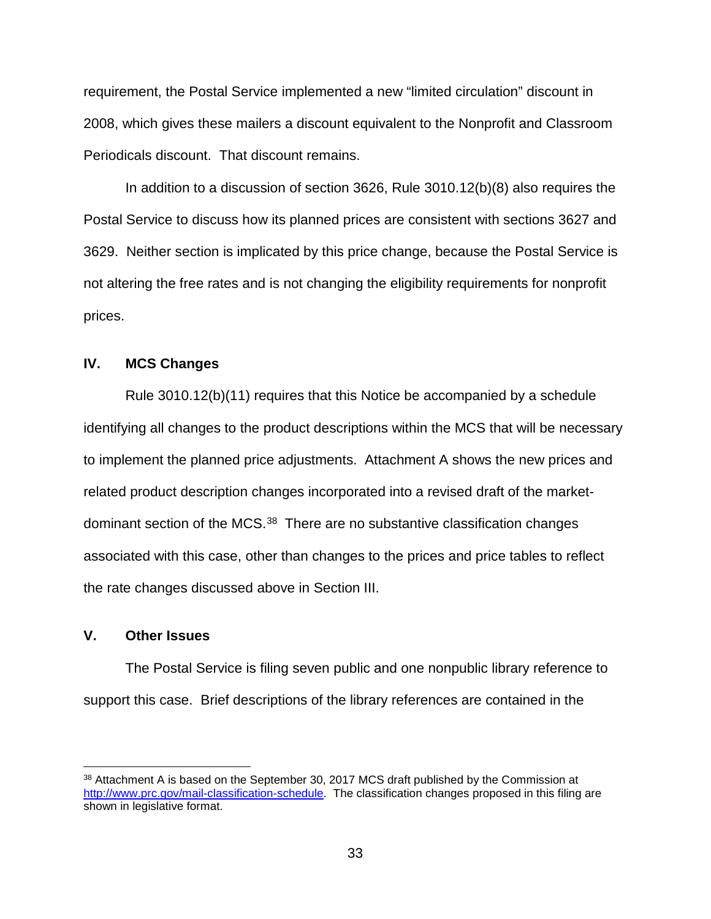requirement, the Postal Service implemented a new “limited circulation” discount in 2008, which gives these mailers a discount equivalent to the Nonprofit and Classroom Periodicals discount. That discount remains.

In addition to a discussion of section 3626, Rule 3010.12(b)(8) also requires the Postal Service to discuss how its planned prices are consistent with sections 3627 and 3629. Neither section is implicated by this price change, because the Postal Service is not altering the free rates and is not changing the eligibility requirements for nonprofit prices.

## IV. MCS Changes

Rule 3010.12(b)(11) requires that this Notice be accompanied by a schedule identifying all changes to the product descriptions within the MCS that will be necessary to implement the planned price adjustments. Attachment A shows the new prices and related product description changes incorporated into a revised draft of the market-dominant section of the MCS.[38] There are no substantive classification changes associated with this case, other than changes to the prices and price tables to reflect the rate changes discussed above in Section III.

## V. Other Issues

The Postal Service is filing seven public and one nonpublic library reference to support this case. Brief descriptions of the library references are contained in the

---

[38] Attachment A is based on the September 30, 2017 MCS draft published by the Commission at http://www.prc.gov/mail-classification-schedule. The classification changes proposed in this filing are shown in legislative format.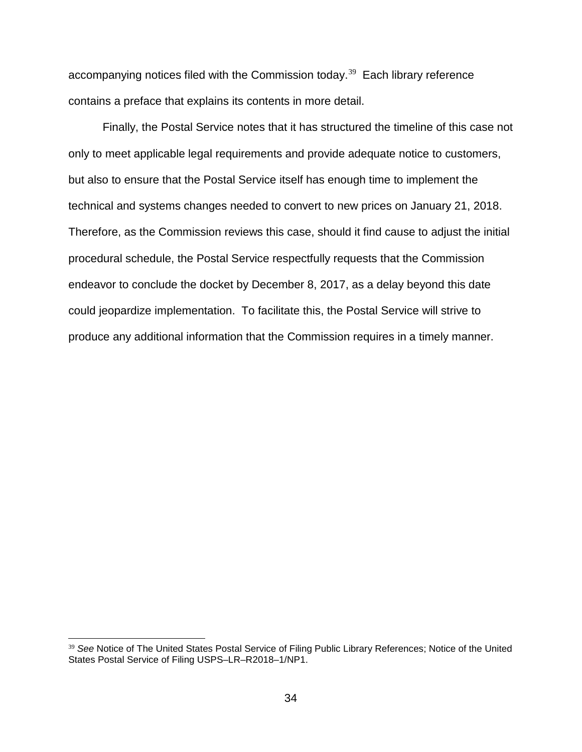accompanying notices filed with the Commission today.[39] Each library reference contains a preface that explains its contents in more detail.

Finally, the Postal Service notes that it has structured the timeline of this case not only to meet applicable legal requirements and provide adequate notice to customers, but also to ensure that the Postal Service itself has enough time to implement the technical and systems changes needed to convert to new prices on January 21, 2018. Therefore, as the Commission reviews this case, should it find cause to adjust the initial procedural schedule, the Postal Service respectfully requests that the Commission endeavor to conclude the docket by December 8, 2017, as a delay beyond this date could jeopardize implementation. To facilitate this, the Postal Service will strive to produce any additional information that the Commission requires in a timely manner.

---

[39] *See* Notice of The United States Postal Service of Filing Public Library References; Notice of the United States Postal Service of Filing USPS–LR–R2018–1/NP1.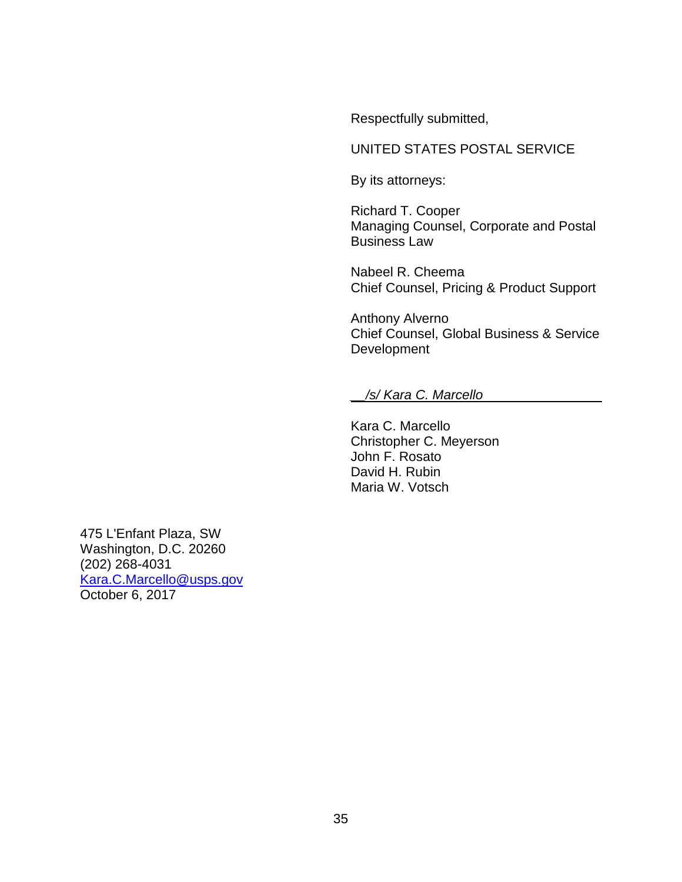Respectfully submitted,

UNITED STATES POSTAL SERVICE

By its attorneys:

Richard T. Cooper
Managing Counsel, Corporate and Postal Business Law

Nabeel R. Cheema
Chief Counsel, Pricing & Product Support

Anthony Alverno
Chief Counsel, Global Business & Service Development

*/s/ Kara C. Marcello*

Kara C. Marcello
Christopher C. Meyerson
John F. Rosato
David H. Rubin
Maria W. Votsch

475 L'Enfant Plaza, SW
Washington, D.C. 20260
(202) 268-4031
Kara.C.Marcello@usps.gov
October 6, 2017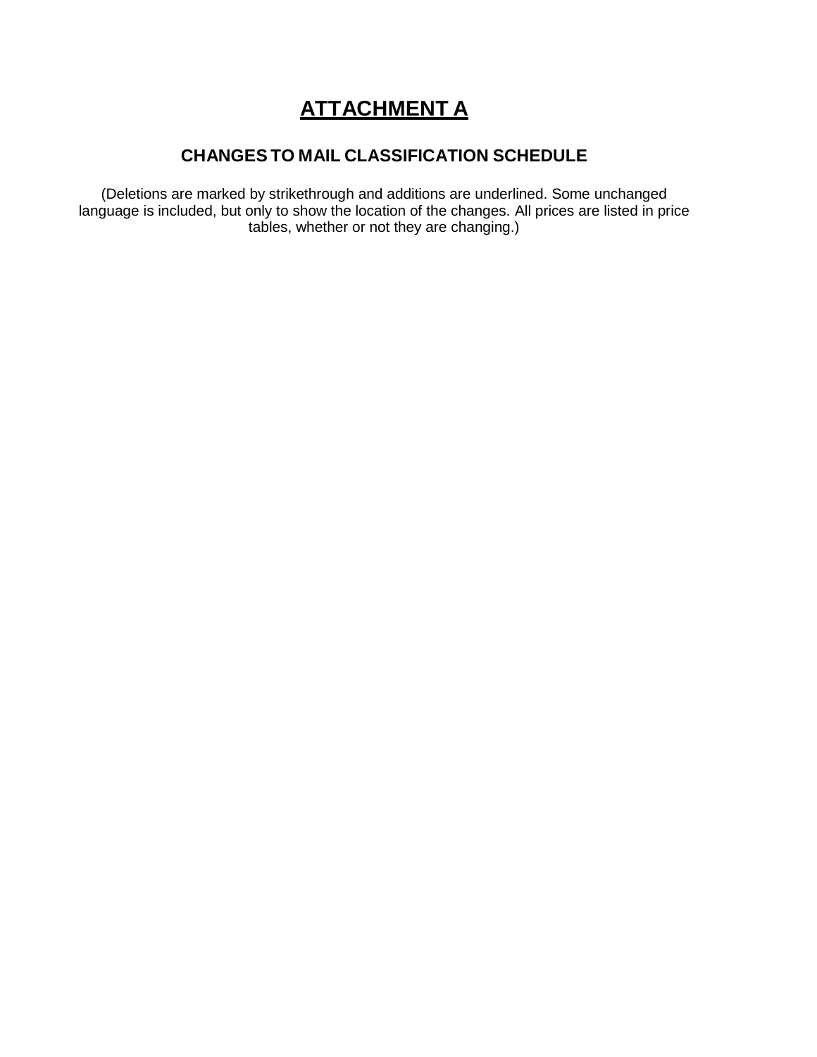# ATTACHMENT A

## CHANGES TO MAIL CLASSIFICATION SCHEDULE

(Deletions are marked by strikethrough and additions are underlined. Some unchanged language is included, but only to show the location of the changes. All prices are listed in price tables, whether or not they are changing.)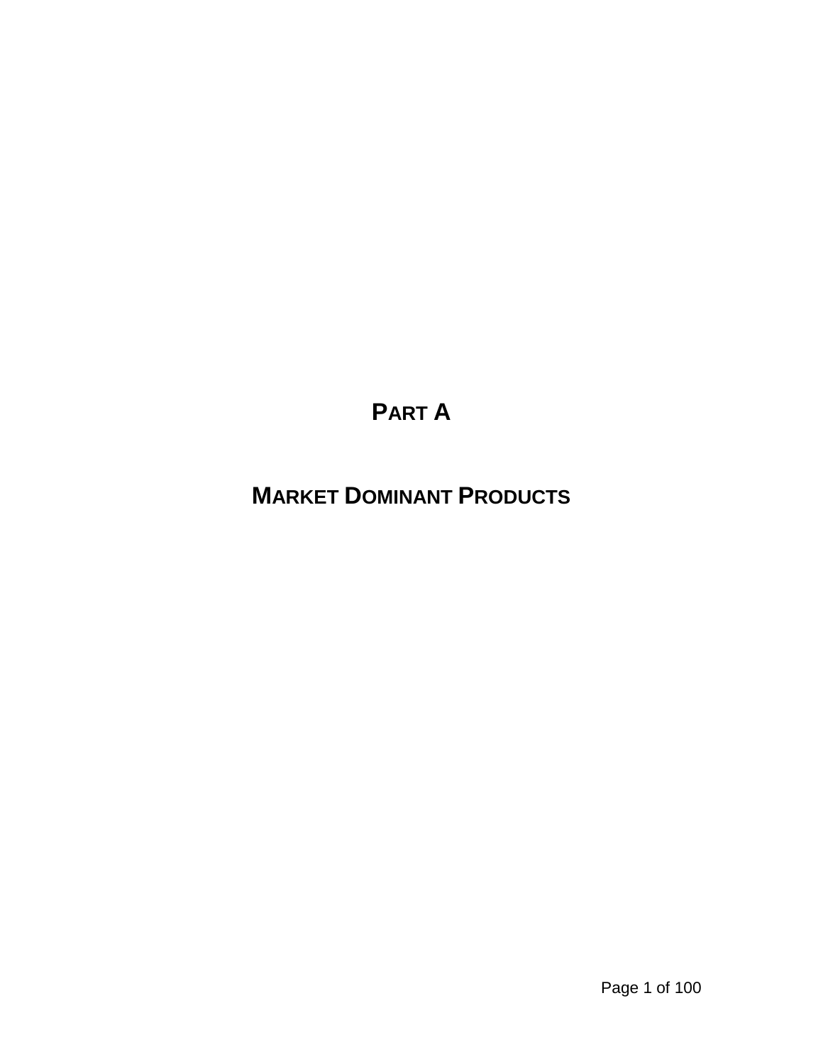# PART A

# MARKET DOMINANT PRODUCTS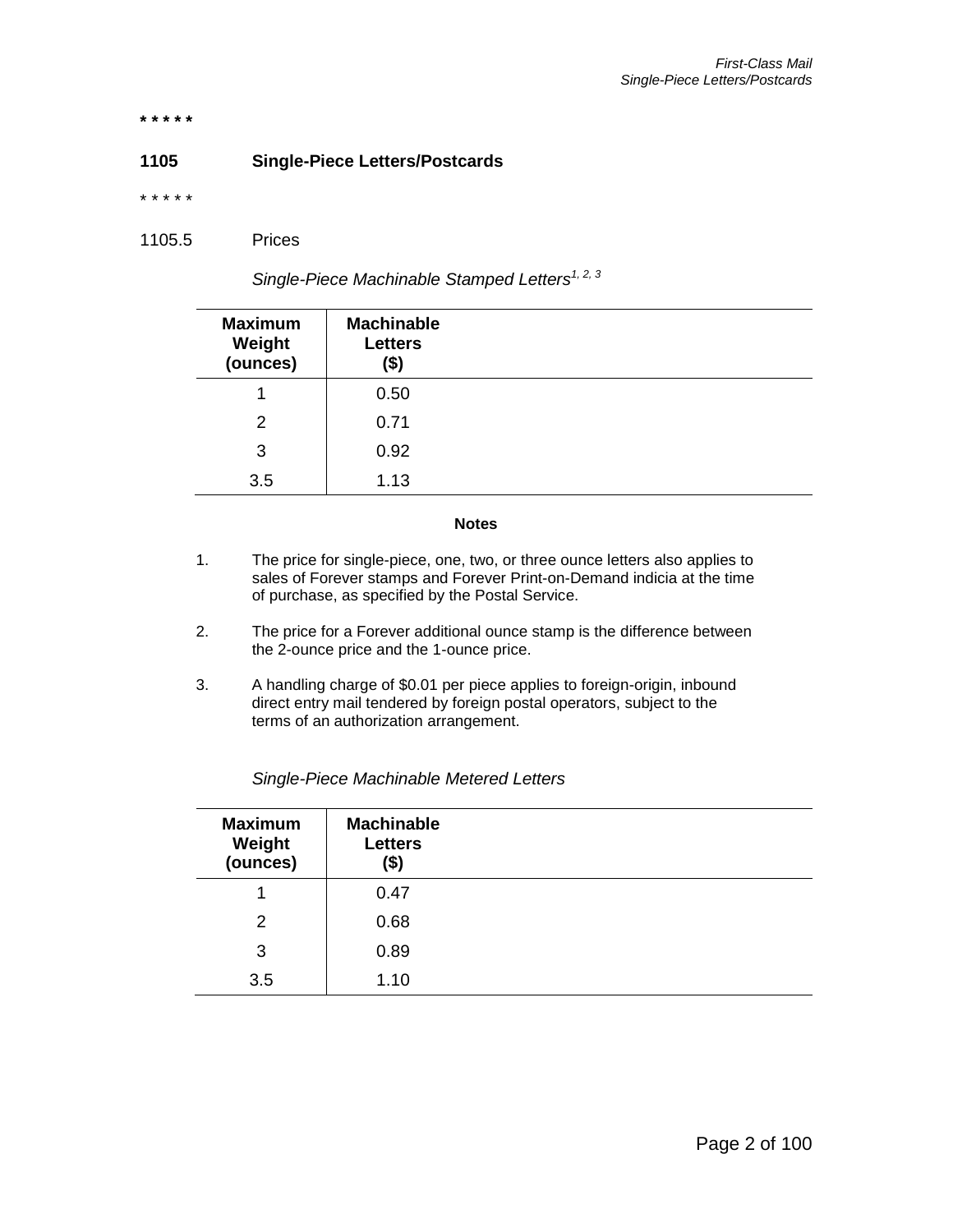**\* \* \* \* \***

## 1105 Single-Piece Letters/Postcards

\* \* \* \* \*

### 1105.5 Prices

*Single-Piece Machinable Stamped Letters*[1, 2, 3]

| Maximum Weight (ounces) | Machinable Letters ($) |
|---|---|
| 1 | 0.50 |
| 2 | 0.71 |
| 3 | 0.92 |
| 3.5 | 1.13 |

**Notes**

1. The price for single-piece, one, two, or three ounce letters also applies to sales of Forever stamps and Forever Print-on-Demand indicia at the time of purchase, as specified by the Postal Service.

2. The price for a Forever additional ounce stamp is the difference between the 2-ounce price and the 1-ounce price.

3. A handling charge of $0.01 per piece applies to foreign-origin, inbound direct entry mail tendered by foreign postal operators, subject to the terms of an authorization arrangement.

*Single-Piece Machinable Metered Letters*

| Maximum Weight (ounces) | Machinable Letters ($) |
|---|---|
| 1 | 0.47 |
| 2 | 0.68 |
| 3 | 0.89 |
| 3.5 | 1.10 |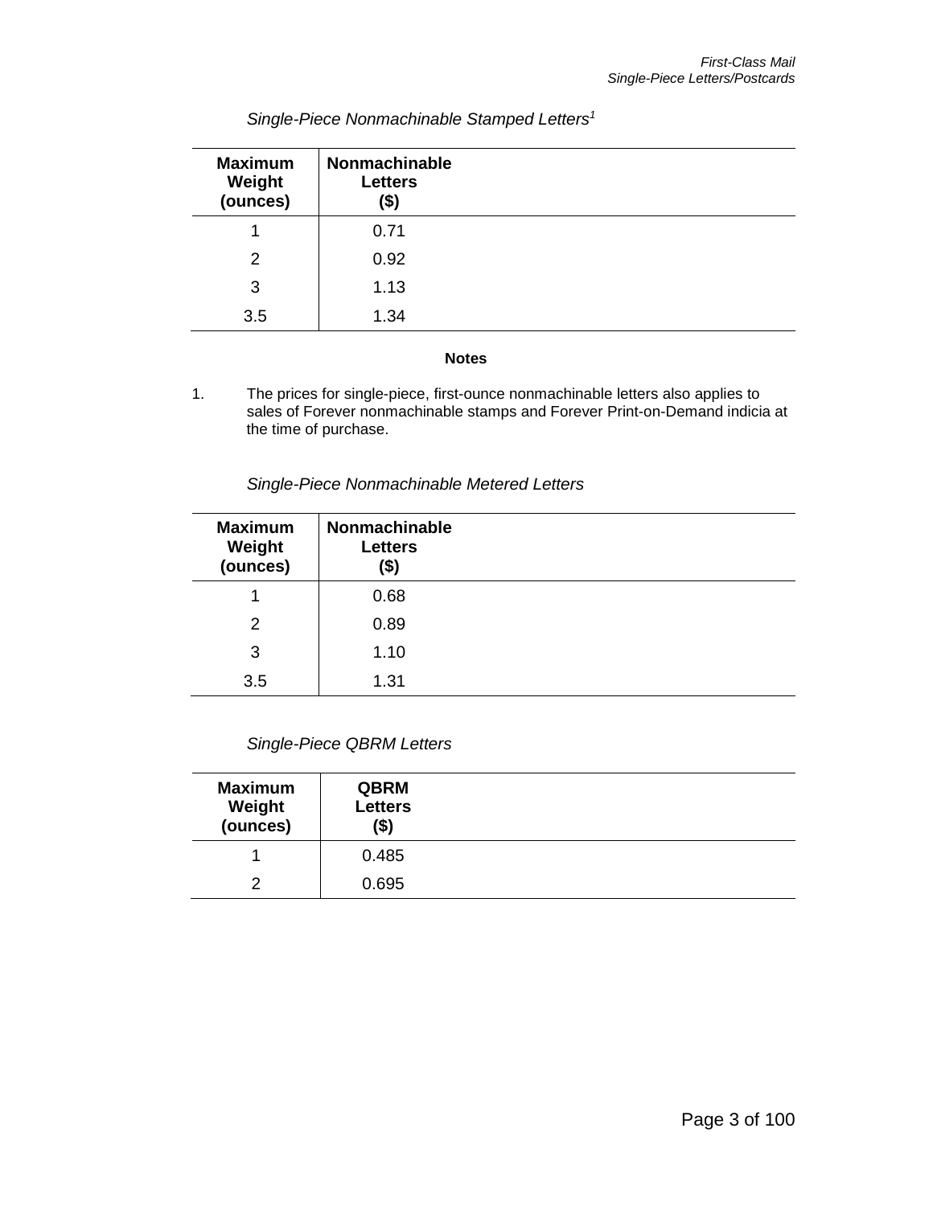*Single-Piece Nonmachinable Stamped Letters*[1]

| Maximum Weight (ounces) | Nonmachinable Letters ($) |
|---|---|
| 1 | 0.71 |
| 2 | 0.92 |
| 3 | 1.13 |
| 3.5 | 1.34 |

**Notes**

1. The prices for single-piece, first-ounce nonmachinable letters also applies to sales of Forever nonmachinable stamps and Forever Print-on-Demand indicia at the time of purchase.

*Single-Piece Nonmachinable Metered Letters*

| Maximum Weight (ounces) | Nonmachinable Letters ($) |
|---|---|
| 1 | 0.68 |
| 2 | 0.89 |
| 3 | 1.10 |
| 3.5 | 1.31 |

*Single-Piece QBRM Letters*

| Maximum Weight (ounces) | QBRM Letters ($) |
|---|---|
| 1 | 0.485 |
| 2 | 0.695 |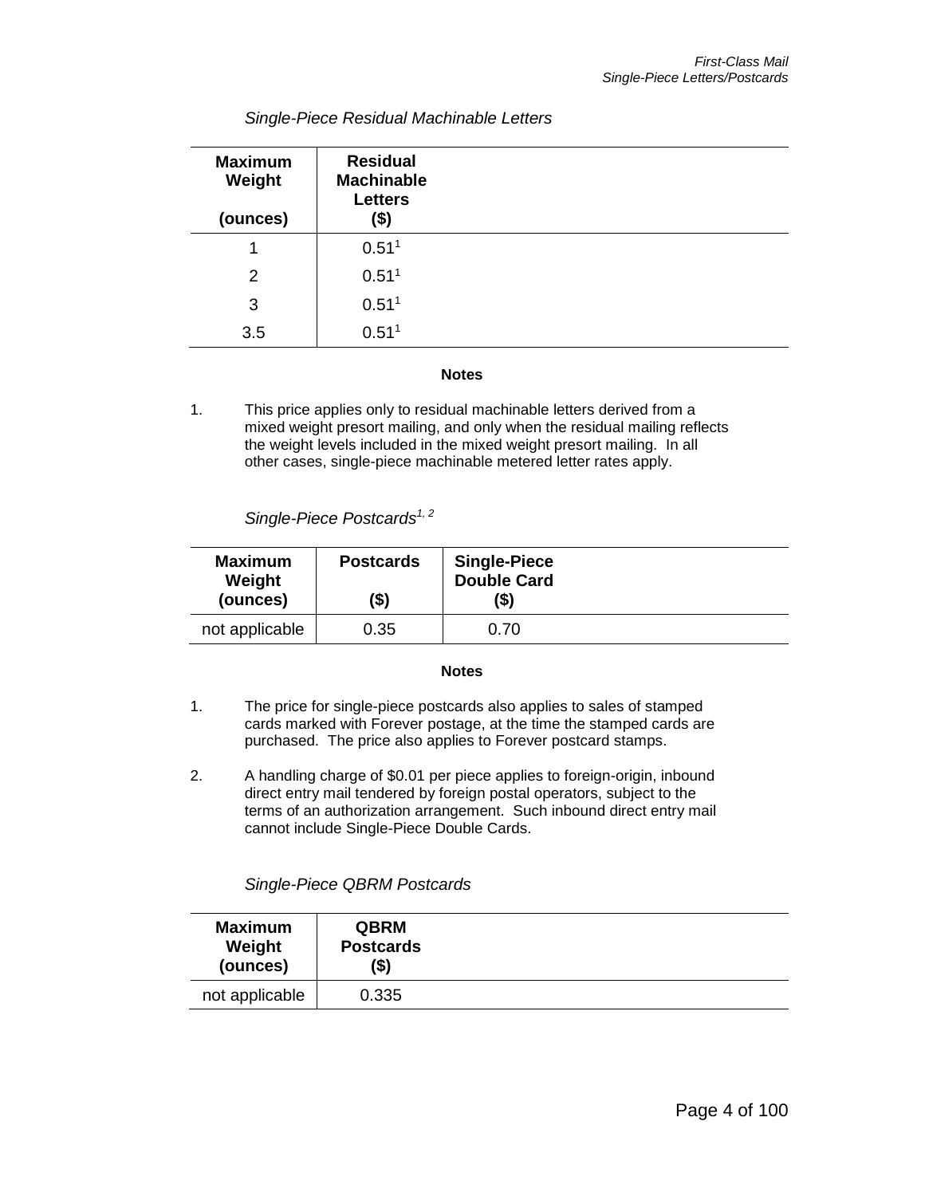*Single-Piece Residual Machinable Letters*

| Maximum Weight (ounces) | Residual Machinable Letters ($) |
|---|---|
| 1 | 0.51[1] |
| 2 | 0.51[1] |
| 3 | 0.51[1] |
| 3.5 | 0.51[1] |

**Notes**

1. This price applies only to residual machinable letters derived from a mixed weight presort mailing, and only when the residual mailing reflects the weight levels included in the mixed weight presort mailing. In all other cases, single-piece machinable metered letter rates apply.

*Single-Piece Postcards[1, 2]*

| Maximum Weight (ounces) | Postcards ($) | Single-Piece Double Card ($) |
|---|---|---|
| not applicable | 0.35 | 0.70 |

**Notes**

1. The price for single-piece postcards also applies to sales of stamped cards marked with Forever postage, at the time the stamped cards are purchased. The price also applies to Forever postcard stamps.

2. A handling charge of $0.01 per piece applies to foreign-origin, inbound direct entry mail tendered by foreign postal operators, subject to the terms of an authorization arrangement. Such inbound direct entry mail cannot include Single-Piece Double Cards.

*Single-Piece QBRM Postcards*

| Maximum Weight (ounces) | QBRM Postcards ($) |
|---|---|
| not applicable | 0.335 |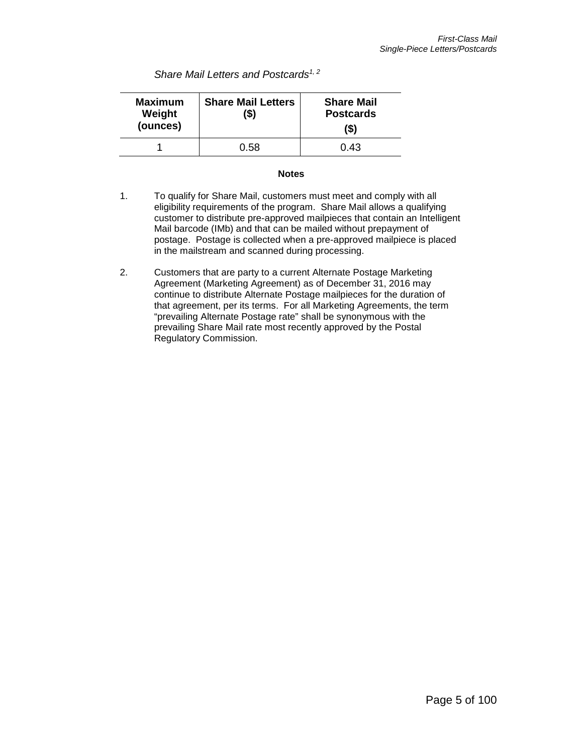*Share Mail Letters and Postcards*[1, 2]

| Maximum Weight (ounces) | Share Mail Letters ($) | Share Mail Postcards ($) |
|---|---|---|
| 1 | 0.58 | 0.43 |

**Notes**

1. To qualify for Share Mail, customers must meet and comply with all eligibility requirements of the program. Share Mail allows a qualifying customer to distribute pre-approved mailpieces that contain an Intelligent Mail barcode (IMb) and that can be mailed without prepayment of postage. Postage is collected when a pre-approved mailpiece is placed in the mailstream and scanned during processing.

2. Customers that are party to a current Alternate Postage Marketing Agreement (Marketing Agreement) as of December 31, 2016 may continue to distribute Alternate Postage mailpieces for the duration of that agreement, per its terms. For all Marketing Agreements, the term "prevailing Alternate Postage rate" shall be synonymous with the prevailing Share Mail rate most recently approved by the Postal Regulatory Commission.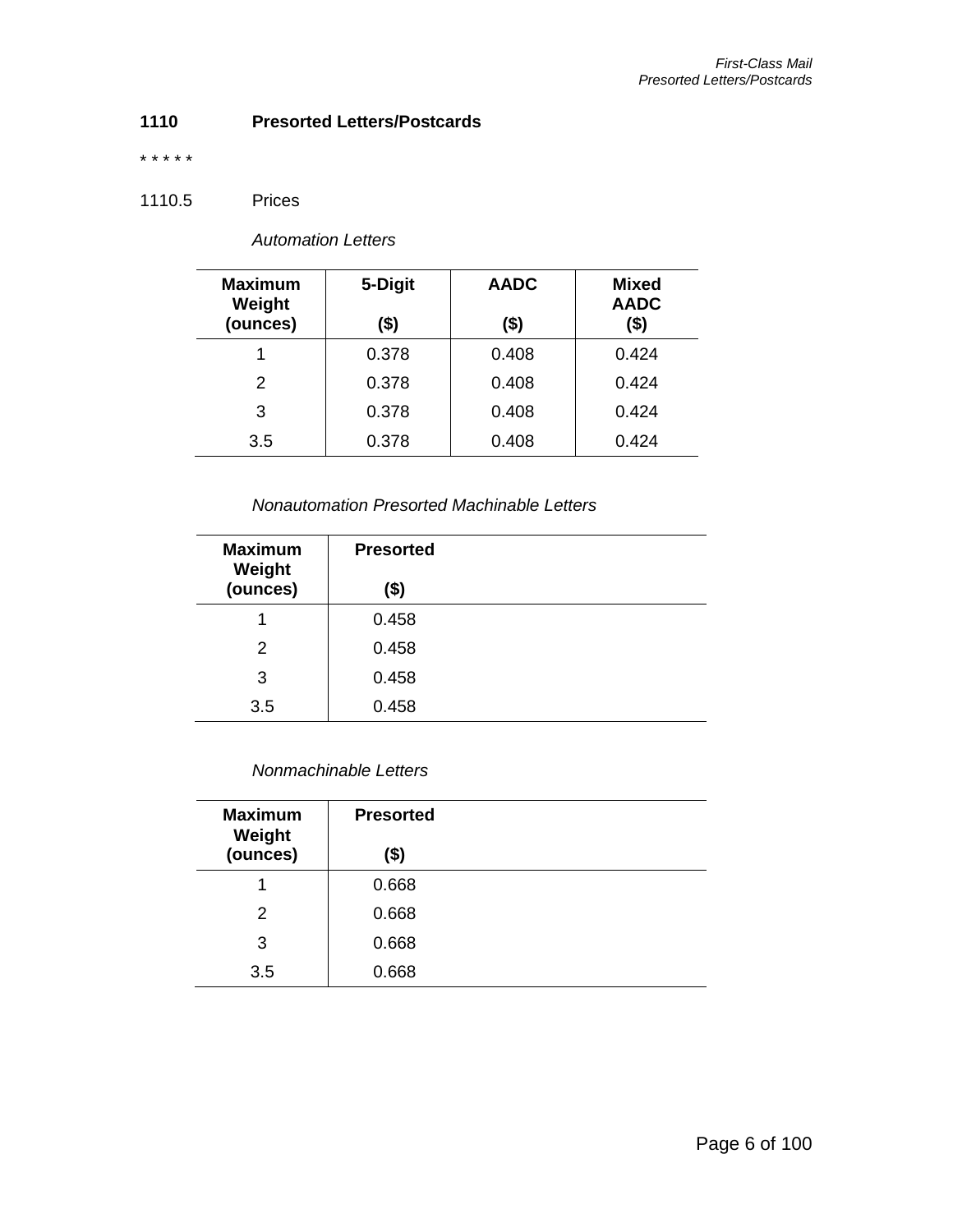**1110 Presorted Letters/Postcards**

* * * * *

1110.5 Prices

*Automation Letters*

| Maximum Weight (ounces) | 5-Digit ($) | AADC ($) | Mixed AADC ($) |
|---|---|---|---|
| 1 | 0.378 | 0.408 | 0.424 |
| 2 | 0.378 | 0.408 | 0.424 |
| 3 | 0.378 | 0.408 | 0.424 |
| 3.5 | 0.378 | 0.408 | 0.424 |

*Nonautomation Presorted Machinable Letters*

| Maximum Weight (ounces) | Presorted ($) |
|---|---|
| 1 | 0.458 |
| 2 | 0.458 |
| 3 | 0.458 |
| 3.5 | 0.458 |

*Nonmachinable Letters*

| Maximum Weight (ounces) | Presorted ($) |
|---|---|
| 1 | 0.668 |
| 2 | 0.668 |
| 3 | 0.668 |
| 3.5 | 0.668 |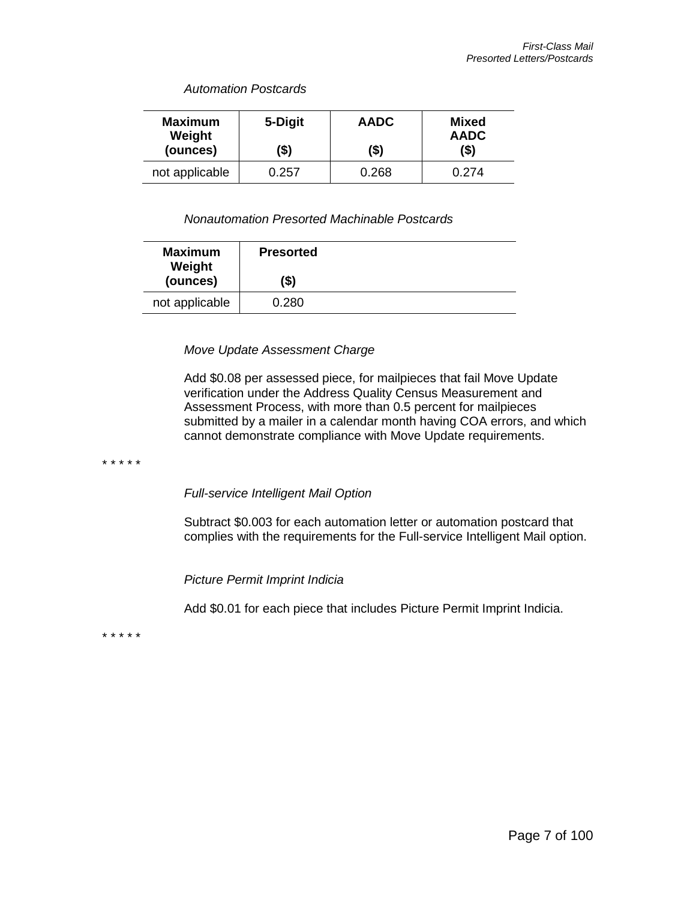*Automation Postcards*

| Maximum Weight (ounces) | 5-Digit ($) | AADC ($) | Mixed AADC ($) |
|---|---|---|---|
| not applicable | 0.257 | 0.268 | 0.274 |

*Nonautomation Presorted Machinable Postcards*

| Maximum Weight (ounces) | Presorted ($) |
|---|---|
| not applicable | 0.280 |

*Move Update Assessment Charge*

Add $0.08 per assessed piece, for mailpieces that fail Move Update verification under the Address Quality Census Measurement and Assessment Process, with more than 0.5 percent for mailpieces submitted by a mailer in a calendar month having COA errors, and which cannot demonstrate compliance with Move Update requirements.

* * * * *

*Full-service Intelligent Mail Option*

Subtract $0.003 for each automation letter or automation postcard that complies with the requirements for the Full-service Intelligent Mail option.

*Picture Permit Imprint Indicia*

Add $0.01 for each piece that includes Picture Permit Imprint Indicia.

* * * * *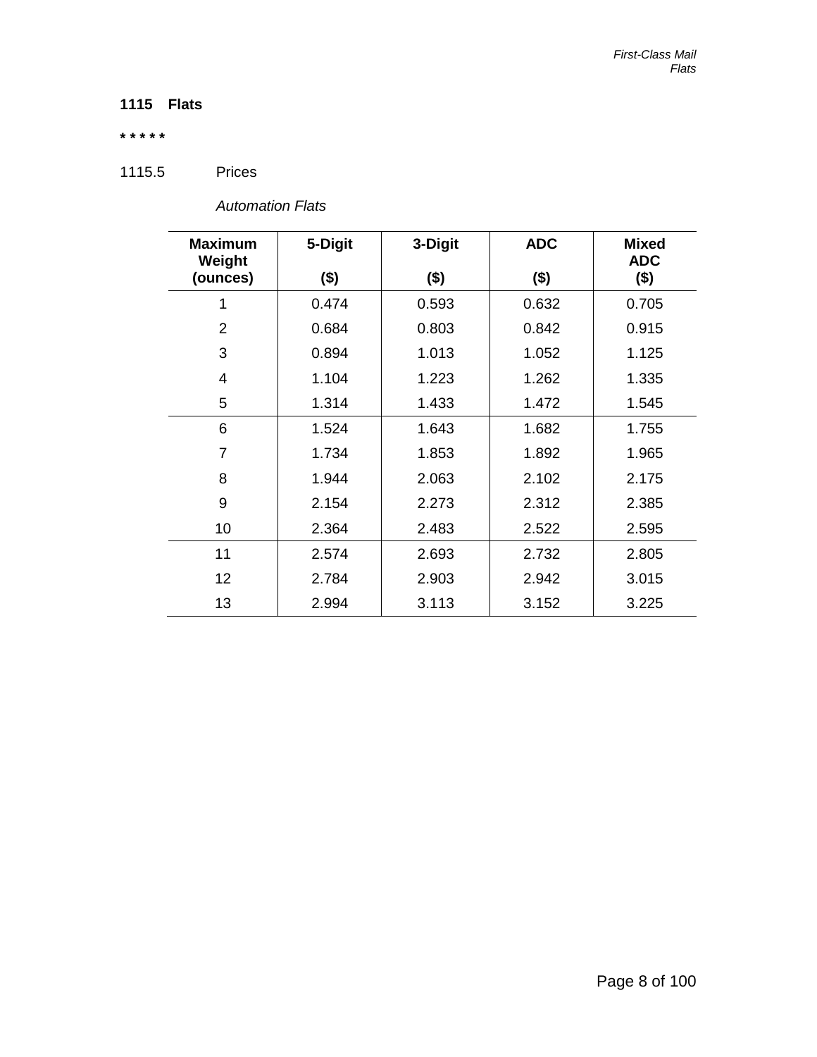## 1115 Flats

* * * * *

1115.5 Prices

*Automation Flats*

| Maximum Weight (ounces) | 5-Digit ($) | 3-Digit ($) | ADC ($) | Mixed ADC ($) |
|---|---|---|---|---|
| 1 | 0.474 | 0.593 | 0.632 | 0.705 |
| 2 | 0.684 | 0.803 | 0.842 | 0.915 |
| 3 | 0.894 | 1.013 | 1.052 | 1.125 |
| 4 | 1.104 | 1.223 | 1.262 | 1.335 |
| 5 | 1.314 | 1.433 | 1.472 | 1.545 |
| 6 | 1.524 | 1.643 | 1.682 | 1.755 |
| 7 | 1.734 | 1.853 | 1.892 | 1.965 |
| 8 | 1.944 | 2.063 | 2.102 | 2.175 |
| 9 | 2.154 | 2.273 | 2.312 | 2.385 |
| 10 | 2.364 | 2.483 | 2.522 | 2.595 |
| 11 | 2.574 | 2.693 | 2.732 | 2.805 |
| 12 | 2.784 | 2.903 | 2.942 | 3.015 |
| 13 | 2.994 | 3.113 | 3.152 | 3.225 |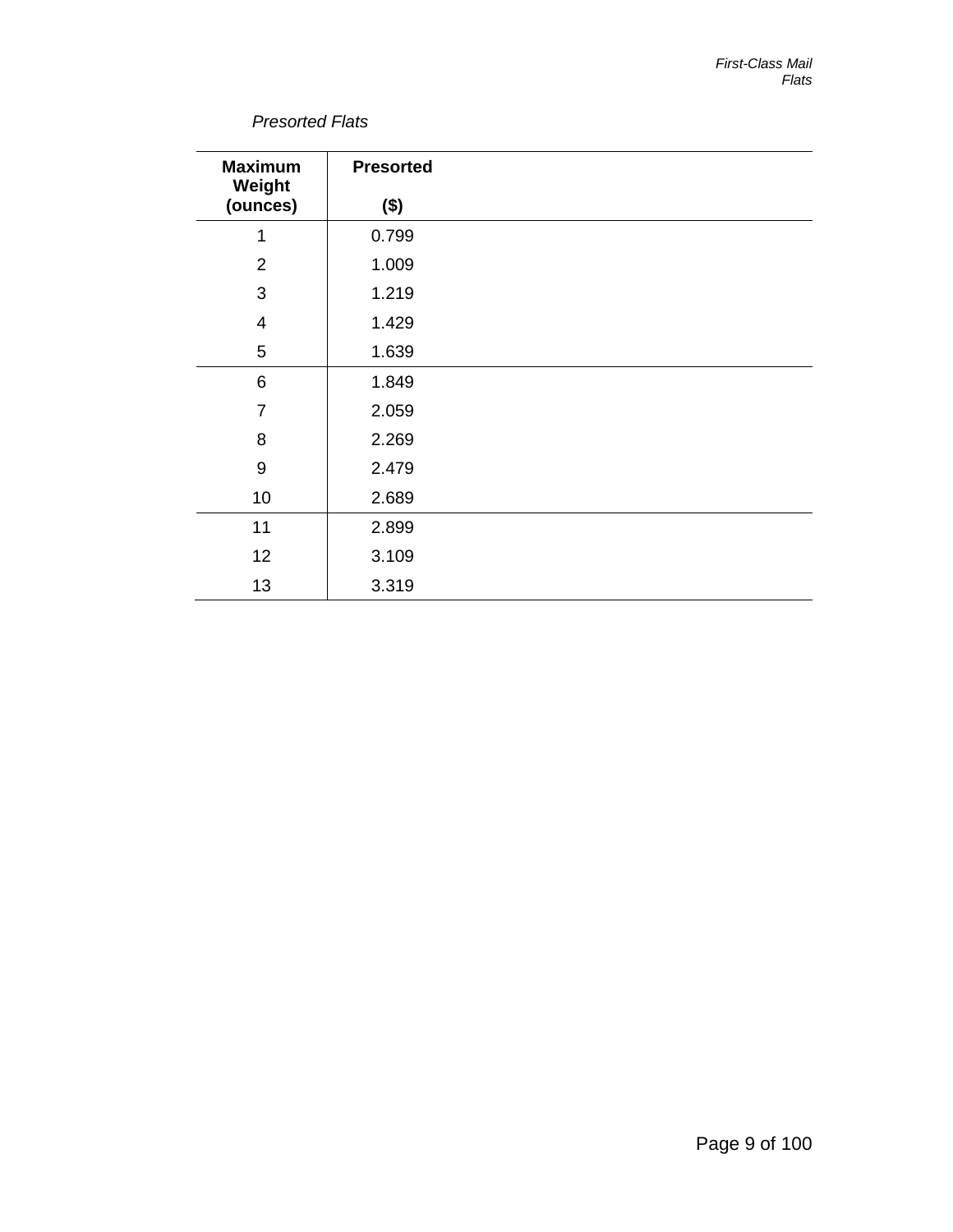*Presorted Flats*

| Maximum Weight (ounces) | Presorted ($) |
|---|---|
| 1 | 0.799 |
| 2 | 1.009 |
| 3 | 1.219 |
| 4 | 1.429 |
| 5 | 1.639 |
| 6 | 1.849 |
| 7 | 2.059 |
| 8 | 2.269 |
| 9 | 2.479 |
| 10 | 2.689 |
| 11 | 2.899 |
| 12 | 3.109 |
| 13 | 3.319 |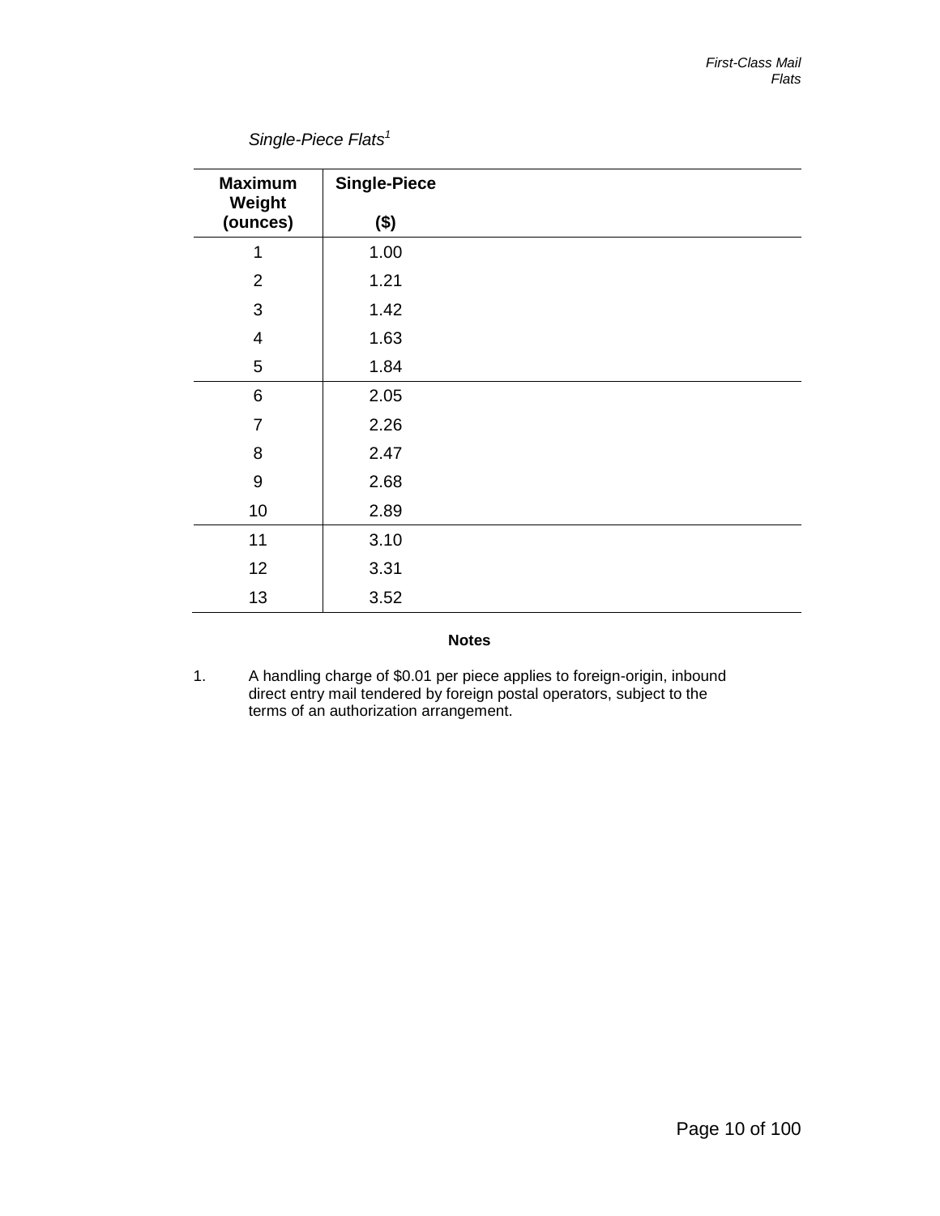*Single-Piece Flats*[1]

| Maximum Weight (ounces) | Single-Piece ($) |
|---|---|
| 1 | 1.00 |
| 2 | 1.21 |
| 3 | 1.42 |
| 4 | 1.63 |
| 5 | 1.84 |
| 6 | 2.05 |
| 7 | 2.26 |
| 8 | 2.47 |
| 9 | 2.68 |
| 10 | 2.89 |
| 11 | 3.10 |
| 12 | 3.31 |
| 13 | 3.52 |

**Notes**

1. A handling charge of $0.01 per piece applies to foreign-origin, inbound direct entry mail tendered by foreign postal operators, subject to the terms of an authorization arrangement.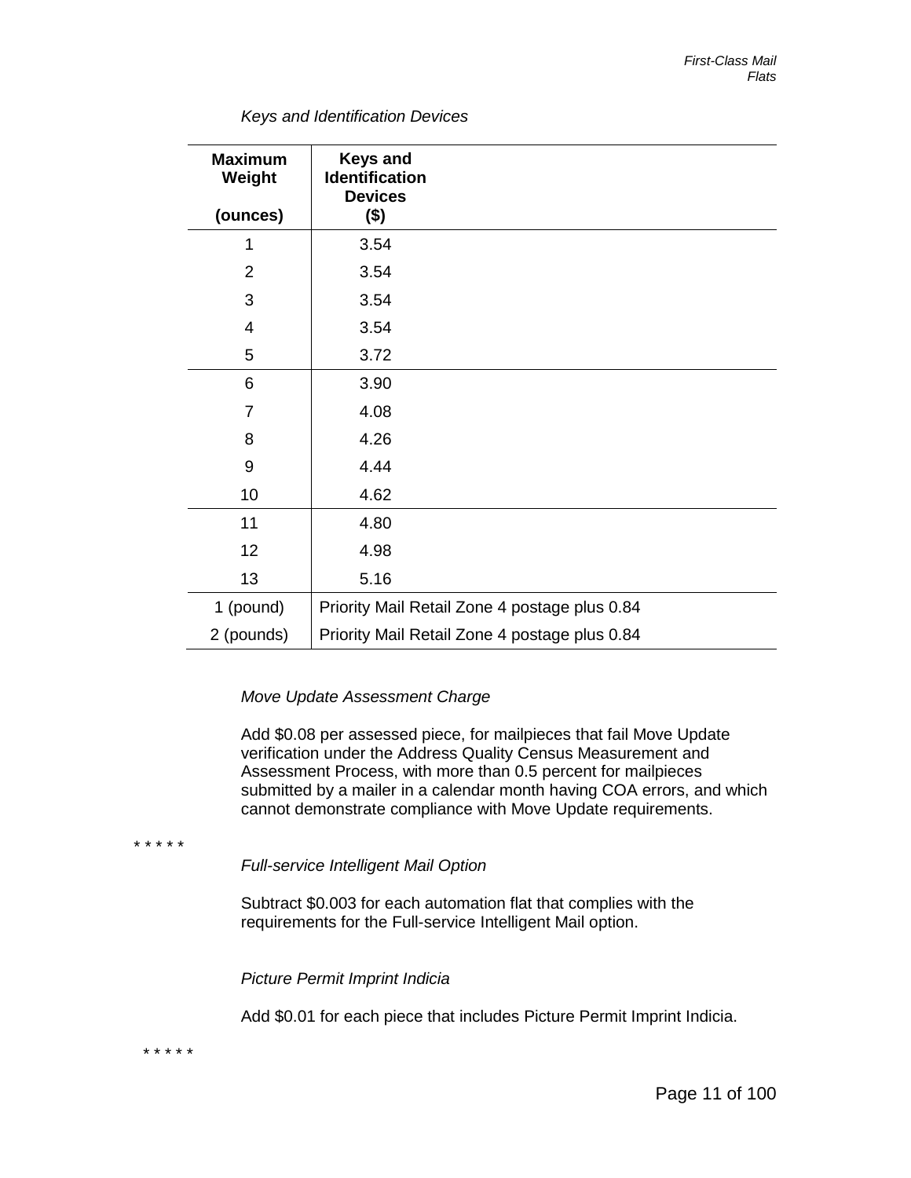*Keys and Identification Devices*

| Maximum Weight (ounces) | Keys and Identification Devices ($) |
|---|---|
| 1 | 3.54 |
| 2 | 3.54 |
| 3 | 3.54 |
| 4 | 3.54 |
| 5 | 3.72 |
| 6 | 3.90 |
| 7 | 4.08 |
| 8 | 4.26 |
| 9 | 4.44 |
| 10 | 4.62 |
| 11 | 4.80 |
| 12 | 4.98 |
| 13 | 5.16 |
| 1 (pound) | Priority Mail Retail Zone 4 postage plus 0.84 |
| 2 (pounds) | Priority Mail Retail Zone 4 postage plus 0.84 |

*Move Update Assessment Charge*

Add $0.08 per assessed piece, for mailpieces that fail Move Update verification under the Address Quality Census Measurement and Assessment Process, with more than 0.5 percent for mailpieces submitted by a mailer in a calendar month having COA errors, and which cannot demonstrate compliance with Move Update requirements.

* * * * *

*Full-service Intelligent Mail Option*

Subtract $0.003 for each automation flat that complies with the requirements for the Full-service Intelligent Mail option.

*Picture Permit Imprint Indicia*

Add $0.01 for each piece that includes Picture Permit Imprint Indicia.

* * * * *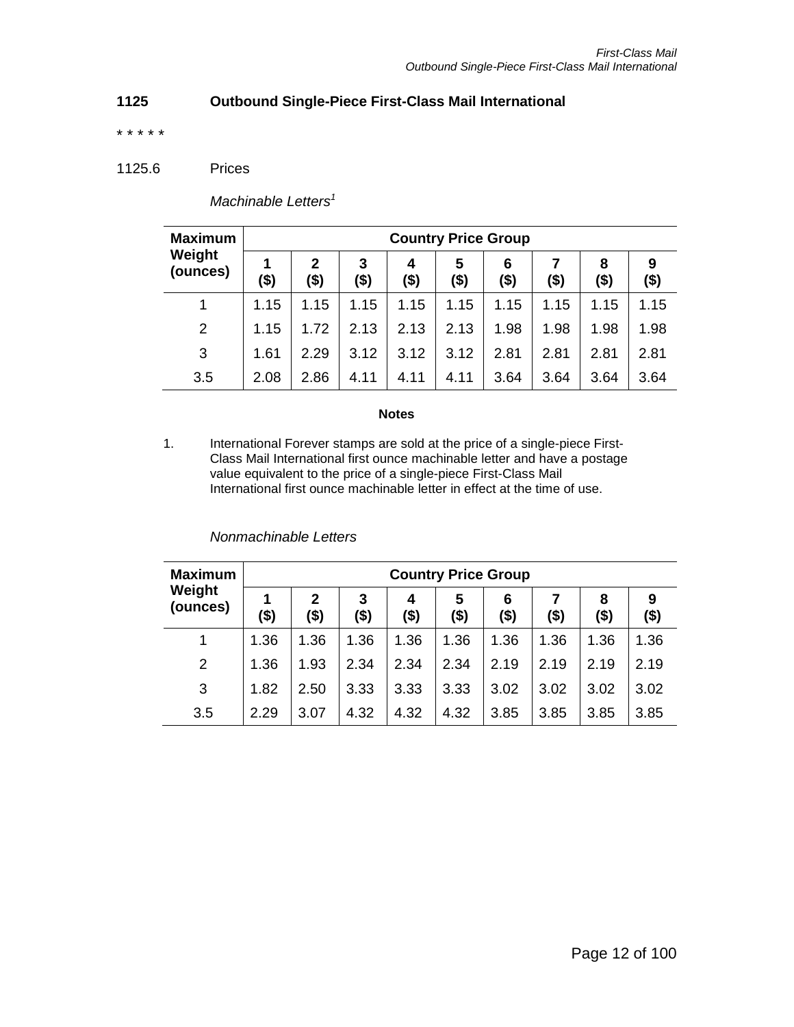## 1125 Outbound Single-Piece First-Class Mail International

\* \* \* \* \*

1125.6 Prices

*Machinable Letters*[1]

| Maximum Weight (ounces) | Country Price Group | | | | | | | | |
|---|---|---|---|---|---|---|---|---|---|
| | 1 ($) | 2 ($) | 3 ($) | 4 ($) | 5 ($) | 6 ($) | 7 ($) | 8 ($) | 9 ($) |
| 1 | 1.15 | 1.15 | 1.15 | 1.15 | 1.15 | 1.15 | 1.15 | 1.15 | 1.15 |
| 2 | 1.15 | 1.72 | 2.13 | 2.13 | 2.13 | 1.98 | 1.98 | 1.98 | 1.98 |
| 3 | 1.61 | 2.29 | 3.12 | 3.12 | 3.12 | 2.81 | 2.81 | 2.81 | 2.81 |
| 3.5 | 2.08 | 2.86 | 4.11 | 4.11 | 4.11 | 3.64 | 3.64 | 3.64 | 3.64 |

**Notes**

1. International Forever stamps are sold at the price of a single-piece First-Class Mail International first ounce machinable letter and have a postage value equivalent to the price of a single-piece First-Class Mail International first ounce machinable letter in effect at the time of use.

*Nonmachinable Letters*

| Maximum Weight (ounces) | Country Price Group | | | | | | | | |
|---|---|---|---|---|---|---|---|---|---|
| | 1 ($) | 2 ($) | 3 ($) | 4 ($) | 5 ($) | 6 ($) | 7 ($) | 8 ($) | 9 ($) |
| 1 | 1.36 | 1.36 | 1.36 | 1.36 | 1.36 | 1.36 | 1.36 | 1.36 | 1.36 |
| 2 | 1.36 | 1.93 | 2.34 | 2.34 | 2.34 | 2.19 | 2.19 | 2.19 | 2.19 |
| 3 | 1.82 | 2.50 | 3.33 | 3.33 | 3.33 | 3.02 | 3.02 | 3.02 | 3.02 |
| 3.5 | 2.29 | 3.07 | 4.32 | 4.32 | 4.32 | 3.85 | 3.85 | 3.85 | 3.85 |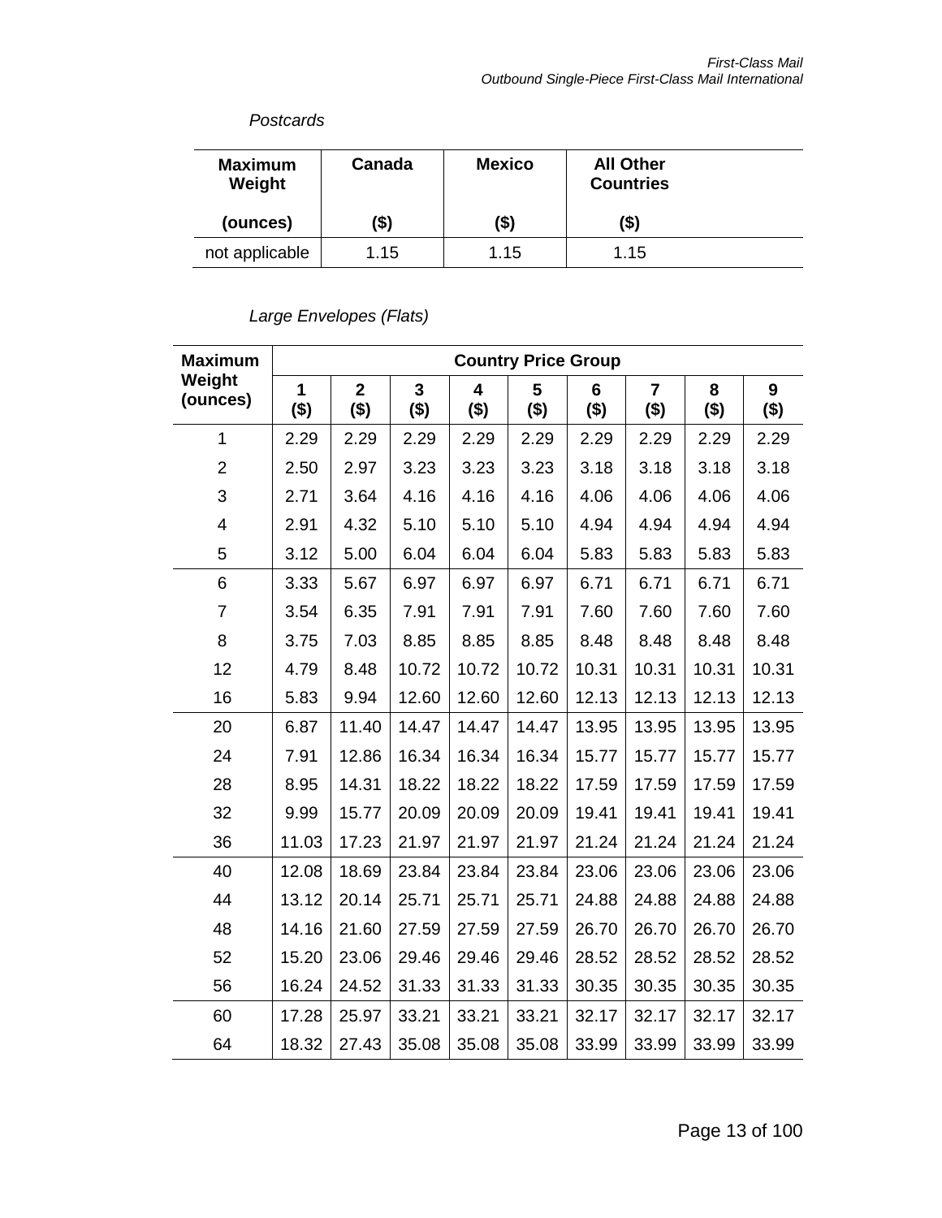*Postcards*

| Maximum Weight (ounces) | Canada ($) | Mexico ($) | All Other Countries ($) |
|---|---|---|---|
| not applicable | 1.15 | 1.15 | 1.15 |

*Large Envelopes (Flats)*

| Maximum Weight (ounces) | Country Price Group | | | | | | | | |
|---|---|---|---|---|---|---|---|---|---|
| | 1 ($) | 2 ($) | 3 ($) | 4 ($) | 5 ($) | 6 ($) | 7 ($) | 8 ($) | 9 ($) |
| 1 | 2.29 | 2.29 | 2.29 | 2.29 | 2.29 | 2.29 | 2.29 | 2.29 | 2.29 |
| 2 | 2.50 | 2.97 | 3.23 | 3.23 | 3.23 | 3.18 | 3.18 | 3.18 | 3.18 |
| 3 | 2.71 | 3.64 | 4.16 | 4.16 | 4.16 | 4.06 | 4.06 | 4.06 | 4.06 |
| 4 | 2.91 | 4.32 | 5.10 | 5.10 | 5.10 | 4.94 | 4.94 | 4.94 | 4.94 |
| 5 | 3.12 | 5.00 | 6.04 | 6.04 | 6.04 | 5.83 | 5.83 | 5.83 | 5.83 |
| 6 | 3.33 | 5.67 | 6.97 | 6.97 | 6.97 | 6.71 | 6.71 | 6.71 | 6.71 |
| 7 | 3.54 | 6.35 | 7.91 | 7.91 | 7.91 | 7.60 | 7.60 | 7.60 | 7.60 |
| 8 | 3.75 | 7.03 | 8.85 | 8.85 | 8.85 | 8.48 | 8.48 | 8.48 | 8.48 |
| 12 | 4.79 | 8.48 | 10.72 | 10.72 | 10.72 | 10.31 | 10.31 | 10.31 | 10.31 |
| 16 | 5.83 | 9.94 | 12.60 | 12.60 | 12.60 | 12.13 | 12.13 | 12.13 | 12.13 |
| 20 | 6.87 | 11.40 | 14.47 | 14.47 | 14.47 | 13.95 | 13.95 | 13.95 | 13.95 |
| 24 | 7.91 | 12.86 | 16.34 | 16.34 | 16.34 | 15.77 | 15.77 | 15.77 | 15.77 |
| 28 | 8.95 | 14.31 | 18.22 | 18.22 | 18.22 | 17.59 | 17.59 | 17.59 | 17.59 |
| 32 | 9.99 | 15.77 | 20.09 | 20.09 | 20.09 | 19.41 | 19.41 | 19.41 | 19.41 |
| 36 | 11.03 | 17.23 | 21.97 | 21.97 | 21.97 | 21.24 | 21.24 | 21.24 | 21.24 |
| 40 | 12.08 | 18.69 | 23.84 | 23.84 | 23.84 | 23.06 | 23.06 | 23.06 | 23.06 |
| 44 | 13.12 | 20.14 | 25.71 | 25.71 | 25.71 | 24.88 | 24.88 | 24.88 | 24.88 |
| 48 | 14.16 | 21.60 | 27.59 | 27.59 | 27.59 | 26.70 | 26.70 | 26.70 | 26.70 |
| 52 | 15.20 | 23.06 | 29.46 | 29.46 | 29.46 | 28.52 | 28.52 | 28.52 | 28.52 |
| 56 | 16.24 | 24.52 | 31.33 | 31.33 | 31.33 | 30.35 | 30.35 | 30.35 | 30.35 |
| 60 | 17.28 | 25.97 | 33.21 | 33.21 | 33.21 | 32.17 | 32.17 | 32.17 | 32.17 |
| 64 | 18.32 | 27.43 | 35.08 | 35.08 | 35.08 | 33.99 | 33.99 | 33.99 | 33.99 |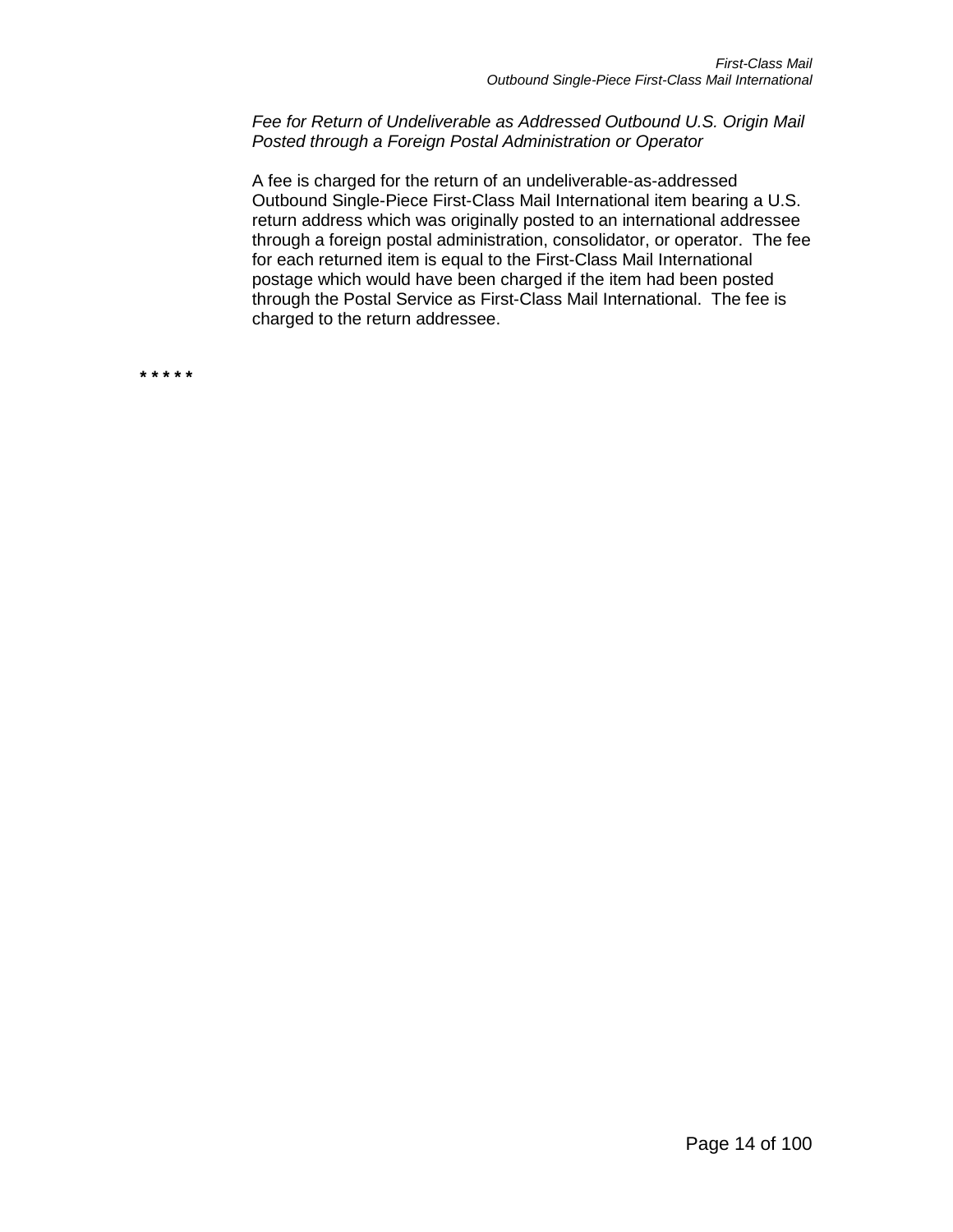*Fee for Return of Undeliverable as Addressed Outbound U.S. Origin Mail Posted through a Foreign Postal Administration or Operator*

A fee is charged for the return of an undeliverable-as-addressed Outbound Single-Piece First-Class Mail International item bearing a U.S. return address which was originally posted to an international addressee through a foreign postal administration, consolidator, or operator. The fee for each returned item is equal to the First-Class Mail International postage which would have been charged if the item had been posted through the Postal Service as First-Class Mail International. The fee is charged to the return addressee.

**\* \* \* \* \***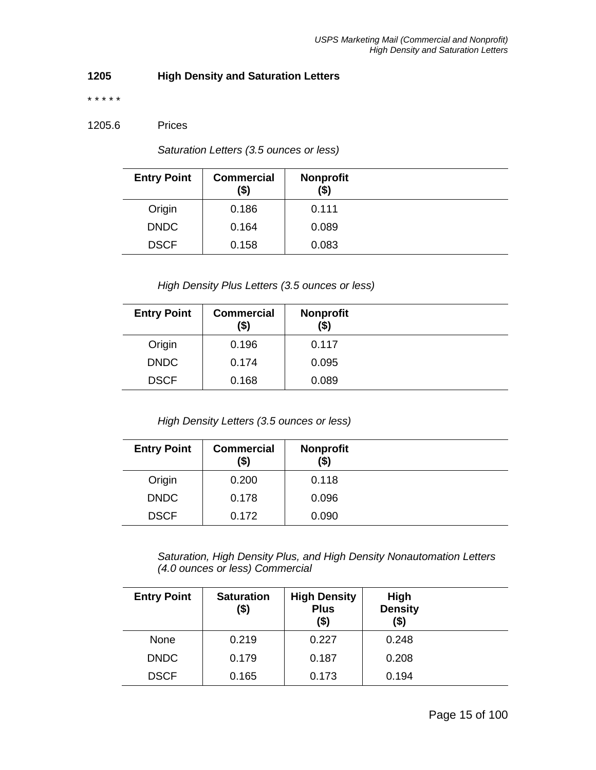## 1205 High Density and Saturation Letters

* * * * *

1205.6 Prices

*Saturation Letters (3.5 ounces or less)*

| Entry Point | Commercial ($) | Nonprofit ($) |
|---|---|---|
| Origin | 0.186 | 0.111 |
| DNDC | 0.164 | 0.089 |
| DSCF | 0.158 | 0.083 |

*High Density Plus Letters (3.5 ounces or less)*

| Entry Point | Commercial ($) | Nonprofit ($) |
|---|---|---|
| Origin | 0.196 | 0.117 |
| DNDC | 0.174 | 0.095 |
| DSCF | 0.168 | 0.089 |

*High Density Letters (3.5 ounces or less)*

| Entry Point | Commercial ($) | Nonprofit ($) |
|---|---|---|
| Origin | 0.200 | 0.118 |
| DNDC | 0.178 | 0.096 |
| DSCF | 0.172 | 0.090 |

*Saturation, High Density Plus, and High Density Nonautomation Letters (4.0 ounces or less) Commercial*

| Entry Point | Saturation ($) | High Density Plus ($) | High Density ($) |
|---|---|---|---|
| None | 0.219 | 0.227 | 0.248 |
| DNDC | 0.179 | 0.187 | 0.208 |
| DSCF | 0.165 | 0.173 | 0.194 |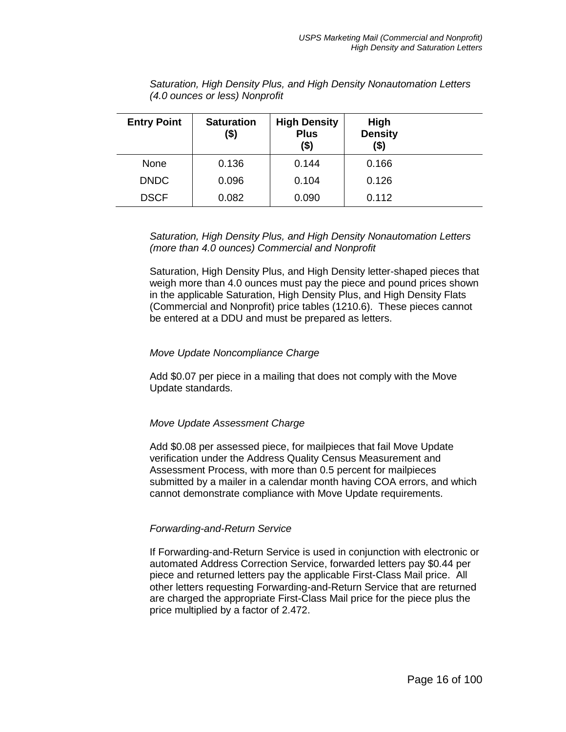*Saturation, High Density Plus, and High Density Nonautomation Letters (4.0 ounces or less) Nonprofit*

| Entry Point | Saturation ($) | High Density Plus ($) | High Density ($) |
|---|---|---|---|
| None | 0.136 | 0.144 | 0.166 |
| DNDC | 0.096 | 0.104 | 0.126 |
| DSCF | 0.082 | 0.090 | 0.112 |

*Saturation, High Density Plus, and High Density Nonautomation Letters (more than 4.0 ounces) Commercial and Nonprofit*

Saturation, High Density Plus, and High Density letter-shaped pieces that weigh more than 4.0 ounces must pay the piece and pound prices shown in the applicable Saturation, High Density Plus, and High Density Flats (Commercial and Nonprofit) price tables (1210.6). These pieces cannot be entered at a DDU and must be prepared as letters.

*Move Update Noncompliance Charge*

Add $0.07 per piece in a mailing that does not comply with the Move Update standards.

*Move Update Assessment Charge*

Add $0.08 per assessed piece, for mailpieces that fail Move Update verification under the Address Quality Census Measurement and Assessment Process, with more than 0.5 percent for mailpieces submitted by a mailer in a calendar month having COA errors, and which cannot demonstrate compliance with Move Update requirements.

*Forwarding-and-Return Service*

If Forwarding-and-Return Service is used in conjunction with electronic or automated Address Correction Service, forwarded letters pay $0.44 per piece and returned letters pay the applicable First-Class Mail price. All other letters requesting Forwarding-and-Return Service that are returned are charged the appropriate First-Class Mail price for the piece plus the price multiplied by a factor of 2.472.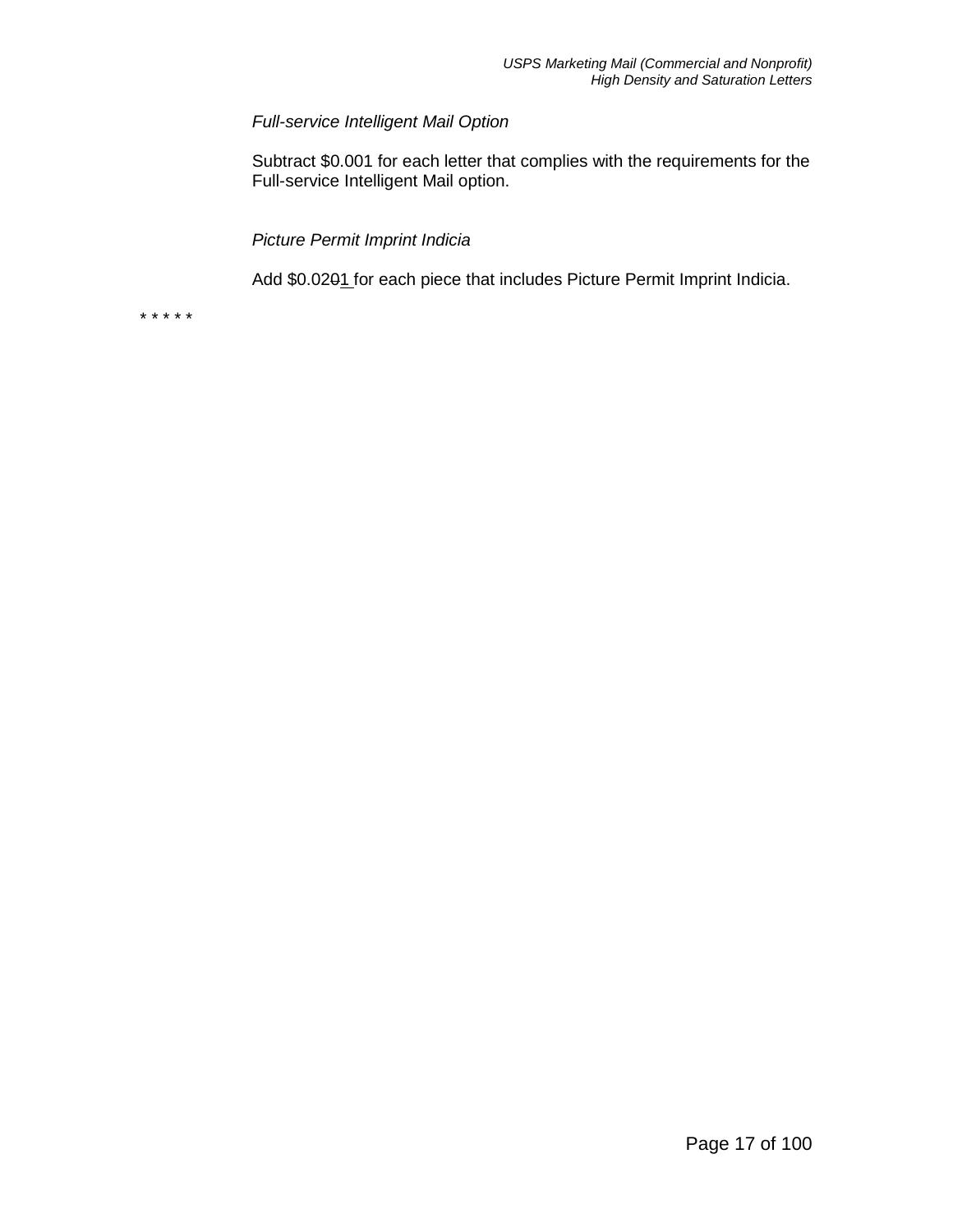*Full-service Intelligent Mail Option*

Subtract $0.001 for each letter that complies with the requirements for the Full-service Intelligent Mail option.

*Picture Permit Imprint Indicia*

Add ~~$0.020~~ $0.021 for each piece that includes Picture Permit Imprint Indicia.

* * * * *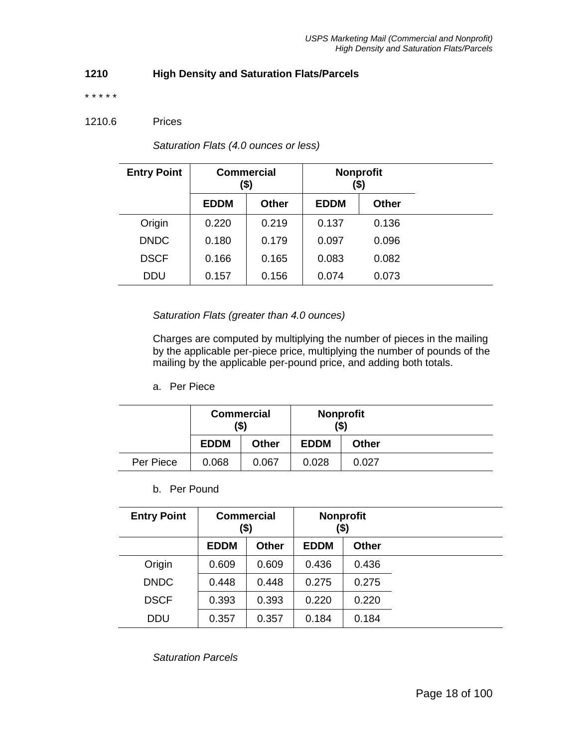## 1210 High Density and Saturation Flats/Parcels

\* \* \* \* \*

### 1210.6 Prices

*Saturation Flats (4.0 ounces or less)*

| Entry Point | Commercial ($) | | Nonprofit ($) | |
|---|---|---|---|---|
| | EDDM | Other | EDDM | Other |
| Origin | 0.220 | 0.219 | 0.137 | 0.136 |
| DNDC | 0.180 | 0.179 | 0.097 | 0.096 |
| DSCF | 0.166 | 0.165 | 0.083 | 0.082 |
| DDU | 0.157 | 0.156 | 0.074 | 0.073 |

*Saturation Flats (greater than 4.0 ounces)*

Charges are computed by multiplying the number of pieces in the mailing by the applicable per-piece price, multiplying the number of pounds of the mailing by the applicable per-pound price, and adding both totals.

a. Per Piece

| | Commercial ($) | | Nonprofit ($) | |
|---|---|---|---|---|
| | EDDM | Other | EDDM | Other |
| Per Piece | 0.068 | 0.067 | 0.028 | 0.027 |

b. Per Pound

| Entry Point | Commercial ($) | | Nonprofit ($) | |
|---|---|---|---|---|
| | EDDM | Other | EDDM | Other |
| Origin | 0.609 | 0.609 | 0.436 | 0.436 |
| DNDC | 0.448 | 0.448 | 0.275 | 0.275 |
| DSCF | 0.393 | 0.393 | 0.220 | 0.220 |
| DDU | 0.357 | 0.357 | 0.184 | 0.184 |

*Saturation Parcels*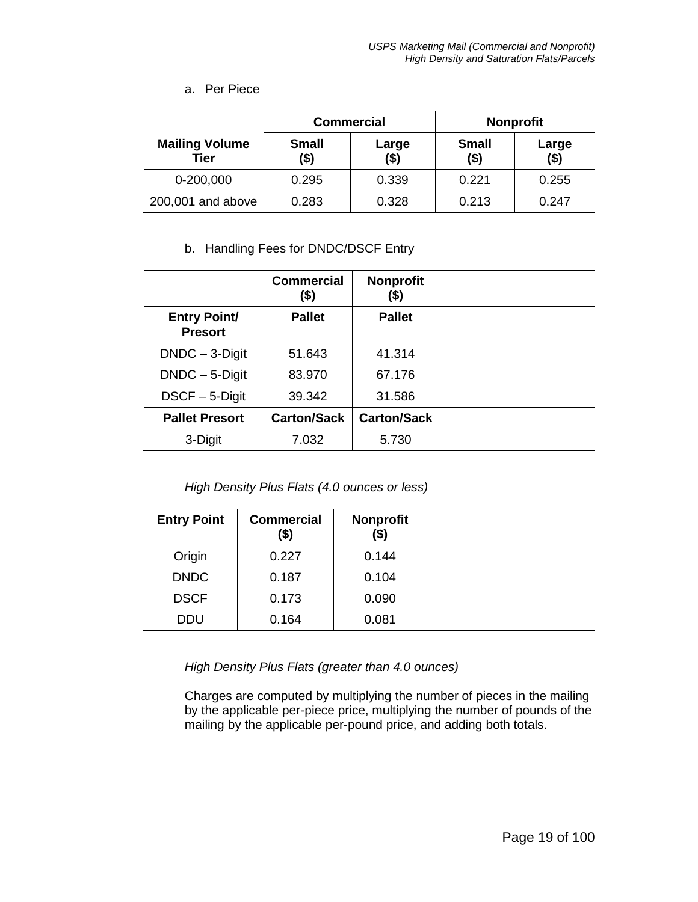a. Per Piece

| Mailing Volume Tier | Commercial | | Nonprofit | |
|---|---|---|---|---|
| | Small ($) | Large ($) | Small ($) | Large ($) |
| 0-200,000 | 0.295 | 0.339 | 0.221 | 0.255 |
| 200,001 and above | 0.283 | 0.328 | 0.213 | 0.247 |

b. Handling Fees for DNDC/DSCF Entry

| | Commercial ($) | Nonprofit ($) |
|---|---|---|
| **Entry Point/ Presort** | **Pallet** | **Pallet** |
| DNDC – 3-Digit | 51.643 | 41.314 |
| DNDC – 5-Digit | 83.970 | 67.176 |
| DSCF – 5-Digit | 39.342 | 31.586 |
| **Pallet Presort** | **Carton/Sack** | **Carton/Sack** |
| 3-Digit | 7.032 | 5.730 |

*High Density Plus Flats (4.0 ounces or less)*

| Entry Point | Commercial ($) | Nonprofit ($) |
|---|---|---|
| Origin | 0.227 | 0.144 |
| DNDC | 0.187 | 0.104 |
| DSCF | 0.173 | 0.090 |
| DDU | 0.164 | 0.081 |

*High Density Plus Flats (greater than 4.0 ounces)*

Charges are computed by multiplying the number of pieces in the mailing by the applicable per-piece price, multiplying the number of pounds of the mailing by the applicable per-pound price, and adding both totals.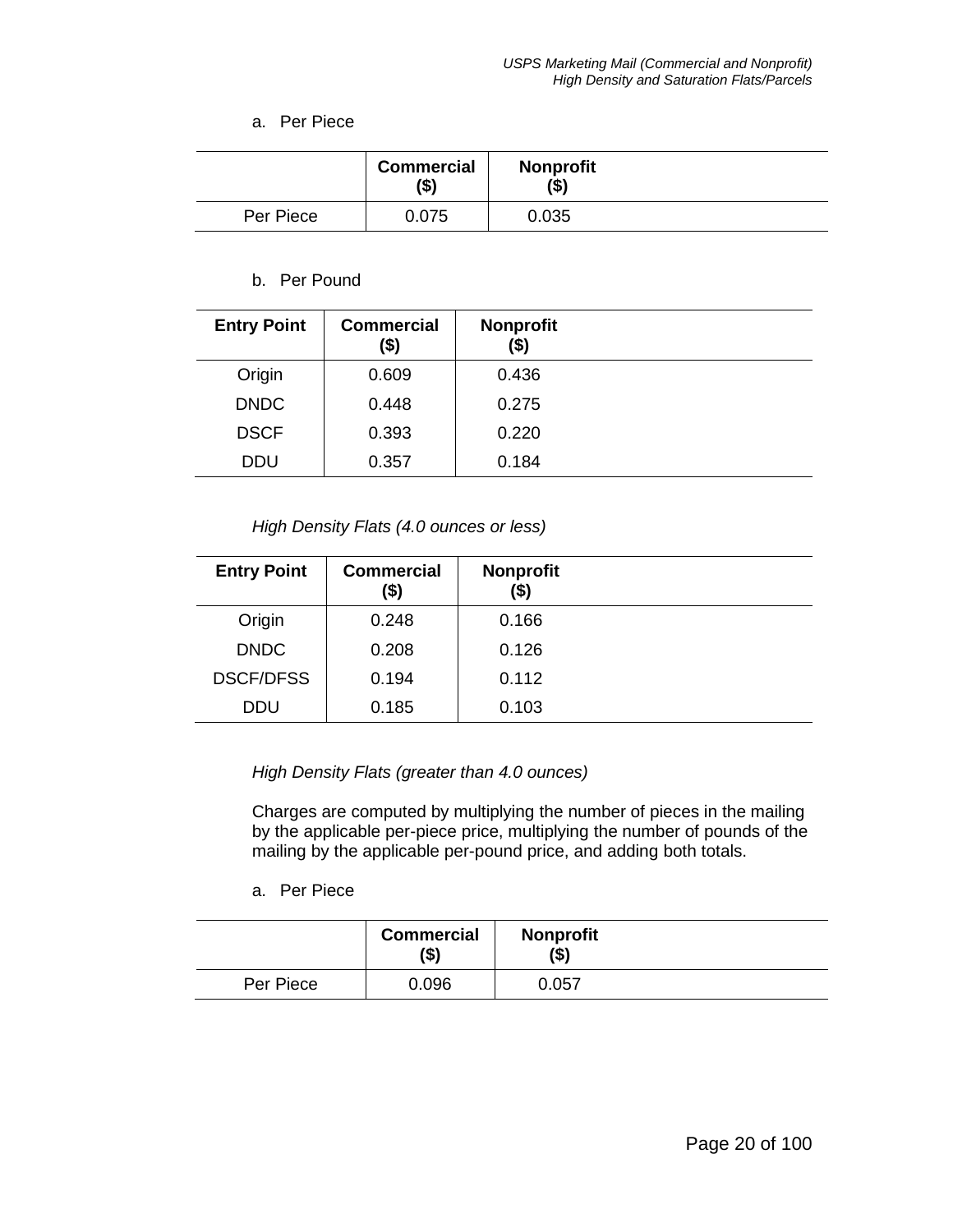a. Per Piece

| | Commercial ($) | Nonprofit ($) |
|---|---|---|
| Per Piece | 0.075 | 0.035 |

b. Per Pound

| Entry Point | Commercial ($) | Nonprofit ($) |
|---|---|---|
| Origin | 0.609 | 0.436 |
| DNDC | 0.448 | 0.275 |
| DSCF | 0.393 | 0.220 |
| DDU | 0.357 | 0.184 |

*High Density Flats (4.0 ounces or less)*

| Entry Point | Commercial ($) | Nonprofit ($) |
|---|---|---|
| Origin | 0.248 | 0.166 |
| DNDC | 0.208 | 0.126 |
| DSCF/DFSS | 0.194 | 0.112 |
| DDU | 0.185 | 0.103 |

*High Density Flats (greater than 4.0 ounces)*

Charges are computed by multiplying the number of pieces in the mailing by the applicable per-piece price, multiplying the number of pounds of the mailing by the applicable per-pound price, and adding both totals.

a. Per Piece

| | Commercial ($) | Nonprofit ($) |
|---|---|---|
| Per Piece | 0.096 | 0.057 |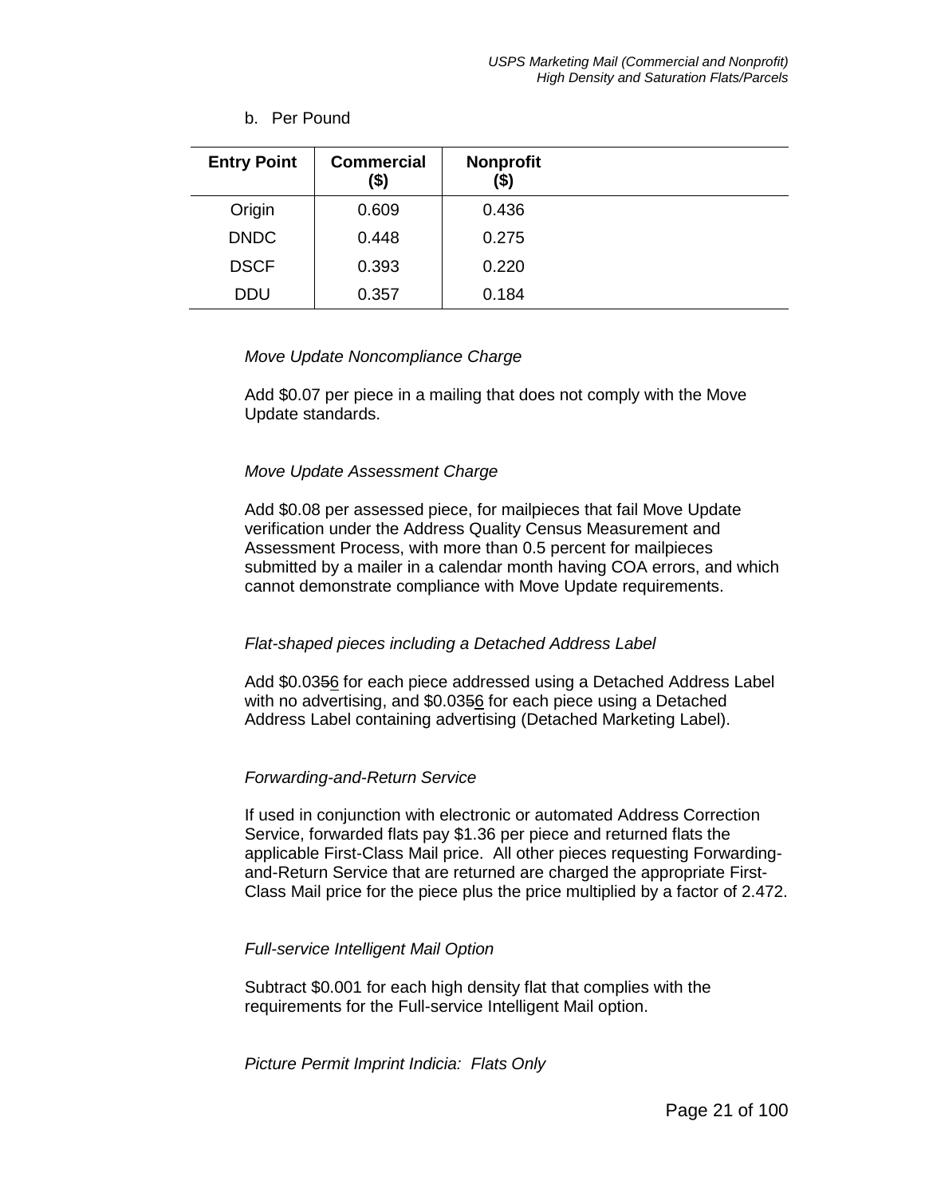b. Per Pound

| Entry Point | Commercial ($) | Nonprofit ($) |
|---|---|---|
| Origin | 0.609 | 0.436 |
| DNDC | 0.448 | 0.275 |
| DSCF | 0.393 | 0.220 |
| DDU | 0.357 | 0.184 |

*Move Update Noncompliance Charge*

Add $0.07 per piece in a mailing that does not comply with the Move Update standards.

*Move Update Assessment Charge*

Add $0.08 per assessed piece, for mailpieces that fail Move Update verification under the Address Quality Census Measurement and Assessment Process, with more than 0.5 percent for mailpieces submitted by a mailer in a calendar month having COA errors, and which cannot demonstrate compliance with Move Update requirements.

*Flat-shaped pieces including a Detached Address Label*

Add $0.0356 for each piece addressed using a Detached Address Label with no advertising, and $0.0356 for each piece using a Detached Address Label containing advertising (Detached Marketing Label).

*Forwarding-and-Return Service*

If used in conjunction with electronic or automated Address Correction Service, forwarded flats pay $1.36 per piece and returned flats the applicable First-Class Mail price. All other pieces requesting Forwarding-and-Return Service that are returned are charged the appropriate First-Class Mail price for the piece plus the price multiplied by a factor of 2.472.

*Full-service Intelligent Mail Option*

Subtract $0.001 for each high density flat that complies with the requirements for the Full-service Intelligent Mail option.

*Picture Permit Imprint Indicia: Flats Only*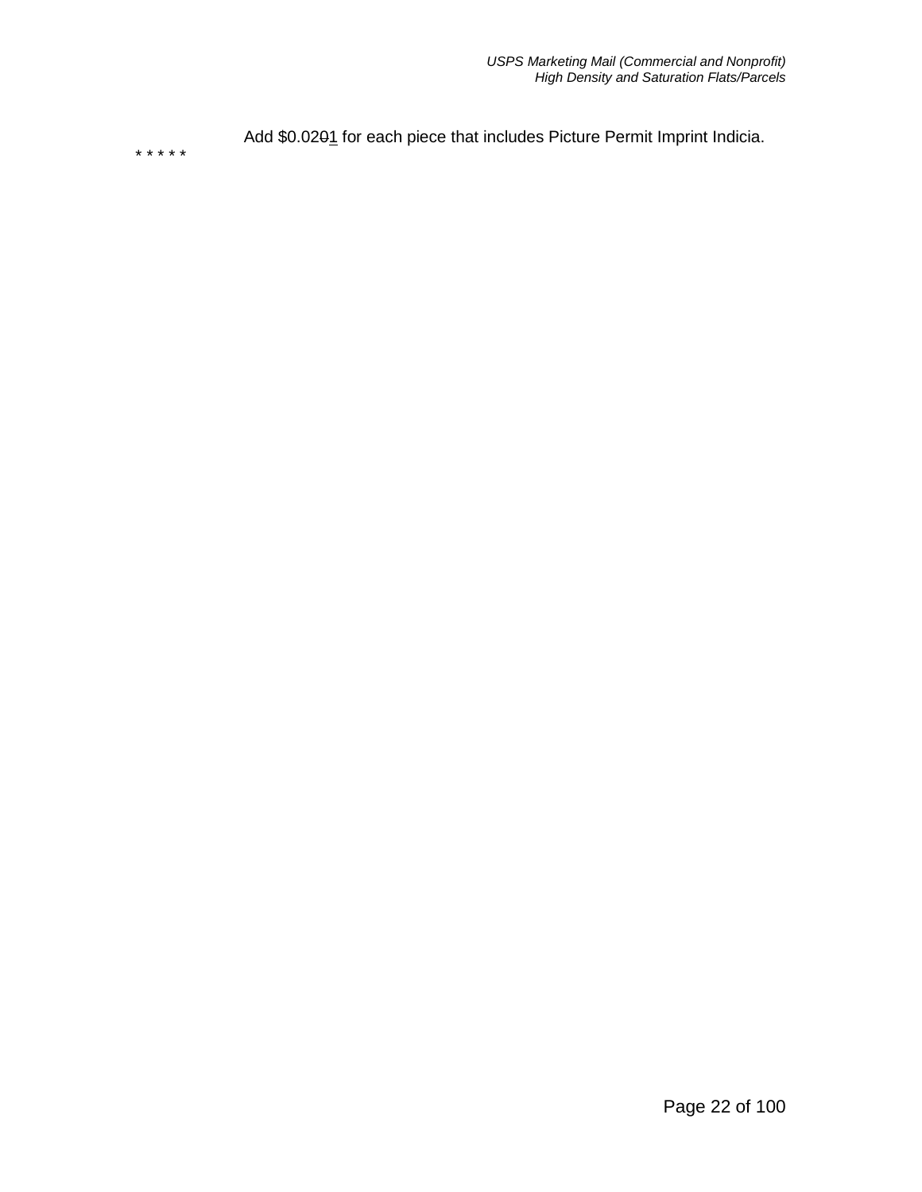Add $0.02~~0~~1 for each piece that includes Picture Permit Imprint Indicia.

* * * * *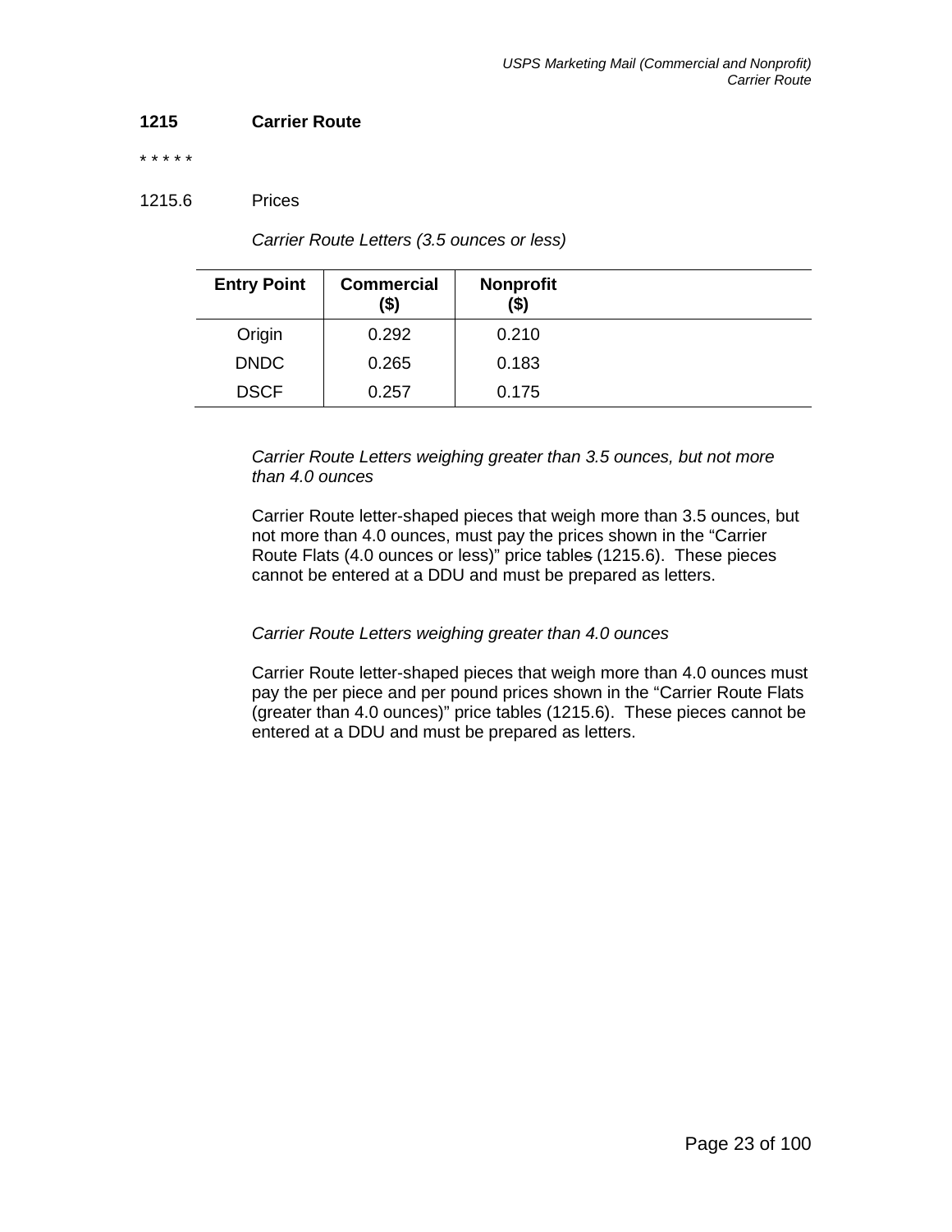### 1215 Carrier Route

\* \* \* \* \*

#### 1215.6 Prices

*Carrier Route Letters (3.5 ounces or less)*

| Entry Point | Commercial ($) | Nonprofit ($) |
|---|---|---|
| Origin | 0.292 | 0.210 |
| DNDC | 0.265 | 0.183 |
| DSCF | 0.257 | 0.175 |

*Carrier Route Letters weighing greater than 3.5 ounces, but not more than 4.0 ounces*

Carrier Route letter-shaped pieces that weigh more than 3.5 ounces, but not more than 4.0 ounces, must pay the prices shown in the “Carrier Route Flats (4.0 ounces or less)” price tables (1215.6). These pieces cannot be entered at a DDU and must be prepared as letters.

*Carrier Route Letters weighing greater than 4.0 ounces*

Carrier Route letter-shaped pieces that weigh more than 4.0 ounces must pay the per piece and per pound prices shown in the “Carrier Route Flats (greater than 4.0 ounces)” price tables (1215.6). These pieces cannot be entered at a DDU and must be prepared as letters.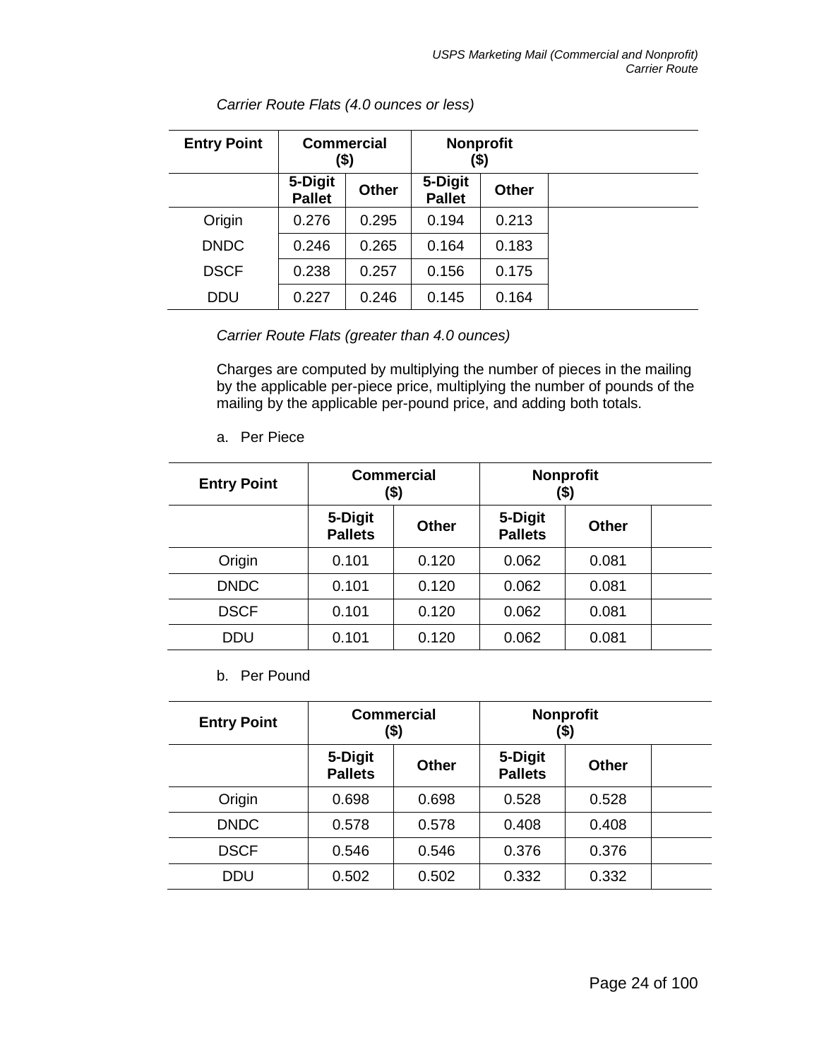*Carrier Route Flats (4.0 ounces or less)*

| Entry Point | Commercial ($) | | Nonprofit ($) | | |
|---|---|---|---|---|---|
| | 5-Digit Pallet | Other | 5-Digit Pallet | Other | |
| Origin | 0.276 | 0.295 | 0.194 | 0.213 | |
| DNDC | 0.246 | 0.265 | 0.164 | 0.183 | |
| DSCF | 0.238 | 0.257 | 0.156 | 0.175 | |
| DDU | 0.227 | 0.246 | 0.145 | 0.164 | |

*Carrier Route Flats (greater than 4.0 ounces)*

Charges are computed by multiplying the number of pieces in the mailing by the applicable per-piece price, multiplying the number of pounds of the mailing by the applicable per-pound price, and adding both totals.

a. Per Piece

| Entry Point | Commercial ($) | | Nonprofit ($) | | |
|---|---|---|---|---|---|
| | 5-Digit Pallets | Other | 5-Digit Pallets | Other | |
| Origin | 0.101 | 0.120 | 0.062 | 0.081 | |
| DNDC | 0.101 | 0.120 | 0.062 | 0.081 | |
| DSCF | 0.101 | 0.120 | 0.062 | 0.081 | |
| DDU | 0.101 | 0.120 | 0.062 | 0.081 | |

b. Per Pound

| Entry Point | Commercial ($) | | Nonprofit ($) | | |
|---|---|---|---|---|---|
| | 5-Digit Pallets | Other | 5-Digit Pallets | Other | |
| Origin | 0.698 | 0.698 | 0.528 | 0.528 | |
| DNDC | 0.578 | 0.578 | 0.408 | 0.408 | |
| DSCF | 0.546 | 0.546 | 0.376 | 0.376 | |
| DDU | 0.502 | 0.502 | 0.332 | 0.332 | |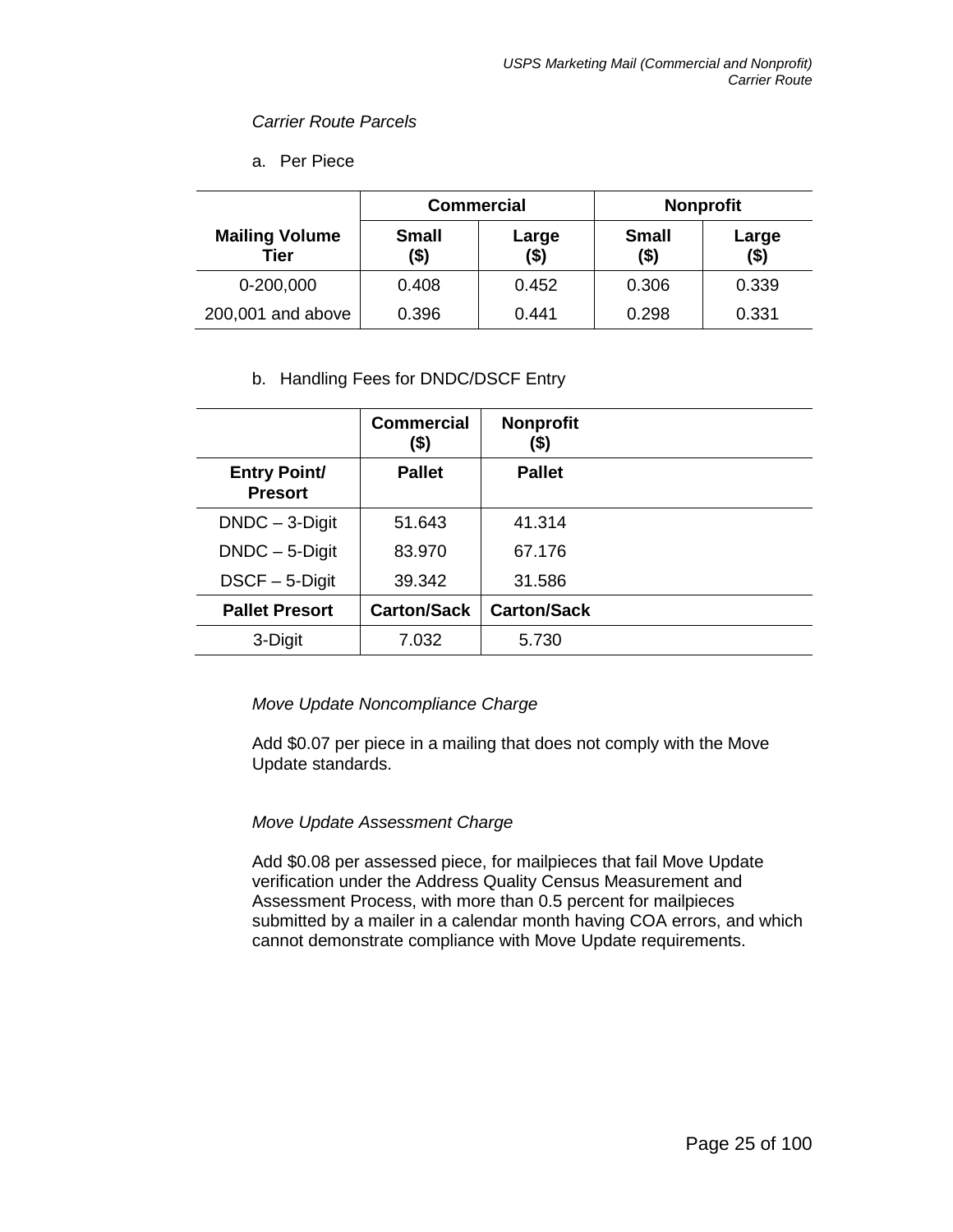*Carrier Route Parcels*

a. Per Piece

| Mailing Volume Tier | Commercial | | Nonprofit | |
|---|---|---|---|---|
| | Small ($) | Large ($) | Small ($) | Large ($) |
| 0-200,000 | 0.408 | 0.452 | 0.306 | 0.339 |
| 200,001 and above | 0.396 | 0.441 | 0.298 | 0.331 |

b. Handling Fees for DNDC/DSCF Entry

| | Commercial ($) | Nonprofit ($) |
|---|---|---|
| **Entry Point/ Presort** | **Pallet** | **Pallet** |
| DNDC – 3-Digit | 51.643 | 41.314 |
| DNDC – 5-Digit | 83.970 | 67.176 |
| DSCF – 5-Digit | 39.342 | 31.586 |
| **Pallet Presort** | **Carton/Sack** | **Carton/Sack** |
| 3-Digit | 7.032 | 5.730 |

*Move Update Noncompliance Charge*

Add $0.07 per piece in a mailing that does not comply with the Move Update standards.

*Move Update Assessment Charge*

Add $0.08 per assessed piece, for mailpieces that fail Move Update verification under the Address Quality Census Measurement and Assessment Process, with more than 0.5 percent for mailpieces submitted by a mailer in a calendar month having COA errors, and which cannot demonstrate compliance with Move Update requirements.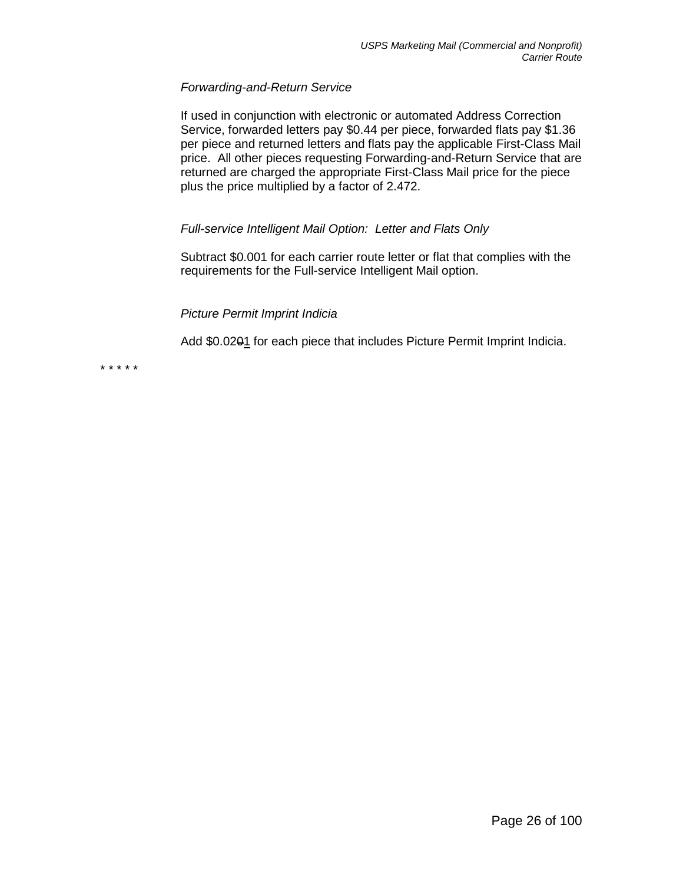*Forwarding-and-Return Service*

If used in conjunction with electronic or automated Address Correction Service, forwarded letters pay $0.44 per piece, forwarded flats pay $1.36 per piece and returned letters and flats pay the applicable First-Class Mail price. All other pieces requesting Forwarding-and-Return Service that are returned are charged the appropriate First-Class Mail price for the piece plus the price multiplied by a factor of 2.472.

*Full-service Intelligent Mail Option: Letter and Flats Only*

Subtract $0.001 for each carrier route letter or flat that complies with the requirements for the Full-service Intelligent Mail option.

*Picture Permit Imprint Indicia*

Add $0.02~~0~~<ins>1</ins> for each piece that includes Picture Permit Imprint Indicia.

* * * * *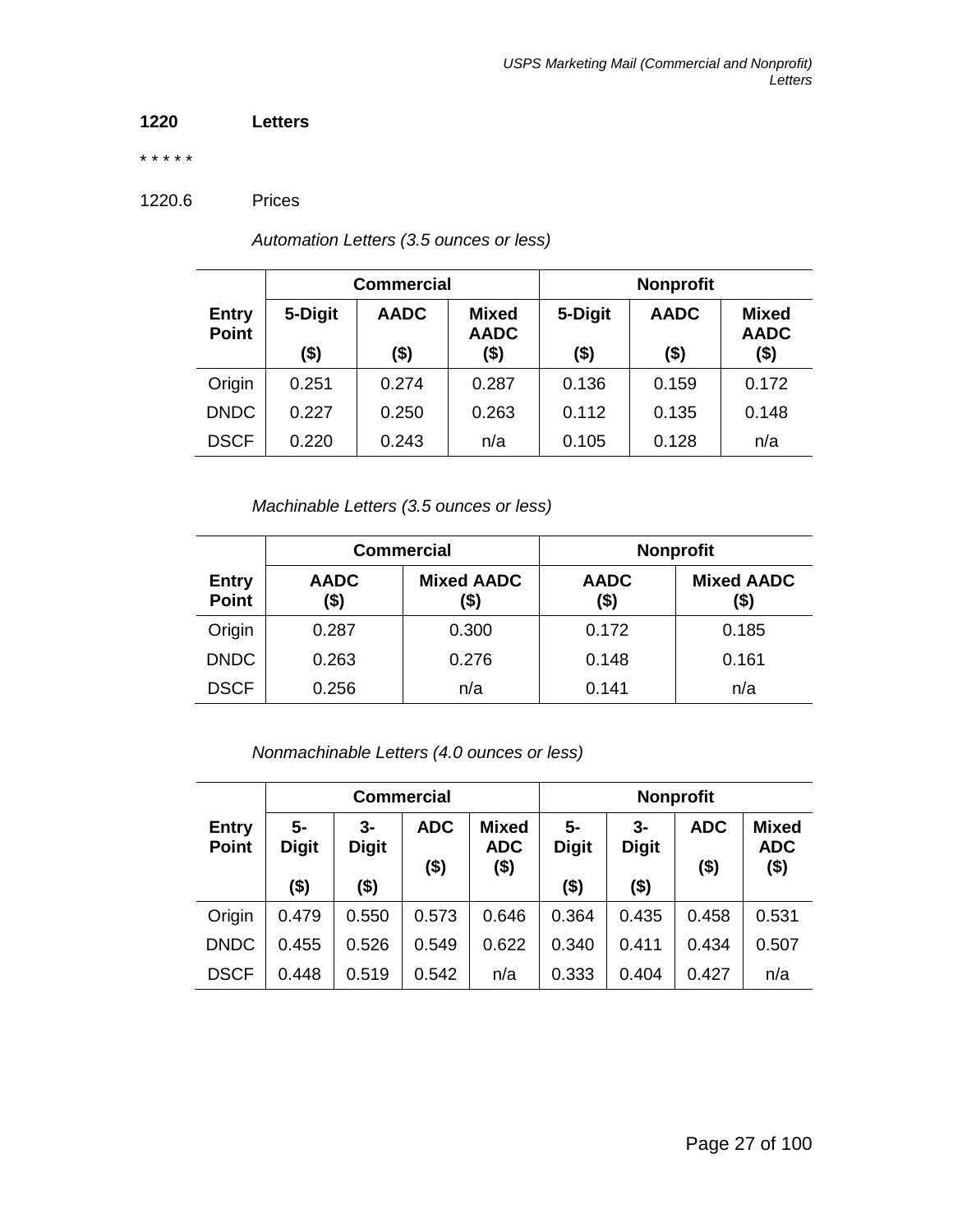**1220 Letters**

\* \* \* \* \*

1220.6 Prices

*Automation Letters (3.5 ounces or less)*

| | Commercial | | | Nonprofit | | |
|---|---|---|---|---|---|---|
| **Entry Point** | **5-Digit ($)** | **AADC ($)** | **Mixed AADC ($)** | **5-Digit ($)** | **AADC ($)** | **Mixed AADC ($)** |
| Origin | 0.251 | 0.274 | 0.287 | 0.136 | 0.159 | 0.172 |
| DNDC | 0.227 | 0.250 | 0.263 | 0.112 | 0.135 | 0.148 |
| DSCF | 0.220 | 0.243 | n/a | 0.105 | 0.128 | n/a |

*Machinable Letters (3.5 ounces or less)*

| | Commercial | | Nonprofit | |
|---|---|---|---|---|
| **Entry Point** | **AADC ($)** | **Mixed AADC ($)** | **AADC ($)** | **Mixed AADC ($)** |
| Origin | 0.287 | 0.300 | 0.172 | 0.185 |
| DNDC | 0.263 | 0.276 | 0.148 | 0.161 |
| DSCF | 0.256 | n/a | 0.141 | n/a |

*Nonmachinable Letters (4.0 ounces or less)*

| | Commercial | | | | Nonprofit | | | |
|---|---|---|---|---|---|---|---|---|
| **Entry Point** | **5-Digit ($)** | **3-Digit ($)** | **ADC ($)** | **Mixed ADC ($)** | **5-Digit ($)** | **3-Digit ($)** | **ADC ($)** | **Mixed ADC ($)** |
| Origin | 0.479 | 0.550 | 0.573 | 0.646 | 0.364 | 0.435 | 0.458 | 0.531 |
| DNDC | 0.455 | 0.526 | 0.549 | 0.622 | 0.340 | 0.411 | 0.434 | 0.507 |
| DSCF | 0.448 | 0.519 | 0.542 | n/a | 0.333 | 0.404 | 0.427 | n/a |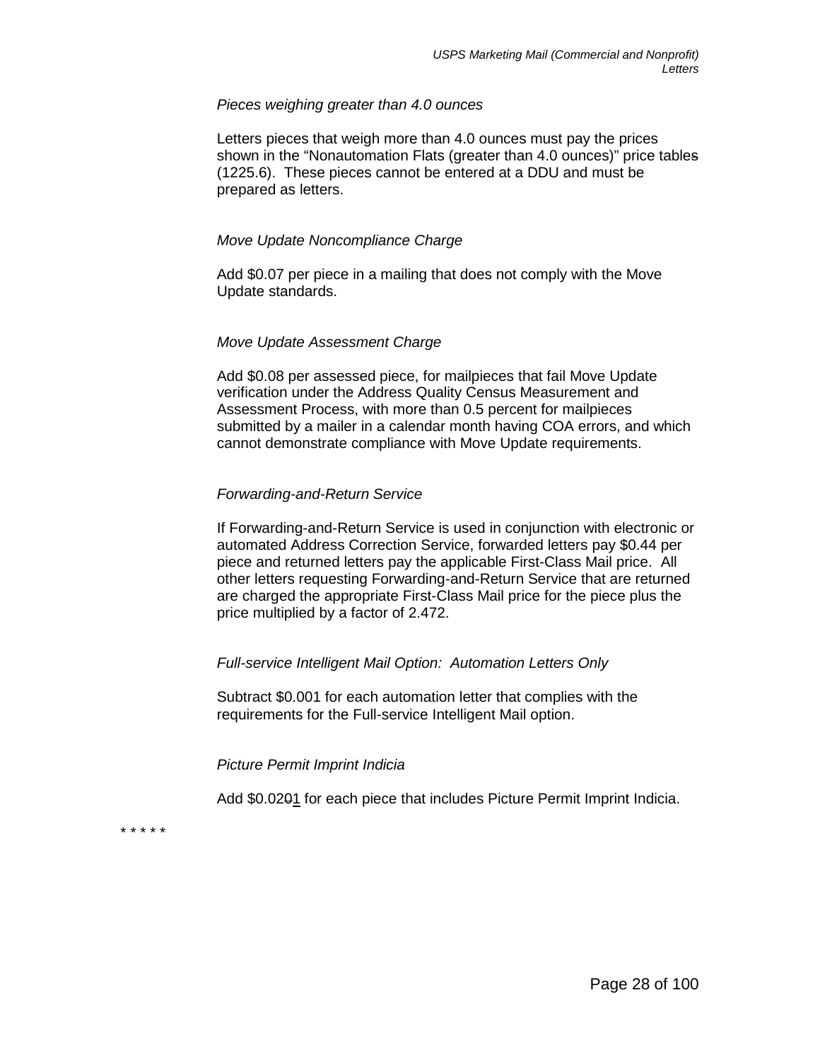*Pieces weighing greater than 4.0 ounces*

Letters pieces that weigh more than 4.0 ounces must pay the prices shown in the "Nonautomation Flats (greater than 4.0 ounces)" price tables (1225.6). These pieces cannot be entered at a DDU and must be prepared as letters.

*Move Update Noncompliance Charge*

Add $0.07 per piece in a mailing that does not comply with the Move Update standards.

*Move Update Assessment Charge*

Add $0.08 per assessed piece, for mailpieces that fail Move Update verification under the Address Quality Census Measurement and Assessment Process, with more than 0.5 percent for mailpieces submitted by a mailer in a calendar month having COA errors, and which cannot demonstrate compliance with Move Update requirements.

*Forwarding-and-Return Service*

If Forwarding-and-Return Service is used in conjunction with electronic or automated Address Correction Service, forwarded letters pay $0.44 per piece and returned letters pay the applicable First-Class Mail price. All other letters requesting Forwarding-and-Return Service that are returned are charged the appropriate First-Class Mail price for the piece plus the price multiplied by a factor of 2.472.

*Full-service Intelligent Mail Option: Automation Letters Only*

Subtract $0.001 for each automation letter that complies with the requirements for the Full-service Intelligent Mail option.

*Picture Permit Imprint Indicia*

Add $0.0201 for each piece that includes Picture Permit Imprint Indicia.

* * * * *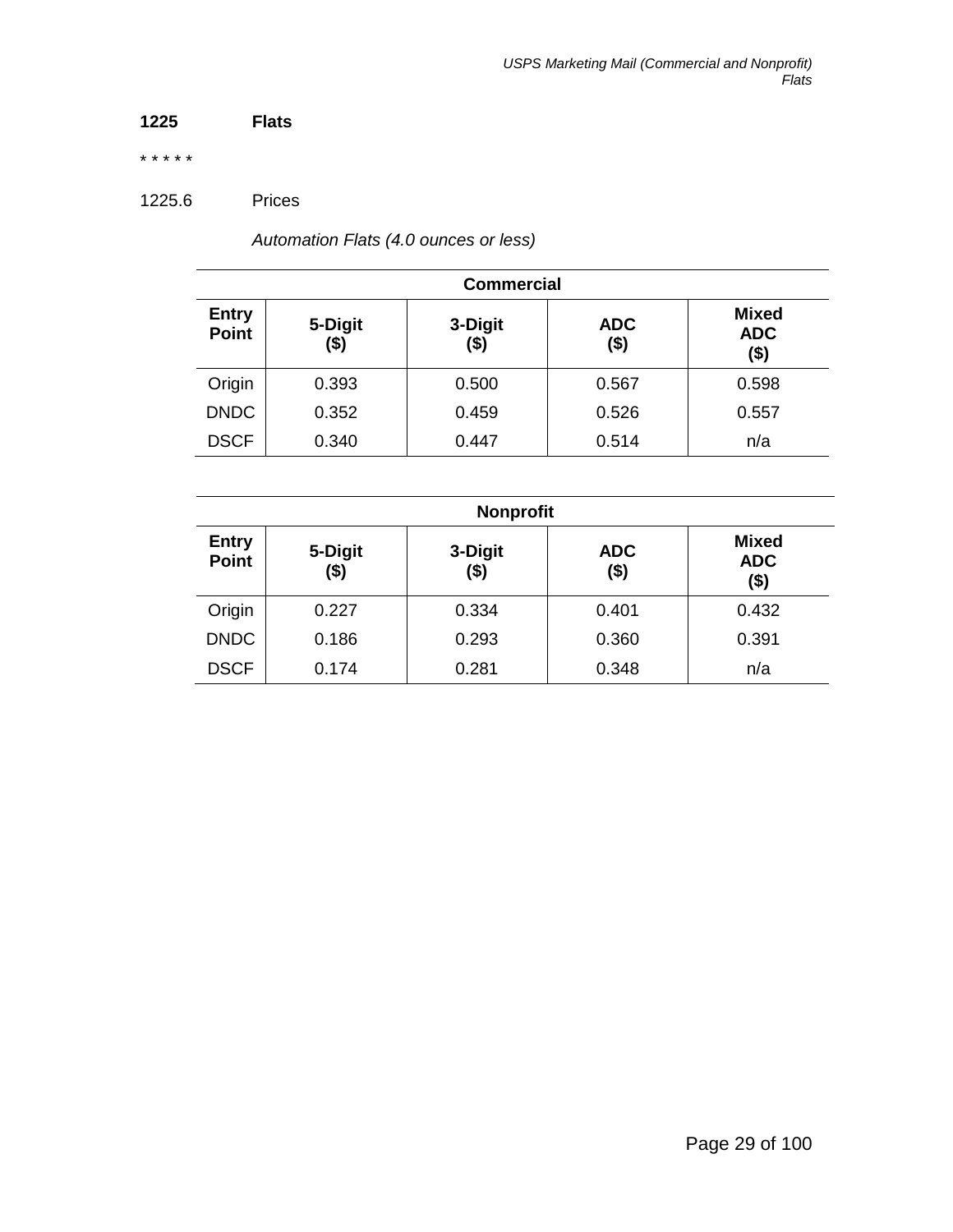**1225 Flats**

* * * * *

1225.6 Prices

*Automation Flats (4.0 ounces or less)*

| Commercial | | | | |
|---|---|---|---|---|
| **Entry Point** | **5-Digit ($)** | **3-Digit ($)** | **ADC ($)** | **Mixed ADC ($)** |
| Origin | 0.393 | 0.500 | 0.567 | 0.598 |
| DNDC | 0.352 | 0.459 | 0.526 | 0.557 |
| DSCF | 0.340 | 0.447 | 0.514 | n/a |

| Nonprofit | | | | |
|---|---|---|---|---|
| **Entry Point** | **5-Digit ($)** | **3-Digit ($)** | **ADC ($)** | **Mixed ADC ($)** |
| Origin | 0.227 | 0.334 | 0.401 | 0.432 |
| DNDC | 0.186 | 0.293 | 0.360 | 0.391 |
| DSCF | 0.174 | 0.281 | 0.348 | n/a |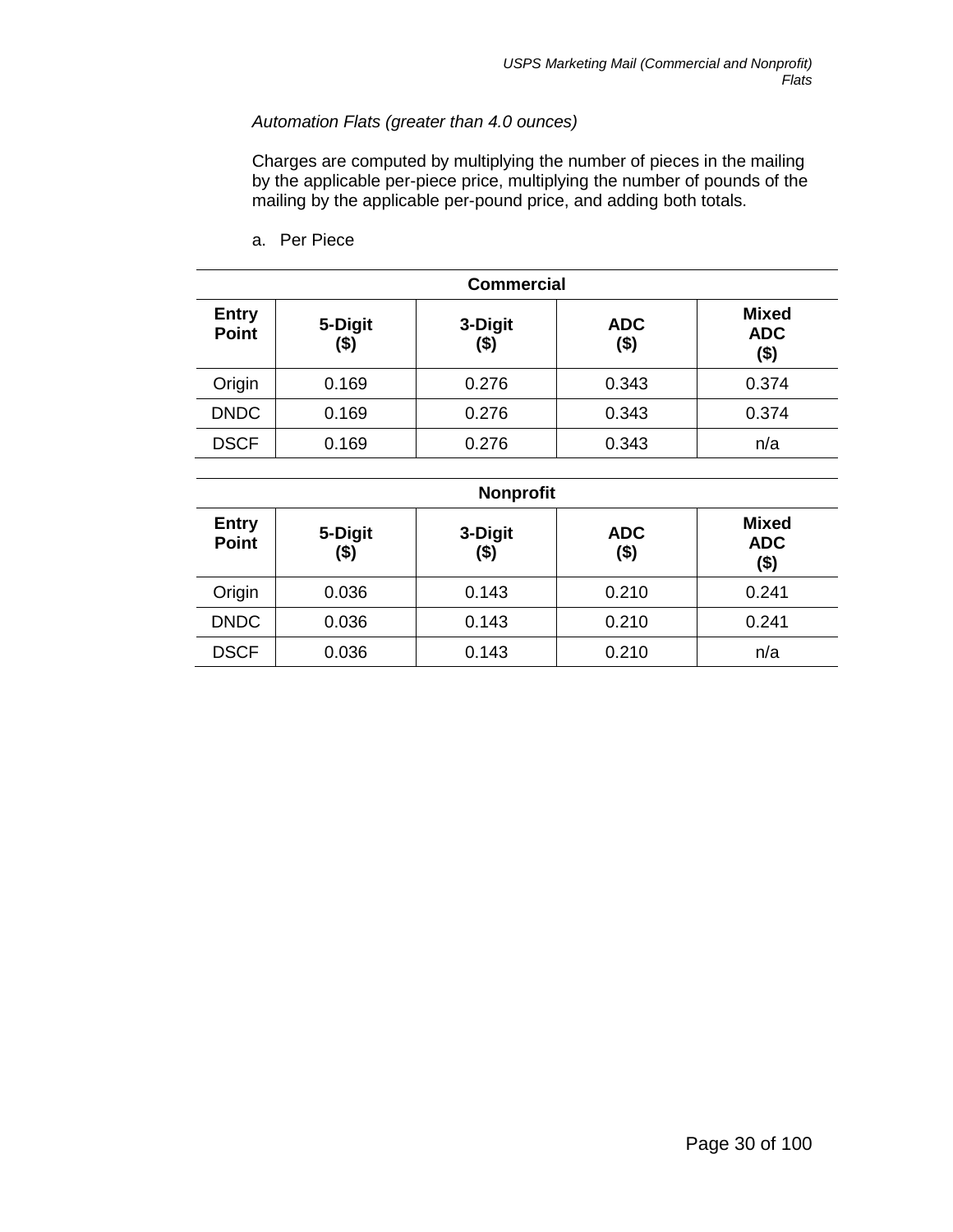*Automation Flats (greater than 4.0 ounces)*

Charges are computed by multiplying the number of pieces in the mailing by the applicable per-piece price, multiplying the number of pounds of the mailing by the applicable per-pound price, and adding both totals.

a. Per Piece

| Commercial | | | | |
|---|---|---|---|---|
| **Entry Point** | **5-Digit ($)** | **3-Digit ($)** | **ADC ($)** | **Mixed ADC ($)** |
| Origin | 0.169 | 0.276 | 0.343 | 0.374 |
| DNDC | 0.169 | 0.276 | 0.343 | 0.374 |
| DSCF | 0.169 | 0.276 | 0.343 | n/a |

| Nonprofit | | | | |
|---|---|---|---|---|
| **Entry Point** | **5-Digit ($)** | **3-Digit ($)** | **ADC ($)** | **Mixed ADC ($)** |
| Origin | 0.036 | 0.143 | 0.210 | 0.241 |
| DNDC | 0.036 | 0.143 | 0.210 | 0.241 |
| DSCF | 0.036 | 0.143 | 0.210 | n/a |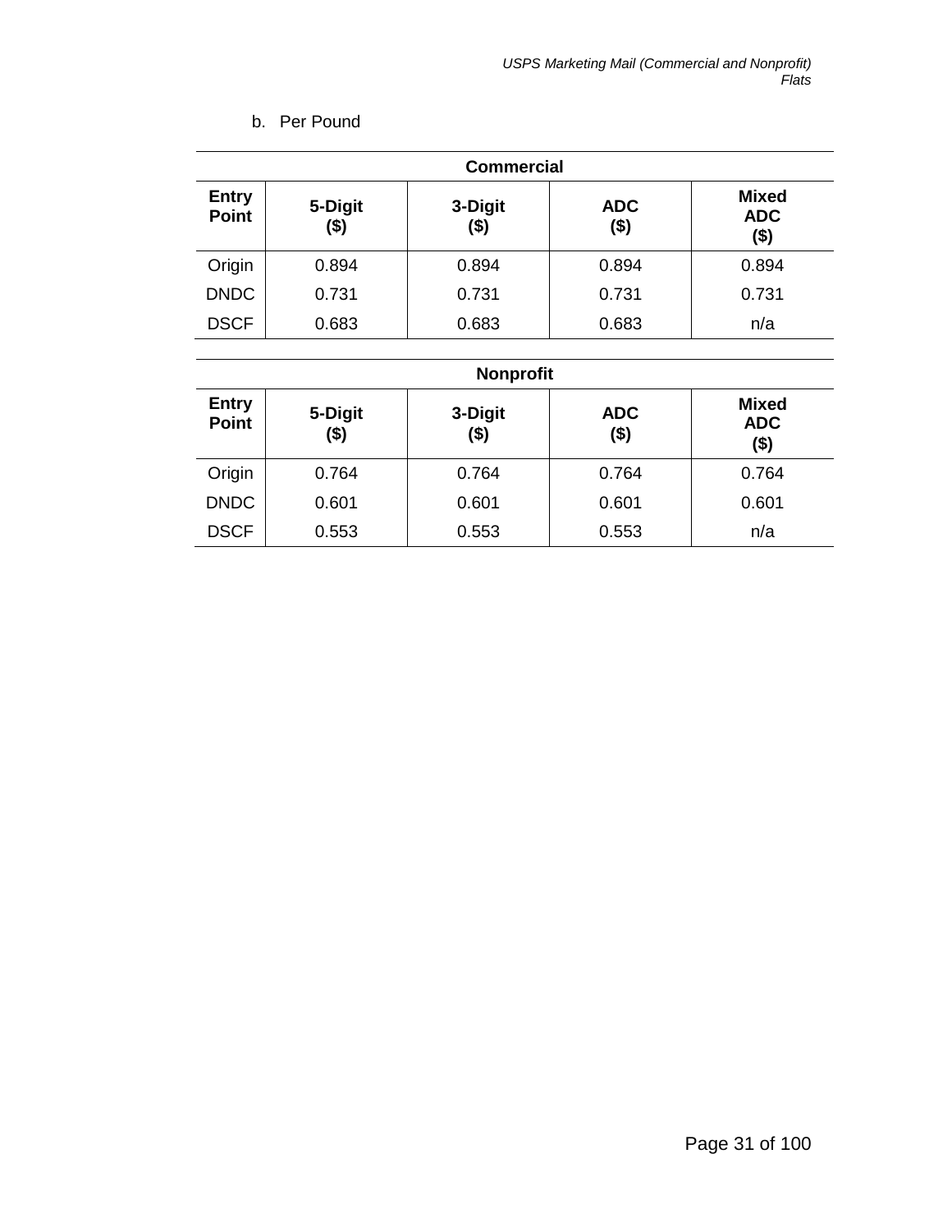b. Per Pound

| Commercial | | | | |
|---|---|---|---|---|
| **Entry Point** | **5-Digit ($)** | **3-Digit ($)** | **ADC ($)** | **Mixed ADC ($)** |
| Origin | 0.894 | 0.894 | 0.894 | 0.894 |
| DNDC | 0.731 | 0.731 | 0.731 | 0.731 |
| DSCF | 0.683 | 0.683 | 0.683 | n/a |

| Nonprofit | | | | |
|---|---|---|---|---|
| **Entry Point** | **5-Digit ($)** | **3-Digit ($)** | **ADC ($)** | **Mixed ADC ($)** |
| Origin | 0.764 | 0.764 | 0.764 | 0.764 |
| DNDC | 0.601 | 0.601 | 0.601 | 0.601 |
| DSCF | 0.553 | 0.553 | 0.553 | n/a |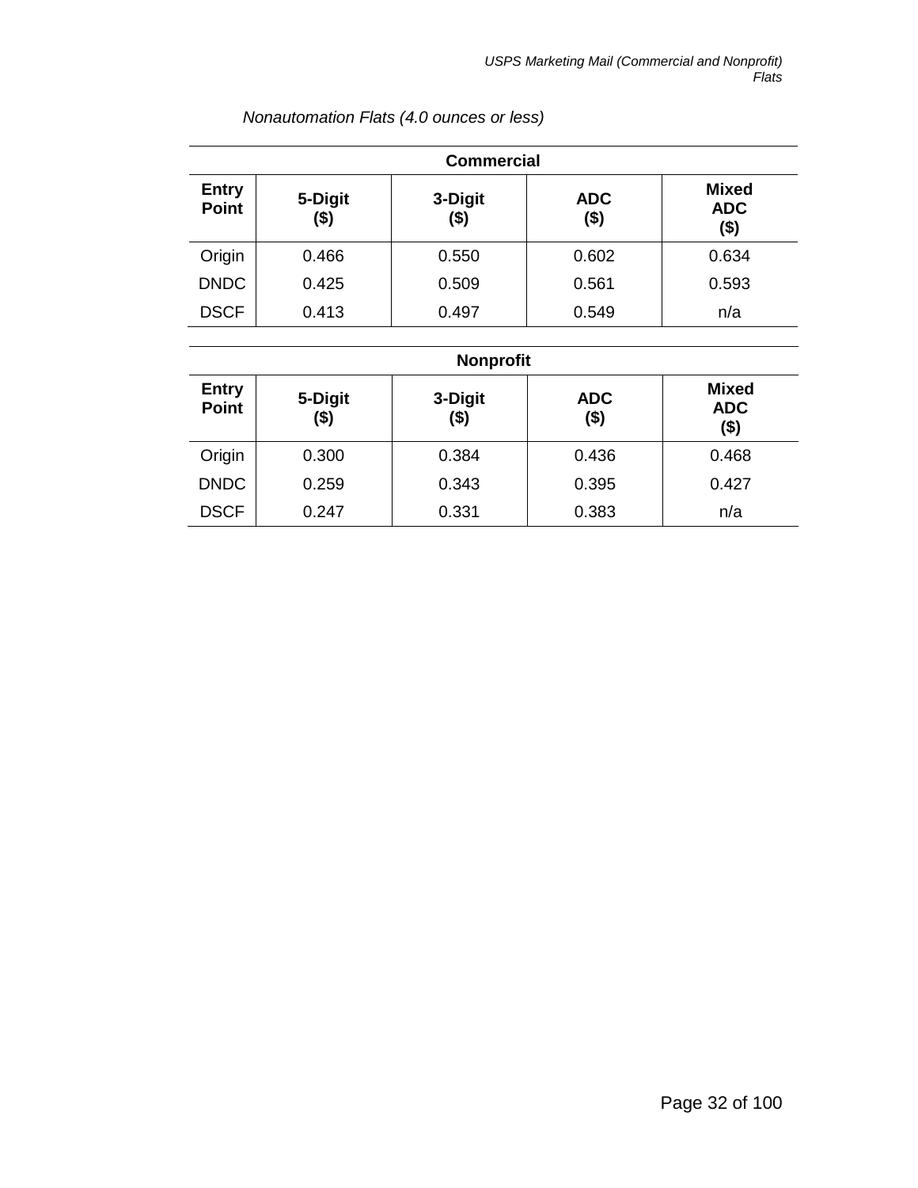*Nonautomation Flats (4.0 ounces or less)*

| Commercial | | | | |
|---|---|---|---|---|
| **Entry Point** | **5-Digit ($)** | **3-Digit ($)** | **ADC ($)** | **Mixed ADC ($)** |
| Origin | 0.466 | 0.550 | 0.602 | 0.634 |
| DNDC | 0.425 | 0.509 | 0.561 | 0.593 |
| DSCF | 0.413 | 0.497 | 0.549 | n/a |

| Nonprofit | | | | |
|---|---|---|---|---|
| **Entry Point** | **5-Digit ($)** | **3-Digit ($)** | **ADC ($)** | **Mixed ADC ($)** |
| Origin | 0.300 | 0.384 | 0.436 | 0.468 |
| DNDC | 0.259 | 0.343 | 0.395 | 0.427 |
| DSCF | 0.247 | 0.331 | 0.383 | n/a |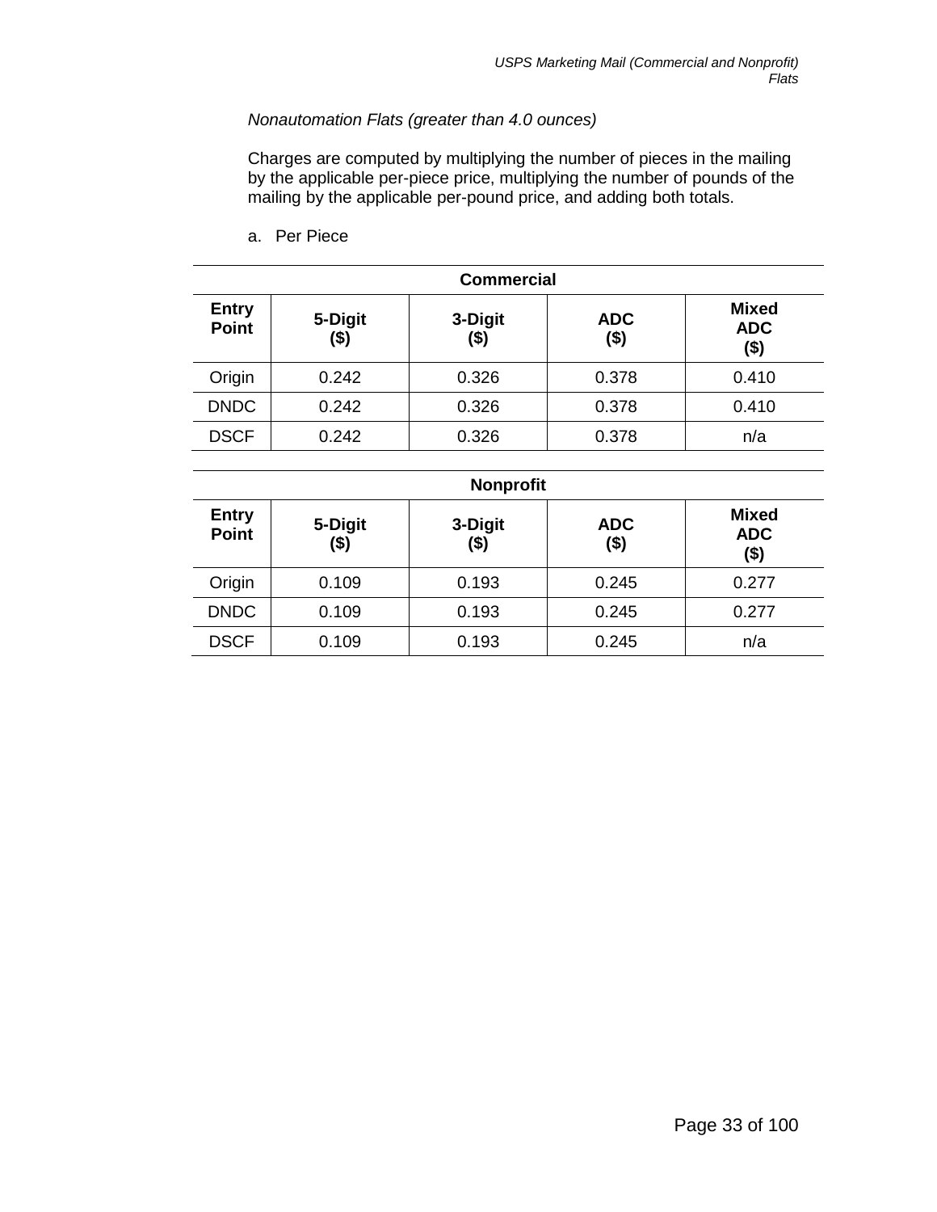*Nonautomation Flats (greater than 4.0 ounces)*

Charges are computed by multiplying the number of pieces in the mailing by the applicable per-piece price, multiplying the number of pounds of the mailing by the applicable per-pound price, and adding both totals.

a. Per Piece

| Commercial | | | | |
|---|---|---|---|---|
| **Entry Point** | **5-Digit ($)** | **3-Digit ($)** | **ADC ($)** | **Mixed ADC ($)** |
| Origin | 0.242 | 0.326 | 0.378 | 0.410 |
| DNDC | 0.242 | 0.326 | 0.378 | 0.410 |
| DSCF | 0.242 | 0.326 | 0.378 | n/a |

| Nonprofit | | | | |
|---|---|---|---|---|
| **Entry Point** | **5-Digit ($)** | **3-Digit ($)** | **ADC ($)** | **Mixed ADC ($)** |
| Origin | 0.109 | 0.193 | 0.245 | 0.277 |
| DNDC | 0.109 | 0.193 | 0.245 | 0.277 |
| DSCF | 0.109 | 0.193 | 0.245 | n/a |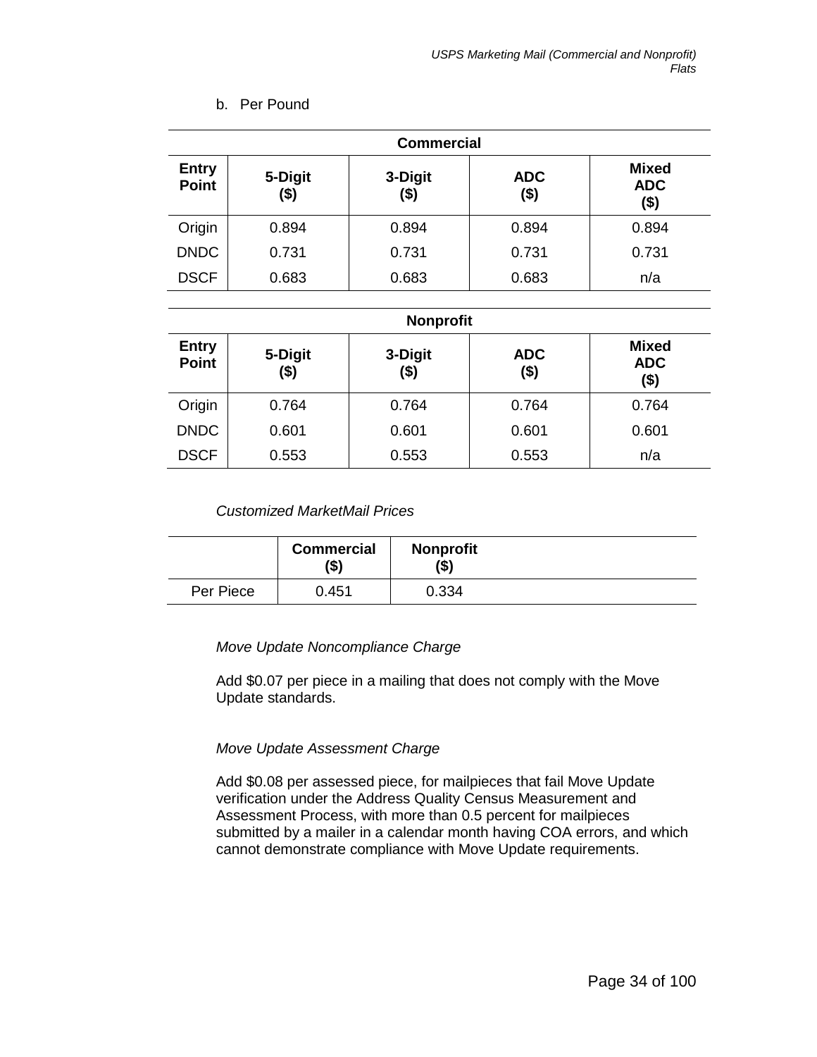b. Per Pound

| Commercial | | | | |
|---|---|---|---|---|
| **Entry Point** | **5-Digit ($)** | **3-Digit ($)** | **ADC ($)** | **Mixed ADC ($)** |
| Origin | 0.894 | 0.894 | 0.894 | 0.894 |
| DNDC | 0.731 | 0.731 | 0.731 | 0.731 |
| DSCF | 0.683 | 0.683 | 0.683 | n/a |

| Nonprofit | | | | |
|---|---|---|---|---|
| **Entry Point** | **5-Digit ($)** | **3-Digit ($)** | **ADC ($)** | **Mixed ADC ($)** |
| Origin | 0.764 | 0.764 | 0.764 | 0.764 |
| DNDC | 0.601 | 0.601 | 0.601 | 0.601 |
| DSCF | 0.553 | 0.553 | 0.553 | n/a |

*Customized MarketMail Prices*

| | Commercial ($) | Nonprofit ($) |
|---|---|---|
| Per Piece | 0.451 | 0.334 |

*Move Update Noncompliance Charge*

Add $0.07 per piece in a mailing that does not comply with the Move Update standards.

*Move Update Assessment Charge*

Add $0.08 per assessed piece, for mailpieces that fail Move Update verification under the Address Quality Census Measurement and Assessment Process, with more than 0.5 percent for mailpieces submitted by a mailer in a calendar month having COA errors, and which cannot demonstrate compliance with Move Update requirements.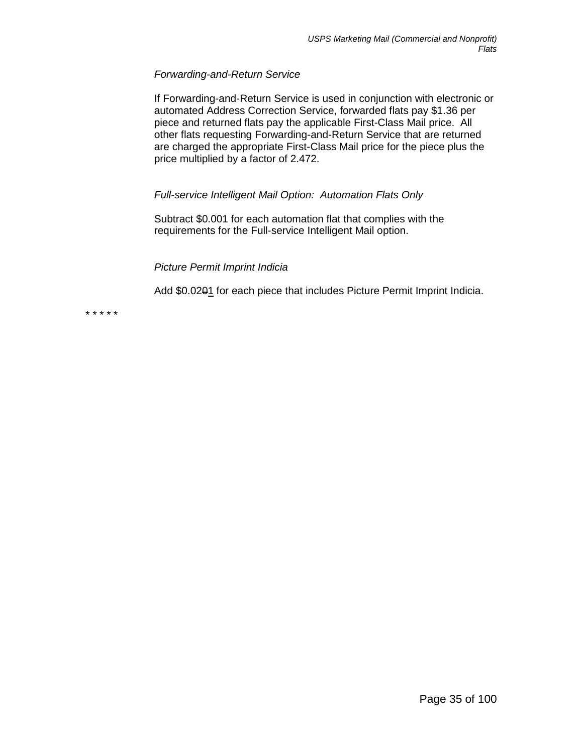*Forwarding-and-Return Service*

If Forwarding-and-Return Service is used in conjunction with electronic or automated Address Correction Service, forwarded flats pay $1.36 per piece and returned flats pay the applicable First-Class Mail price. All other flats requesting Forwarding-and-Return Service that are returned are charged the appropriate First-Class Mail price for the piece plus the price multiplied by a factor of 2.472.

*Full-service Intelligent Mail Option: Automation Flats Only*

Subtract $0.001 for each automation flat that complies with the requirements for the Full-service Intelligent Mail option.

*Picture Permit Imprint Indicia*

Add $0.02~~0~~1 for each piece that includes Picture Permit Imprint Indicia.

* * * * *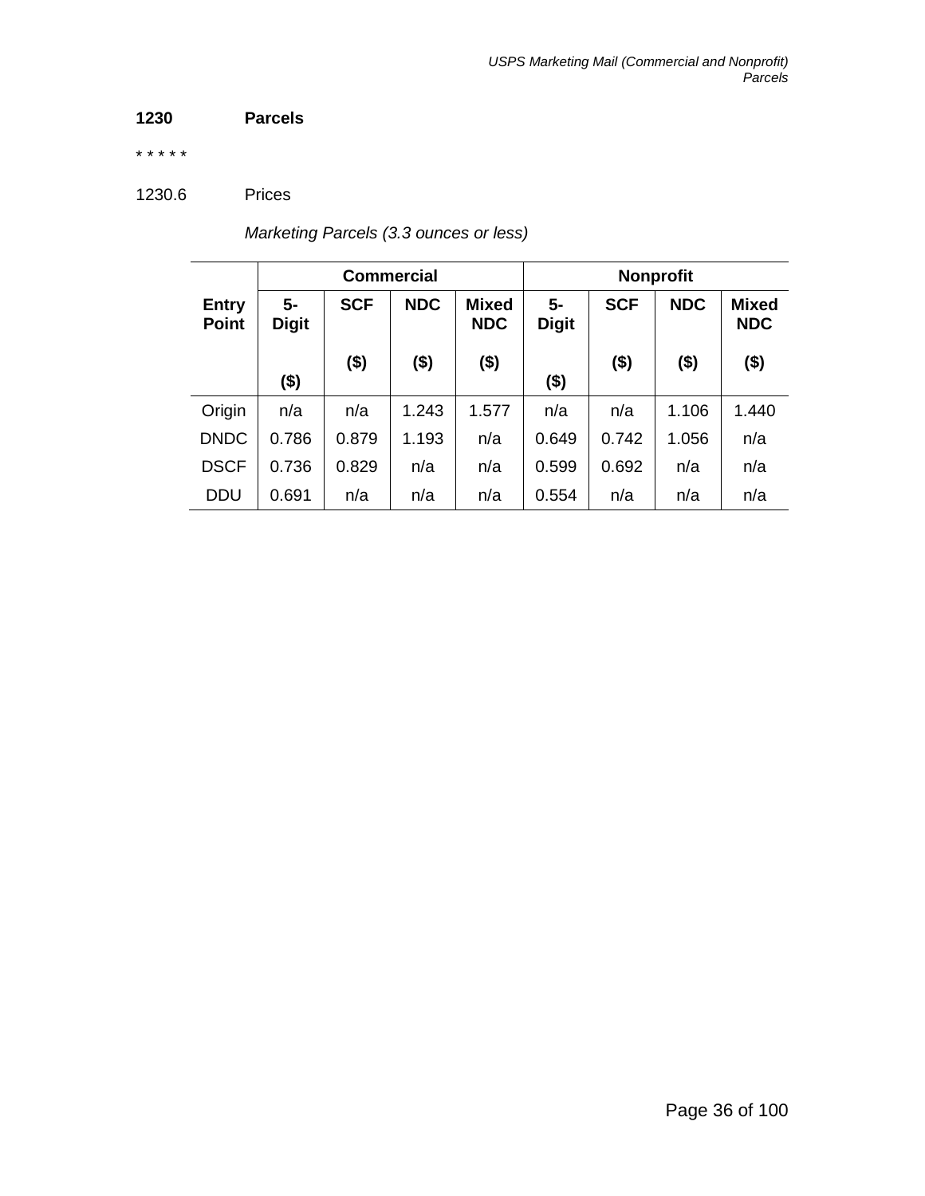## 1230 Parcels

* * * * *

1230.6 Prices

*Marketing Parcels (3.3 ounces or less)*

| | Commercial | | | | Nonprofit | | | |
|---|---|---|---|---|---|---|---|---|
| **Entry Point** | **5-Digit ($)** | **SCF ($)** | **NDC ($)** | **Mixed NDC ($)** | **5-Digit ($)** | **SCF ($)** | **NDC ($)** | **Mixed NDC ($)** |
| Origin | n/a | n/a | 1.243 | 1.577 | n/a | n/a | 1.106 | 1.440 |
| DNDC | 0.786 | 0.879 | 1.193 | n/a | 0.649 | 0.742 | 1.056 | n/a |
| DSCF | 0.736 | 0.829 | n/a | n/a | 0.599 | 0.692 | n/a | n/a |
| DDU | 0.691 | n/a | n/a | n/a | 0.554 | n/a | n/a | n/a |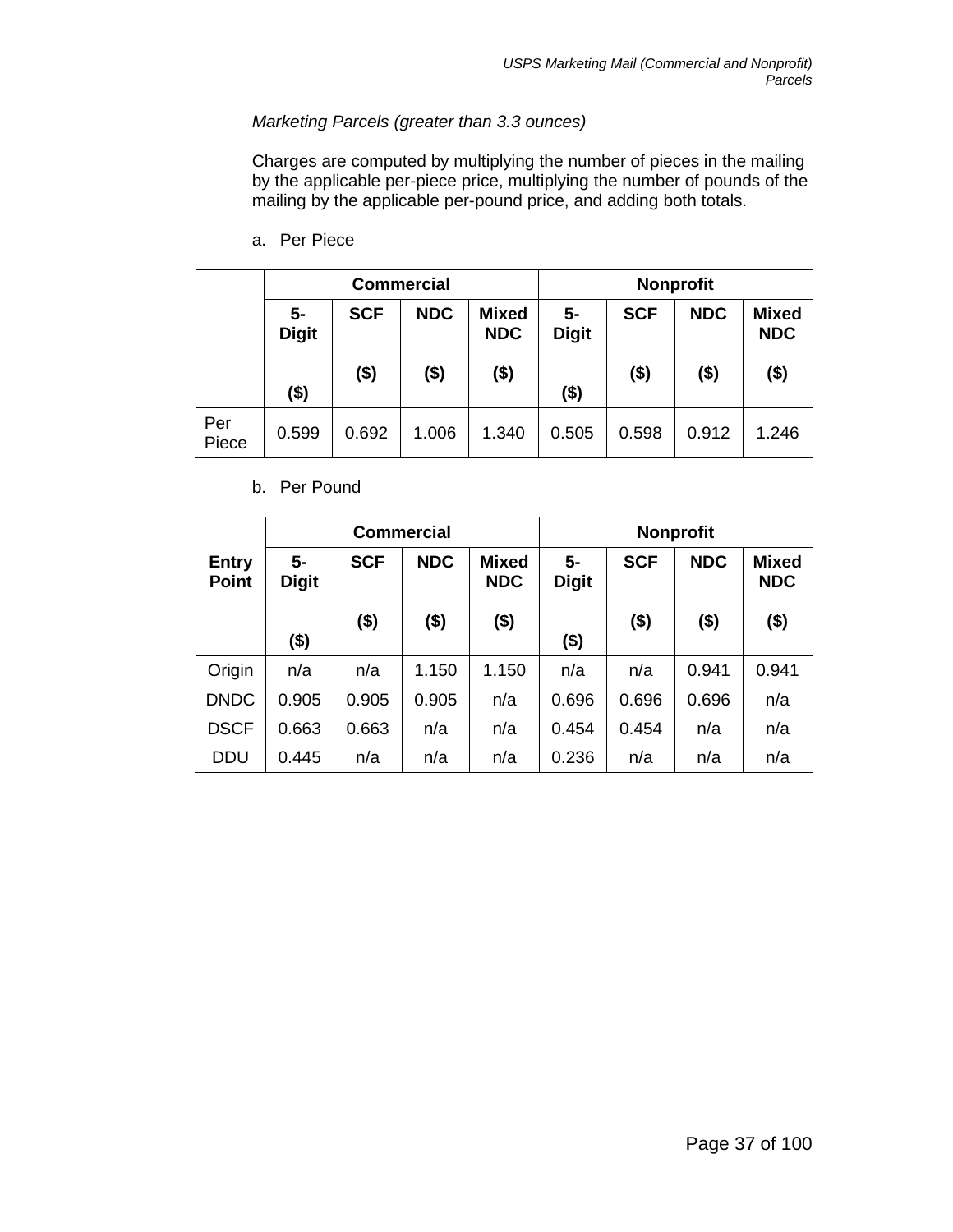*Marketing Parcels (greater than 3.3 ounces)*

Charges are computed by multiplying the number of pieces in the mailing by the applicable per-piece price, multiplying the number of pounds of the mailing by the applicable per-pound price, and adding both totals.

a. Per Piece

| | Commercial | | | | Nonprofit | | | |
|---|---|---|---|---|---|---|---|---|
| | 5-Digit ($) | SCF ($) | NDC ($) | Mixed NDC ($) | 5-Digit ($) | SCF ($) | NDC ($) | Mixed NDC ($) |
| Per Piece | 0.599 | 0.692 | 1.006 | 1.340 | 0.505 | 0.598 | 0.912 | 1.246 |

b. Per Pound

| | Commercial | | | | Nonprofit | | | |
|---|---|---|---|---|---|---|---|---|
| Entry Point | 5-Digit ($) | SCF ($) | NDC ($) | Mixed NDC ($) | 5-Digit ($) | SCF ($) | NDC ($) | Mixed NDC ($) |
| Origin | n/a | n/a | 1.150 | 1.150 | n/a | n/a | 0.941 | 0.941 |
| DNDC | 0.905 | 0.905 | 0.905 | n/a | 0.696 | 0.696 | 0.696 | n/a |
| DSCF | 0.663 | 0.663 | n/a | n/a | 0.454 | 0.454 | n/a | n/a |
| DDU | 0.445 | n/a | n/a | n/a | 0.236 | n/a | n/a | n/a |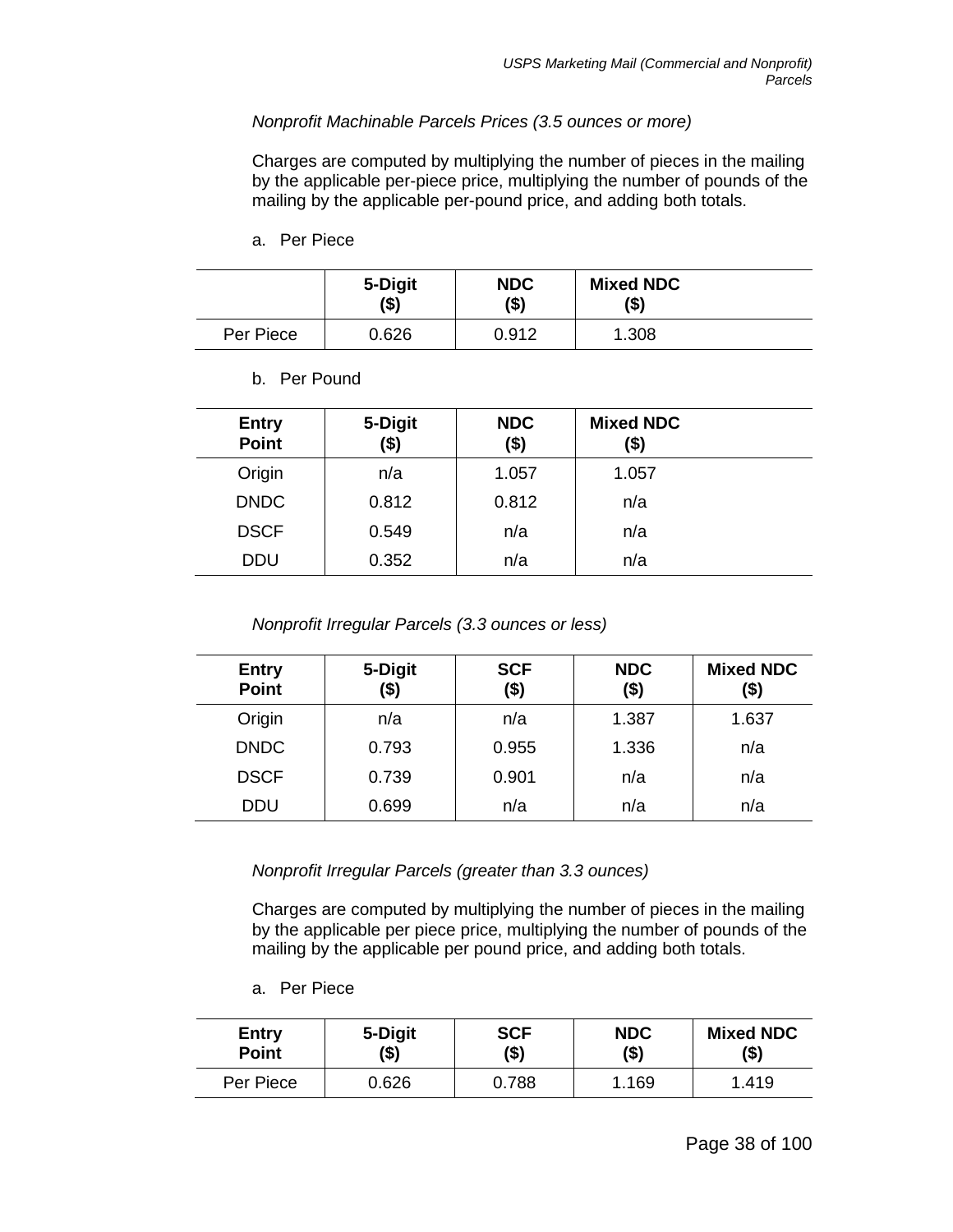*Nonprofit Machinable Parcels Prices (3.5 ounces or more)*

Charges are computed by multiplying the number of pieces in the mailing by the applicable per-piece price, multiplying the number of pounds of the mailing by the applicable per-pound price, and adding both totals.

a. Per Piece

| | 5-Digit ($) | NDC ($) | Mixed NDC ($) |
|---|---|---|---|
| Per Piece | 0.626 | 0.912 | 1.308 |

b. Per Pound

| Entry Point | 5-Digit ($) | NDC ($) | Mixed NDC ($) |
|---|---|---|---|
| Origin | n/a | 1.057 | 1.057 |
| DNDC | 0.812 | 0.812 | n/a |
| DSCF | 0.549 | n/a | n/a |
| DDU | 0.352 | n/a | n/a |

*Nonprofit Irregular Parcels (3.3 ounces or less)*

| Entry Point | 5-Digit ($) | SCF ($) | NDC ($) | Mixed NDC ($) |
|---|---|---|---|---|
| Origin | n/a | n/a | 1.387 | 1.637 |
| DNDC | 0.793 | 0.955 | 1.336 | n/a |
| DSCF | 0.739 | 0.901 | n/a | n/a |
| DDU | 0.699 | n/a | n/a | n/a |

*Nonprofit Irregular Parcels (greater than 3.3 ounces)*

Charges are computed by multiplying the number of pieces in the mailing by the applicable per piece price, multiplying the number of pounds of the mailing by the applicable per pound price, and adding both totals.

a. Per Piece

| Entry Point | 5-Digit ($) | SCF ($) | NDC ($) | Mixed NDC ($) |
|---|---|---|---|---|
| Per Piece | 0.626 | 0.788 | 1.169 | 1.419 |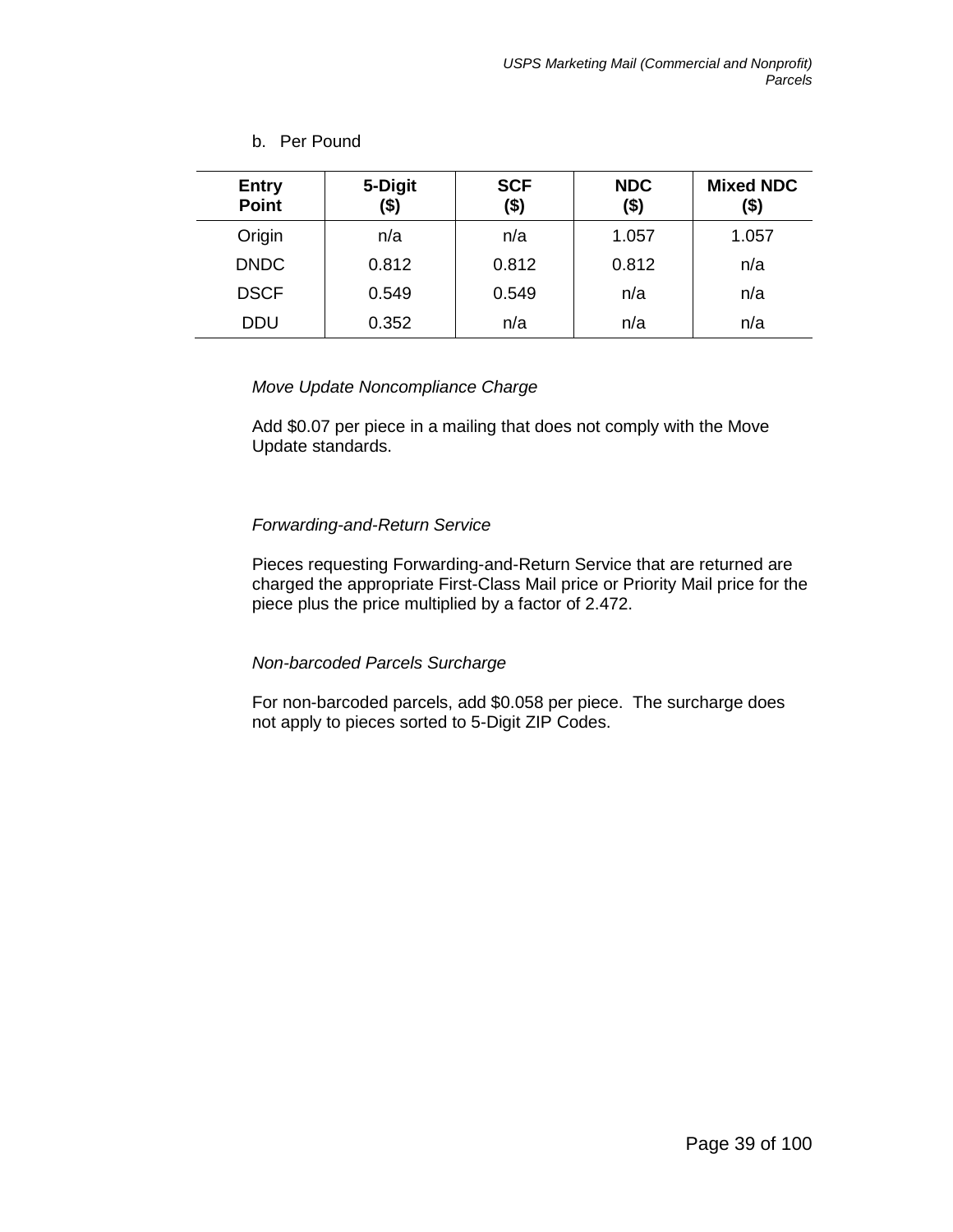b. Per Pound

| Entry Point | 5-Digit ($) | SCF ($) | NDC ($) | Mixed NDC ($) |
|---|---|---|---|---|
| Origin | n/a | n/a | 1.057 | 1.057 |
| DNDC | 0.812 | 0.812 | 0.812 | n/a |
| DSCF | 0.549 | 0.549 | n/a | n/a |
| DDU | 0.352 | n/a | n/a | n/a |

*Move Update Noncompliance Charge*

Add $0.07 per piece in a mailing that does not comply with the Move Update standards.

*Forwarding-and-Return Service*

Pieces requesting Forwarding-and-Return Service that are returned are charged the appropriate First-Class Mail price or Priority Mail price for the piece plus the price multiplied by a factor of 2.472.

*Non-barcoded Parcels Surcharge*

For non-barcoded parcels, add $0.058 per piece. The surcharge does not apply to pieces sorted to 5-Digit ZIP Codes.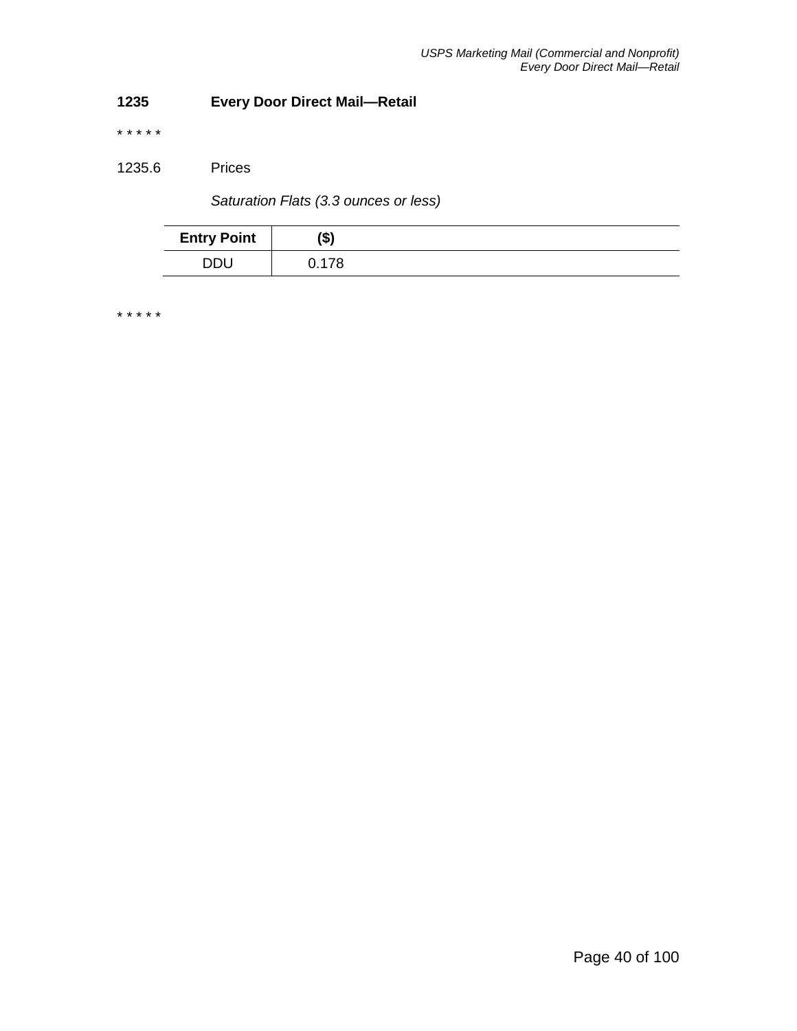## 1235 Every Door Direct Mail—Retail

* * * * *

### 1235.6 Prices

*Saturation Flats (3.3 ounces or less)*

| Entry Point | ($) |
|---|---|
| DDU | 0.178 |

* * * * *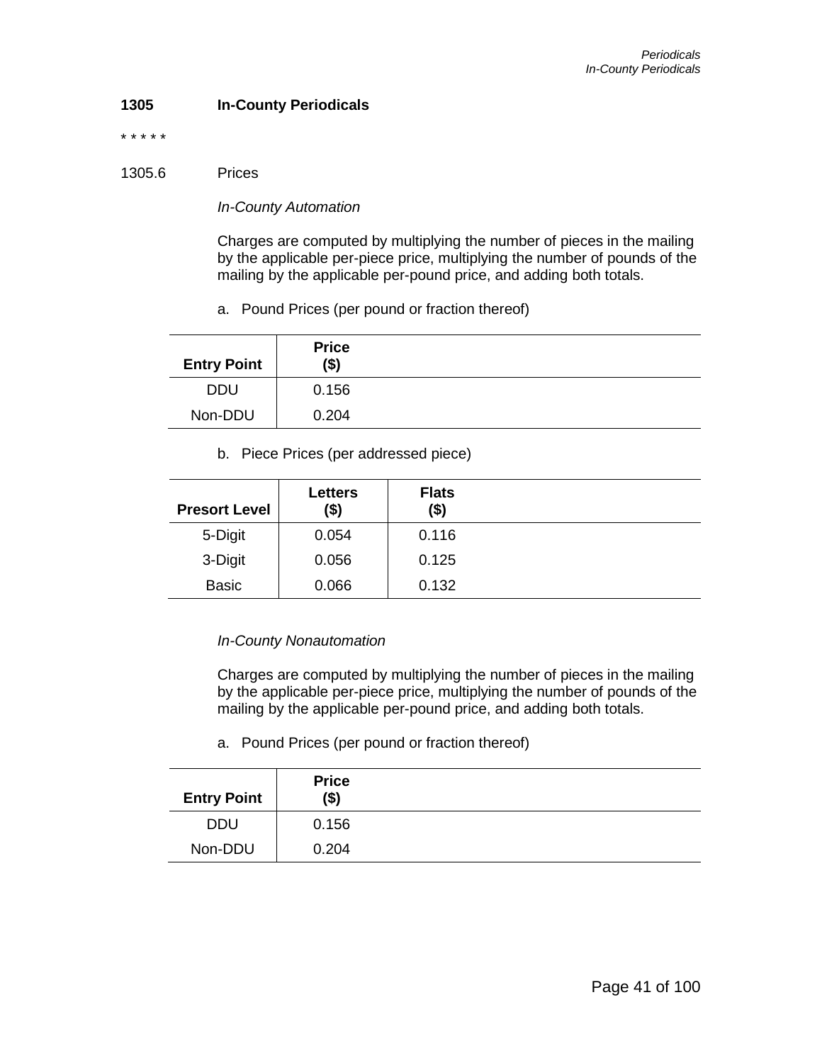## 1305 In-County Periodicals

* * * * *

1305.6 Prices

*In-County Automation*

Charges are computed by multiplying the number of pieces in the mailing by the applicable per-piece price, multiplying the number of pounds of the mailing by the applicable per-pound price, and adding both totals.

a. Pound Prices (per pound or fraction thereof)

| Entry Point | Price ($) |
|---|---|
| DDU | 0.156 |
| Non-DDU | 0.204 |

b. Piece Prices (per addressed piece)

| Presort Level | Letters ($) | Flats ($) |
|---|---|---|
| 5-Digit | 0.054 | 0.116 |
| 3-Digit | 0.056 | 0.125 |
| Basic | 0.066 | 0.132 |

*In-County Nonautomation*

Charges are computed by multiplying the number of pieces in the mailing by the applicable per-piece price, multiplying the number of pounds of the mailing by the applicable per-pound price, and adding both totals.

a. Pound Prices (per pound or fraction thereof)

| Entry Point | Price ($) |
|---|---|
| DDU | 0.156 |
| Non-DDU | 0.204 |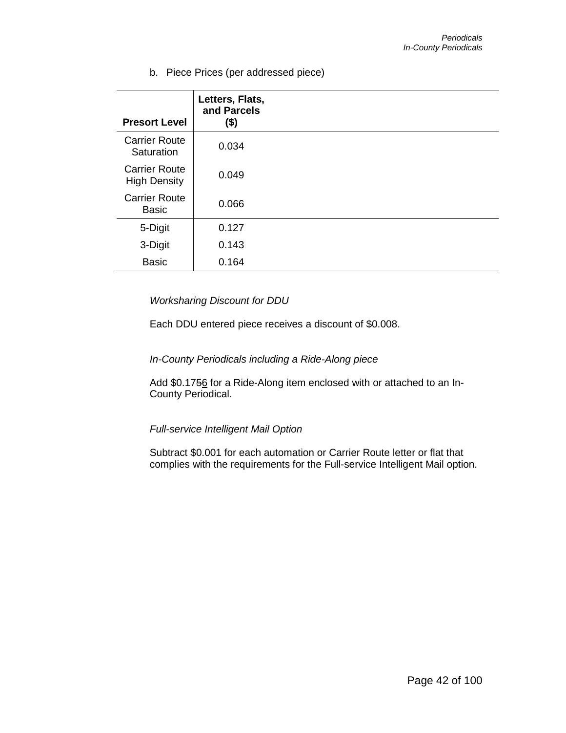b. Piece Prices (per addressed piece)

| Presort Level | Letters, Flats, and Parcels ($) |
|---|---|
| Carrier Route Saturation | 0.034 |
| Carrier Route High Density | 0.049 |
| Carrier Route Basic | 0.066 |
| 5-Digit | 0.127 |
| 3-Digit | 0.143 |
| Basic | 0.164 |

*Worksharing Discount for DDU*

Each DDU entered piece receives a discount of $0.008.

*In-County Periodicals including a Ride-Along piece*

Add $0.17~~5~~<u>6</u> for a Ride-Along item enclosed with or attached to an In-County Periodical.

*Full-service Intelligent Mail Option*

Subtract $0.001 for each automation or Carrier Route letter or flat that complies with the requirements for the Full-service Intelligent Mail option.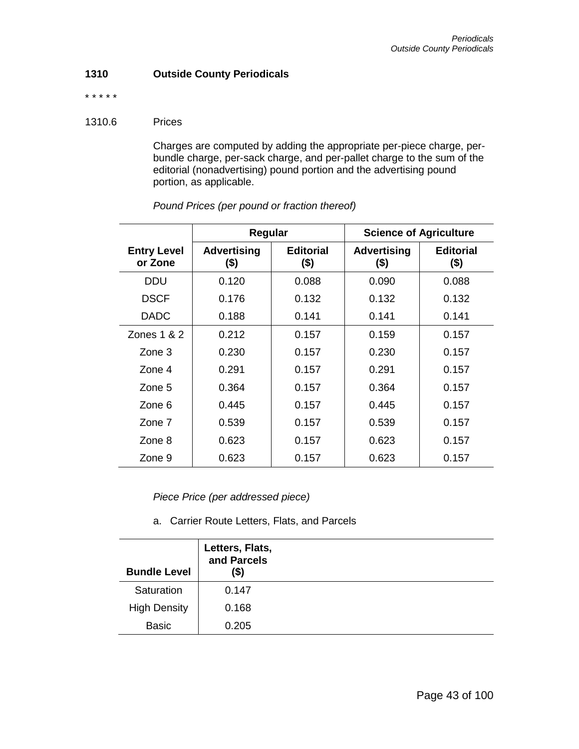## 1310 Outside County Periodicals

\* \* \* \* \*

### 1310.6 Prices

Charges are computed by adding the appropriate per-piece charge, per-bundle charge, per-sack charge, and per-pallet charge to the sum of the editorial (nonadvertising) pound portion and the advertising pound portion, as applicable.

*Pound Prices (per pound or fraction thereof)*

| | Regular | | Science of Agriculture | |
|---|---|---|---|---|
| **Entry Level or Zone** | **Advertising ($)** | **Editorial ($)** | **Advertising ($)** | **Editorial ($)** |
| DDU | 0.120 | 0.088 | 0.090 | 0.088 |
| DSCF | 0.176 | 0.132 | 0.132 | 0.132 |
| DADC | 0.188 | 0.141 | 0.141 | 0.141 |
| Zones 1 & 2 | 0.212 | 0.157 | 0.159 | 0.157 |
| Zone 3 | 0.230 | 0.157 | 0.230 | 0.157 |
| Zone 4 | 0.291 | 0.157 | 0.291 | 0.157 |
| Zone 5 | 0.364 | 0.157 | 0.364 | 0.157 |
| Zone 6 | 0.445 | 0.157 | 0.445 | 0.157 |
| Zone 7 | 0.539 | 0.157 | 0.539 | 0.157 |
| Zone 8 | 0.623 | 0.157 | 0.623 | 0.157 |
| Zone 9 | 0.623 | 0.157 | 0.623 | 0.157 |

*Piece Price (per addressed piece)*

a. Carrier Route Letters, Flats, and Parcels

| Bundle Level | Letters, Flats, and Parcels ($) |
|---|---|
| Saturation | 0.147 |
| High Density | 0.168 |
| Basic | 0.205 |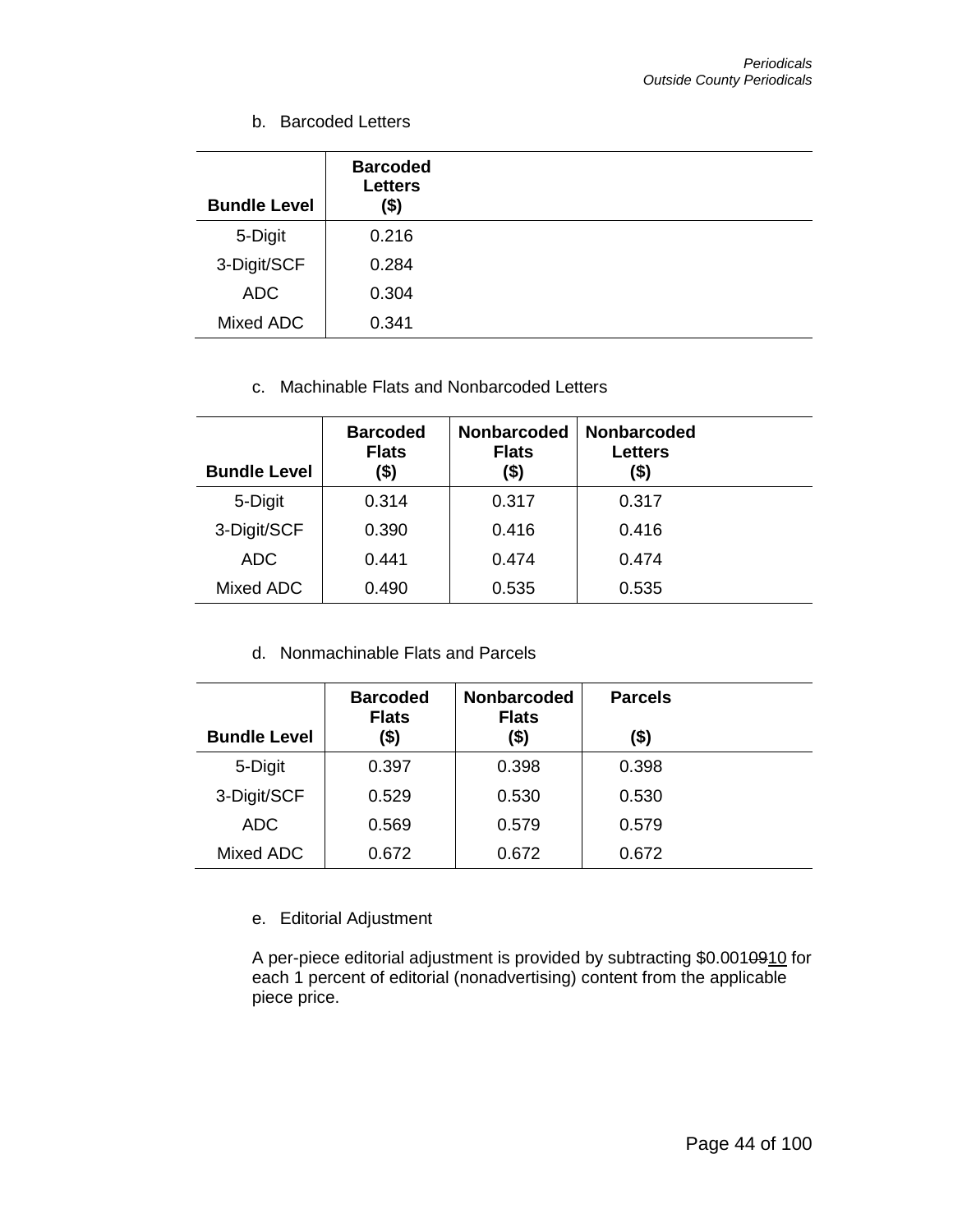b. Barcoded Letters

| Bundle Level | Barcoded Letters ($) |
|---|---|
| 5-Digit | 0.216 |
| 3-Digit/SCF | 0.284 |
| ADC | 0.304 |
| Mixed ADC | 0.341 |

c. Machinable Flats and Nonbarcoded Letters

| Bundle Level | Barcoded Flats ($) | Nonbarcoded Flats ($) | Nonbarcoded Letters ($) |
|---|---|---|---|
| 5-Digit | 0.314 | 0.317 | 0.317 |
| 3-Digit/SCF | 0.390 | 0.416 | 0.416 |
| ADC | 0.441 | 0.474 | 0.474 |
| Mixed ADC | 0.490 | 0.535 | 0.535 |

d. Nonmachinable Flats and Parcels

| Bundle Level | Barcoded Flats ($) | Nonbarcoded Flats ($) | Parcels ($) |
|---|---|---|---|
| 5-Digit | 0.397 | 0.398 | 0.398 |
| 3-Digit/SCF | 0.529 | 0.530 | 0.530 |
| ADC | 0.569 | 0.579 | 0.579 |
| Mixed ADC | 0.672 | 0.672 | 0.672 |

e. Editorial Adjustment

A per-piece editorial adjustment is provided by subtracting $0.001~~09~~10 for each 1 percent of editorial (nonadvertising) content from the applicable piece price.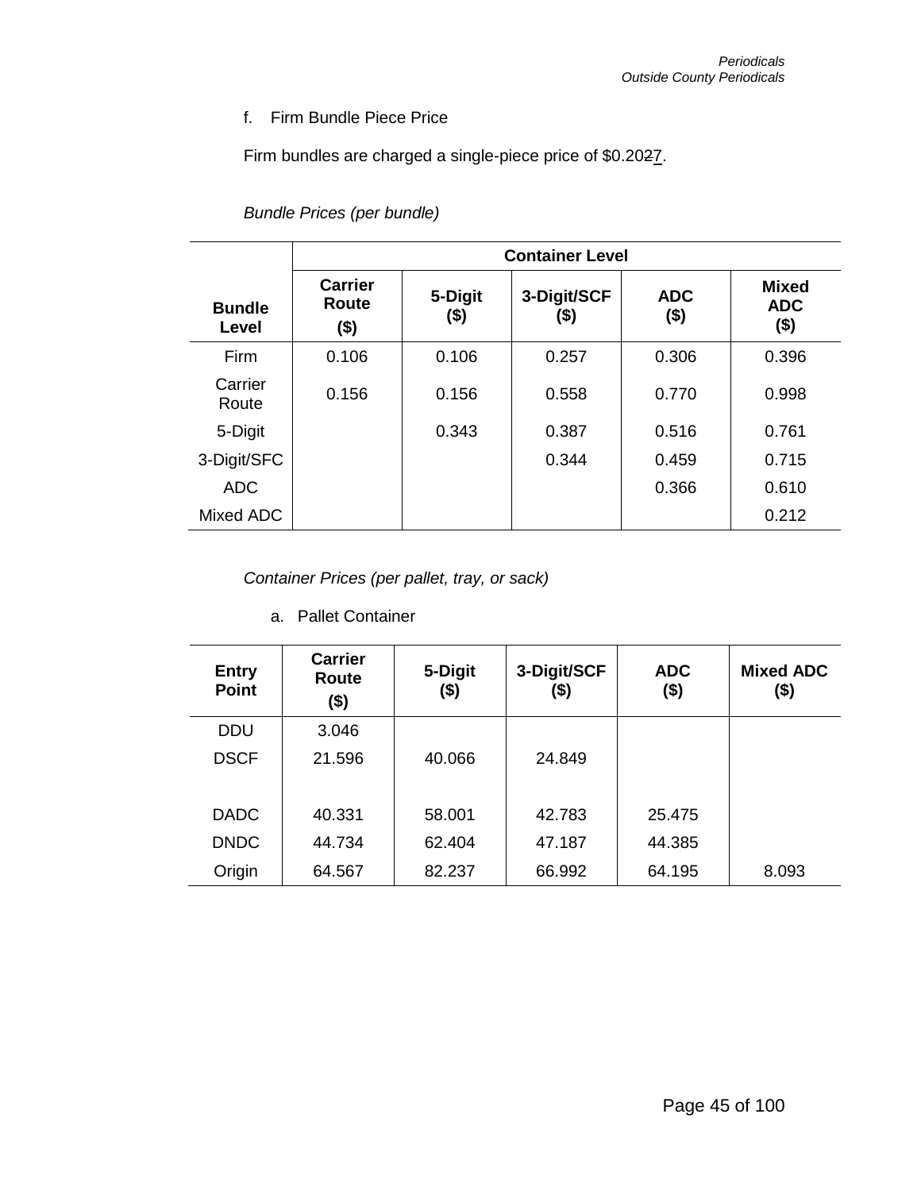f. Firm Bundle Piece Price

Firm bundles are charged a single-piece price of $0.2027.

*Bundle Prices (per bundle)*

| Bundle Level | Container Level | | | | |
|---|---|---|---|---|---|
| | Carrier Route ($) | 5-Digit ($) | 3-Digit/SCF ($) | ADC ($) | Mixed ADC ($) |
| Firm | 0.106 | 0.106 | 0.257 | 0.306 | 0.396 |
| Carrier Route | 0.156 | 0.156 | 0.558 | 0.770 | 0.998 |
| 5-Digit | | 0.343 | 0.387 | 0.516 | 0.761 |
| 3-Digit/SFC | | | 0.344 | 0.459 | 0.715 |
| ADC | | | | 0.366 | 0.610 |
| Mixed ADC | | | | | 0.212 |

*Container Prices (per pallet, tray, or sack)*

a. Pallet Container

| Entry Point | Carrier Route ($) | 5-Digit ($) | 3-Digit/SCF ($) | ADC ($) | Mixed ADC ($) |
|---|---|---|---|---|---|
| DDU | 3.046 | | | | |
| DSCF | 21.596 | 40.066 | 24.849 | | |
| DADC | 40.331 | 58.001 | 42.783 | 25.475 | |
| DNDC | 44.734 | 62.404 | 47.187 | 44.385 | |
| Origin | 64.567 | 82.237 | 66.992 | 64.195 | 8.093 |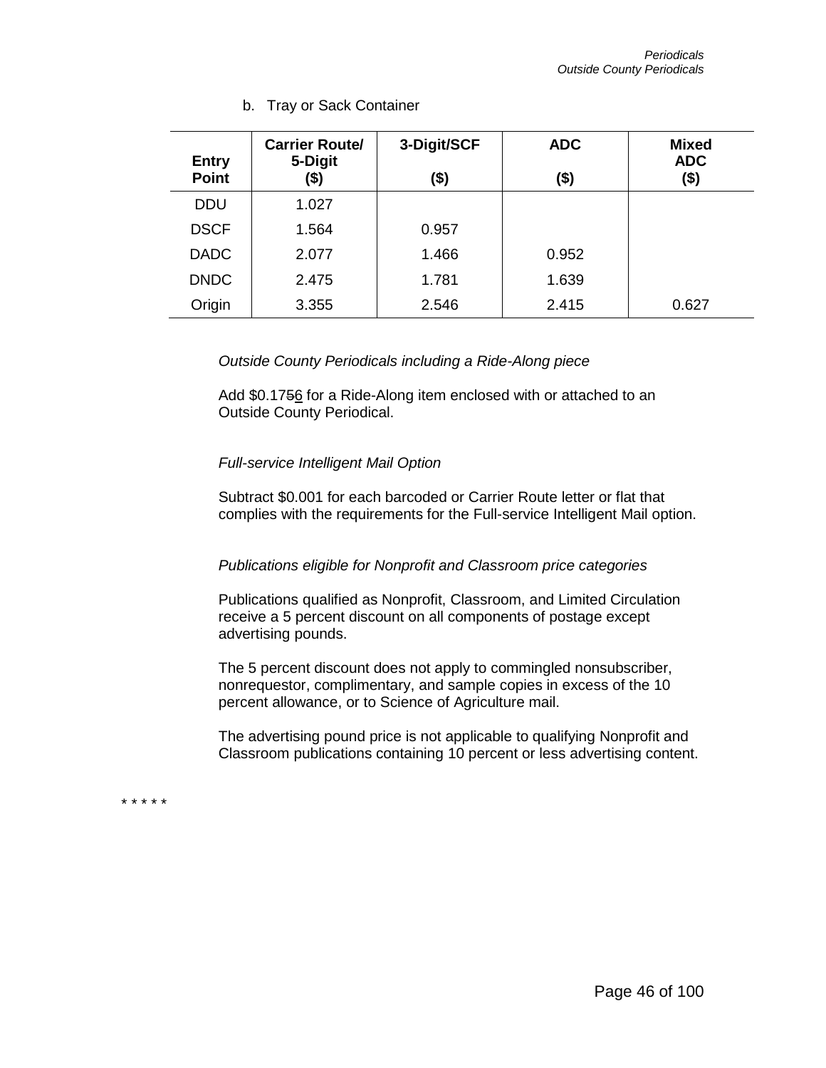b. Tray or Sack Container

| Entry Point | Carrier Route/ 5-Digit ($) | 3-Digit/SCF ($) | ADC ($) | Mixed ADC ($) |
|---|---|---|---|---|
| DDU | 1.027 | | | |
| DSCF | 1.564 | 0.957 | | |
| DADC | 2.077 | 1.466 | 0.952 | |
| DNDC | 2.475 | 1.781 | 1.639 | |
| Origin | 3.355 | 2.546 | 2.415 | 0.627 |

*Outside County Periodicals including a Ride-Along piece*

Add $0.17~~5~~6 for a Ride-Along item enclosed with or attached to an Outside County Periodical.

*Full-service Intelligent Mail Option*

Subtract $0.001 for each barcoded or Carrier Route letter or flat that complies with the requirements for the Full-service Intelligent Mail option.

*Publications eligible for Nonprofit and Classroom price categories*

Publications qualified as Nonprofit, Classroom, and Limited Circulation receive a 5 percent discount on all components of postage except advertising pounds.

The 5 percent discount does not apply to commingled nonsubscriber, nonrequestor, complimentary, and sample copies in excess of the 10 percent allowance, or to Science of Agriculture mail.

The advertising pound price is not applicable to qualifying Nonprofit and Classroom publications containing 10 percent or less advertising content.

* * * * *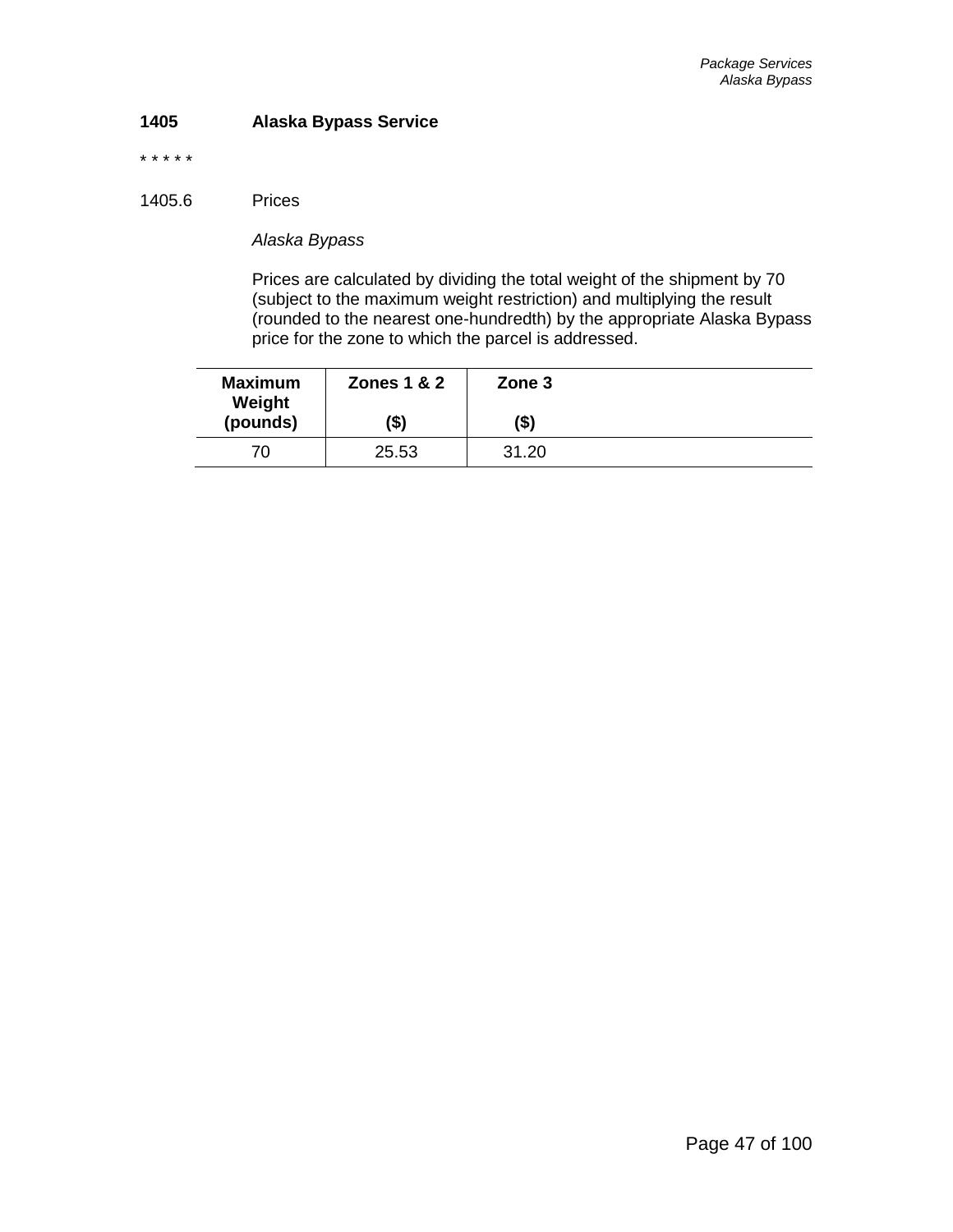## 1405 Alaska Bypass Service

* * * * *

### 1405.6 Prices

*Alaska Bypass*

Prices are calculated by dividing the total weight of the shipment by 70 (subject to the maximum weight restriction) and multiplying the result (rounded to the nearest one-hundredth) by the appropriate Alaska Bypass price for the zone to which the parcel is addressed.

| Maximum Weight (pounds) | Zones 1 & 2 ($) | Zone 3 ($) |
|---|---|---|
| 70 | 25.53 | 31.20 |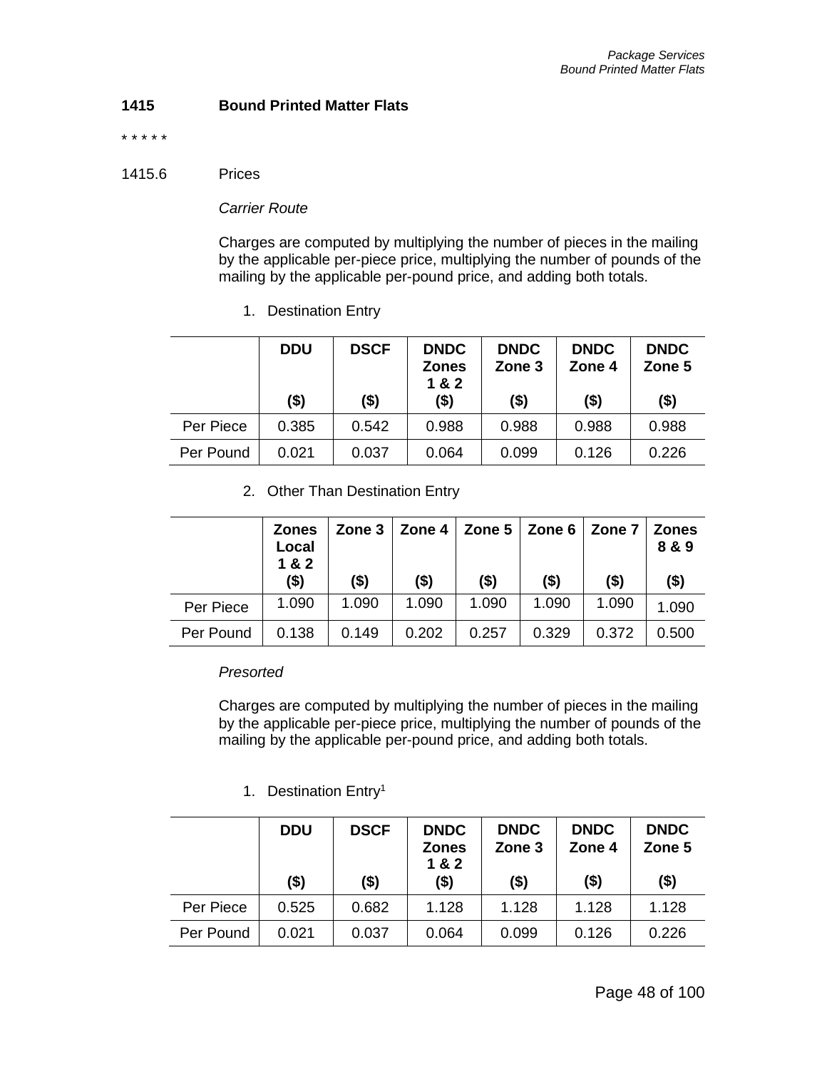### 1415 Bound Printed Matter Flats

* * * * *

1415.6 Prices

*Carrier Route*

Charges are computed by multiplying the number of pieces in the mailing by the applicable per-piece price, multiplying the number of pounds of the mailing by the applicable per-pound price, and adding both totals.

1. Destination Entry

| | DDU ($) | DSCF ($) | DNDC Zones 1 & 2 ($) | DNDC Zone 3 ($) | DNDC Zone 4 ($) | DNDC Zone 5 ($) |
|---|---|---|---|---|---|---|
| Per Piece | 0.385 | 0.542 | 0.988 | 0.988 | 0.988 | 0.988 |
| Per Pound | 0.021 | 0.037 | 0.064 | 0.099 | 0.126 | 0.226 |

2. Other Than Destination Entry

| | Zones Local 1 & 2 ($) | Zone 3 ($) | Zone 4 ($) | Zone 5 ($) | Zone 6 ($) | Zone 7 ($) | Zones 8 & 9 ($) |
|---|---|---|---|---|---|---|---|
| Per Piece | 1.090 | 1.090 | 1.090 | 1.090 | 1.090 | 1.090 | 1.090 |
| Per Pound | 0.138 | 0.149 | 0.202 | 0.257 | 0.329 | 0.372 | 0.500 |

*Presorted*

Charges are computed by multiplying the number of pieces in the mailing by the applicable per-piece price, multiplying the number of pounds of the mailing by the applicable per-pound price, and adding both totals.

1. Destination Entry[1]

| | DDU ($) | DSCF ($) | DNDC Zones 1 & 2 ($) | DNDC Zone 3 ($) | DNDC Zone 4 ($) | DNDC Zone 5 ($) |
|---|---|---|---|---|---|---|
| Per Piece | 0.525 | 0.682 | 1.128 | 1.128 | 1.128 | 1.128 |
| Per Pound | 0.021 | 0.037 | 0.064 | 0.099 | 0.126 | 0.226 |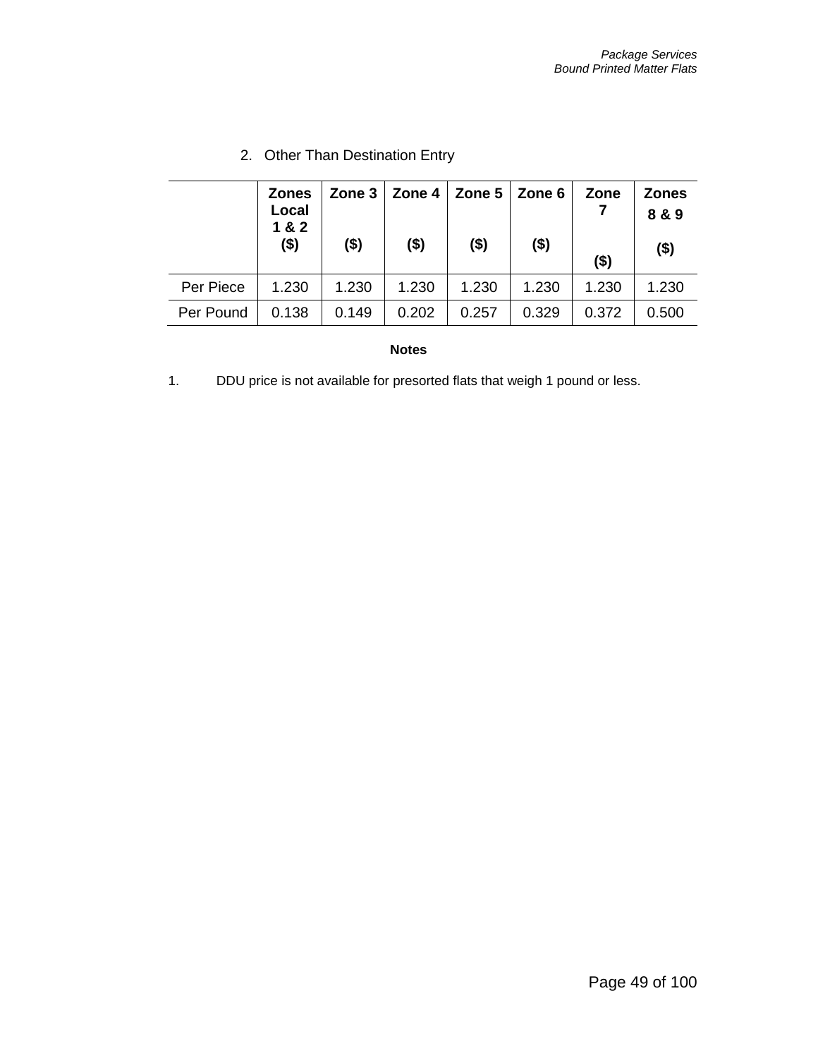2. Other Than Destination Entry

| | Zones Local 1 & 2 ($) | Zone 3 ($) | Zone 4 ($) | Zone 5 ($) | Zone 6 ($) | Zone 7 ($) | Zones 8 & 9 ($) |
|---|---|---|---|---|---|---|---|
| Per Piece | 1.230 | 1.230 | 1.230 | 1.230 | 1.230 | 1.230 | 1.230 |
| Per Pound | 0.138 | 0.149 | 0.202 | 0.257 | 0.329 | 0.372 | 0.500 |

**Notes**

1. DDU price is not available for presorted flats that weigh 1 pound or less.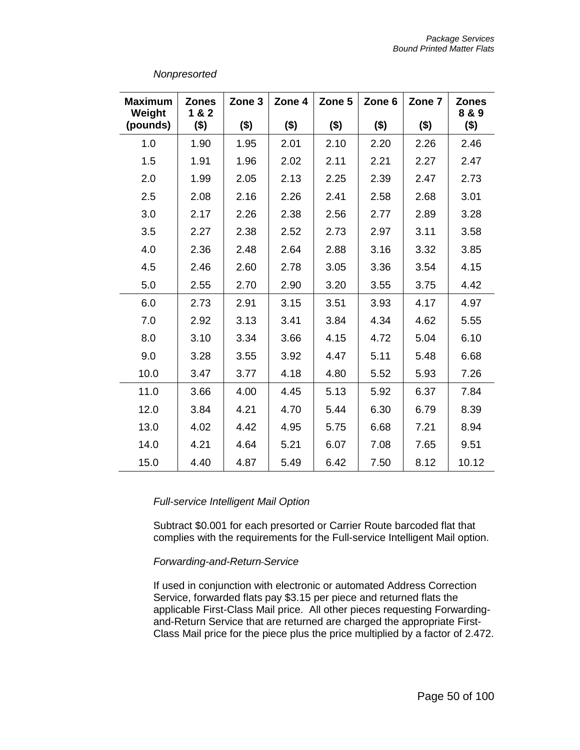*Nonpresorted*

| Maximum Weight (pounds) | Zones 1 & 2 ($) | Zone 3 ($) | Zone 4 ($) | Zone 5 ($) | Zone 6 ($) | Zone 7 ($) | Zones 8 & 9 ($) |
|---|---|---|---|---|---|---|---|
| 1.0 | 1.90 | 1.95 | 2.01 | 2.10 | 2.20 | 2.26 | 2.46 |
| 1.5 | 1.91 | 1.96 | 2.02 | 2.11 | 2.21 | 2.27 | 2.47 |
| 2.0 | 1.99 | 2.05 | 2.13 | 2.25 | 2.39 | 2.47 | 2.73 |
| 2.5 | 2.08 | 2.16 | 2.26 | 2.41 | 2.58 | 2.68 | 3.01 |
| 3.0 | 2.17 | 2.26 | 2.38 | 2.56 | 2.77 | 2.89 | 3.28 |
| 3.5 | 2.27 | 2.38 | 2.52 | 2.73 | 2.97 | 3.11 | 3.58 |
| 4.0 | 2.36 | 2.48 | 2.64 | 2.88 | 3.16 | 3.32 | 3.85 |
| 4.5 | 2.46 | 2.60 | 2.78 | 3.05 | 3.36 | 3.54 | 4.15 |
| 5.0 | 2.55 | 2.70 | 2.90 | 3.20 | 3.55 | 3.75 | 4.42 |
| 6.0 | 2.73 | 2.91 | 3.15 | 3.51 | 3.93 | 4.17 | 4.97 |
| 7.0 | 2.92 | 3.13 | 3.41 | 3.84 | 4.34 | 4.62 | 5.55 |
| 8.0 | 3.10 | 3.34 | 3.66 | 4.15 | 4.72 | 5.04 | 6.10 |
| 9.0 | 3.28 | 3.55 | 3.92 | 4.47 | 5.11 | 5.48 | 6.68 |
| 10.0 | 3.47 | 3.77 | 4.18 | 4.80 | 5.52 | 5.93 | 7.26 |
| 11.0 | 3.66 | 4.00 | 4.45 | 5.13 | 5.92 | 6.37 | 7.84 |
| 12.0 | 3.84 | 4.21 | 4.70 | 5.44 | 6.30 | 6.79 | 8.39 |
| 13.0 | 4.02 | 4.42 | 4.95 | 5.75 | 6.68 | 7.21 | 8.94 |
| 14.0 | 4.21 | 4.64 | 5.21 | 6.07 | 7.08 | 7.65 | 9.51 |
| 15.0 | 4.40 | 4.87 | 5.49 | 6.42 | 7.50 | 8.12 | 10.12 |

*Full-service Intelligent Mail Option*

Subtract $0.001 for each presorted or Carrier Route barcoded flat that complies with the requirements for the Full-service Intelligent Mail option.

*Forwarding-and-Return Service*

If used in conjunction with electronic or automated Address Correction Service, forwarded flats pay $3.15 per piece and returned flats the applicable First-Class Mail price. All other pieces requesting Forwarding-and-Return Service that are returned are charged the appropriate First-Class Mail price for the piece plus the price multiplied by a factor of 2.472.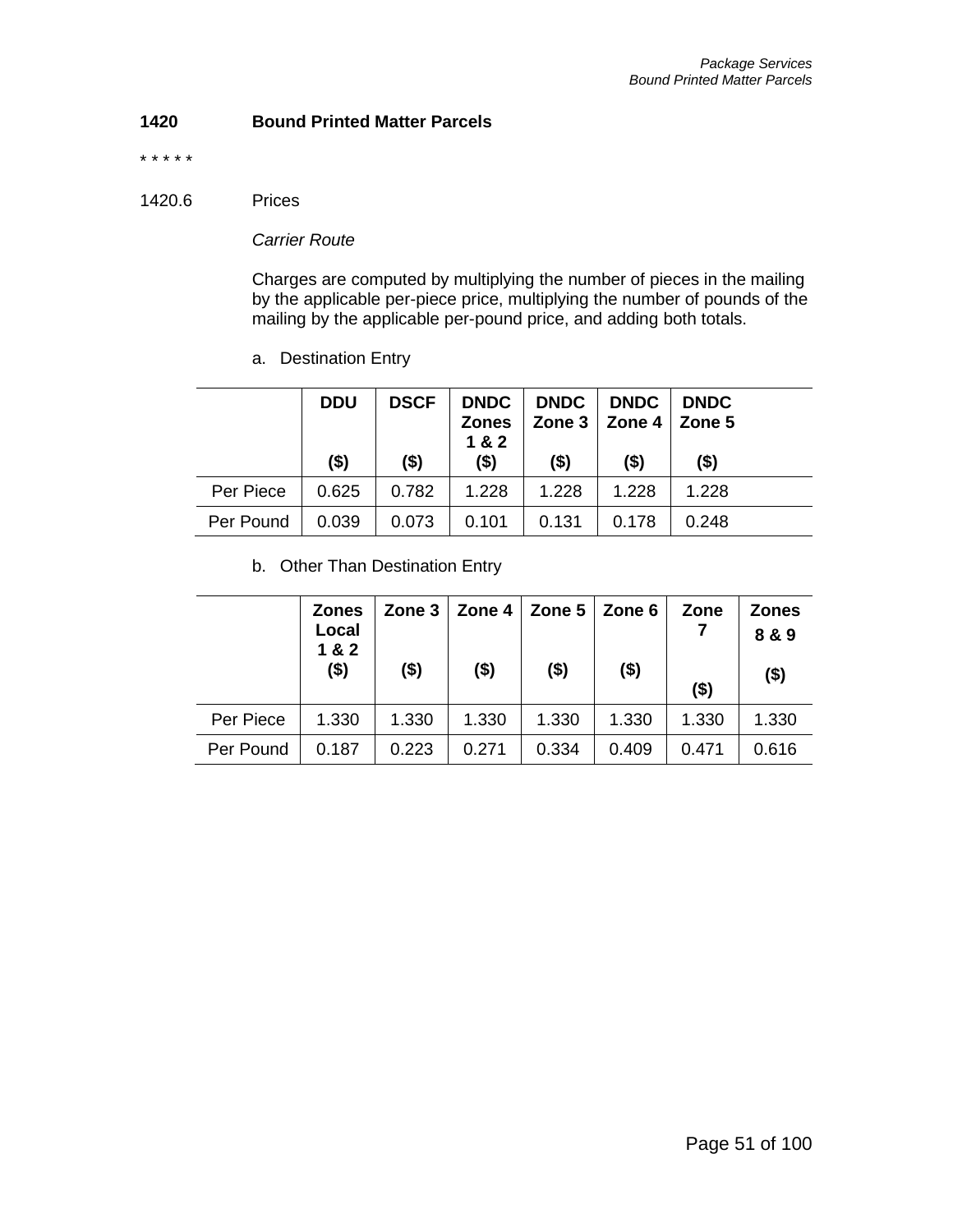## 1420 Bound Printed Matter Parcels

\* \* \* \* \*

1420.6 Prices

*Carrier Route*

Charges are computed by multiplying the number of pieces in the mailing by the applicable per-piece price, multiplying the number of pounds of the mailing by the applicable per-pound price, and adding both totals.

a. Destination Entry

| | DDU ($) | DSCF ($) | DNDC Zones 1 & 2 ($) | DNDC Zone 3 ($) | DNDC Zone 4 ($) | DNDC Zone 5 ($) |
|---|---|---|---|---|---|---|
| Per Piece | 0.625 | 0.782 | 1.228 | 1.228 | 1.228 | 1.228 |
| Per Pound | 0.039 | 0.073 | 0.101 | 0.131 | 0.178 | 0.248 |

b. Other Than Destination Entry

| | Zones Local 1 & 2 ($) | Zone 3 ($) | Zone 4 ($) | Zone 5 ($) | Zone 6 ($) | Zone 7 ($) | Zones 8 & 9 ($) |
|---|---|---|---|---|---|---|---|
| Per Piece | 1.330 | 1.330 | 1.330 | 1.330 | 1.330 | 1.330 | 1.330 |
| Per Pound | 0.187 | 0.223 | 0.271 | 0.334 | 0.409 | 0.471 | 0.616 |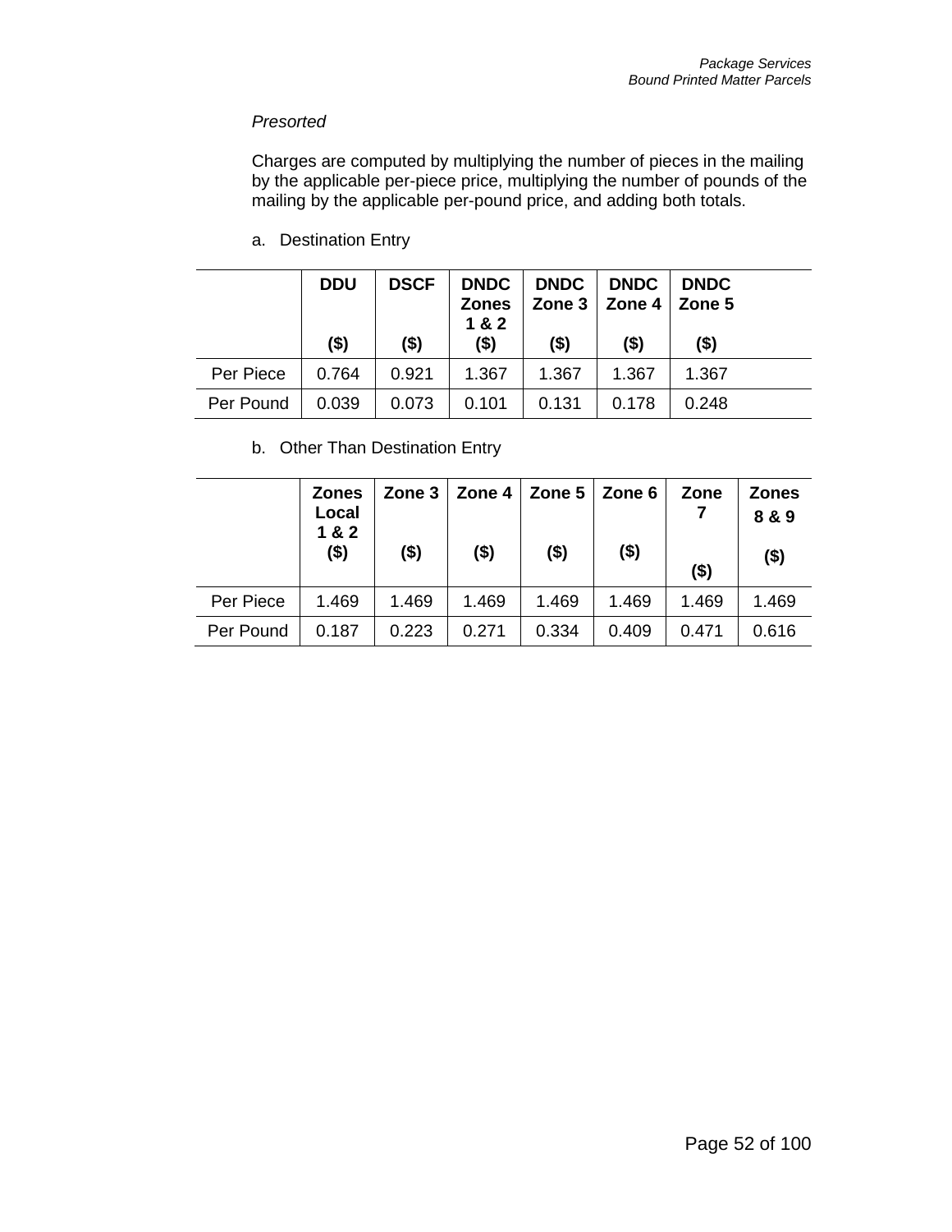*Presorted*

Charges are computed by multiplying the number of pieces in the mailing by the applicable per-piece price, multiplying the number of pounds of the mailing by the applicable per-pound price, and adding both totals.

a. Destination Entry

| | DDU ($) | DSCF ($) | DNDC Zones 1 & 2 ($) | DNDC Zone 3 ($) | DNDC Zone 4 ($) | DNDC Zone 5 ($) |
|---|---|---|---|---|---|---|
| Per Piece | 0.764 | 0.921 | 1.367 | 1.367 | 1.367 | 1.367 |
| Per Pound | 0.039 | 0.073 | 0.101 | 0.131 | 0.178 | 0.248 |

b. Other Than Destination Entry

| | Zones Local 1 & 2 ($) | Zone 3 ($) | Zone 4 ($) | Zone 5 ($) | Zone 6 ($) | Zone 7 ($) | Zones 8 & 9 ($) |
|---|---|---|---|---|---|---|---|
| Per Piece | 1.469 | 1.469 | 1.469 | 1.469 | 1.469 | 1.469 | 1.469 |
| Per Pound | 0.187 | 0.223 | 0.271 | 0.334 | 0.409 | 0.471 | 0.616 |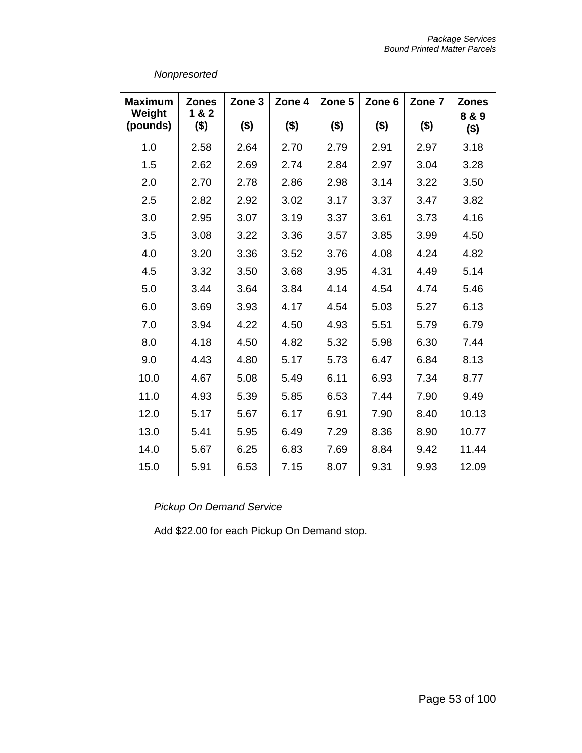*Nonpresorted*

| Maximum Weight (pounds) | Zones 1 & 2 ($) | Zone 3 ($) | Zone 4 ($) | Zone 5 ($) | Zone 6 ($) | Zone 7 ($) | Zones 8 & 9 ($) |
|---|---|---|---|---|---|---|---|
| 1.0 | 2.58 | 2.64 | 2.70 | 2.79 | 2.91 | 2.97 | 3.18 |
| 1.5 | 2.62 | 2.69 | 2.74 | 2.84 | 2.97 | 3.04 | 3.28 |
| 2.0 | 2.70 | 2.78 | 2.86 | 2.98 | 3.14 | 3.22 | 3.50 |
| 2.5 | 2.82 | 2.92 | 3.02 | 3.17 | 3.37 | 3.47 | 3.82 |
| 3.0 | 2.95 | 3.07 | 3.19 | 3.37 | 3.61 | 3.73 | 4.16 |
| 3.5 | 3.08 | 3.22 | 3.36 | 3.57 | 3.85 | 3.99 | 4.50 |
| 4.0 | 3.20 | 3.36 | 3.52 | 3.76 | 4.08 | 4.24 | 4.82 |
| 4.5 | 3.32 | 3.50 | 3.68 | 3.95 | 4.31 | 4.49 | 5.14 |
| 5.0 | 3.44 | 3.64 | 3.84 | 4.14 | 4.54 | 4.74 | 5.46 |
| 6.0 | 3.69 | 3.93 | 4.17 | 4.54 | 5.03 | 5.27 | 6.13 |
| 7.0 | 3.94 | 4.22 | 4.50 | 4.93 | 5.51 | 5.79 | 6.79 |
| 8.0 | 4.18 | 4.50 | 4.82 | 5.32 | 5.98 | 6.30 | 7.44 |
| 9.0 | 4.43 | 4.80 | 5.17 | 5.73 | 6.47 | 6.84 | 8.13 |
| 10.0 | 4.67 | 5.08 | 5.49 | 6.11 | 6.93 | 7.34 | 8.77 |
| 11.0 | 4.93 | 5.39 | 5.85 | 6.53 | 7.44 | 7.90 | 9.49 |
| 12.0 | 5.17 | 5.67 | 6.17 | 6.91 | 7.90 | 8.40 | 10.13 |
| 13.0 | 5.41 | 5.95 | 6.49 | 7.29 | 8.36 | 8.90 | 10.77 |
| 14.0 | 5.67 | 6.25 | 6.83 | 7.69 | 8.84 | 9.42 | 11.44 |
| 15.0 | 5.91 | 6.53 | 7.15 | 8.07 | 9.31 | 9.93 | 12.09 |

*Pickup On Demand Service*

Add $22.00 for each Pickup On Demand stop.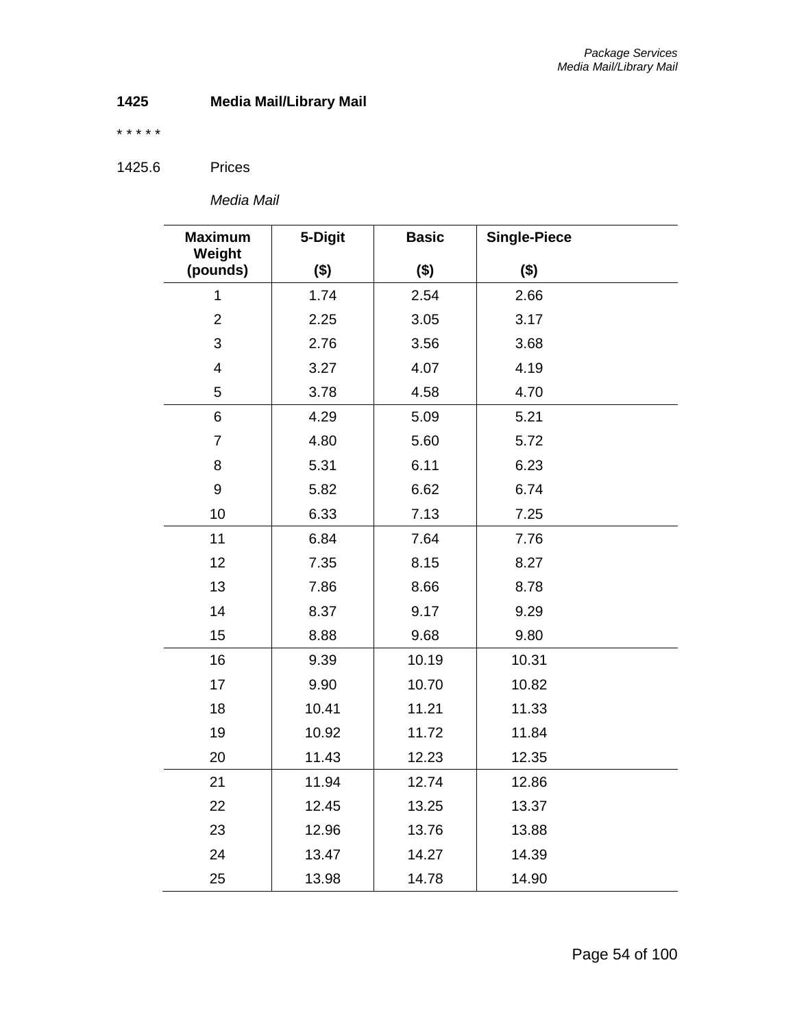## 1425 Media Mail/Library Mail

* * * * *

### 1425.6 Prices

*Media Mail*

| Maximum Weight (pounds) | 5-Digit ($) | Basic ($) | Single-Piece ($) |
|---|---|---|---|
| 1 | 1.74 | 2.54 | 2.66 |
| 2 | 2.25 | 3.05 | 3.17 |
| 3 | 2.76 | 3.56 | 3.68 |
| 4 | 3.27 | 4.07 | 4.19 |
| 5 | 3.78 | 4.58 | 4.70 |
| 6 | 4.29 | 5.09 | 5.21 |
| 7 | 4.80 | 5.60 | 5.72 |
| 8 | 5.31 | 6.11 | 6.23 |
| 9 | 5.82 | 6.62 | 6.74 |
| 10 | 6.33 | 7.13 | 7.25 |
| 11 | 6.84 | 7.64 | 7.76 |
| 12 | 7.35 | 8.15 | 8.27 |
| 13 | 7.86 | 8.66 | 8.78 |
| 14 | 8.37 | 9.17 | 9.29 |
| 15 | 8.88 | 9.68 | 9.80 |
| 16 | 9.39 | 10.19 | 10.31 |
| 17 | 9.90 | 10.70 | 10.82 |
| 18 | 10.41 | 11.21 | 11.33 |
| 19 | 10.92 | 11.72 | 11.84 |
| 20 | 11.43 | 12.23 | 12.35 |
| 21 | 11.94 | 12.74 | 12.86 |
| 22 | 12.45 | 13.25 | 13.37 |
| 23 | 12.96 | 13.76 | 13.88 |
| 24 | 13.47 | 14.27 | 14.39 |
| 25 | 13.98 | 14.78 | 14.90 |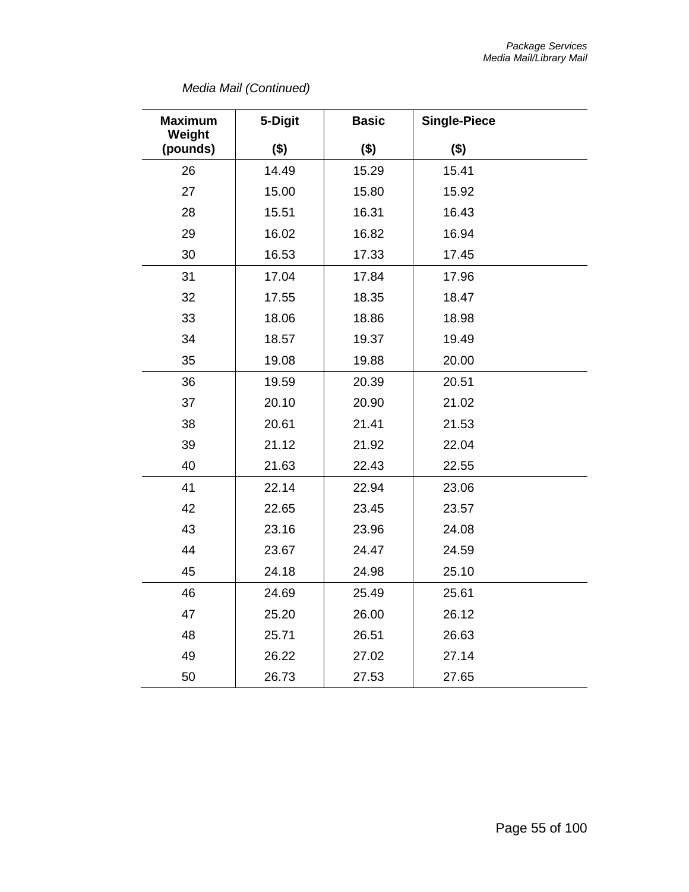*Media Mail (Continued)*

| Maximum Weight (pounds) | 5-Digit ($) | Basic ($) | Single-Piece ($) |
|---|---|---|---|
| 26 | 14.49 | 15.29 | 15.41 |
| 27 | 15.00 | 15.80 | 15.92 |
| 28 | 15.51 | 16.31 | 16.43 |
| 29 | 16.02 | 16.82 | 16.94 |
| 30 | 16.53 | 17.33 | 17.45 |
| 31 | 17.04 | 17.84 | 17.96 |
| 32 | 17.55 | 18.35 | 18.47 |
| 33 | 18.06 | 18.86 | 18.98 |
| 34 | 18.57 | 19.37 | 19.49 |
| 35 | 19.08 | 19.88 | 20.00 |
| 36 | 19.59 | 20.39 | 20.51 |
| 37 | 20.10 | 20.90 | 21.02 |
| 38 | 20.61 | 21.41 | 21.53 |
| 39 | 21.12 | 21.92 | 22.04 |
| 40 | 21.63 | 22.43 | 22.55 |
| 41 | 22.14 | 22.94 | 23.06 |
| 42 | 22.65 | 23.45 | 23.57 |
| 43 | 23.16 | 23.96 | 24.08 |
| 44 | 23.67 | 24.47 | 24.59 |
| 45 | 24.18 | 24.98 | 25.10 |
| 46 | 24.69 | 25.49 | 25.61 |
| 47 | 25.20 | 26.00 | 26.12 |
| 48 | 25.71 | 26.51 | 26.63 |
| 49 | 26.22 | 27.02 | 27.14 |
| 50 | 26.73 | 27.53 | 27.65 |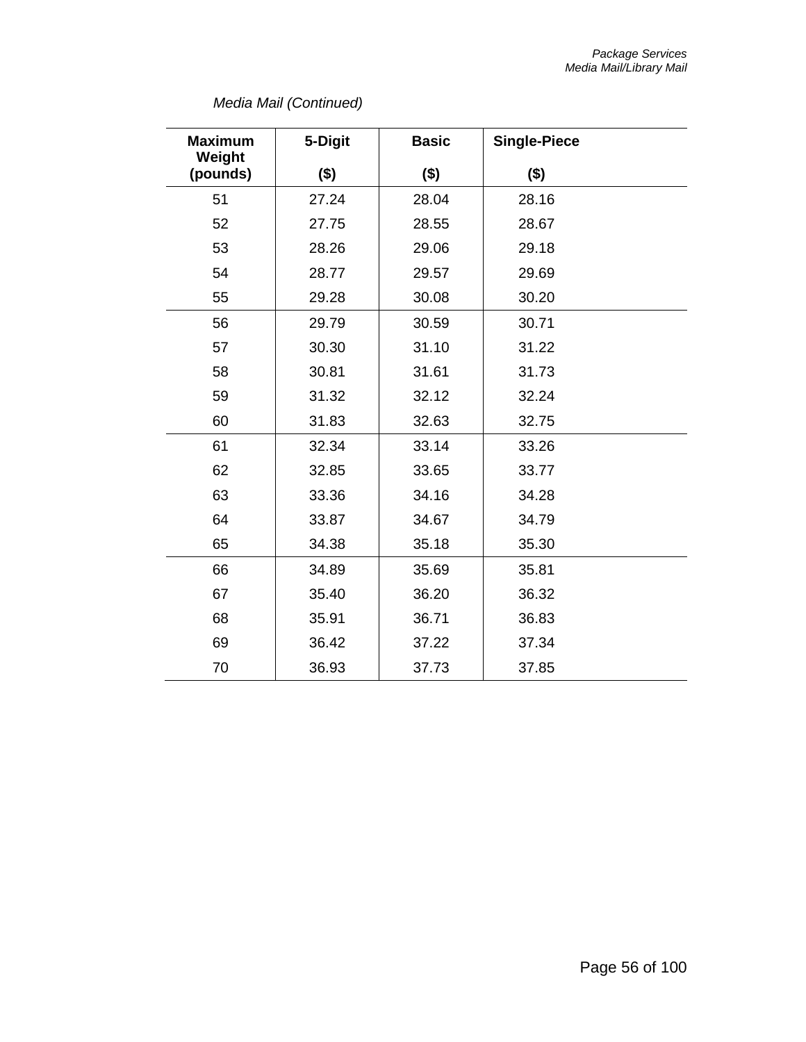*Media Mail (Continued)*

| Maximum Weight (pounds) | 5-Digit ($) | Basic ($) | Single-Piece ($) |
|---|---|---|---|
| 51 | 27.24 | 28.04 | 28.16 |
| 52 | 27.75 | 28.55 | 28.67 |
| 53 | 28.26 | 29.06 | 29.18 |
| 54 | 28.77 | 29.57 | 29.69 |
| 55 | 29.28 | 30.08 | 30.20 |
| 56 | 29.79 | 30.59 | 30.71 |
| 57 | 30.30 | 31.10 | 31.22 |
| 58 | 30.81 | 31.61 | 31.73 |
| 59 | 31.32 | 32.12 | 32.24 |
| 60 | 31.83 | 32.63 | 32.75 |
| 61 | 32.34 | 33.14 | 33.26 |
| 62 | 32.85 | 33.65 | 33.77 |
| 63 | 33.36 | 34.16 | 34.28 |
| 64 | 33.87 | 34.67 | 34.79 |
| 65 | 34.38 | 35.18 | 35.30 |
| 66 | 34.89 | 35.69 | 35.81 |
| 67 | 35.40 | 36.20 | 36.32 |
| 68 | 35.91 | 36.71 | 36.83 |
| 69 | 36.42 | 37.22 | 37.34 |
| 70 | 36.93 | 37.73 | 37.85 |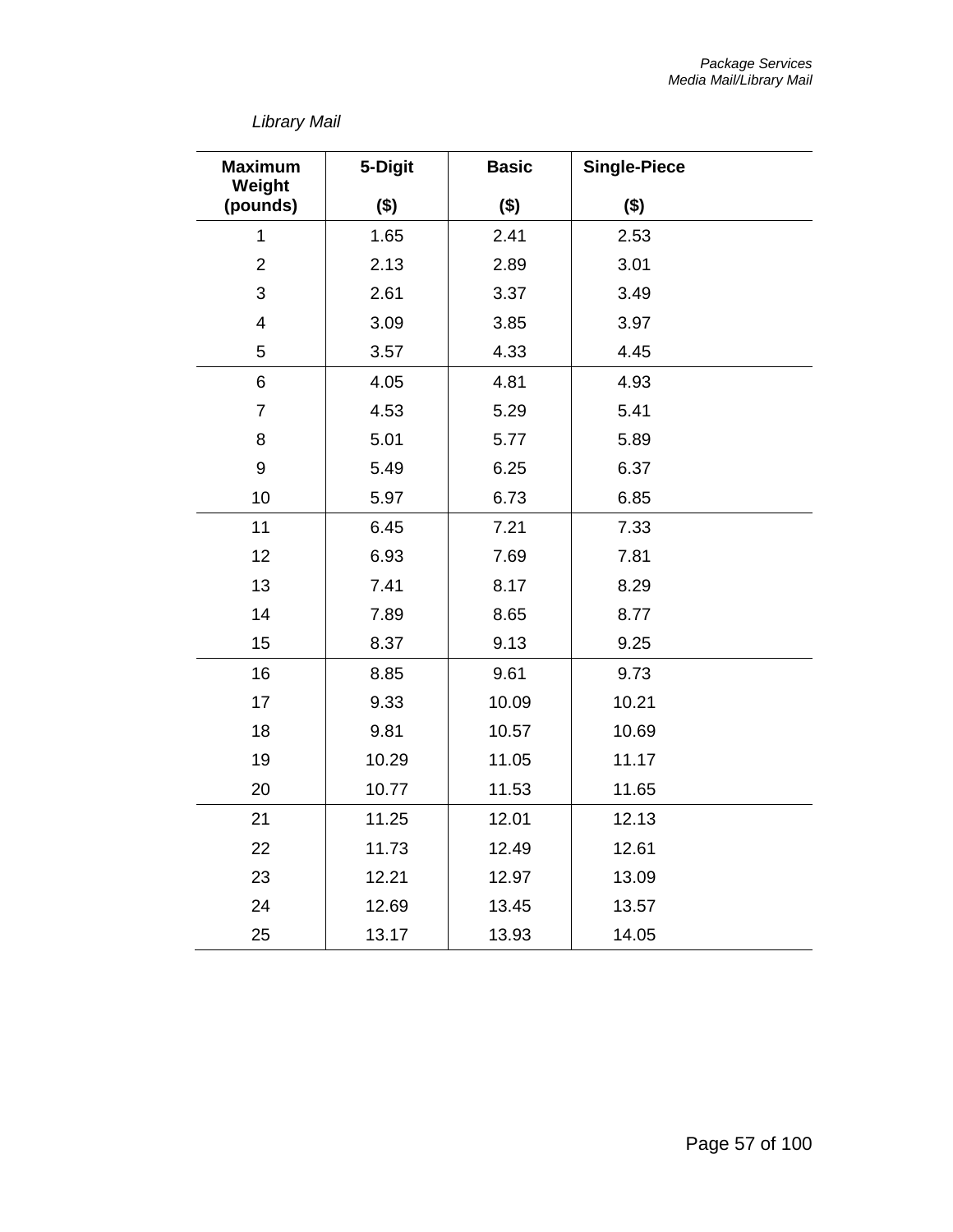*Library Mail*

| Maximum Weight (pounds) | 5-Digit ($) | Basic ($) | Single-Piece ($) |
|---|---|---|---|
| 1 | 1.65 | 2.41 | 2.53 |
| 2 | 2.13 | 2.89 | 3.01 |
| 3 | 2.61 | 3.37 | 3.49 |
| 4 | 3.09 | 3.85 | 3.97 |
| 5 | 3.57 | 4.33 | 4.45 |
| 6 | 4.05 | 4.81 | 4.93 |
| 7 | 4.53 | 5.29 | 5.41 |
| 8 | 5.01 | 5.77 | 5.89 |
| 9 | 5.49 | 6.25 | 6.37 |
| 10 | 5.97 | 6.73 | 6.85 |
| 11 | 6.45 | 7.21 | 7.33 |
| 12 | 6.93 | 7.69 | 7.81 |
| 13 | 7.41 | 8.17 | 8.29 |
| 14 | 7.89 | 8.65 | 8.77 |
| 15 | 8.37 | 9.13 | 9.25 |
| 16 | 8.85 | 9.61 | 9.73 |
| 17 | 9.33 | 10.09 | 10.21 |
| 18 | 9.81 | 10.57 | 10.69 |
| 19 | 10.29 | 11.05 | 11.17 |
| 20 | 10.77 | 11.53 | 11.65 |
| 21 | 11.25 | 12.01 | 12.13 |
| 22 | 11.73 | 12.49 | 12.61 |
| 23 | 12.21 | 12.97 | 13.09 |
| 24 | 12.69 | 13.45 | 13.57 |
| 25 | 13.17 | 13.93 | 14.05 |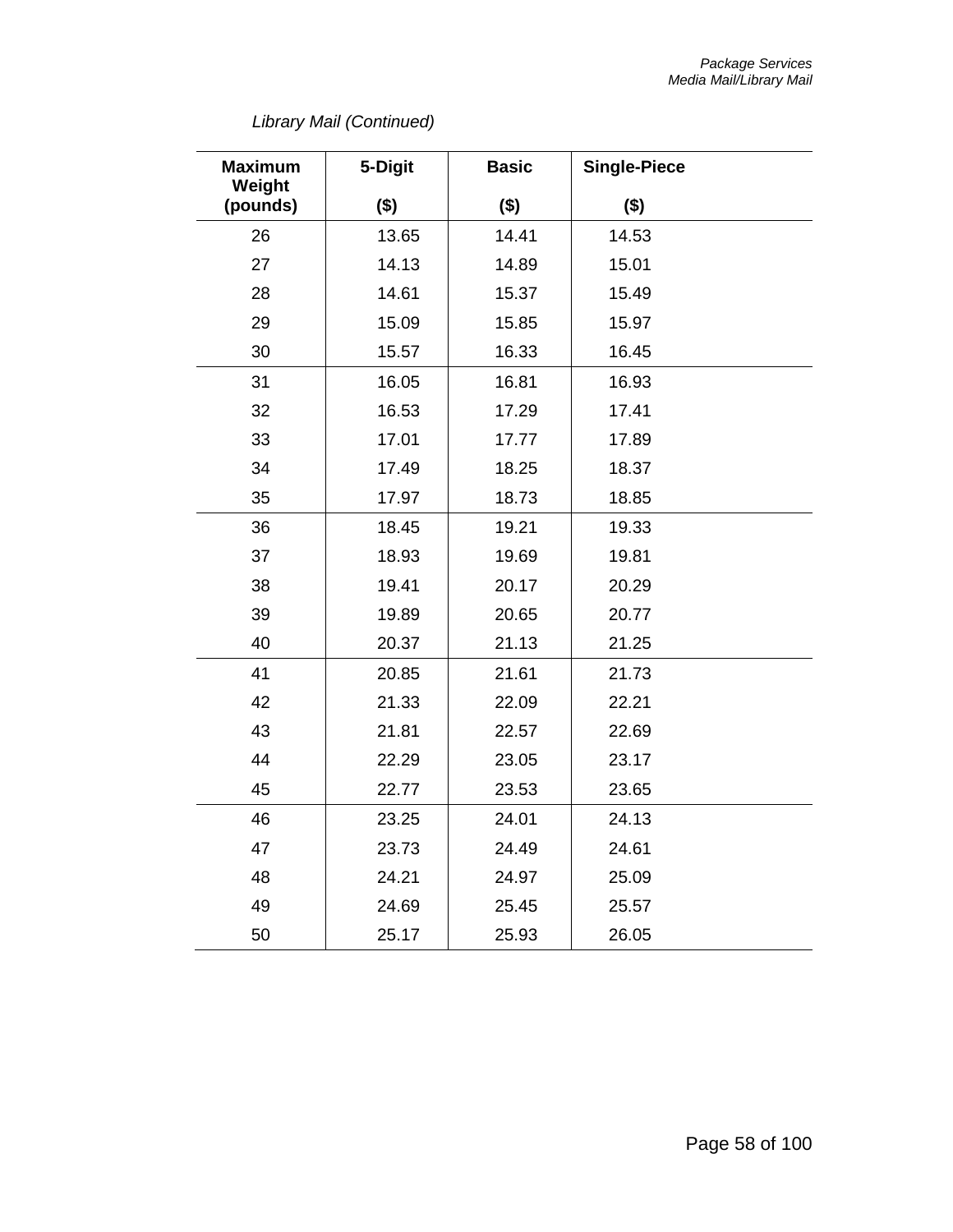*Library Mail (Continued)*

| Maximum Weight (pounds) | 5-Digit ($) | Basic ($) | Single-Piece ($) |
|---|---|---|---|
| 26 | 13.65 | 14.41 | 14.53 |
| 27 | 14.13 | 14.89 | 15.01 |
| 28 | 14.61 | 15.37 | 15.49 |
| 29 | 15.09 | 15.85 | 15.97 |
| 30 | 15.57 | 16.33 | 16.45 |
| 31 | 16.05 | 16.81 | 16.93 |
| 32 | 16.53 | 17.29 | 17.41 |
| 33 | 17.01 | 17.77 | 17.89 |
| 34 | 17.49 | 18.25 | 18.37 |
| 35 | 17.97 | 18.73 | 18.85 |
| 36 | 18.45 | 19.21 | 19.33 |
| 37 | 18.93 | 19.69 | 19.81 |
| 38 | 19.41 | 20.17 | 20.29 |
| 39 | 19.89 | 20.65 | 20.77 |
| 40 | 20.37 | 21.13 | 21.25 |
| 41 | 20.85 | 21.61 | 21.73 |
| 42 | 21.33 | 22.09 | 22.21 |
| 43 | 21.81 | 22.57 | 22.69 |
| 44 | 22.29 | 23.05 | 23.17 |
| 45 | 22.77 | 23.53 | 23.65 |
| 46 | 23.25 | 24.01 | 24.13 |
| 47 | 23.73 | 24.49 | 24.61 |
| 48 | 24.21 | 24.97 | 25.09 |
| 49 | 24.69 | 25.45 | 25.57 |
| 50 | 25.17 | 25.93 | 26.05 |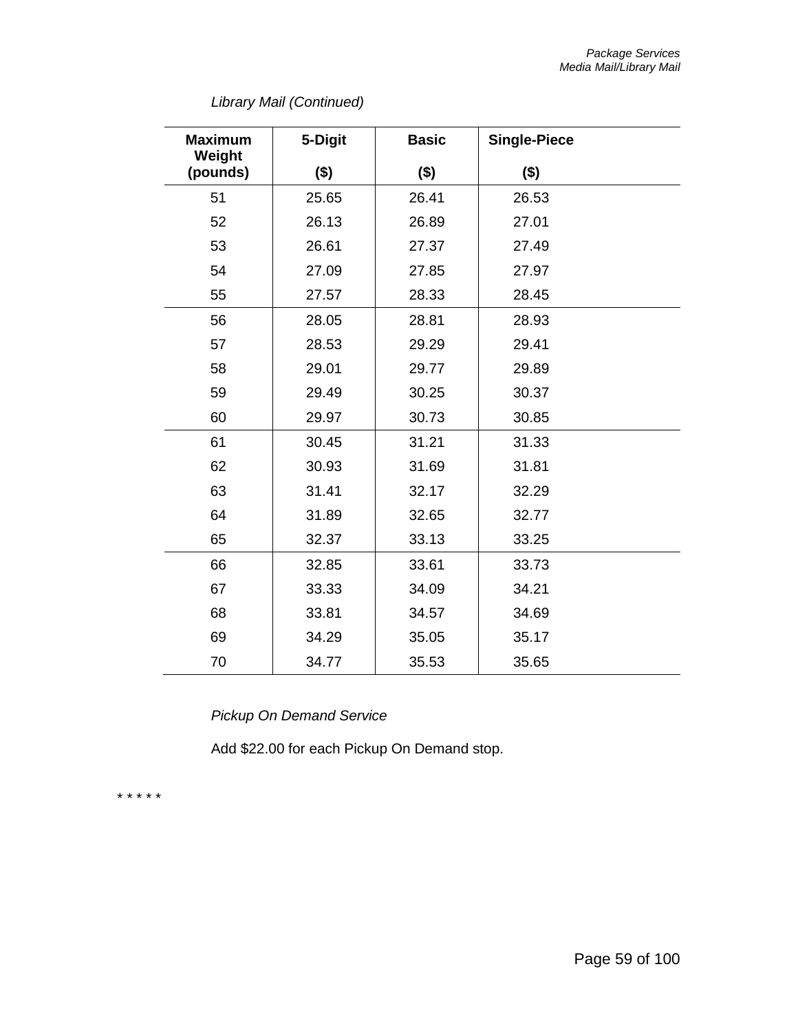*Library Mail (Continued)*

| Maximum Weight (pounds) | 5-Digit ($) | Basic ($) | Single-Piece ($) |
|---|---|---|---|
| 51 | 25.65 | 26.41 | 26.53 |
| 52 | 26.13 | 26.89 | 27.01 |
| 53 | 26.61 | 27.37 | 27.49 |
| 54 | 27.09 | 27.85 | 27.97 |
| 55 | 27.57 | 28.33 | 28.45 |
| 56 | 28.05 | 28.81 | 28.93 |
| 57 | 28.53 | 29.29 | 29.41 |
| 58 | 29.01 | 29.77 | 29.89 |
| 59 | 29.49 | 30.25 | 30.37 |
| 60 | 29.97 | 30.73 | 30.85 |
| 61 | 30.45 | 31.21 | 31.33 |
| 62 | 30.93 | 31.69 | 31.81 |
| 63 | 31.41 | 32.17 | 32.29 |
| 64 | 31.89 | 32.65 | 32.77 |
| 65 | 32.37 | 33.13 | 33.25 |
| 66 | 32.85 | 33.61 | 33.73 |
| 67 | 33.33 | 34.09 | 34.21 |
| 68 | 33.81 | 34.57 | 34.69 |
| 69 | 34.29 | 35.05 | 35.17 |
| 70 | 34.77 | 35.53 | 35.65 |

*Pickup On Demand Service*

Add $22.00 for each Pickup On Demand stop.

* * * * *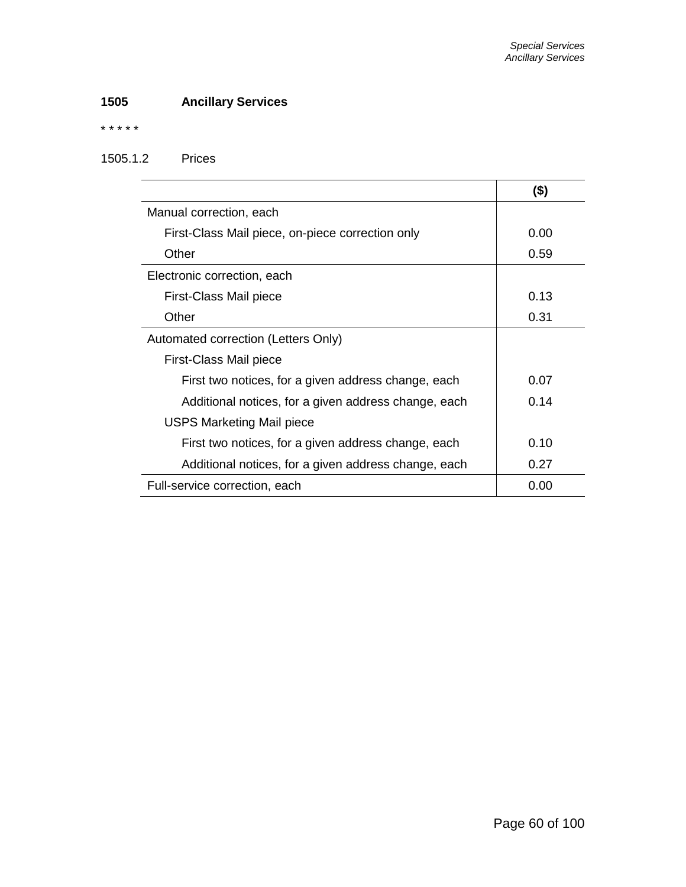## 1505 Ancillary Services

* * * * *

1505.1.2 Prices

| | ($) |
|---|---|
| Manual correction, each | |
| First-Class Mail piece, on-piece correction only | 0.00 |
| Other | 0.59 |
| Electronic correction, each | |
| First-Class Mail piece | 0.13 |
| Other | 0.31 |
| Automated correction (Letters Only) | |
| First-Class Mail piece | |
| First two notices, for a given address change, each | 0.07 |
| Additional notices, for a given address change, each | 0.14 |
| USPS Marketing Mail piece | |
| First two notices, for a given address change, each | 0.10 |
| Additional notices, for a given address change, each | 0.27 |
| Full-service correction, each | 0.00 |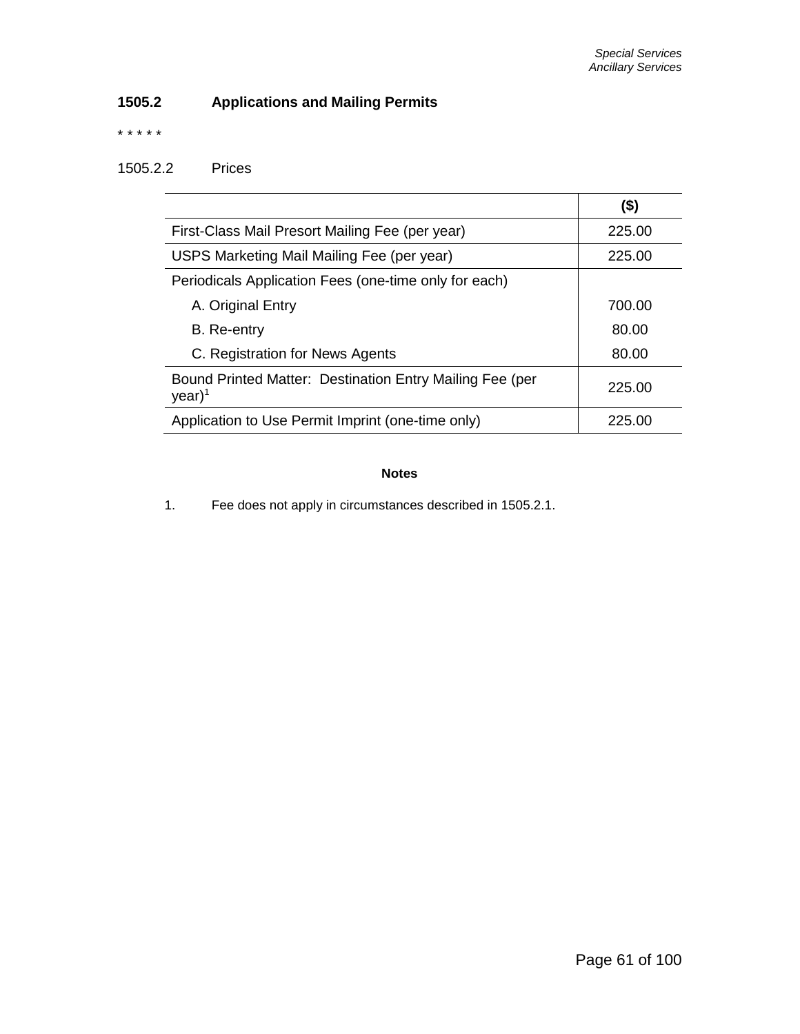### 1505.2 Applications and Mailing Permits

* * * * *

1505.2.2 Prices

| | ($) |
|---|---|
| First-Class Mail Presort Mailing Fee (per year) | 225.00 |
| USPS Marketing Mail Mailing Fee (per year) | 225.00 |
| Periodicals Application Fees (one-time only for each) | |
| A. Original Entry | 700.00 |
| B. Re-entry | 80.00 |
| C. Registration for News Agents | 80.00 |
| Bound Printed Matter: Destination Entry Mailing Fee (per year)[1] | 225.00 |
| Application to Use Permit Imprint (one-time only) | 225.00 |

**Notes**

1. Fee does not apply in circumstances described in 1505.2.1.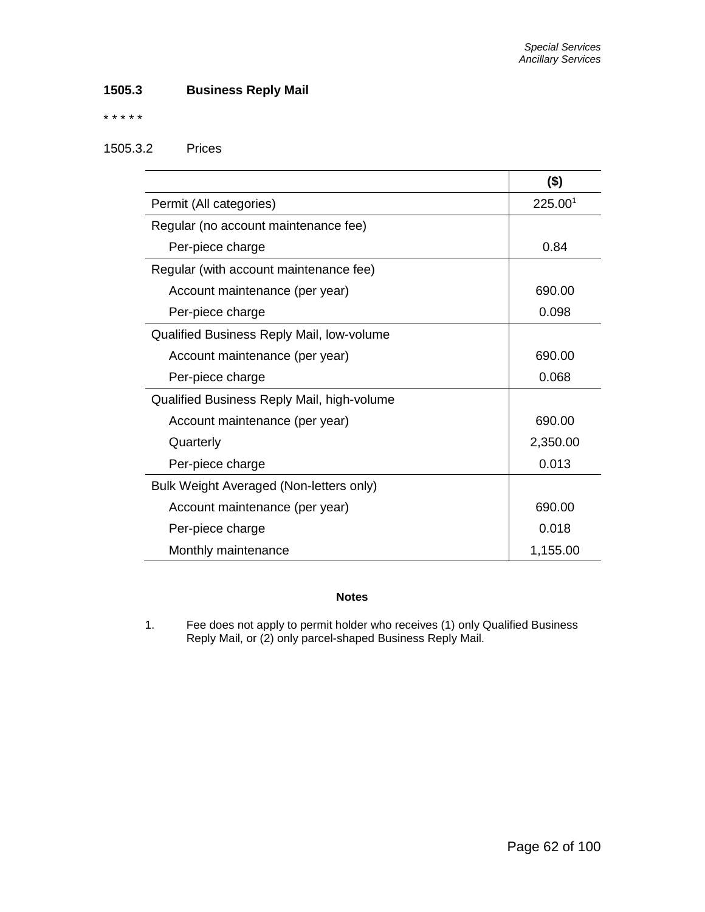### 1505.3 Business Reply Mail

\* \* \* \* \*

1505.3.2 Prices

| | ($) |
|---|---|
| Permit (All categories) | 225.00[1] |
| Regular (no account maintenance fee) | |
| Per-piece charge | 0.84 |
| Regular (with account maintenance fee) | |
| Account maintenance (per year) | 690.00 |
| Per-piece charge | 0.098 |
| Qualified Business Reply Mail, low-volume | |
| Account maintenance (per year) | 690.00 |
| Per-piece charge | 0.068 |
| Qualified Business Reply Mail, high-volume | |
| Account maintenance (per year) | 690.00 |
| Quarterly | 2,350.00 |
| Per-piece charge | 0.013 |
| Bulk Weight Averaged (Non-letters only) | |
| Account maintenance (per year) | 690.00 |
| Per-piece charge | 0.018 |
| Monthly maintenance | 1,155.00 |

**Notes**

1. Fee does not apply to permit holder who receives (1) only Qualified Business Reply Mail, or (2) only parcel-shaped Business Reply Mail.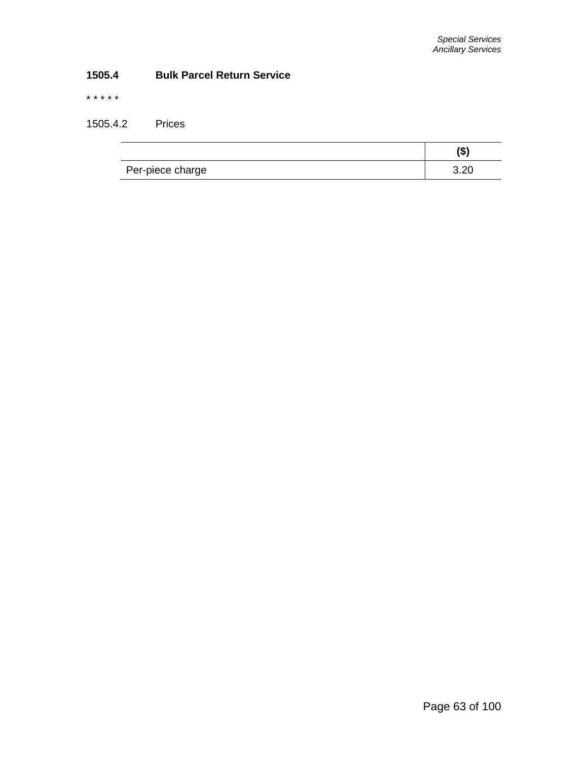### 1505.4 Bulk Parcel Return Service

* * * * *

1505.4.2 Prices

| | ($) |
|---|---|
| Per-piece charge | 3.20 |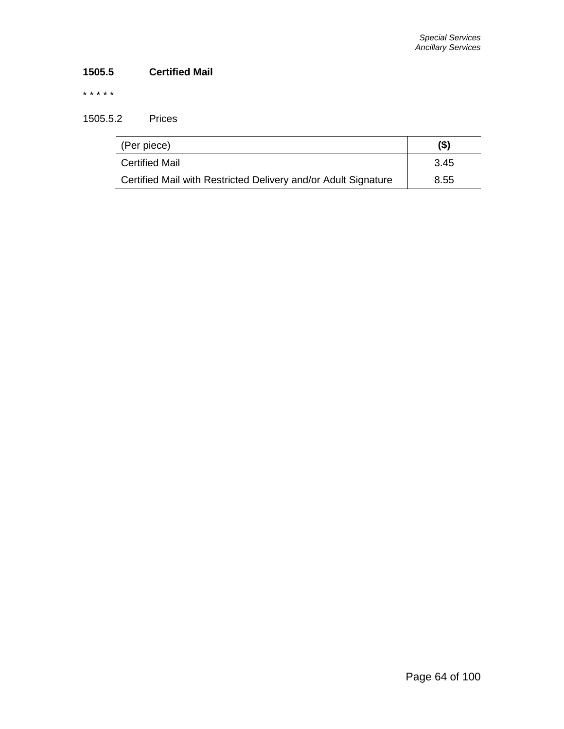### 1505.5 Certified Mail

* * * * *

1505.5.2 Prices

| (Per piece) | ($) |
|---|---|
| Certified Mail | 3.45 |
| Certified Mail with Restricted Delivery and/or Adult Signature | 8.55 |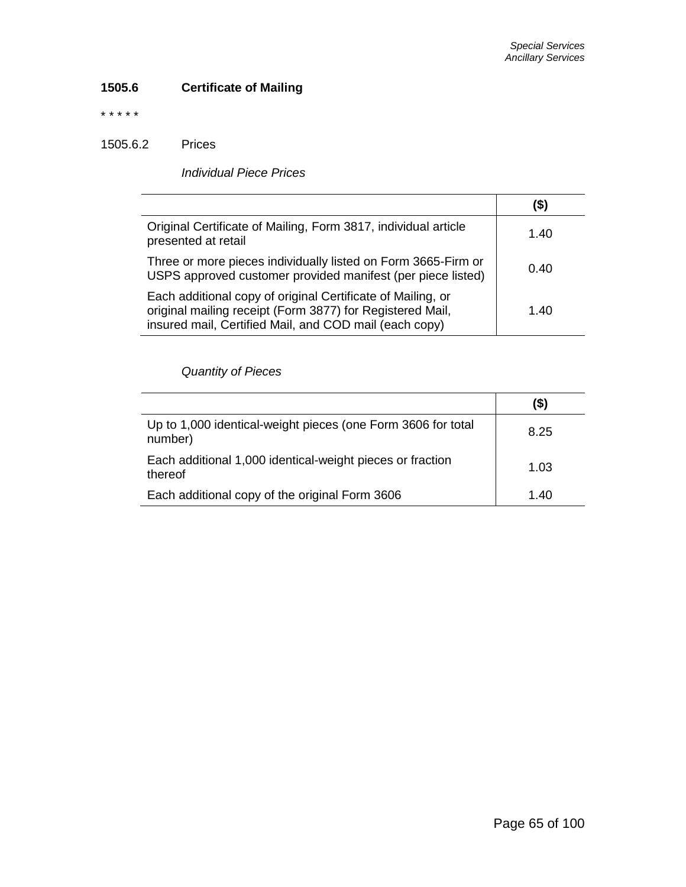### 1505.6 Certificate of Mailing

* * * * *

1505.6.2 Prices

*Individual Piece Prices*

| | ($) |
|---|---|
| Original Certificate of Mailing, Form 3817, individual article presented at retail | 1.40 |
| Three or more pieces individually listed on Form 3665-Firm or USPS approved customer provided manifest (per piece listed) | 0.40 |
| Each additional copy of original Certificate of Mailing, or original mailing receipt (Form 3877) for Registered Mail, insured mail, Certified Mail, and COD mail (each copy) | 1.40 |

*Quantity of Pieces*

| | ($) |
|---|---|
| Up to 1,000 identical-weight pieces (one Form 3606 for total number) | 8.25 |
| Each additional 1,000 identical-weight pieces or fraction thereof | 1.03 |
| Each additional copy of the original Form 3606 | 1.40 |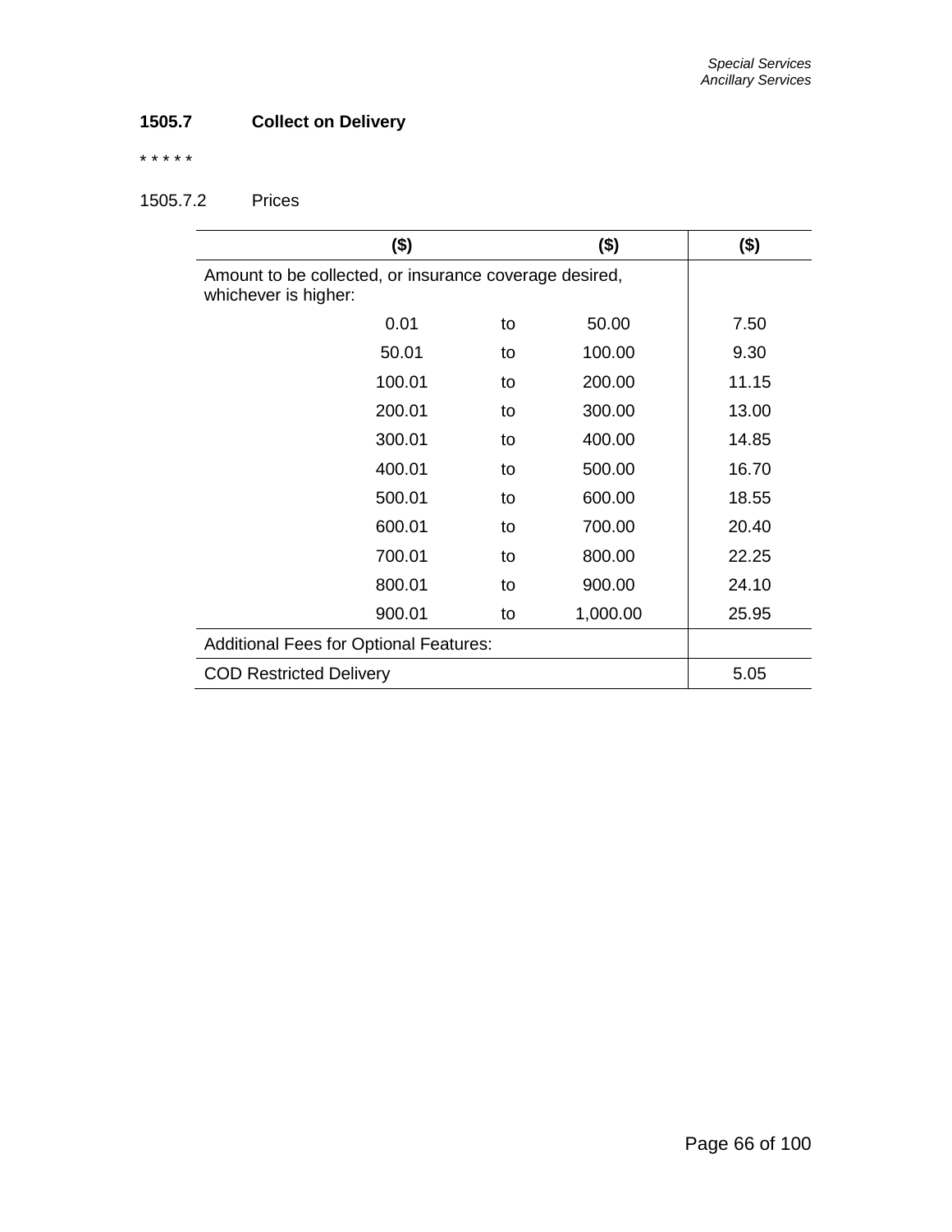### 1505.7 Collect on Delivery

* * * * *

1505.7.2 Prices

| ($) | | ($) | ($) |
|---|---|---|---|
| Amount to be collected, or insurance coverage desired, whichever is higher: | | | |
| 0.01 | to | 50.00 | 7.50 |
| 50.01 | to | 100.00 | 9.30 |
| 100.01 | to | 200.00 | 11.15 |
| 200.01 | to | 300.00 | 13.00 |
| 300.01 | to | 400.00 | 14.85 |
| 400.01 | to | 500.00 | 16.70 |
| 500.01 | to | 600.00 | 18.55 |
| 600.01 | to | 700.00 | 20.40 |
| 700.01 | to | 800.00 | 22.25 |
| 800.01 | to | 900.00 | 24.10 |
| 900.01 | to | 1,000.00 | 25.95 |
| Additional Fees for Optional Features: | | | |
| COD Restricted Delivery | | | 5.05 |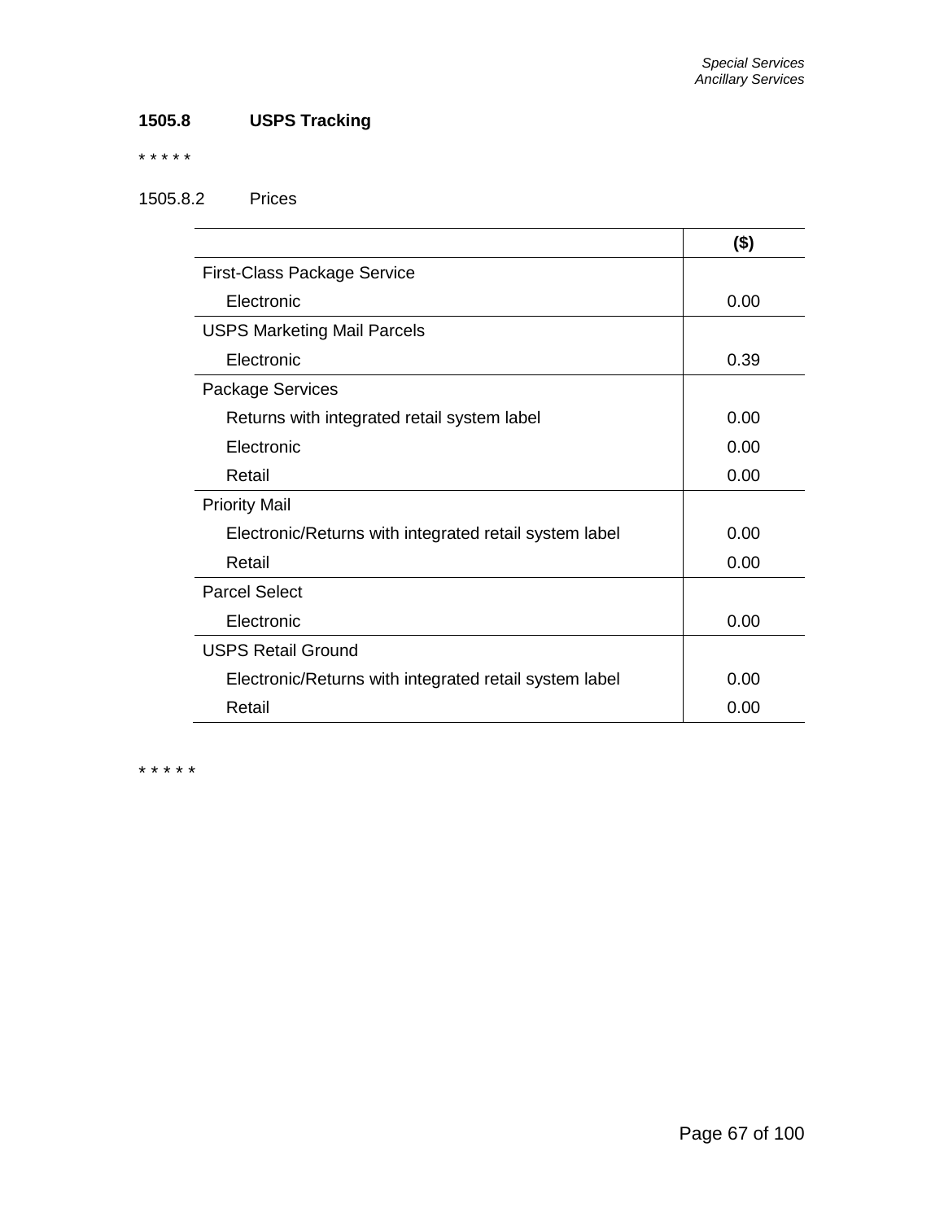### 1505.8 USPS Tracking

* * * * *

1505.8.2 Prices

| | ($) |
|---|---|
| First-Class Package Service | |
| Electronic | 0.00 |
| USPS Marketing Mail Parcels | |
| Electronic | 0.39 |
| Package Services | |
| Returns with integrated retail system label | 0.00 |
| Electronic | 0.00 |
| Retail | 0.00 |
| Priority Mail | |
| Electronic/Returns with integrated retail system label | 0.00 |
| Retail | 0.00 |
| Parcel Select | |
| Electronic | 0.00 |
| USPS Retail Ground | |
| Electronic/Returns with integrated retail system label | 0.00 |
| Retail | 0.00 |

* * * * *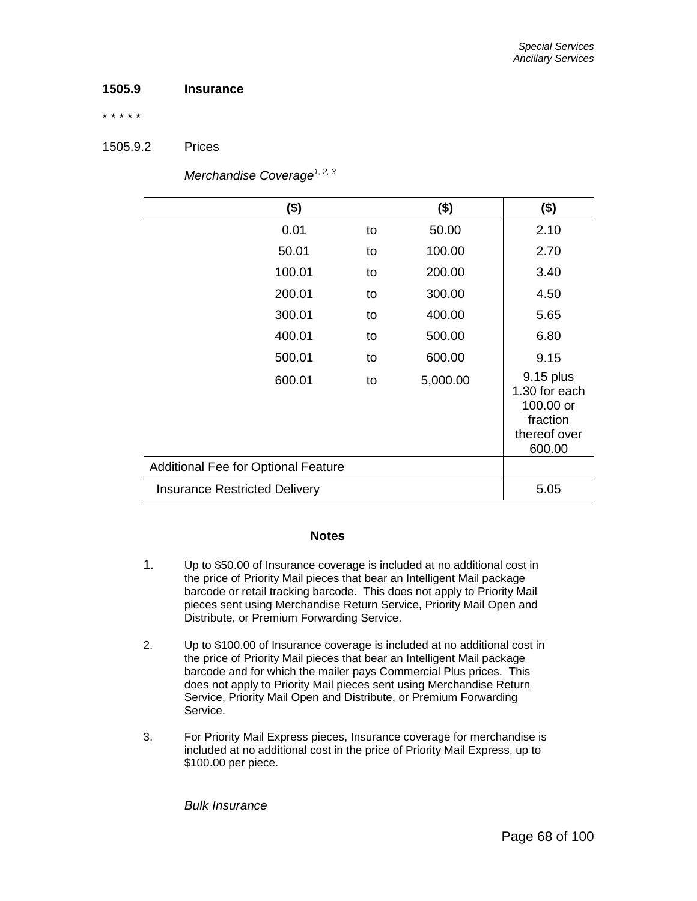### 1505.9 Insurance

\* \* \* \* \*

1505.9.2 Prices

*Merchandise Coverage*[1, 2, 3]

| ($) | | ($) | ($) |
|---|---|---|---|
| 0.01 | to | 50.00 | 2.10 |
| 50.01 | to | 100.00 | 2.70 |
| 100.01 | to | 200.00 | 3.40 |
| 200.01 | to | 300.00 | 4.50 |
| 300.01 | to | 400.00 | 5.65 |
| 400.01 | to | 500.00 | 6.80 |
| 500.01 | to | 600.00 | 9.15 |
| 600.01 | to | 5,000.00 | 9.15 plus 1.30 for each 100.00 or fraction thereof over 600.00 |
| Additional Fee for Optional Feature | | | |
| Insurance Restricted Delivery | | | 5.05 |

**Notes**

1. Up to $50.00 of Insurance coverage is included at no additional cost in the price of Priority Mail pieces that bear an Intelligent Mail package barcode or retail tracking barcode. This does not apply to Priority Mail pieces sent using Merchandise Return Service, Priority Mail Open and Distribute, or Premium Forwarding Service.

2. Up to $100.00 of Insurance coverage is included at no additional cost in the price of Priority Mail pieces that bear an Intelligent Mail package barcode and for which the mailer pays Commercial Plus prices. This does not apply to Priority Mail pieces sent using Merchandise Return Service, Priority Mail Open and Distribute, or Premium Forwarding Service.

3. For Priority Mail Express pieces, Insurance coverage for merchandise is included at no additional cost in the price of Priority Mail Express, up to $100.00 per piece.

*Bulk Insurance*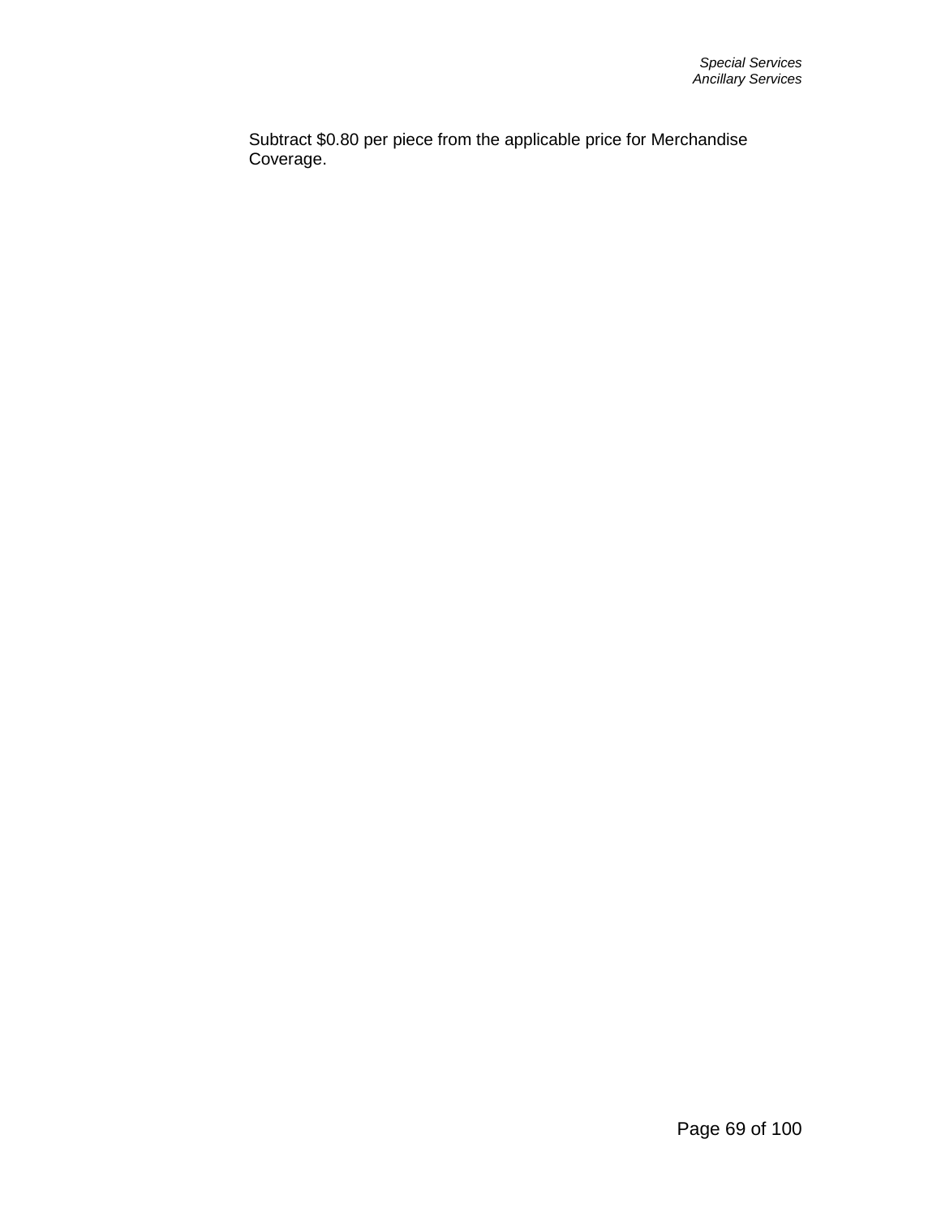Subtract $0.80 per piece from the applicable price for Merchandise Coverage.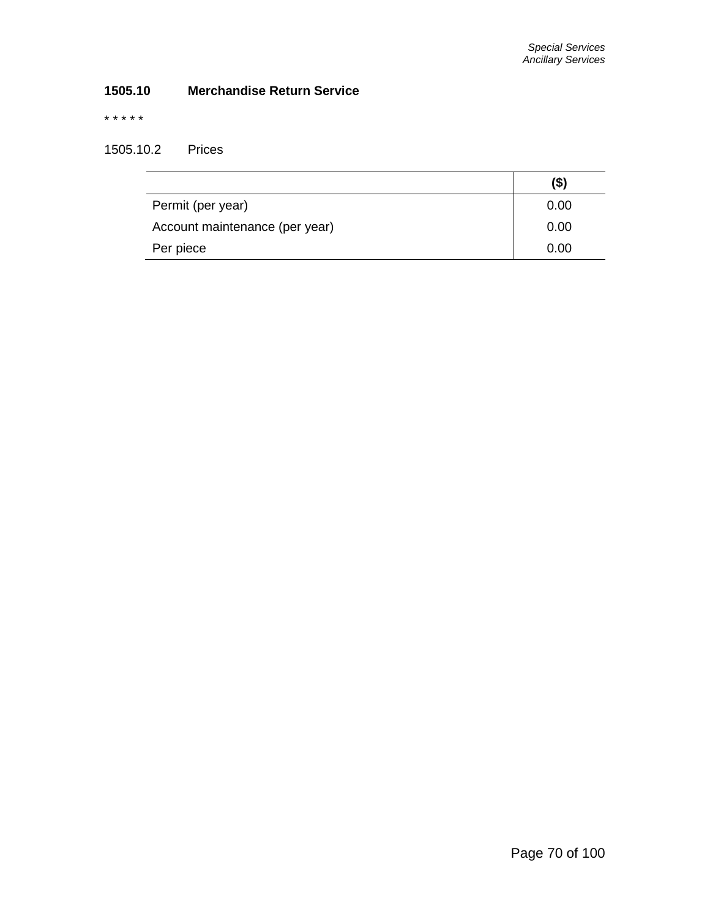**1505.10 Merchandise Return Service**

* * * * *

1505.10.2 Prices

| | ($) |
|---|---|
| Permit (per year) | 0.00 |
| Account maintenance (per year) | 0.00 |
| Per piece | 0.00 |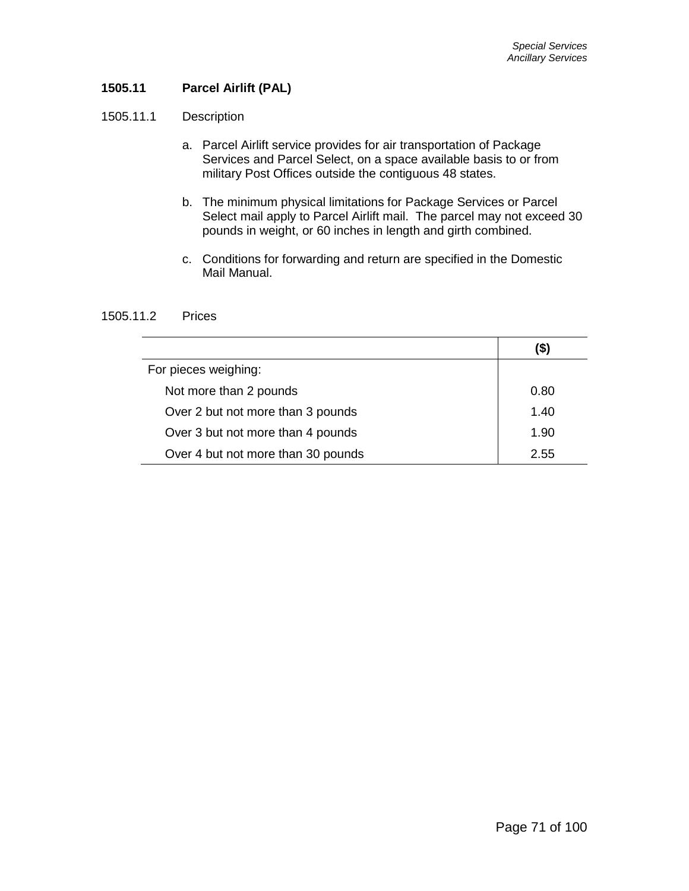### 1505.11 Parcel Airlift (PAL)

1505.11.1 Description

a. Parcel Airlift service provides for air transportation of Package Services and Parcel Select, on a space available basis to or from military Post Offices outside the contiguous 48 states.

b. The minimum physical limitations for Package Services or Parcel Select mail apply to Parcel Airlift mail. The parcel may not exceed 30 pounds in weight, or 60 inches in length and girth combined.

c. Conditions for forwarding and return are specified in the Domestic Mail Manual.

1505.11.2 Prices

| | ($) |
|---|---|
| For pieces weighing: | |
| Not more than 2 pounds | 0.80 |
| Over 2 but not more than 3 pounds | 1.40 |
| Over 3 but not more than 4 pounds | 1.90 |
| Over 4 but not more than 30 pounds | 2.55 |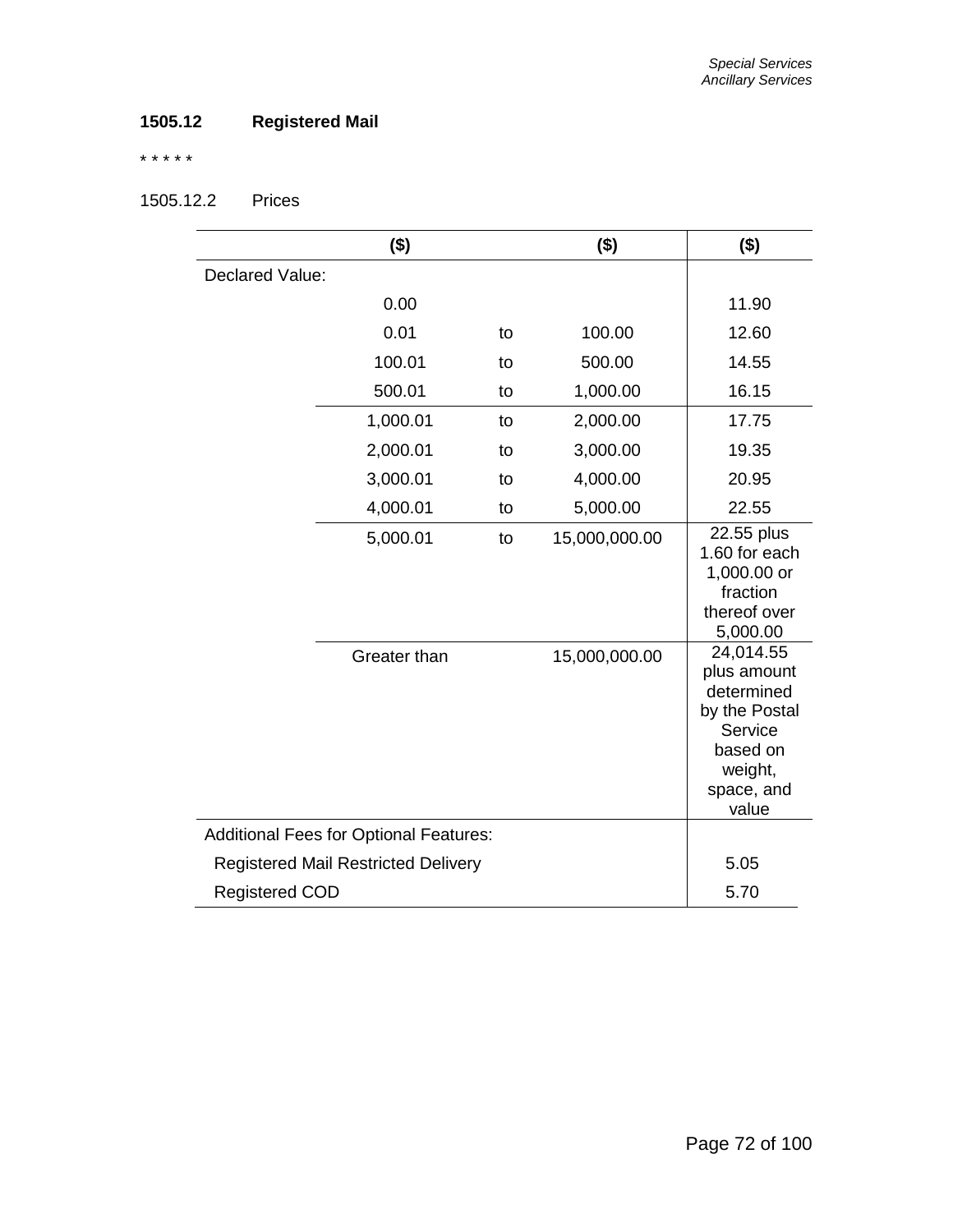### 1505.12 Registered Mail

* * * * *

1505.12.2 Prices

| | ($) | | ($) | ($) |
|---|---|---|---|---|
| Declared Value: | | | | |
| | 0.00 | | | 11.90 |
| | 0.01 | to | 100.00 | 12.60 |
| | 100.01 | to | 500.00 | 14.55 |
| | 500.01 | to | 1,000.00 | 16.15 |
| | 1,000.01 | to | 2,000.00 | 17.75 |
| | 2,000.01 | to | 3,000.00 | 19.35 |
| | 3,000.01 | to | 4,000.00 | 20.95 |
| | 4,000.01 | to | 5,000.00 | 22.55 |
| | 5,000.01 | to | 15,000,000.00 | 22.55 plus 1.60 for each 1,000.00 or fraction thereof over 5,000.00 |
| | Greater than | | 15,000,000.00 | 24,014.55 plus amount determined by the Postal Service based on weight, space, and value |
| Additional Fees for Optional Features: | | | | |
| Registered Mail Restricted Delivery | | | | 5.05 |
| Registered COD | | | | 5.70 |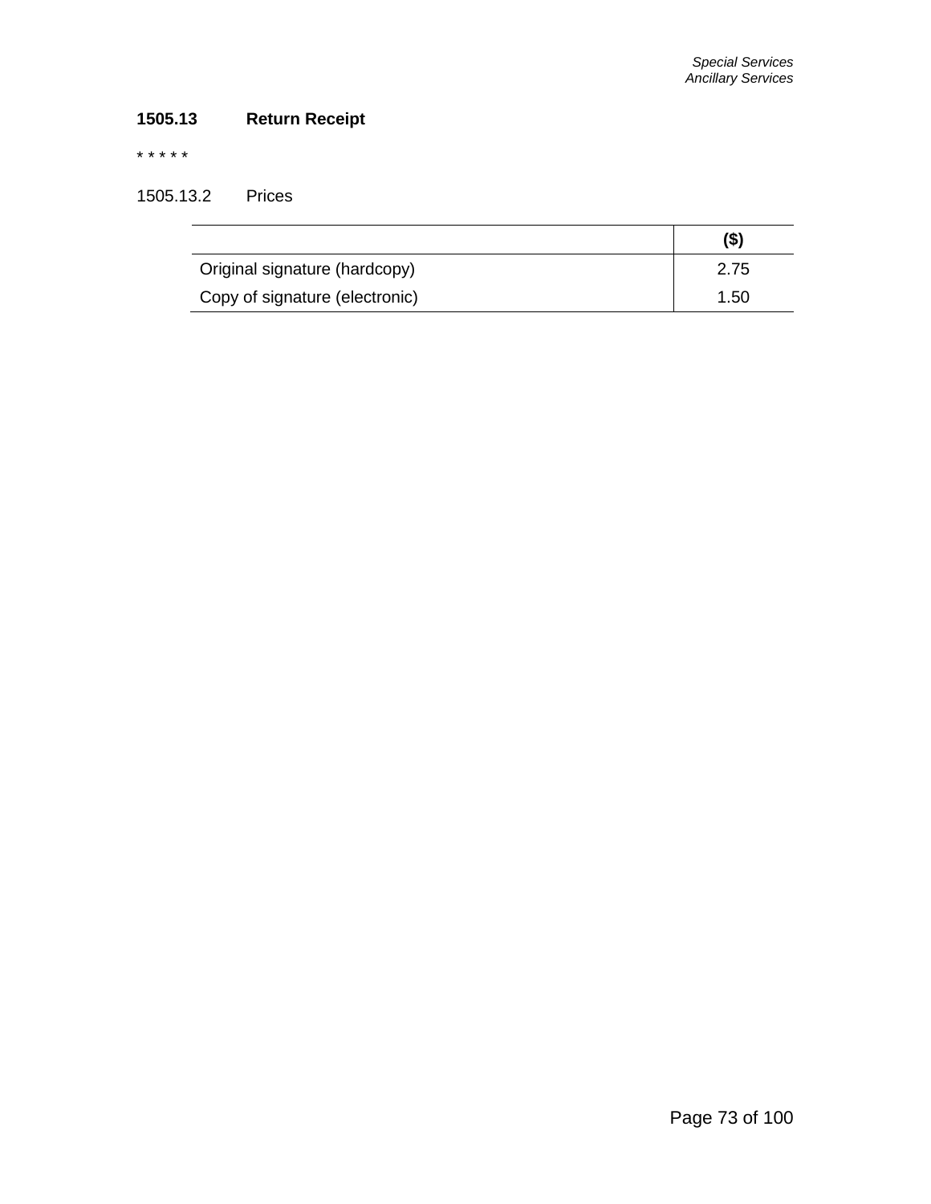### 1505.13 Return Receipt

* * * * *

1505.13.2 Prices

| | ($) |
|---|---|
| Original signature (hardcopy) | 2.75 |
| Copy of signature (electronic) | 1.50 |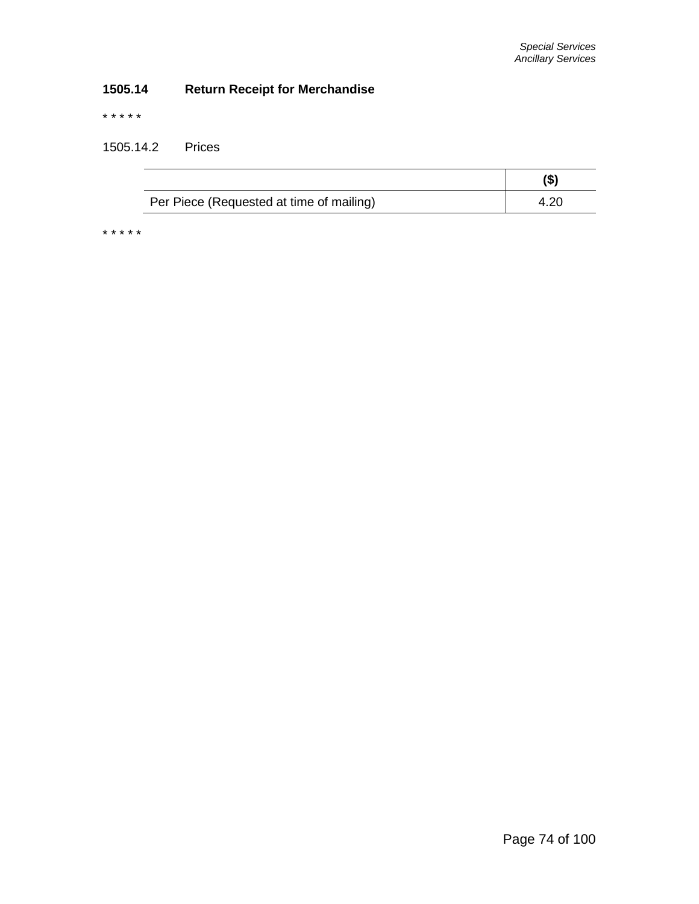### 1505.14 Return Receipt for Merchandise

* * * * *

1505.14.2 Prices

| | ($) |
|---|---|
| Per Piece (Requested at time of mailing) | 4.20 |

* * * * *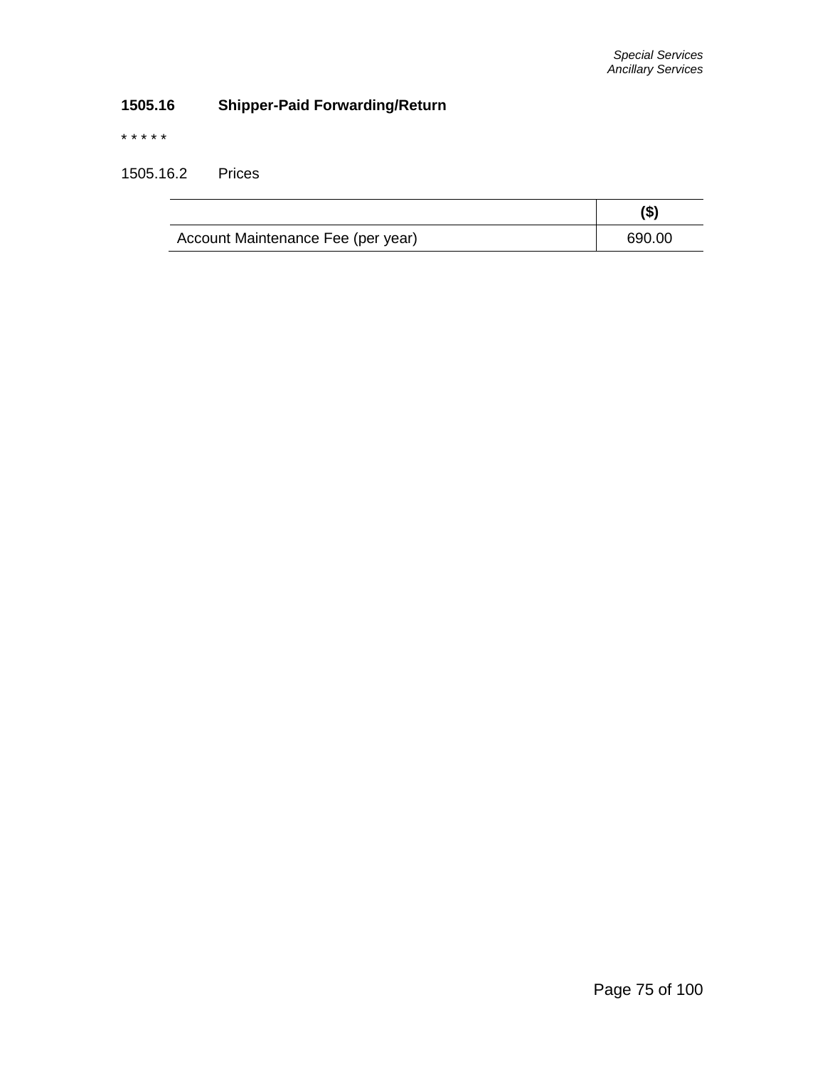### 1505.16 Shipper-Paid Forwarding/Return

* * * * *

1505.16.2 Prices

| | ($) |
|---|---|
| Account Maintenance Fee (per year) | 690.00 |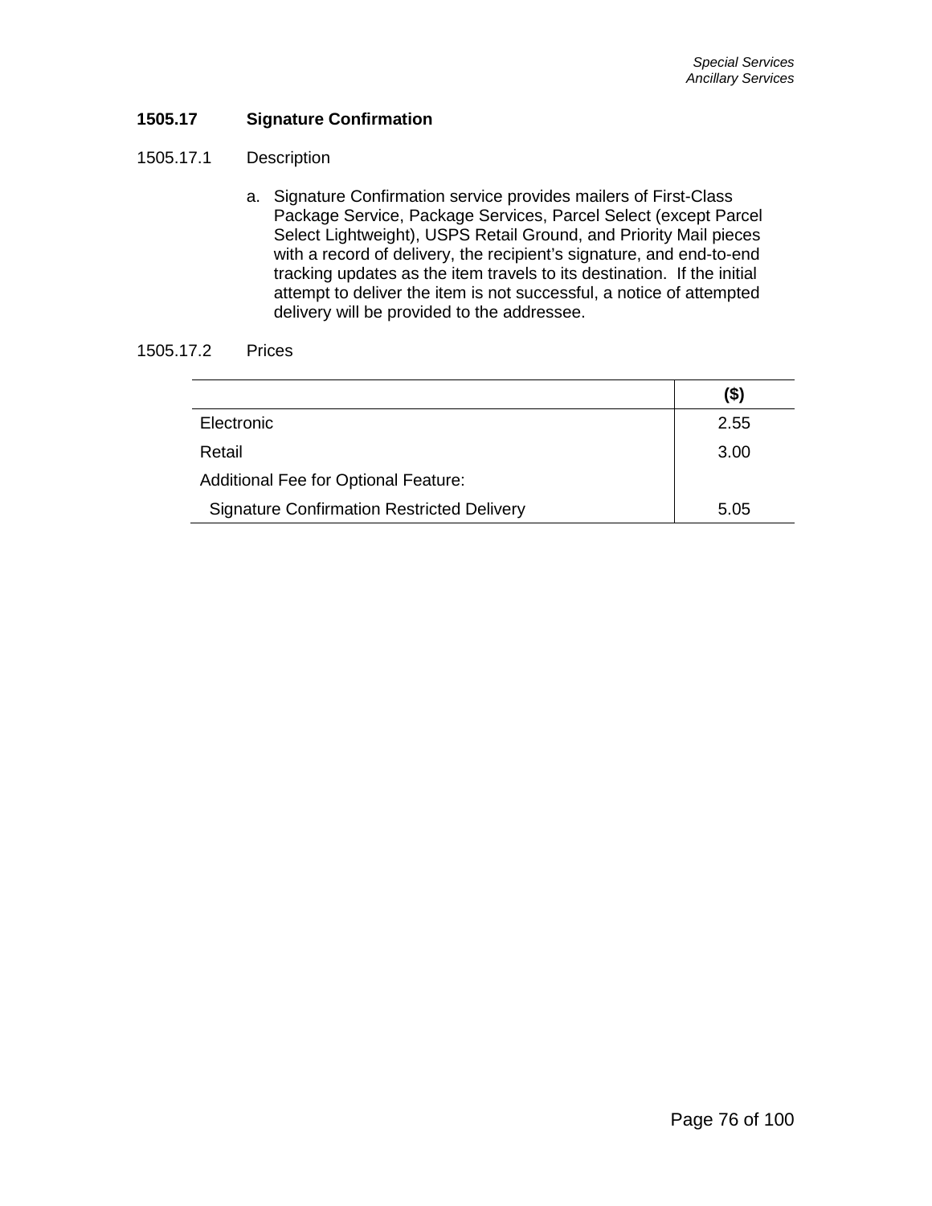### 1505.17 Signature Confirmation

1505.17.1 Description

a. Signature Confirmation service provides mailers of First-Class Package Service, Package Services, Parcel Select (except Parcel Select Lightweight), USPS Retail Ground, and Priority Mail pieces with a record of delivery, the recipient's signature, and end-to-end tracking updates as the item travels to its destination. If the initial attempt to deliver the item is not successful, a notice of attempted delivery will be provided to the addressee.

1505.17.2 Prices

| | ($) |
|---|---|
| Electronic | 2.55 |
| Retail | 3.00 |
| Additional Fee for Optional Feature: | |
| Signature Confirmation Restricted Delivery | 5.05 |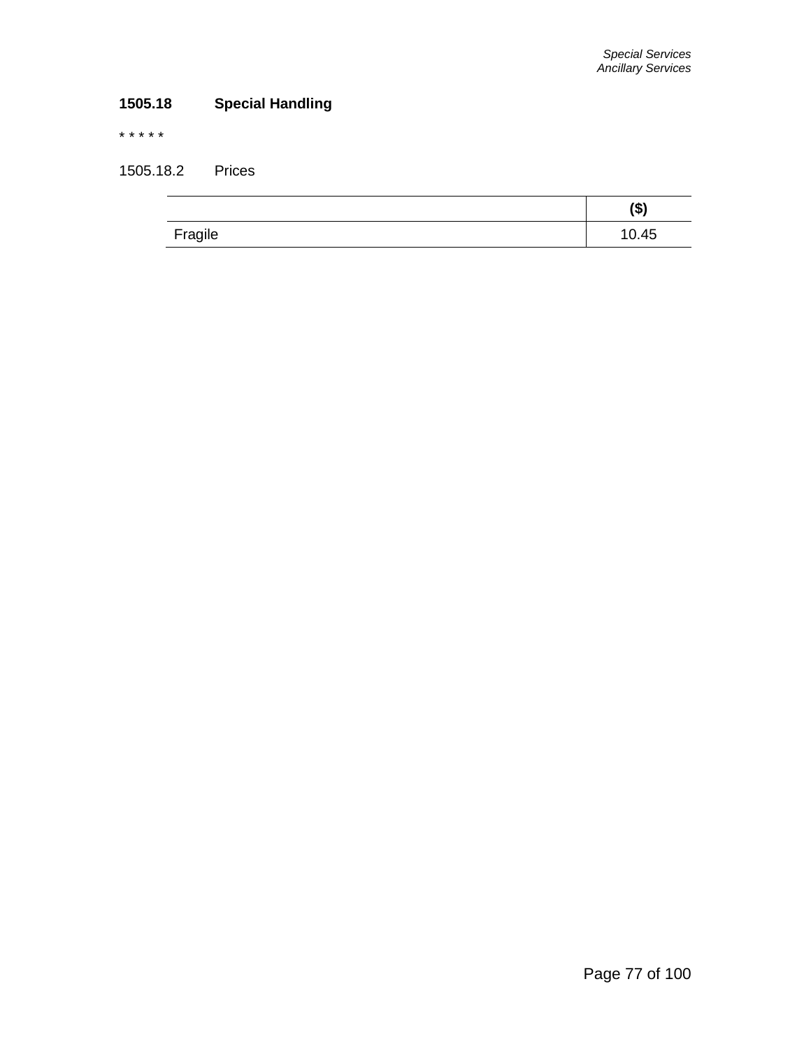### 1505.18 Special Handling

* * * * *

1505.18.2 Prices

| | ($) |
|---|---|
| Fragile | 10.45 |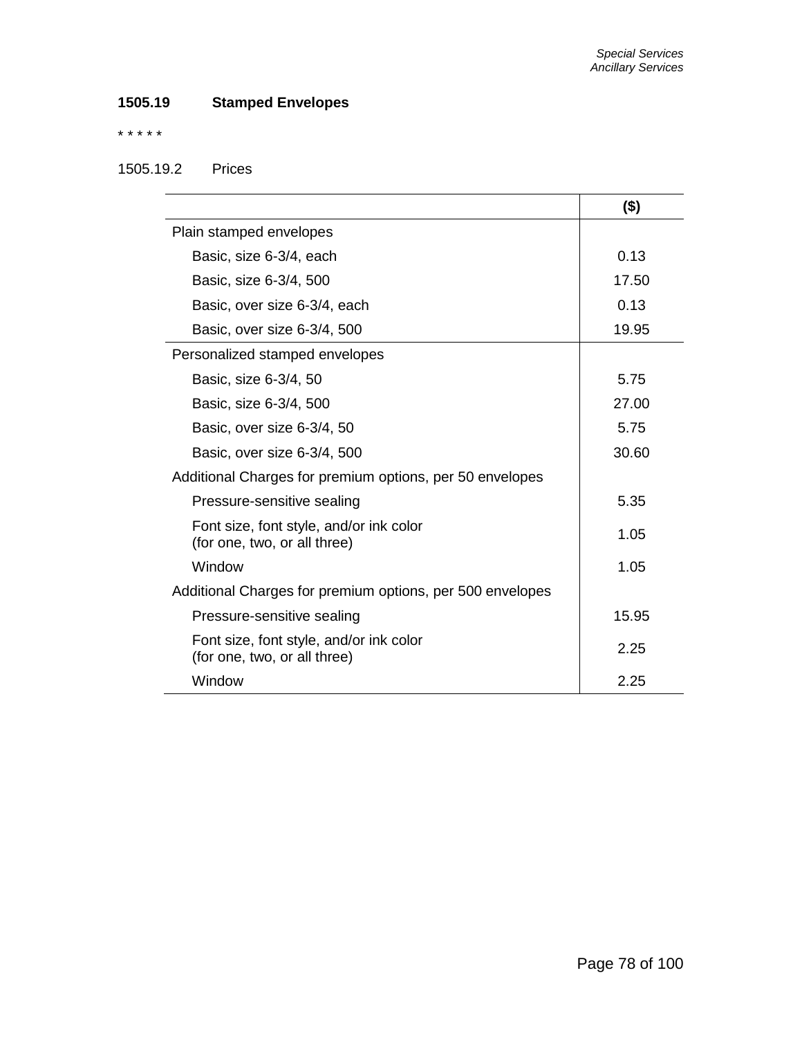## 1505.19 Stamped Envelopes

* * * * *

1505.19.2 Prices

| | ($) |
|---|---|
| Plain stamped envelopes | |
| Basic, size 6-3/4, each | 0.13 |
| Basic, size 6-3/4, 500 | 17.50 |
| Basic, over size 6-3/4, each | 0.13 |
| Basic, over size 6-3/4, 500 | 19.95 |
| Personalized stamped envelopes | |
| Basic, size 6-3/4, 50 | 5.75 |
| Basic, size 6-3/4, 500 | 27.00 |
| Basic, over size 6-3/4, 50 | 5.75 |
| Basic, over size 6-3/4, 500 | 30.60 |
| Additional Charges for premium options, per 50 envelopes | |
| Pressure-sensitive sealing | 5.35 |
| Font size, font style, and/or ink color (for one, two, or all three) | 1.05 |
| Window | 1.05 |
| Additional Charges for premium options, per 500 envelopes | |
| Pressure-sensitive sealing | 15.95 |
| Font size, font style, and/or ink color (for one, two, or all three) | 2.25 |
| Window | 2.25 |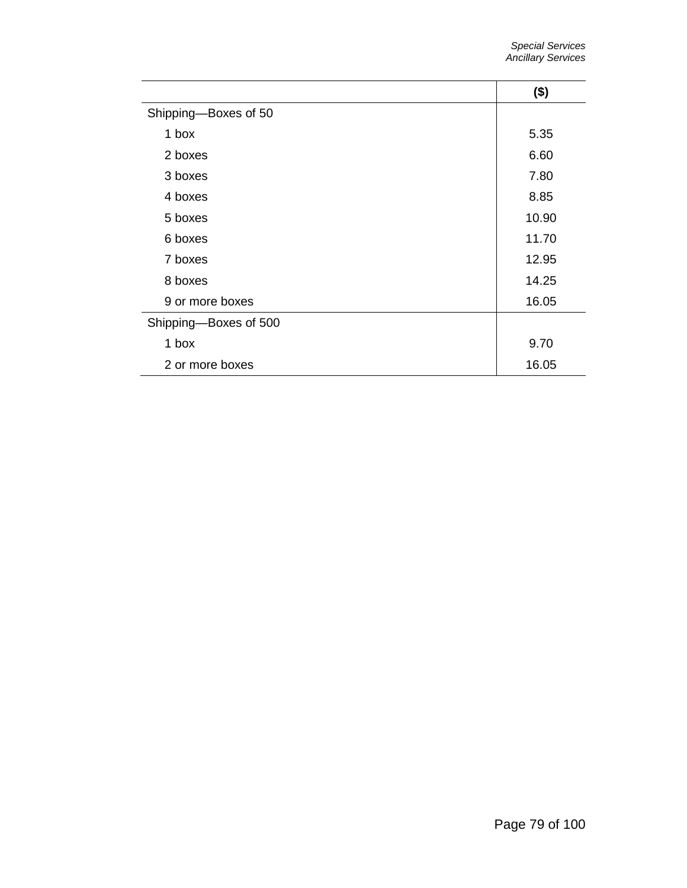| | ($) |
|---|---|
| Shipping—Boxes of 50 | |
| 1 box | 5.35 |
| 2 boxes | 6.60 |
| 3 boxes | 7.80 |
| 4 boxes | 8.85 |
| 5 boxes | 10.90 |
| 6 boxes | 11.70 |
| 7 boxes | 12.95 |
| 8 boxes | 14.25 |
| 9 or more boxes | 16.05 |
| Shipping—Boxes of 500 | |
| 1 box | 9.70 |
| 2 or more boxes | 16.05 |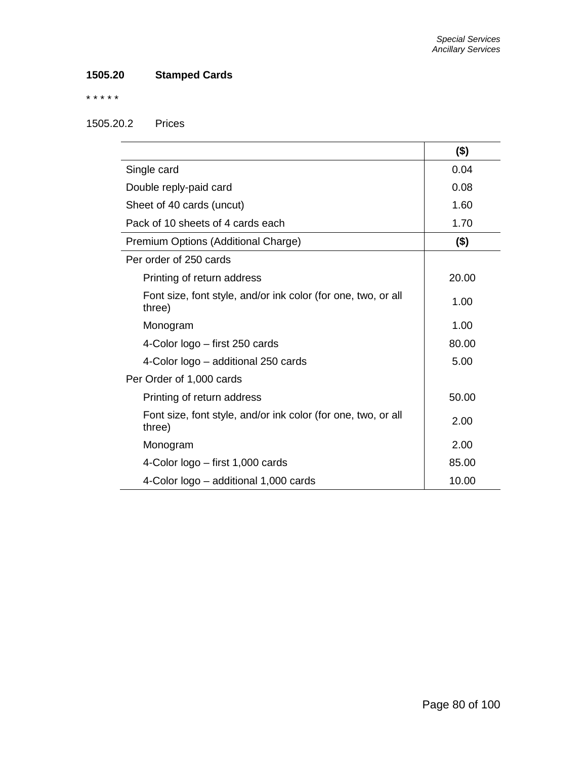### 1505.20 Stamped Cards

* * * * *

1505.20.2 Prices

| | ($) |
|---|---|
| Single card | 0.04 |
| Double reply-paid card | 0.08 |
| Sheet of 40 cards (uncut) | 1.60 |
| Pack of 10 sheets of 4 cards each | 1.70 |
| **Premium Options (Additional Charge)** | **($)** |
| Per order of 250 cards | |
| Printing of return address | 20.00 |
| Font size, font style, and/or ink color (for one, two, or all three) | 1.00 |
| Monogram | 1.00 |
| 4-Color logo – first 250 cards | 80.00 |
| 4-Color logo – additional 250 cards | 5.00 |
| Per Order of 1,000 cards | |
| Printing of return address | 50.00 |
| Font size, font style, and/or ink color (for one, two, or all three) | 2.00 |
| Monogram | 2.00 |
| 4-Color logo – first 1,000 cards | 85.00 |
| 4-Color logo – additional 1,000 cards | 10.00 |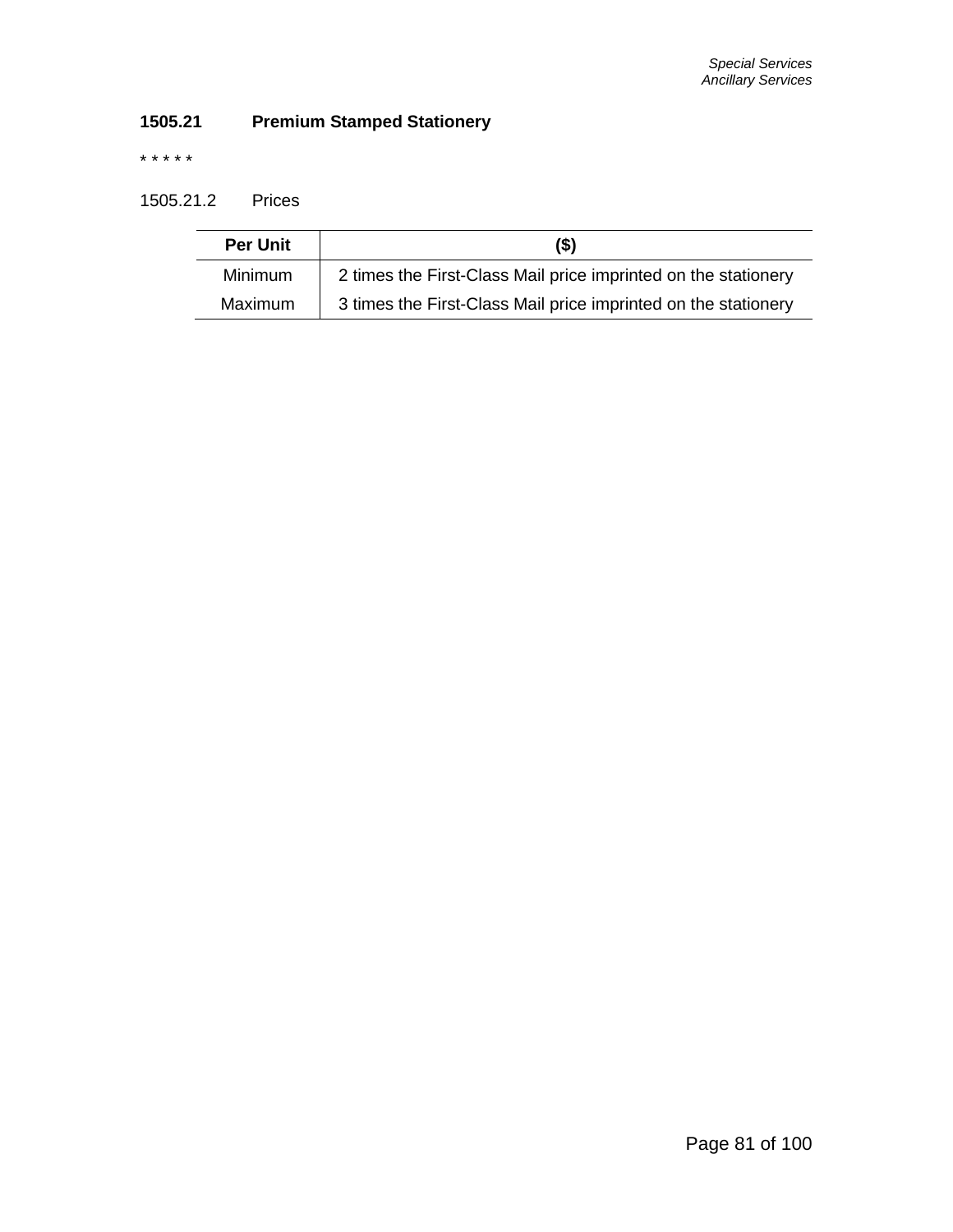### 1505.21 Premium Stamped Stationery

* * * * *

1505.21.2 Prices

| Per Unit | ($) |
|---|---|
| Minimum | 2 times the First-Class Mail price imprinted on the stationery |
| Maximum | 3 times the First-Class Mail price imprinted on the stationery |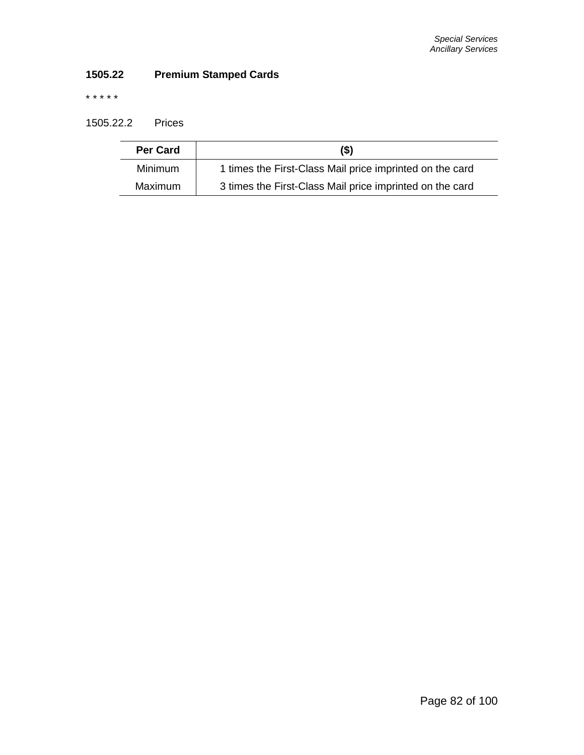### 1505.22 Premium Stamped Cards

* * * * *

1505.22.2 Prices

| Per Card | ($) |
|---|---|
| Minimum | 1 times the First-Class Mail price imprinted on the card |
| Maximum | 3 times the First-Class Mail price imprinted on the card |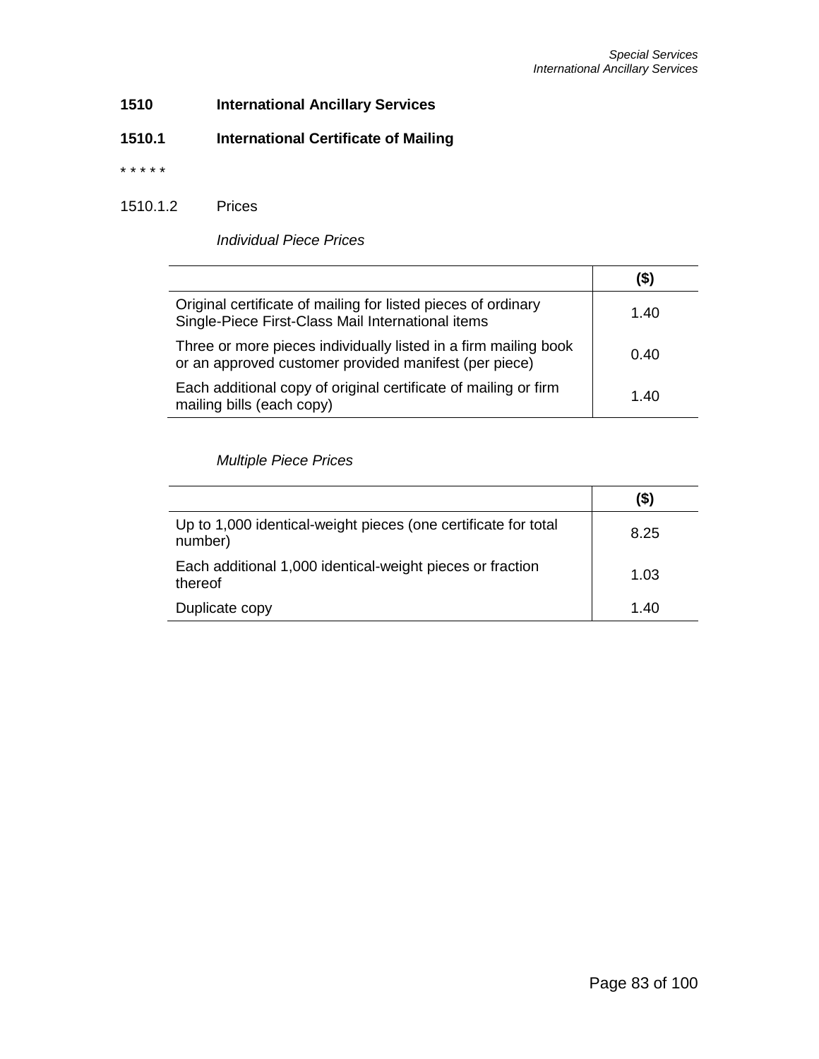## 1510 International Antillary Services

### 1510.1 International Certificate of Mailing

* * * * *

1510.1.2 Prices

*Individual Piece Prices*

| | ($) |
|---|---|
| Original certificate of mailing for listed pieces of ordinary Single-Piece First-Class Mail International items | 1.40 |
| Three or more pieces individually listed in a firm mailing book or an approved customer provided manifest (per piece) | 0.40 |
| Each additional copy of original certificate of mailing or firm mailing bills (each copy) | 1.40 |

*Multiple Piece Prices*

| | ($) |
|---|---|
| Up to 1,000 identical-weight pieces (one certificate for total number) | 8.25 |
| Each additional 1,000 identical-weight pieces or fraction thereof | 1.03 |
| Duplicate copy | 1.40 |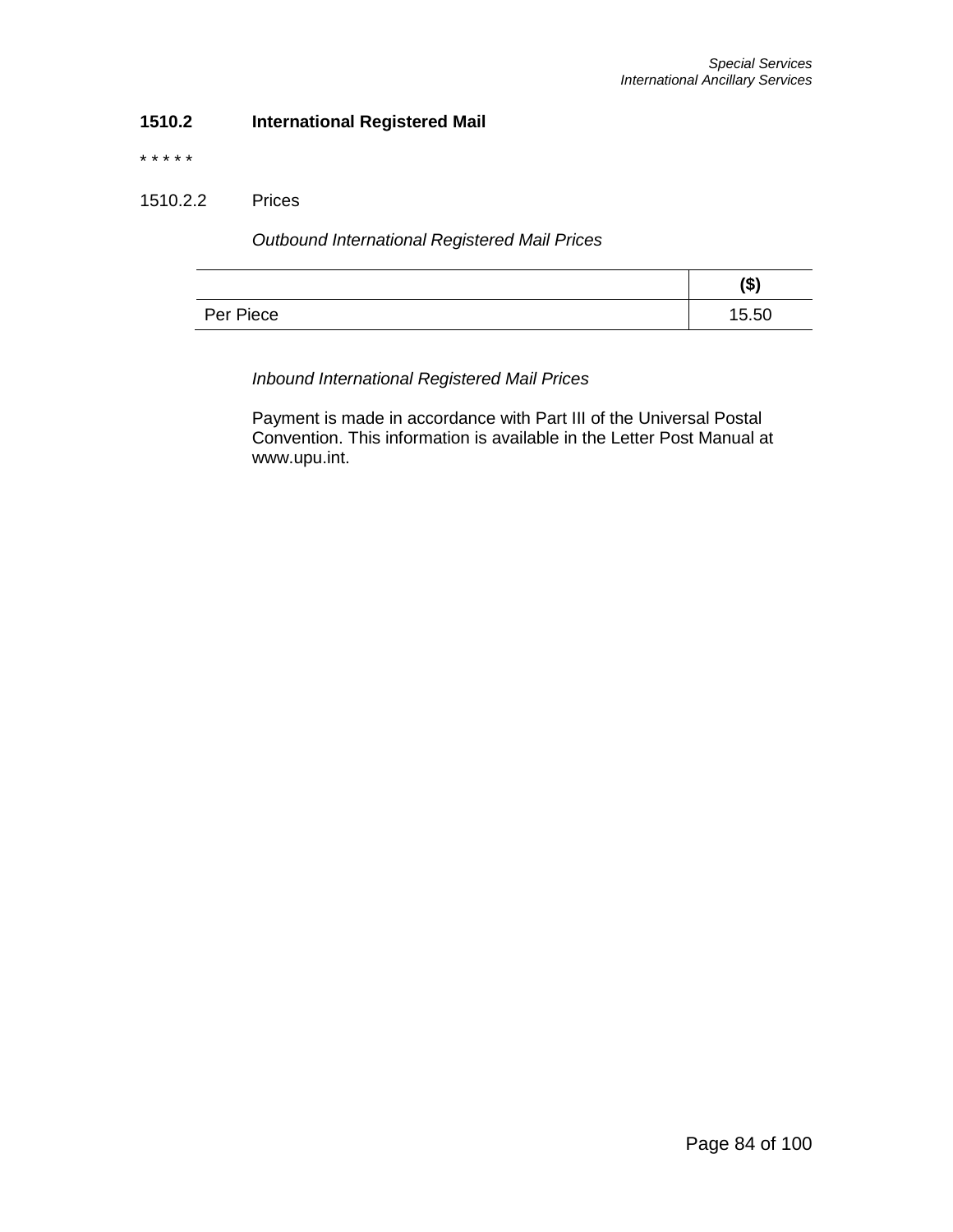## 1510.2 International Registered Mail

* * * * *

### 1510.2.2 Prices

*Outbound International Registered Mail Prices*

| | ($) |
|---|---|
| Per Piece | 15.50 |

*Inbound International Registered Mail Prices*

Payment is made in accordance with Part III of the Universal Postal Convention. This information is available in the Letter Post Manual at www.upu.int.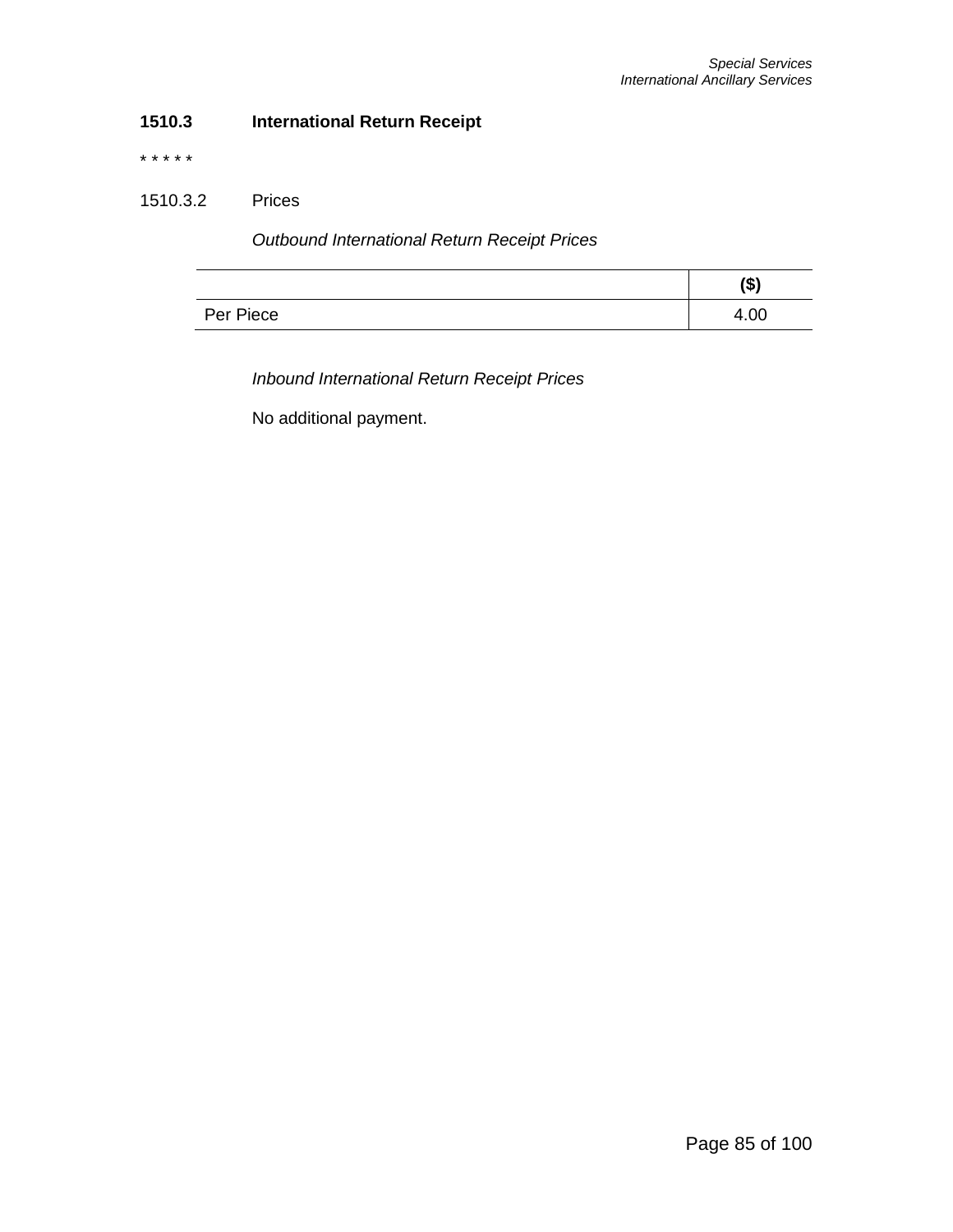### 1510.3 International Return Receipt

* * * * *

1510.3.2 Prices

*Outbound International Return Receipt Prices*

| | ($) |
|---|---|
| Per Piece | 4.00 |

*Inbound International Return Receipt Prices*

No additional payment.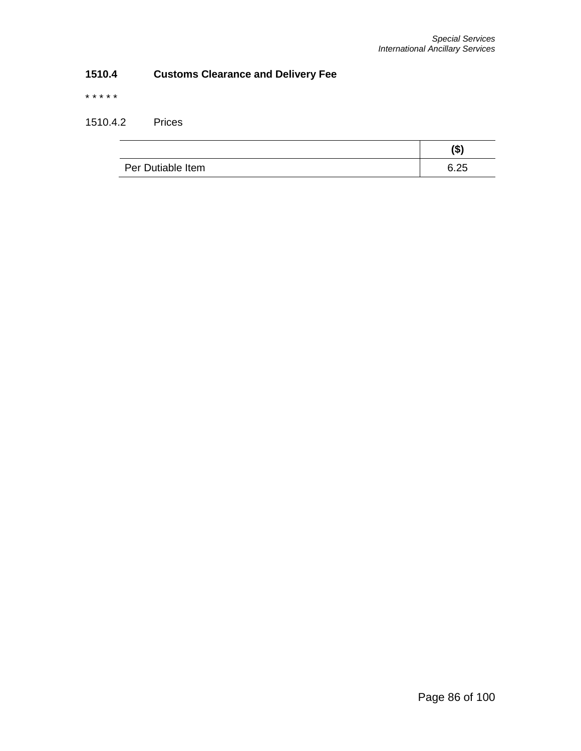### 1510.4 Customs Clearance and Delivery Fee

* * * * *

1510.4.2 Prices

| | ($) |
|---|---|
| Per Dutiable Item | 6.25 |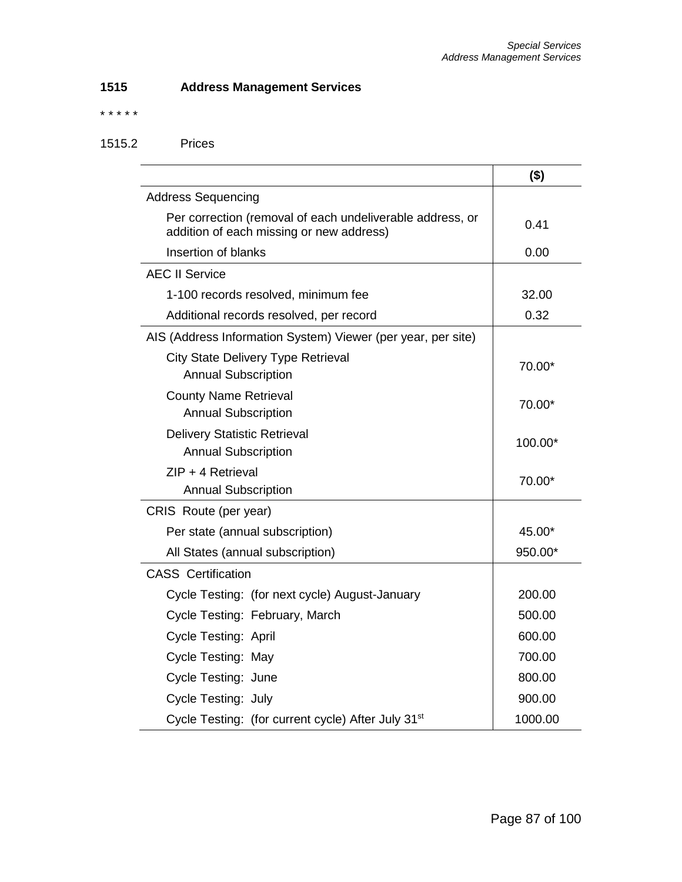## 1515 Address Management Services

* * * * *

1515.2 Prices

| | ($) |
|---|---|
| Address Sequencing | |
| Per correction (removal of each undeliverable address, or addition of each missing or new address) | 0.41 |
| Insertion of blanks | 0.00 |
| AEC II Service | |
| 1-100 records resolved, minimum fee | 32.00 |
| Additional records resolved, per record | 0.32 |
| AIS (Address Information System) Viewer (per year, per site) | |
| City State Delivery Type Retrieval Annual Subscription | 70.00* |
| County Name Retrieval Annual Subscription | 70.00* |
| Delivery Statistic Retrieval Annual Subscription | 100.00* |
| ZIP + 4 Retrieval Annual Subscription | 70.00* |
| CRIS Route (per year) | |
| Per state (annual subscription) | 45.00* |
| All States (annual subscription) | 950.00* |
| CASS Certification | |
| Cycle Testing: (for next cycle) August-January | 200.00 |
| Cycle Testing: February, March | 500.00 |
| Cycle Testing: April | 600.00 |
| Cycle Testing: May | 700.00 |
| Cycle Testing: June | 800.00 |
| Cycle Testing: July | 900.00 |
| Cycle Testing: (for current cycle) After July 31st | 1000.00 |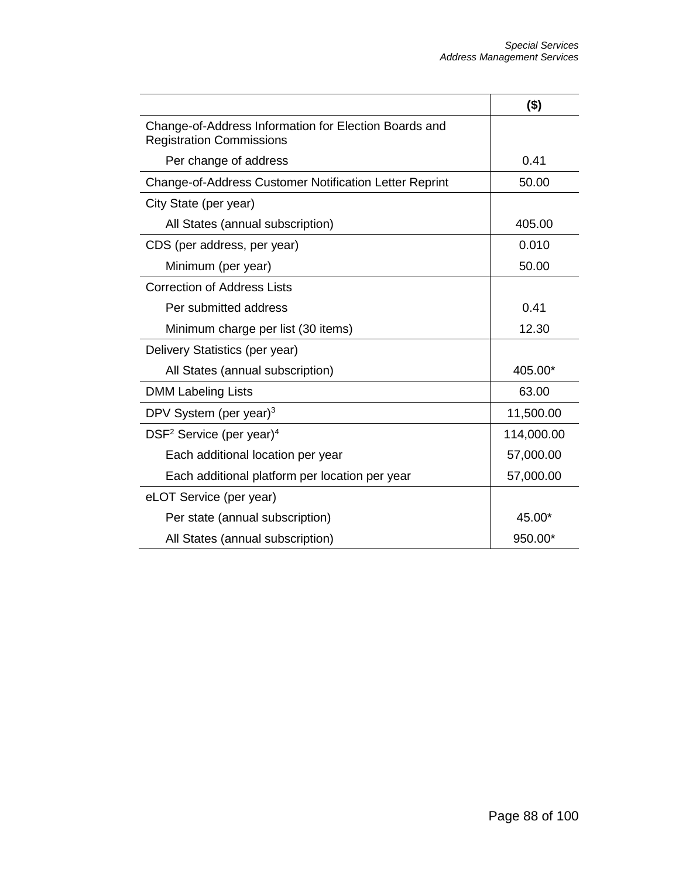| | ($) |
|---|---|
| Change-of-Address Information for Election Boards and Registration Commissions | |
| Per change of address | 0.41 |
| Change-of-Address Customer Notification Letter Reprint | 50.00 |
| City State (per year) | |
| All States (annual subscription) | 405.00 |
| CDS (per address, per year) | 0.010 |
| Minimum (per year) | 50.00 |
| Correction of Address Lists | |
| Per submitted address | 0.41 |
| Minimum charge per list (30 items) | 12.30 |
| Delivery Statistics (per year) | |
| All States (annual subscription) | 405.00* |
| DMM Labeling Lists | 63.00 |
| DPV System (per year)[3] | 11,500.00 |
| DSF[2] Service (per year)[4] | 114,000.00 |
| Each additional location per year | 57,000.00 |
| Each additional platform per location per year | 57,000.00 |
| eLOT Service (per year) | |
| Per state (annual subscription) | 45.00* |
| All States (annual subscription) | 950.00* |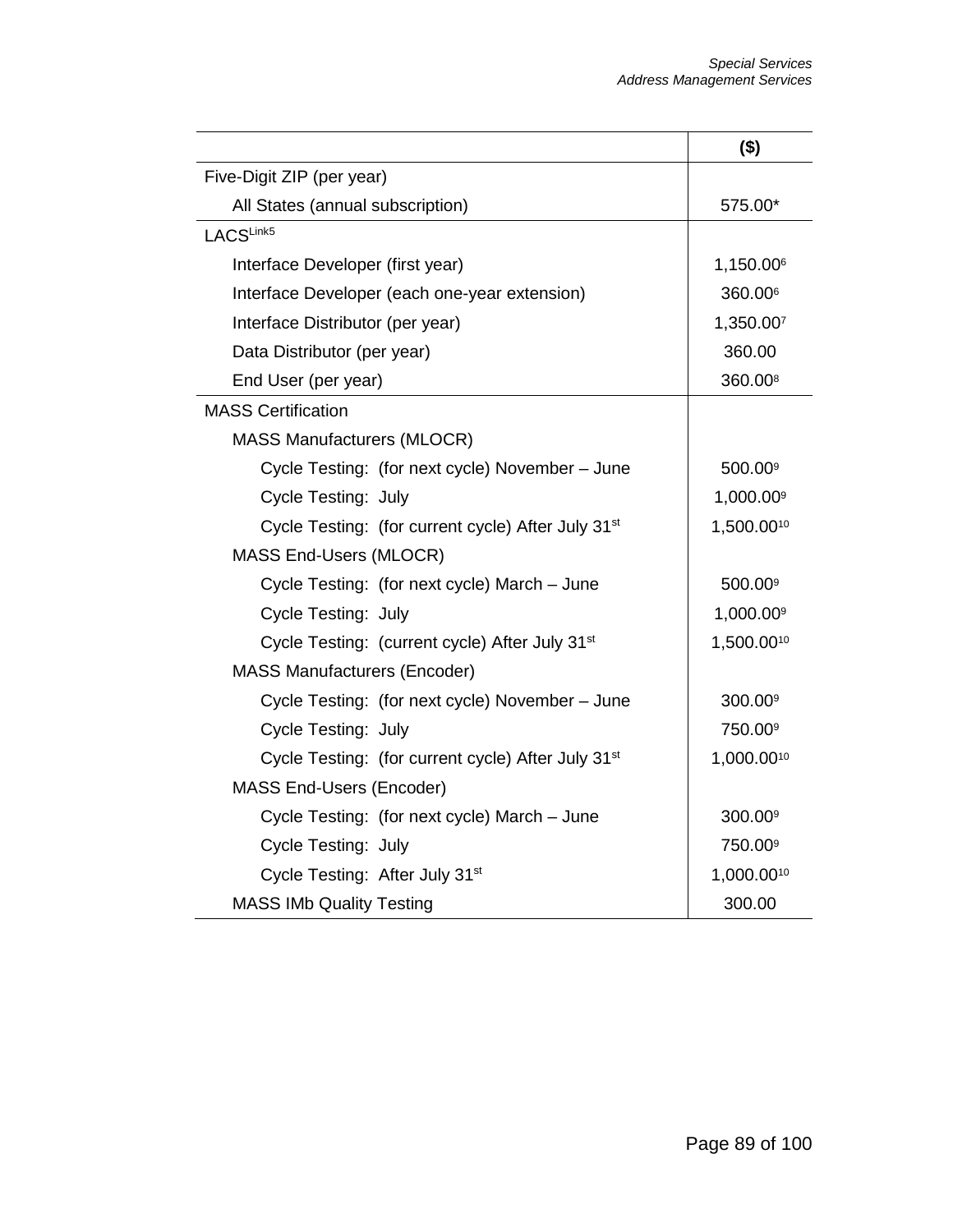| | ($) |
|---|---|
| Five-Digit ZIP (per year) | |
| All States (annual subscription) | 575.00* |
| LACS[Link5] | |
| Interface Developer (first year) | 1,150.00[6] |
| Interface Developer (each one-year extension) | 360.00[6] |
| Interface Distributor (per year) | 1,350.00[7] |
| Data Distributor (per year) | 360.00 |
| End User (per year) | 360.00[8] |
| MASS Certification | |
| MASS Manufacturers (MLOCR) | |
| Cycle Testing: (for next cycle) November – June | 500.00[9] |
| Cycle Testing: July | 1,000.00[9] |
| Cycle Testing: (for current cycle) After July 31st | 1,500.00[10] |
| MASS End-Users (MLOCR) | |
| Cycle Testing: (for next cycle) March – June | 500.00[9] |
| Cycle Testing: July | 1,000.00[9] |
| Cycle Testing: (current cycle) After July 31st | 1,500.00[10] |
| MASS Manufacturers (Encoder) | |
| Cycle Testing: (for next cycle) November – June | 300.00[9] |
| Cycle Testing: July | 750.00[9] |
| Cycle Testing: (for current cycle) After July 31st | 1,000.00[10] |
| MASS End-Users (Encoder) | |
| Cycle Testing: (for next cycle) March – June | 300.00[9] |
| Cycle Testing: July | 750.00[9] |
| Cycle Testing: After July 31st | 1,000.00[10] |
| MASS IMb Quality Testing | 300.00 |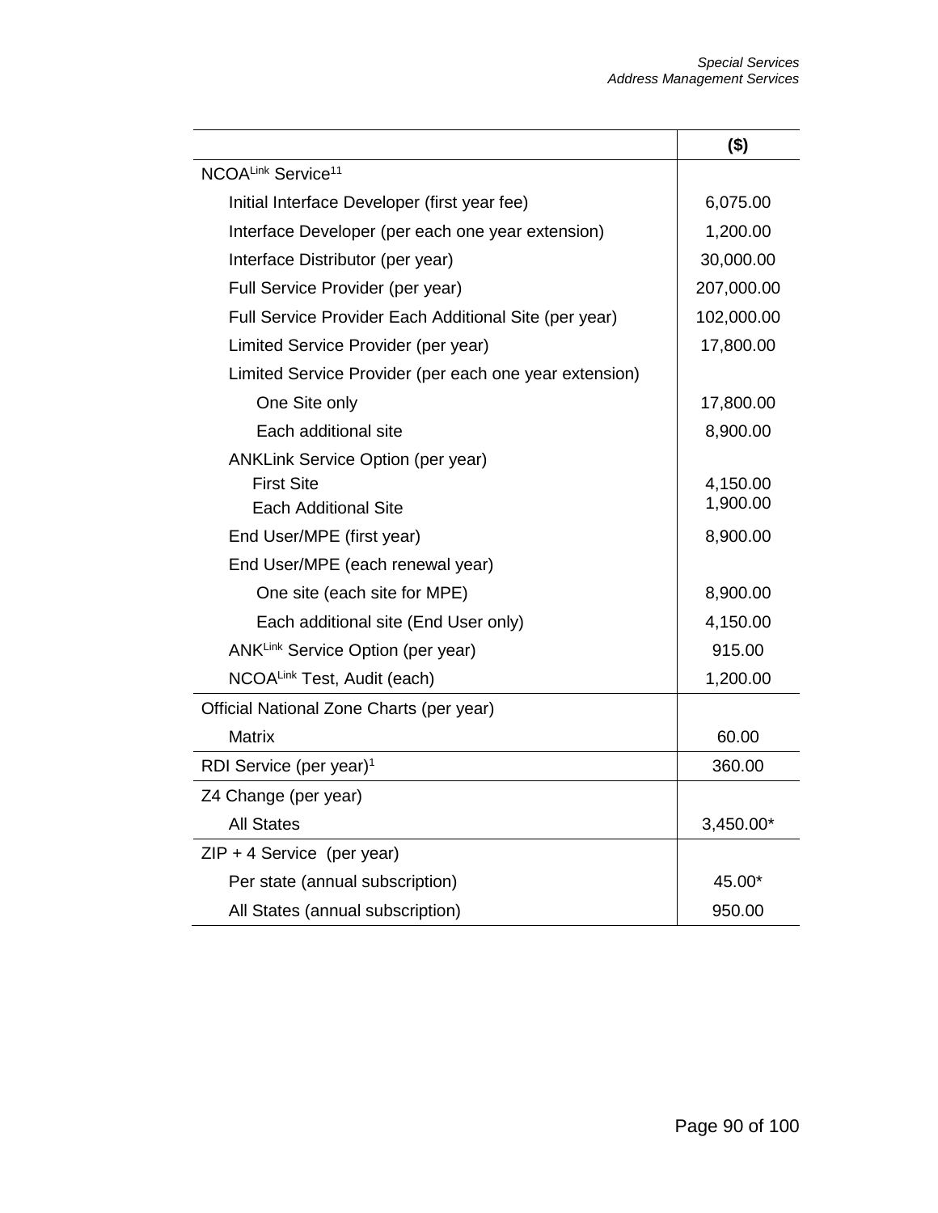| | ($) |
|---|---|
| NCOA[Link] Service[11] | |
| Initial Interface Developer (first year fee) | 6,075.00 |
| Interface Developer (per each one year extension) | 1,200.00 |
| Interface Distributor (per year) | 30,000.00 |
| Full Service Provider (per year) | 207,000.00 |
| Full Service Provider Each Additional Site (per year) | 102,000.00 |
| Limited Service Provider (per year) | 17,800.00 |
| Limited Service Provider (per each one year extension) | |
| One Site only | 17,800.00 |
| Each additional site | 8,900.00 |
| ANKLink Service Option (per year) | |
| First Site | 4,150.00 |
| Each Additional Site | 1,900.00 |
| End User/MPE (first year) | 8,900.00 |
| End User/MPE (each renewal year) | |
| One site (each site for MPE) | 8,900.00 |
| Each additional site (End User only) | 4,150.00 |
| ANK[Link] Service Option (per year) | 915.00 |
| NCOA[Link] Test, Audit (each) | 1,200.00 |
| Official National Zone Charts (per year) | |
| Matrix | 60.00 |
| RDI Service (per year)[1] | 360.00 |
| Z4 Change (per year) | |
| All States | 3,450.00* |
| ZIP + 4 Service (per year) | |
| Per state (annual subscription) | 45.00* |
| All States (annual subscription) | 950.00 |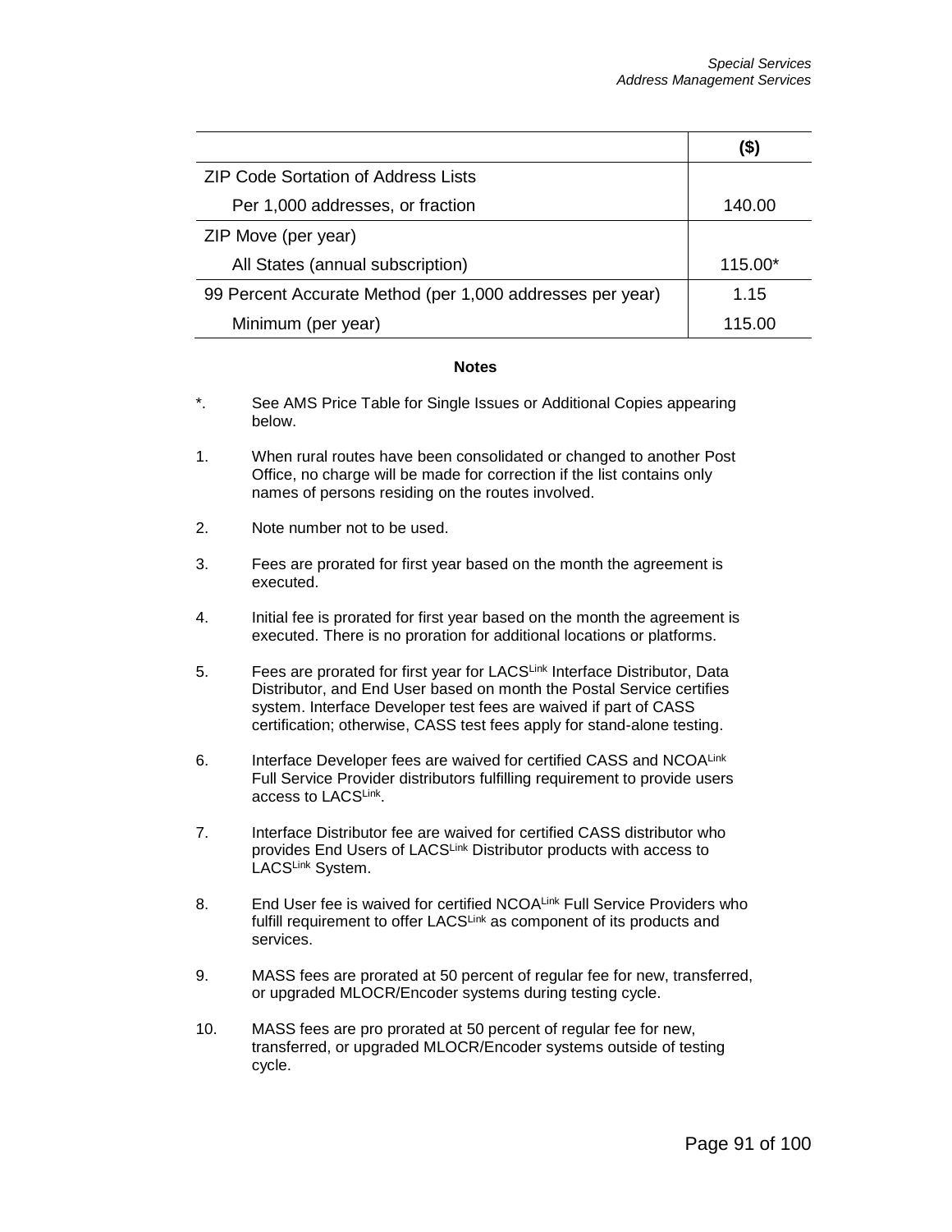| | ($) |
|---|---|
| ZIP Code Sortation of Address Lists | |
| Per 1,000 addresses, or fraction | 140.00 |
| ZIP Move (per year) | |
| All States (annual subscription) | 115.00* |
| 99 Percent Accurate Method (per 1,000 addresses per year) | 1.15 |
| Minimum (per year) | 115.00 |

**Notes**

*. See AMS Price Table for Single Issues or Additional Copies appearing below.

1. When rural routes have been consolidated or changed to another Post Office, no charge will be made for correction if the list contains only names of persons residing on the routes involved.

2. Note number not to be used.

3. Fees are prorated for first year based on the month the agreement is executed.

4. Initial fee is prorated for first year based on the month the agreement is executed. There is no proration for additional locations or platforms.

5. Fees are prorated for first year for LACS[Link] Interface Distributor, Data Distributor, and End User based on month the Postal Service certifies system. Interface Developer test fees are waived if part of CASS certification; otherwise, CASS test fees apply for stand-alone testing.

6. Interface Developer fees are waived for certified CASS and NCOA[Link] Full Service Provider distributors fulfilling requirement to provide users access to LACS[Link].

7. Interface Distributor fee are waived for certified CASS distributor who provides End Users of LACS[Link] Distributor products with access to LACS[Link] System.

8. End User fee is waived for certified NCOA[Link] Full Service Providers who fulfill requirement to offer LACS[Link] as component of its products and services.

9. MASS fees are prorated at 50 percent of regular fee for new, transferred, or upgraded MLOCR/Encoder systems during testing cycle.

10. MASS fees are pro prorated at 50 percent of regular fee for new, transferred, or upgraded MLOCR/Encoder systems outside of testing cycle.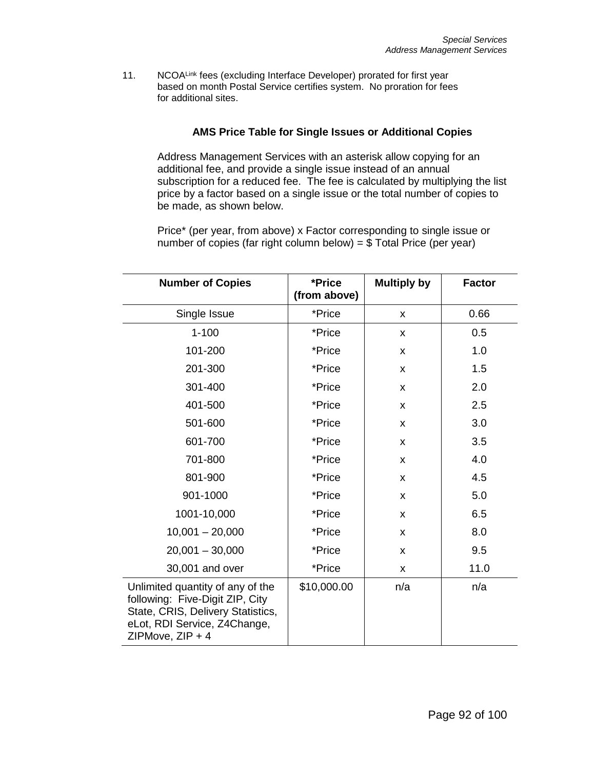11. NCOA[Link] fees (excluding Interface Developer) prorated for first year based on month Postal Service certifies system. No proration for fees for additional sites.

**AMS Price Table for Single Issues or Additional Copies**

Address Management Services with an asterisk allow copying for an additional fee, and provide a single issue instead of an annual subscription for a reduced fee. The fee is calculated by multiplying the list price by a factor based on a single issue or the total number of copies to be made, as shown below.

Price* (per year, from above) x Factor corresponding to single issue or number of copies (far right column below) = $ Total Price (per year)

| Number of Copies | *Price (from above) | Multiply by | Factor |
|---|---|---|---|
| Single Issue | *Price | x | 0.66 |
| 1-100 | *Price | x | 0.5 |
| 101-200 | *Price | x | 1.0 |
| 201-300 | *Price | x | 1.5 |
| 301-400 | *Price | x | 2.0 |
| 401-500 | *Price | x | 2.5 |
| 501-600 | *Price | x | 3.0 |
| 601-700 | *Price | x | 3.5 |
| 701-800 | *Price | x | 4.0 |
| 801-900 | *Price | x | 4.5 |
| 901-1000 | *Price | x | 5.0 |
| 1001-10,000 | *Price | x | 6.5 |
| 10,001 – 20,000 | *Price | x | 8.0 |
| 20,001 – 30,000 | *Price | x | 9.5 |
| 30,001 and over | *Price | x | 11.0 |
| Unlimited quantity of any of the following: Five-Digit ZIP, City State, CRIS, Delivery Statistics, eLot, RDI Service, Z4Change, ZIPMove, ZIP + 4 | $10,000.00 | n/a | n/a |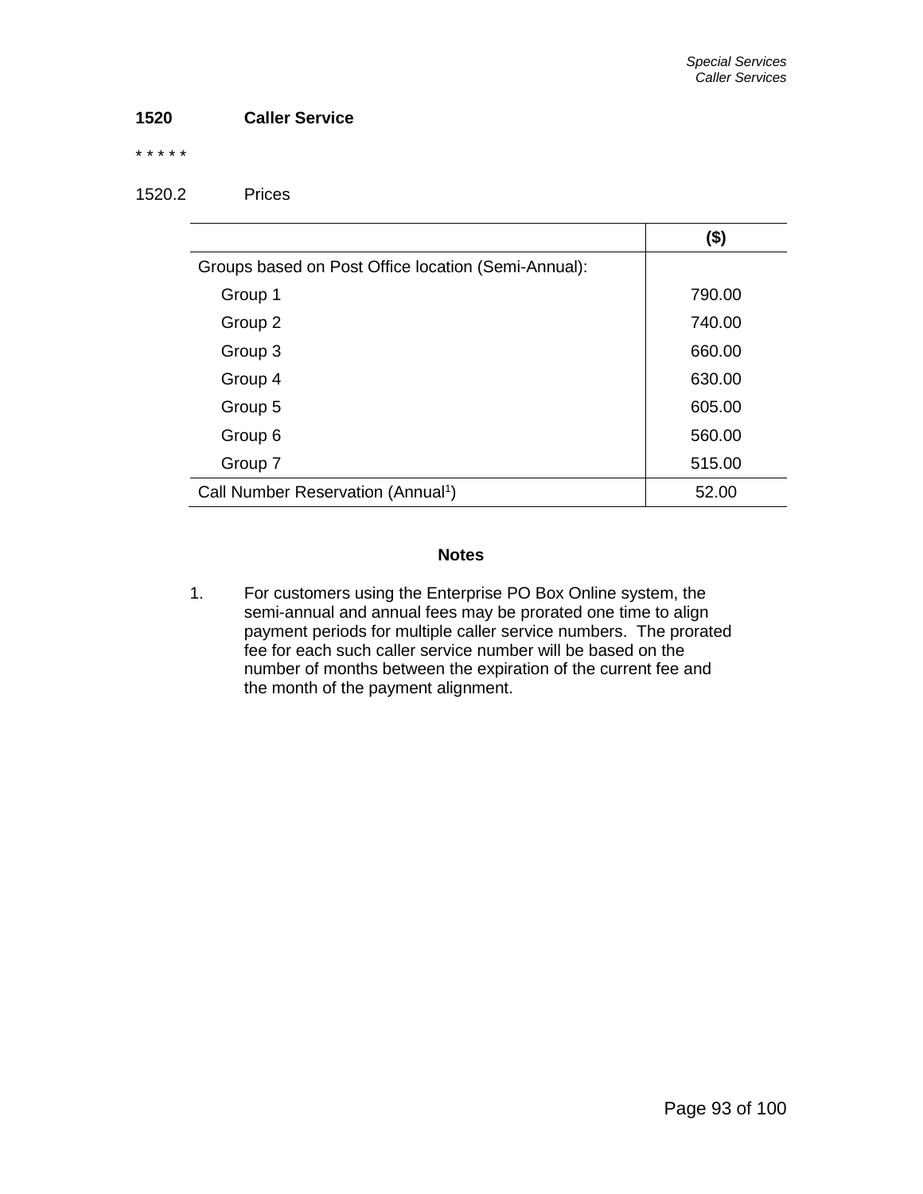## 1520 Caller Service

* * * * *

### 1520.2 Prices

| | ($) |
|---|---|
| Groups based on Post Office location (Semi-Annual): | |
| Group 1 | 790.00 |
| Group 2 | 740.00 |
| Group 3 | 660.00 |
| Group 4 | 630.00 |
| Group 5 | 605.00 |
| Group 6 | 560.00 |
| Group 7 | 515.00 |
| Call Number Reservation (Annual[1]) | 52.00 |

**Notes**

1. For customers using the Enterprise PO Box Online system, the semi-annual and annual fees may be prorated one time to align payment periods for multiple caller service numbers. The prorated fee for each such caller service number will be based on the number of months between the expiration of the current fee and the month of the payment alignment.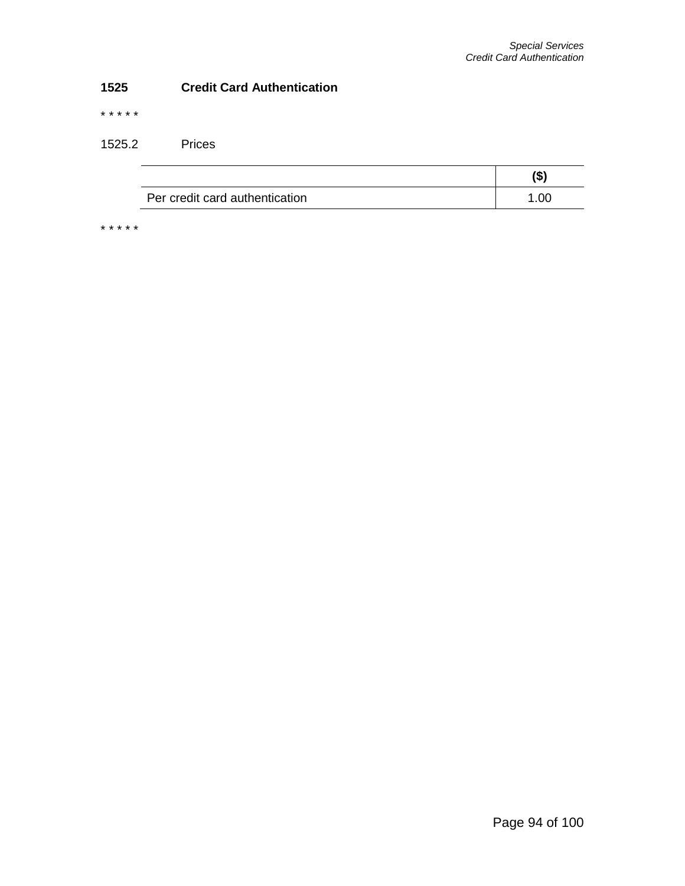## 1525 Credit Card Authentication

* * * * *

1525.2 Prices

| | ($) |
|---|---|
| Per credit card authentication | 1.00 |

* * * * *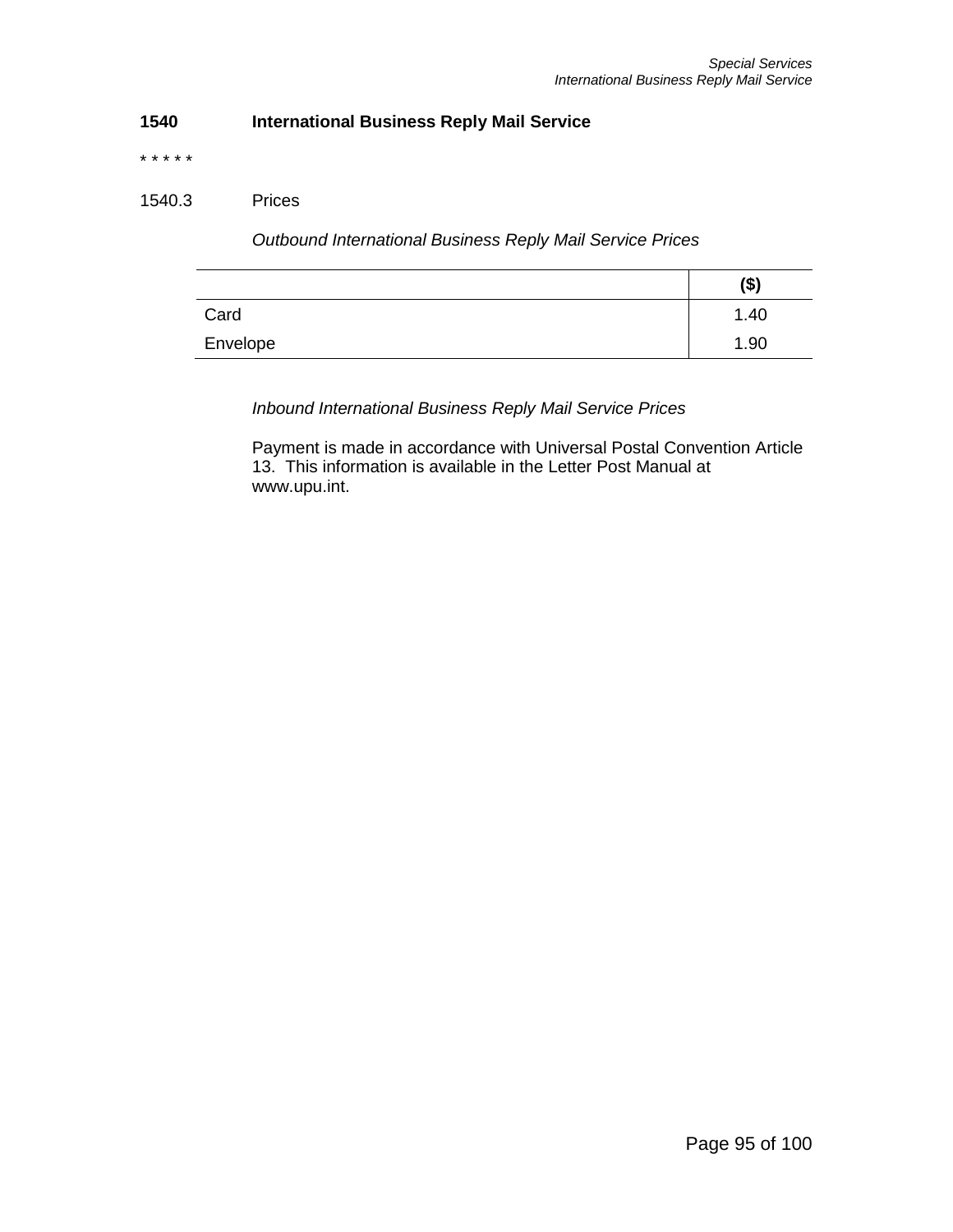## 1540 International Business Reply Mail Service

* * * * *

### 1540.3 Prices

*Outbound International Business Reply Mail Service Prices*

| | ($) |
|---|---|
| Card | 1.40 |
| Envelope | 1.90 |

*Inbound International Business Reply Mail Service Prices*

Payment is made in accordance with Universal Postal Convention Article 13. This information is available in the Letter Post Manual at www.upu.int.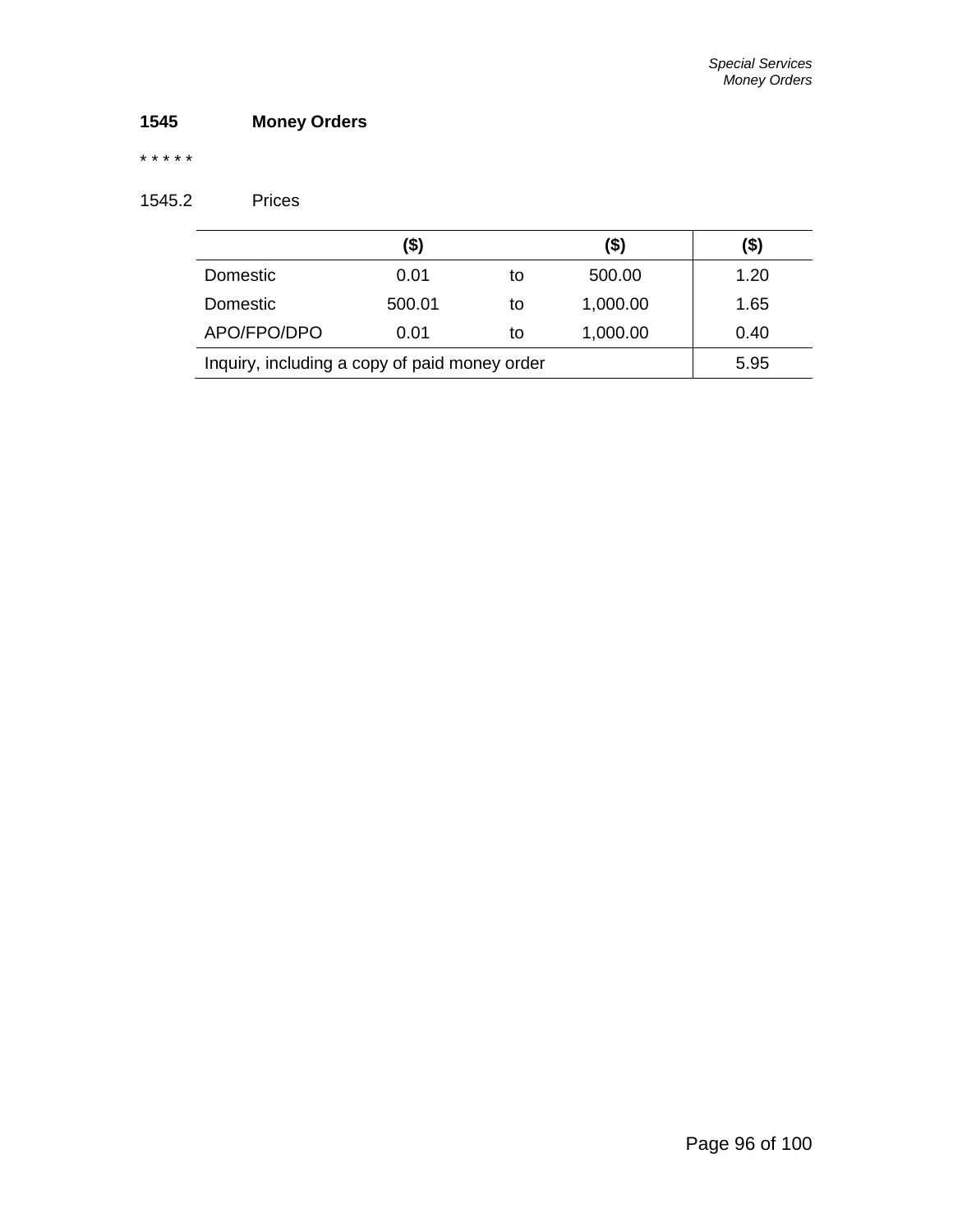## 1545 Money Orders

* * * * *

### 1545.2 Prices

| | ($) | | ($) | ($) |
|---|---|---|---|---|
| Domestic | 0.01 | to | 500.00 | 1.20 |
| Domestic | 500.01 | to | 1,000.00 | 1.65 |
| APO/FPO/DPO | 0.01 | to | 1,000.00 | 0.40 |
| Inquiry, including a copy of paid money order | | | | 5.95 |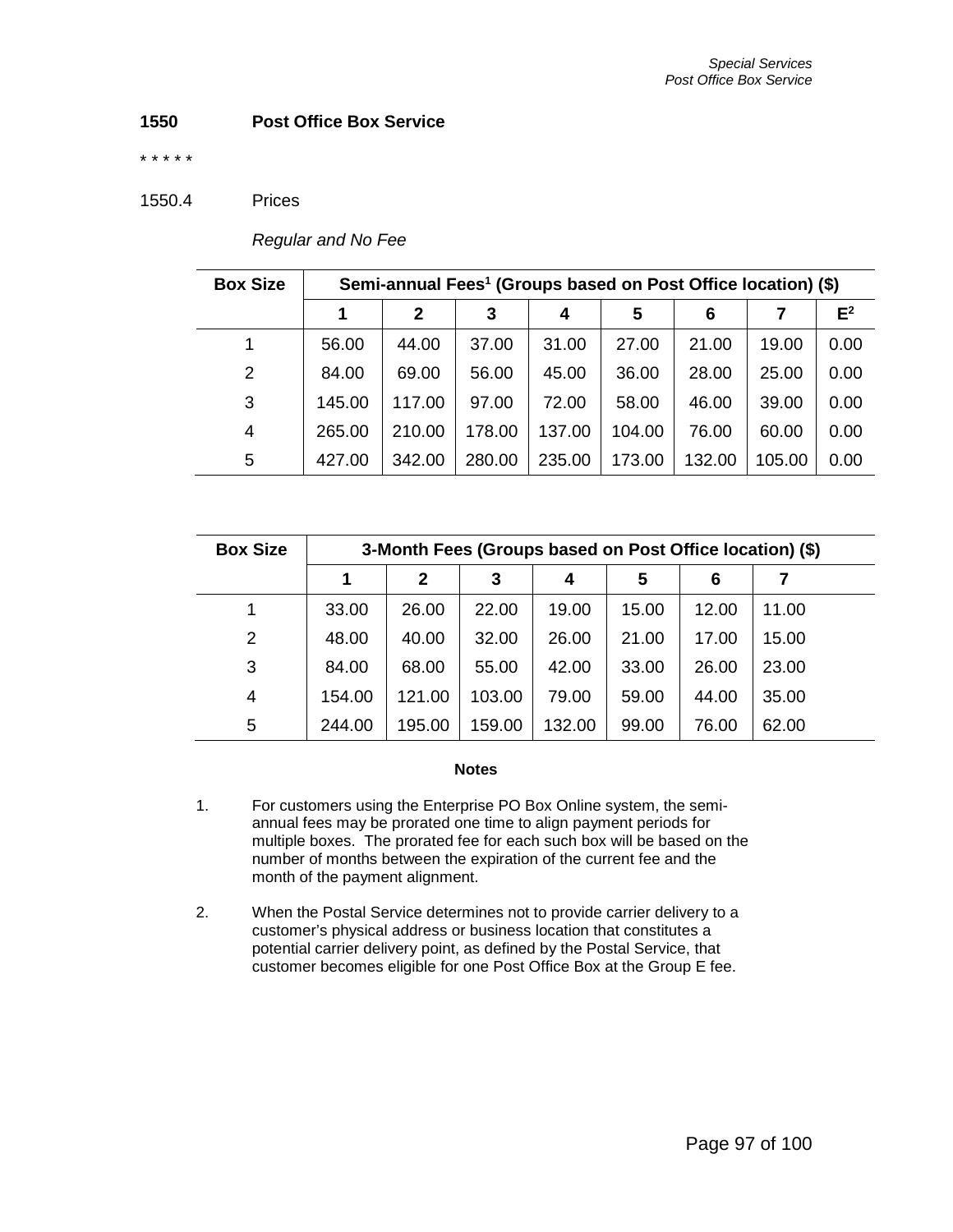## 1550 Post Office Box Service

\* \* \* \* \*

### 1550.4 Prices

*Regular and No Fee*

| Box Size | Semi-annual Fees[1] (Groups based on Post Office location) ($) | | | | | | | |
|---|---|---|---|---|---|---|---|---|
| | 1 | 2 | 3 | 4 | 5 | 6 | 7 | E[2] |
| 1 | 56.00 | 44.00 | 37.00 | 31.00 | 27.00 | 21.00 | 19.00 | 0.00 |
| 2 | 84.00 | 69.00 | 56.00 | 45.00 | 36.00 | 28.00 | 25.00 | 0.00 |
| 3 | 145.00 | 117.00 | 97.00 | 72.00 | 58.00 | 46.00 | 39.00 | 0.00 |
| 4 | 265.00 | 210.00 | 178.00 | 137.00 | 104.00 | 76.00 | 60.00 | 0.00 |
| 5 | 427.00 | 342.00 | 280.00 | 235.00 | 173.00 | 132.00 | 105.00 | 0.00 |

| Box Size | 3-Month Fees (Groups based on Post Office location) ($) | | | | | | |
|---|---|---|---|---|---|---|---|
| | 1 | 2 | 3 | 4 | 5 | 6 | 7 |
| 1 | 33.00 | 26.00 | 22.00 | 19.00 | 15.00 | 12.00 | 11.00 |
| 2 | 48.00 | 40.00 | 32.00 | 26.00 | 21.00 | 17.00 | 15.00 |
| 3 | 84.00 | 68.00 | 55.00 | 42.00 | 33.00 | 26.00 | 23.00 |
| 4 | 154.00 | 121.00 | 103.00 | 79.00 | 59.00 | 44.00 | 35.00 |
| 5 | 244.00 | 195.00 | 159.00 | 132.00 | 99.00 | 76.00 | 62.00 |

**Notes**

1. For customers using the Enterprise PO Box Online system, the semi-annual fees may be prorated one time to align payment periods for multiple boxes. The prorated fee for each such box will be based on the number of months between the expiration of the current fee and the month of the payment alignment.

2. When the Postal Service determines not to provide carrier delivery to a customer's physical address or business location that constitutes a potential carrier delivery point, as defined by the Postal Service, that customer becomes eligible for one Post Office Box at the Group E fee.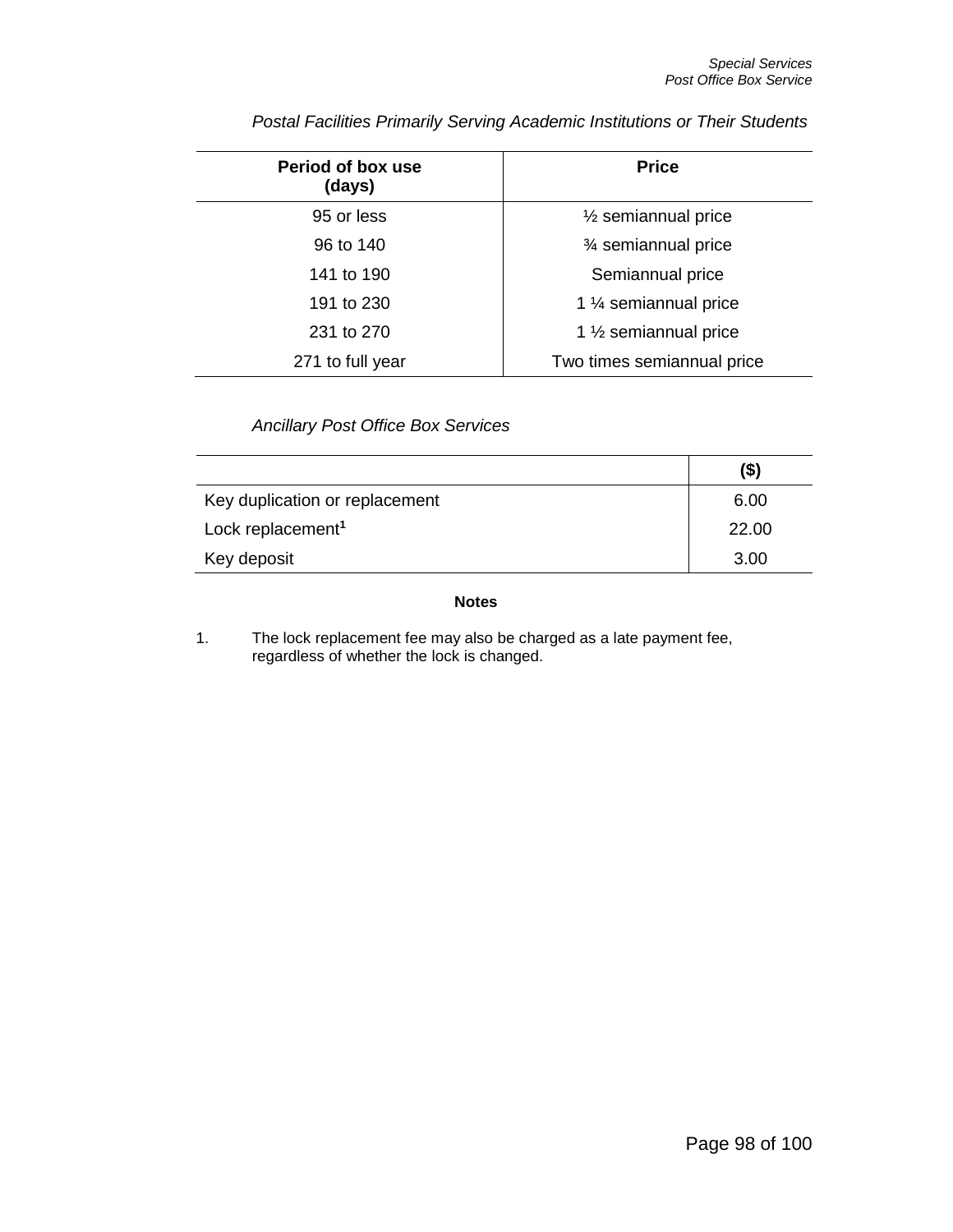*Postal Facilities Primarily Serving Academic Institutions or Their Students*

| Period of box use (days) | Price |
|---|---|
| 95 or less | ½ semiannual price |
| 96 to 140 | ¾ semiannual price |
| 141 to 190 | Semiannual price |
| 191 to 230 | 1 ¼ semiannual price |
| 231 to 270 | 1 ½ semiannual price |
| 271 to full year | Two times semiannual price |

*Ancillary Post Office Box Services*

| | ($) |
|---|---|
| Key duplication or replacement | 6.00 |
| Lock replacement[1] | 22.00 |
| Key deposit | 3.00 |

**Notes**

1. The lock replacement fee may also be charged as a late payment fee, regardless of whether the lock is changed.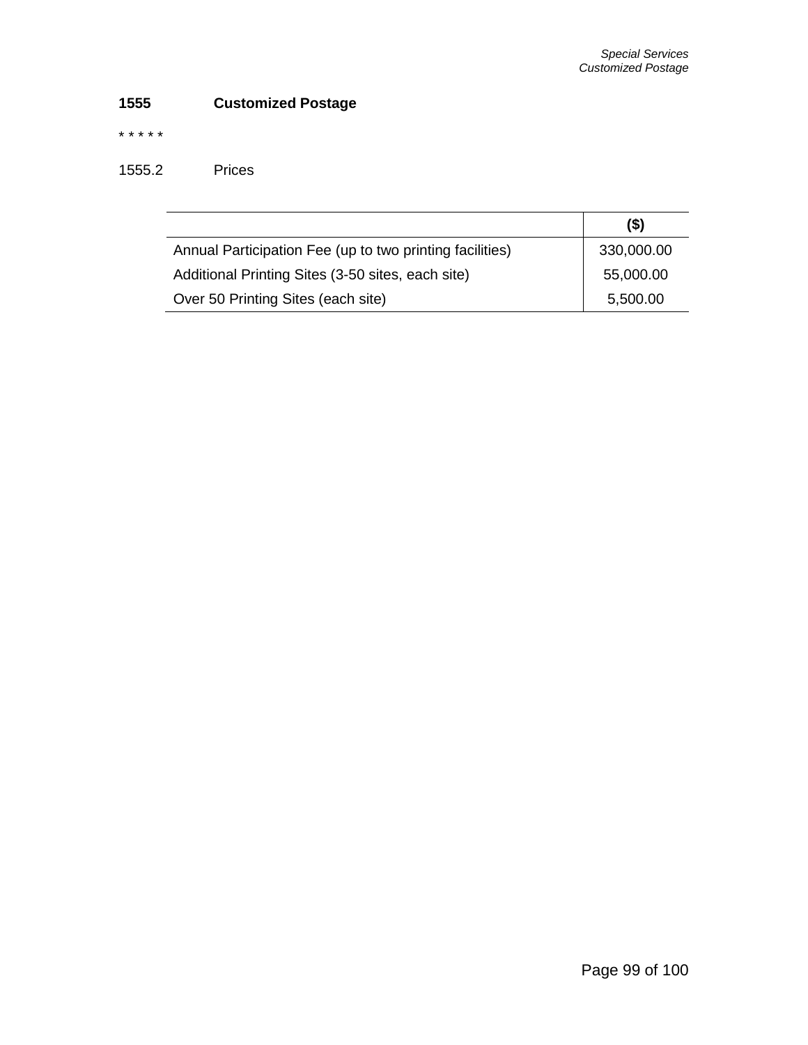## 1555 Customized Postage

* * * * *

### 1555.2 Prices

| | ($) |
|---|---|
| Annual Participation Fee (up to two printing facilities) | 330,000.00 |
| Additional Printing Sites (3-50 sites, each site) | 55,000.00 |
| Over 50 Printing Sites (each site) | 5,500.00 |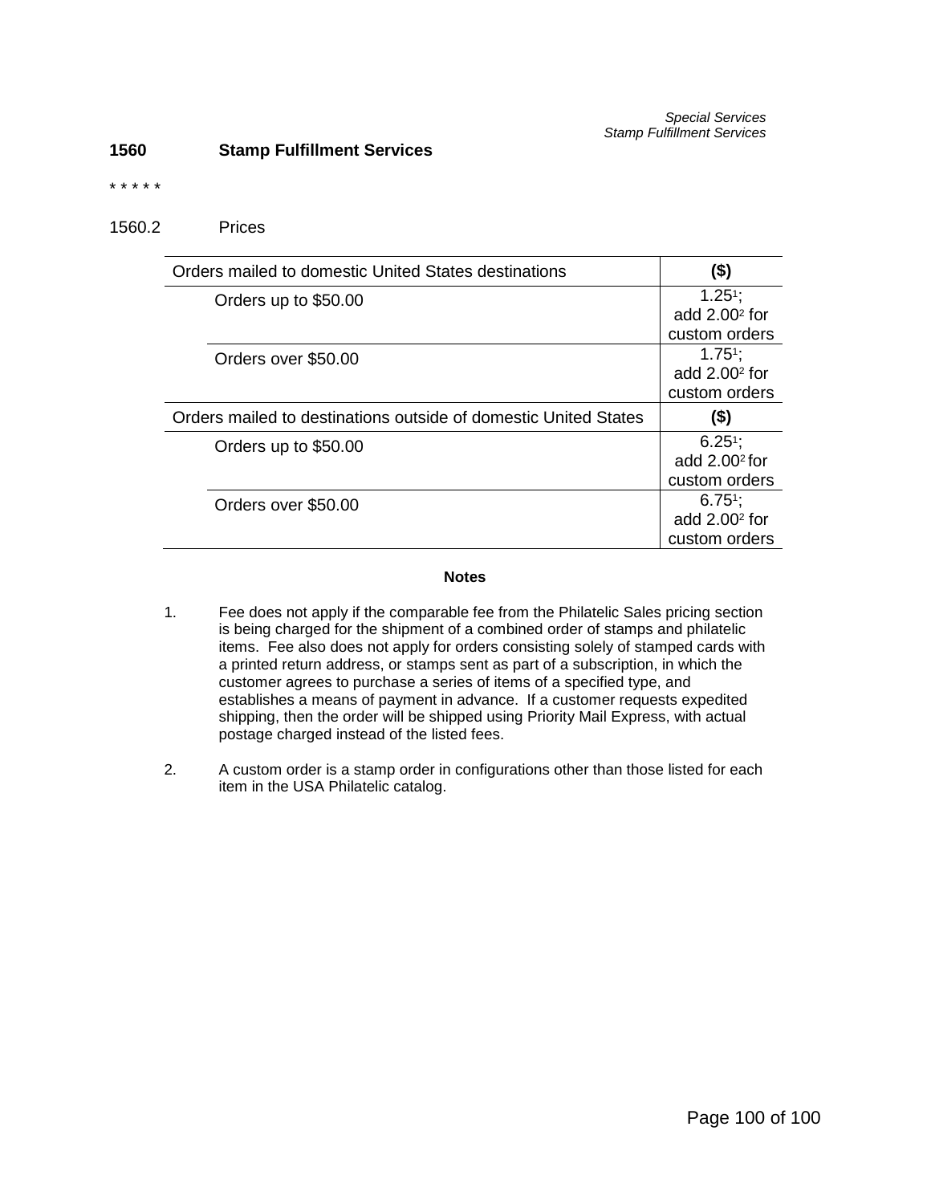## 1560 Stamp Fulfillment Services

* * * * *

1560.2 Prices

| Orders mailed to domestic United States destinations | ($) |
|---|---|
| Orders up to $50.00 | 1.25[1]; add 2.00[2] for custom orders |
| Orders over $50.00 | 1.75[1]; add 2.00[2] for custom orders |
| **Orders mailed to destinations outside of domestic United States** | **($)** |
| Orders up to $50.00 | 6.25[1]; add 2.00[2] for custom orders |
| Orders over $50.00 | 6.75[1]; add 2.00[2] for custom orders |

**Notes**

1. Fee does not apply if the comparable fee from the Philatelic Sales pricing section is being charged for the shipment of a combined order of stamps and philatelic items. Fee also does not apply for orders consisting solely of stamped cards with a printed return address, or stamps sent as part of a subscription, in which the customer agrees to purchase a series of items of a specified type, and establishes a means of payment in advance. If a customer requests expedited shipping, then the order will be shipped using Priority Mail Express, with actual postage charged instead of the listed fees.

2. A custom order is a stamp order in configurations other than those listed for each item in the USA Philatelic catalog.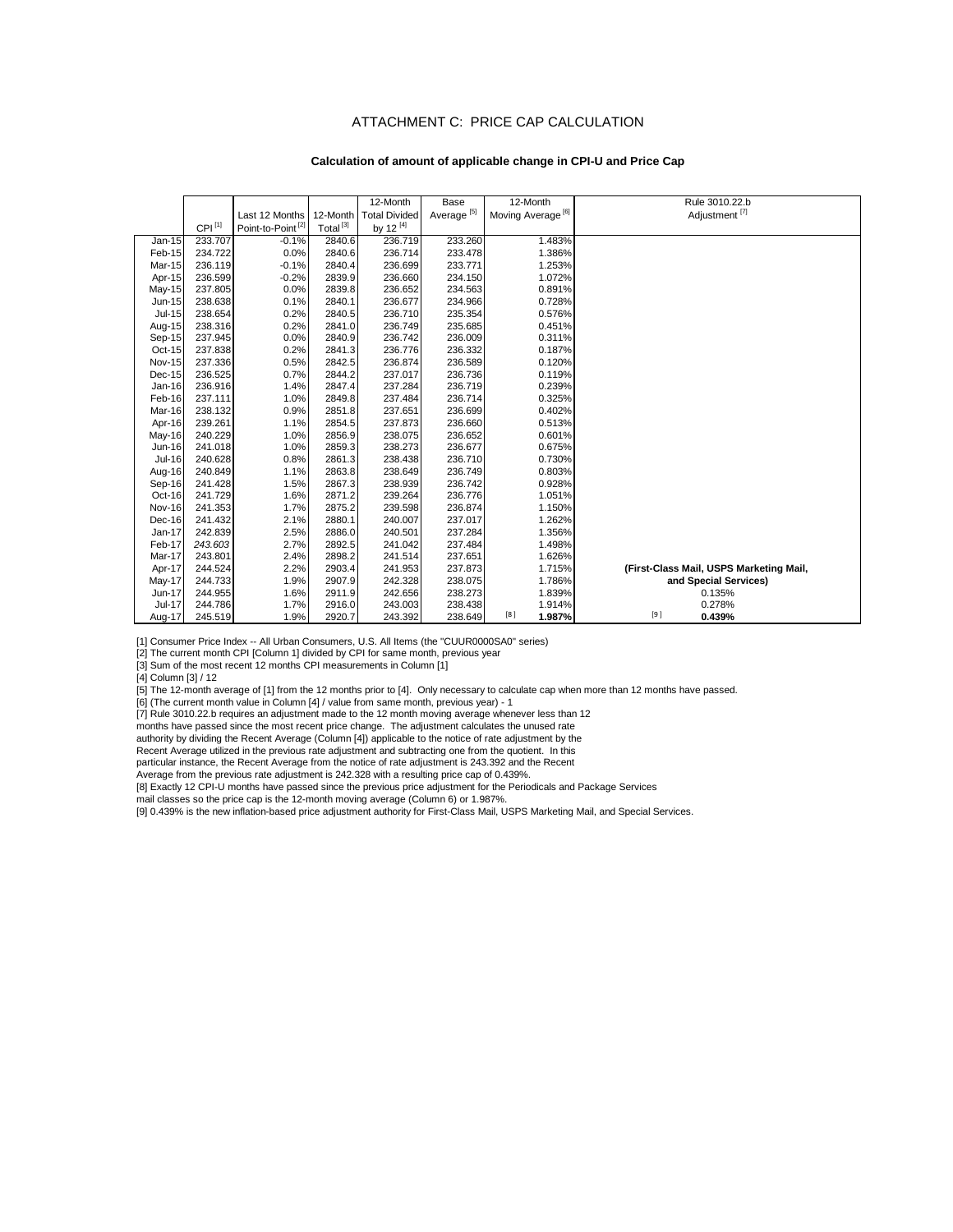# ATTACHMENT C: PRICE CAP CALCULATION

**Calculation of amount of applicable change in CPI-U and Price Cap**

| | CPI [1] | Last 12 Months Point-to-Point [2] | 12-Month Total [3] | 12-Month Total Divided by 12 [4] | Base Average [5] | 12-Month Moving Average [8] | Rule 3010.22.b Adjustment [7] |
|---|---|---|---|---|---|---|---|
| Jan-15 | 233.707 | -0.1% | 2840.6 | 236.719 | 233.260 | 1.483% | |
| Feb-15 | 234.722 | 0.0% | 2840.6 | 236.714 | 233.478 | 1.386% | |
| Mar-15 | 236.119 | -0.1% | 2840.4 | 236.699 | 233.771 | 1.253% | |
| Apr-15 | 236.599 | -0.2% | 2839.9 | 236.660 | 234.150 | 1.072% | |
| May-15 | 237.805 | 0.0% | 2839.8 | 236.652 | 234.563 | 0.891% | |
| Jun-15 | 238.638 | 0.1% | 2840.1 | 236.677 | 234.966 | 0.728% | |
| Jul-15 | 238.654 | 0.2% | 2840.5 | 236.710 | 235.354 | 0.576% | |
| Aug-15 | 238.316 | 0.2% | 2841.0 | 236.749 | 235.685 | 0.451% | |
| Sep-15 | 237.945 | 0.0% | 2840.9 | 236.742 | 236.009 | 0.311% | |
| Oct-15 | 237.838 | 0.2% | 2841.3 | 236.776 | 236.332 | 0.187% | |
| Nov-15 | 237.336 | 0.5% | 2842.5 | 236.874 | 236.589 | 0.120% | |
| Dec-15 | 236.525 | 0.7% | 2844.2 | 237.017 | 236.736 | 0.119% | |
| Jan-16 | 236.916 | 1.4% | 2847.4 | 237.284 | 236.719 | 0.239% | |
| Feb-16 | 237.111 | 1.0% | 2849.8 | 237.484 | 236.714 | 0.325% | |
| Mar-16 | 238.132 | 0.9% | 2851.8 | 237.651 | 236.699 | 0.402% | |
| Apr-16 | 239.261 | 1.1% | 2854.5 | 237.873 | 236.660 | 0.513% | |
| May-16 | 240.229 | 1.0% | 2856.9 | 238.075 | 236.652 | 0.601% | |
| Jun-16 | 241.018 | 1.0% | 2859.3 | 238.273 | 236.677 | 0.675% | |
| Jul-16 | 240.628 | 0.8% | 2861.3 | 238.438 | 236.710 | 0.730% | |
| Aug-16 | 240.849 | 1.1% | 2863.8 | 238.649 | 236.749 | 0.803% | |
| Sep-16 | 241.428 | 1.5% | 2867.3 | 238.939 | 236.742 | 0.928% | |
| Oct-16 | 241.729 | 1.6% | 2871.2 | 239.264 | 236.776 | 1.051% | |
| Nov-16 | 241.353 | 1.7% | 2875.2 | 239.598 | 236.874 | 1.150% | |
| Dec-16 | 241.432 | 2.1% | 2880.1 | 240.007 | 237.017 | 1.262% | |
| Jan-17 | 242.839 | 2.5% | 2886.0 | 240.501 | 237.284 | 1.356% | |
| Feb-17 | *243.603* | 2.7% | 2892.5 | 241.042 | 237.484 | 1.498% | |
| Mar-17 | 243.801 | 2.4% | 2898.2 | 241.514 | 237.651 | 1.626% | |
| Apr-17 | 244.524 | 2.2% | 2903.4 | 241.953 | 237.873 | 1.715% | **(First-Class Mail, USPS Marketing Mail,** |
| May-17 | 244.733 | 1.9% | 2907.9 | 242.328 | 238.075 | 1.786% | **and Special Services)** |
| Jun-17 | 244.955 | 1.6% | 2911.9 | 242.656 | 238.273 | 1.839% | 0.135% |
| Jul-17 | 244.786 | 1.7% | 2916.0 | 243.003 | 238.438 | 1.914% | 0.278% |
| Aug-17 | 245.519 | 1.9% | 2920.7 | 243.392 | 238.649 | [8] **1.987%** | [9] **0.439%** |

[1] Consumer Price Index -- All Urban Consumers, U.S. All Items (the "CUUR0000SA0" series)
[2] The current month CPI [Column 1] divided by CPI for same month, previous year
[3] Sum of the most recent 12 months CPI measurements in Column [1]
[4] Column [3] / 12
[5] The 12-month average of [1] from the 12 months prior to [4]. Only necessary to calculate cap when more than 12 months have passed.
[6] (The current month value in Column [4] / value from same month, previous year) - 1
[7] Rule 3010.22.b requires an adjustment made to the 12 month moving average whenever less than 12 months have passed since the most recent price change. The adjustment calculates the unused rate authority by dividing the Recent Average (Column [4]) applicable to the notice of rate adjustment by the Recent Average utilized in the previous rate adjustment and subtracting one from the quotient. In this particular instance, the Recent Average from the notice of rate adjustment is 243.392 and the Recent Average from the previous rate adjustment is 242.328 with a resulting price cap of 0.439%.
[8] Exactly 12 CPI-U months have passed since the previous price adjustment for the Periodicals and Package Services mail classes so the price cap is the 12-month moving average (Column 6) or 1.987%.
[9] 0.439% is the new inflation-based price adjustment authority for First-Class Mail, USPS Marketing Mail, and Special Services.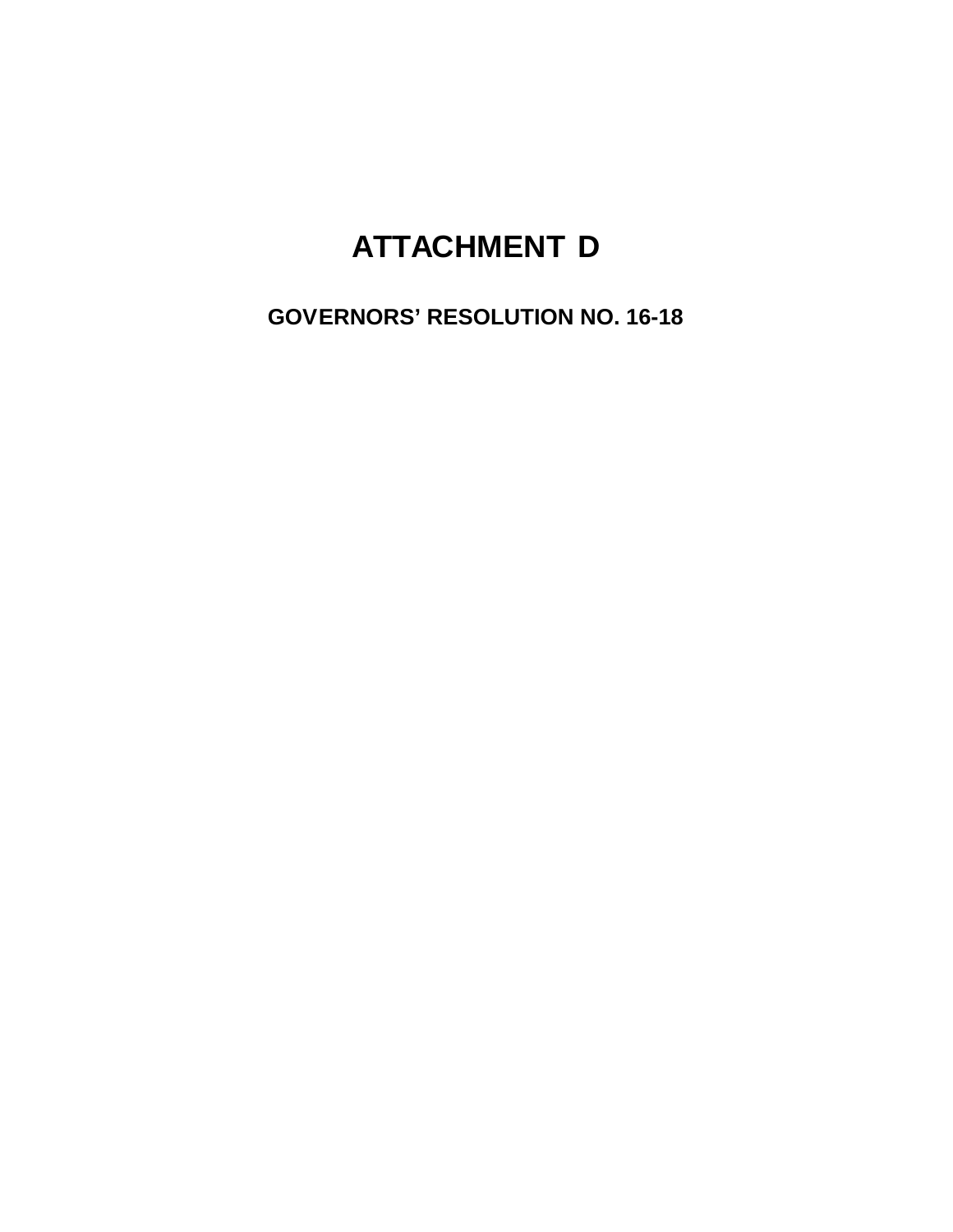# ATTACHMENT D

## GOVERNORS’ RESOLUTION NO. 16-18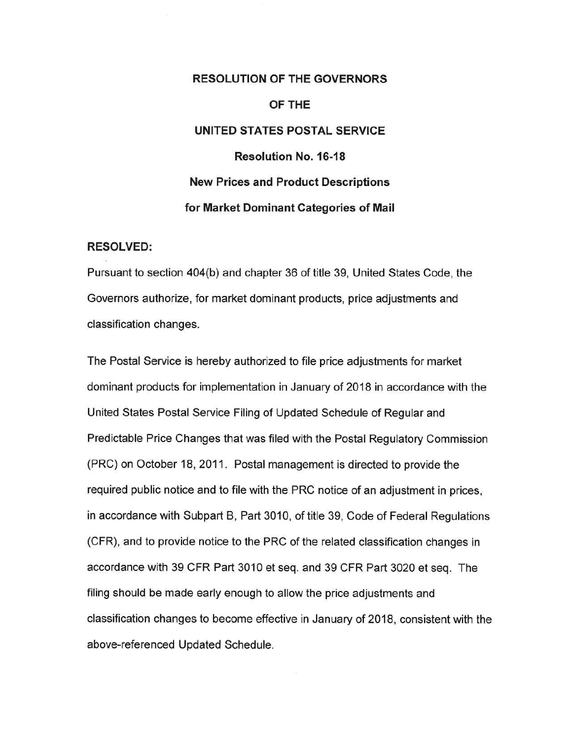# RESOLUTION OF THE GOVERNORS

# OF THE

# UNITED STATES POSTAL SERVICE

## Resolution No. 16-18

## New Prices and Product Descriptions

## for Market Dominant Categories of Mail

**RESOLVED:**

Pursuant to section 404(b) and chapter 36 of title 39, United States Code, the Governors authorize, for market dominant products, price adjustments and classification changes.

The Postal Service is hereby authorized to file price adjustments for market dominant products for implementation in January of 2018 in accordance with the United States Postal Service Filing of Updated Schedule of Regular and Predictable Price Changes that was filed with the Postal Regulatory Commission (PRC) on October 18, 2011. Postal management is directed to provide the required public notice and to file with the PRC notice of an adjustment in prices, in accordance with Subpart B, Part 3010, of title 39, Code of Federal Regulations (CFR), and to provide notice to the PRC of the related classification changes in accordance with 39 CFR Part 3010 et seq. and 39 CFR Part 3020 et seq. The filing should be made early enough to allow the price adjustments and classification changes to become effective in January of 2018, consistent with the above-referenced Updated Schedule.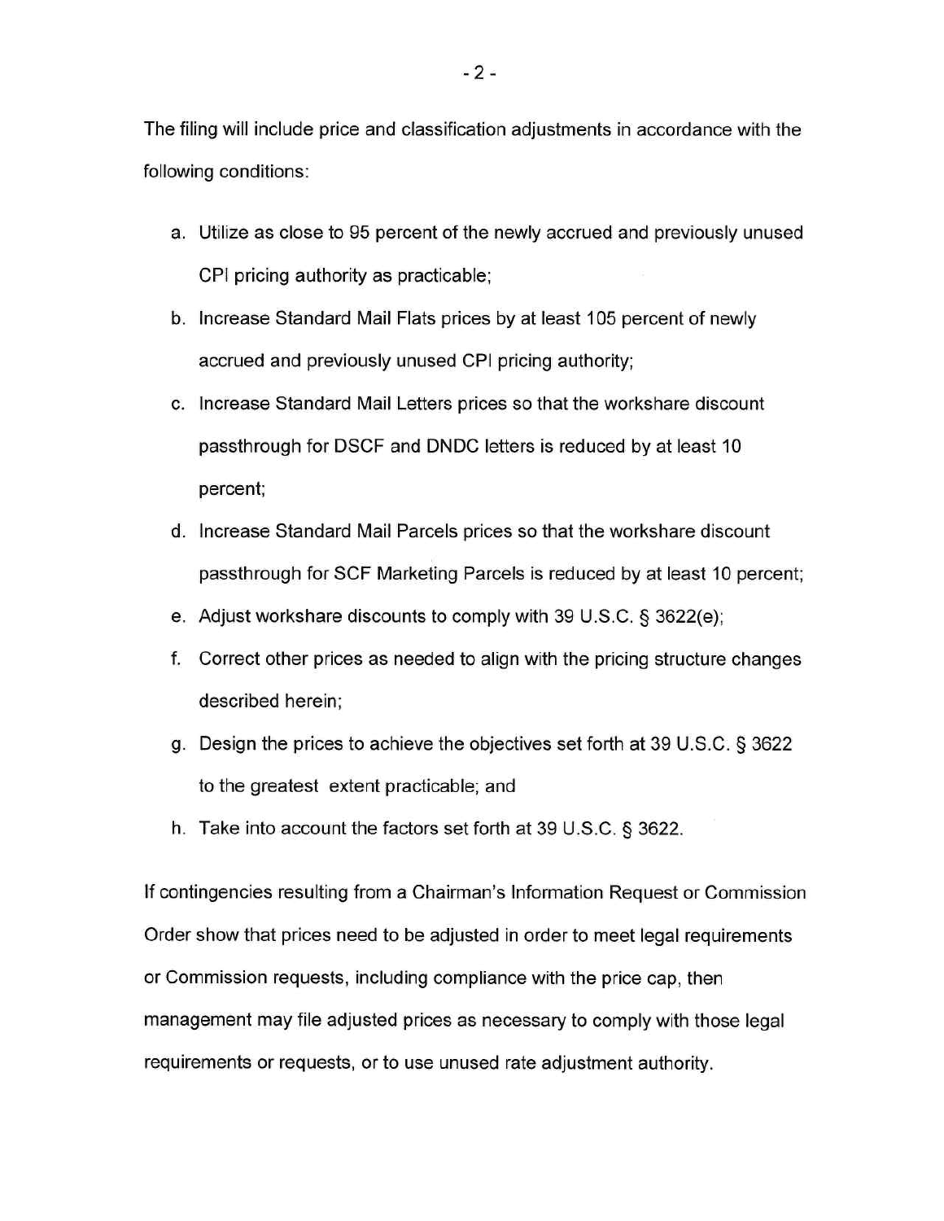The filing will include price and classification adjustments in accordance with the following conditions:

a. Utilize as close to 95 percent of the newly accrued and previously unused CPI pricing authority as practicable;

b. Increase Standard Mail Flats prices by at least 105 percent of newly accrued and previously unused CPI pricing authority;

c. Increase Standard Mail Letters prices so that the workshare discount passthrough for DSCF and DNDC letters is reduced by at least 10 percent;

d. Increase Standard Mail Parcels prices so that the workshare discount passthrough for SCF Marketing Parcels is reduced by at least 10 percent;

e. Adjust workshare discounts to comply with 39 U.S.C. § 3622(e);

f. Correct other prices as needed to align with the pricing structure changes described herein;

g. Design the prices to achieve the objectives set forth at 39 U.S.C. § 3622 to the greatest extent practicable; and

h. Take into account the factors set forth at 39 U.S.C. § 3622.

If contingencies resulting from a Chairman's Information Request or Commission Order show that prices need to be adjusted in order to meet legal requirements or Commission requests, including compliance with the price cap, then management may file adjusted prices as necessary to comply with those legal requirements or requests, or to use unused rate adjustment authority.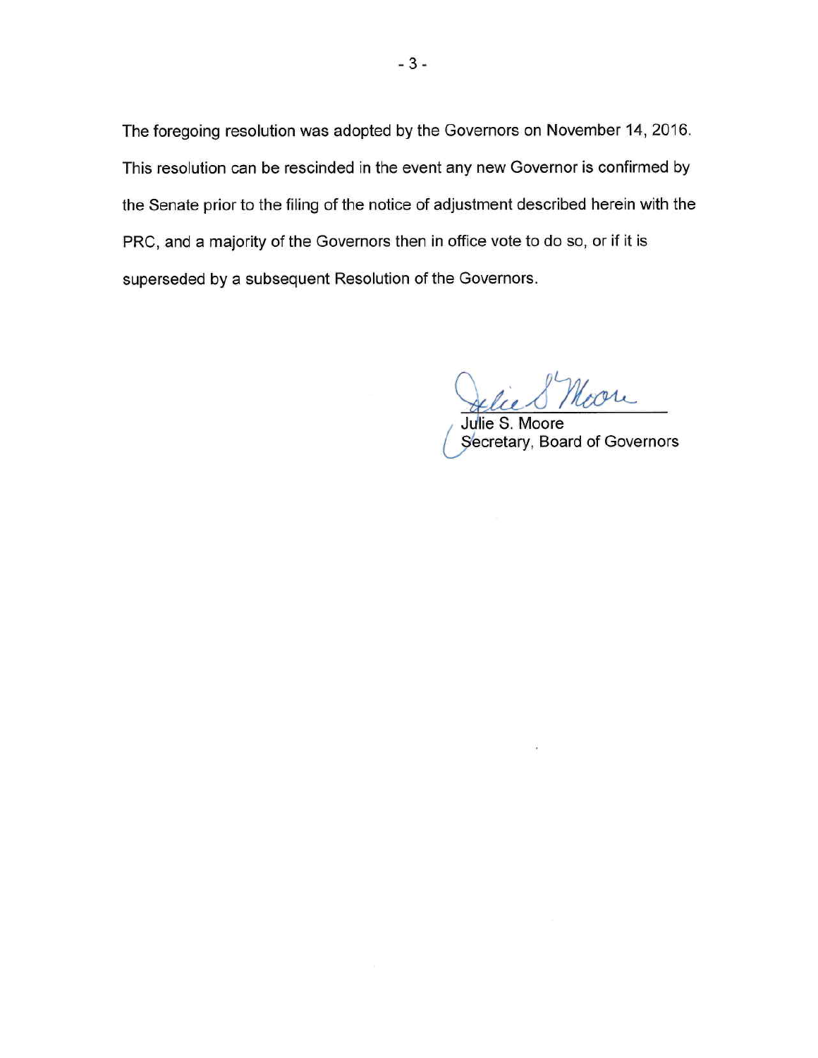The foregoing resolution was adopted by the Governors on November 14, 2016. This resolution can be rescinded in the event any new Governor is confirmed by the Senate prior to the filing of the notice of adjustment described herein with the PRC, and a majority of the Governors then in office vote to do so, or if it is superseded by a subsequent Resolution of the Governors.

Julie S. Moore
Secretary, Board of Governors